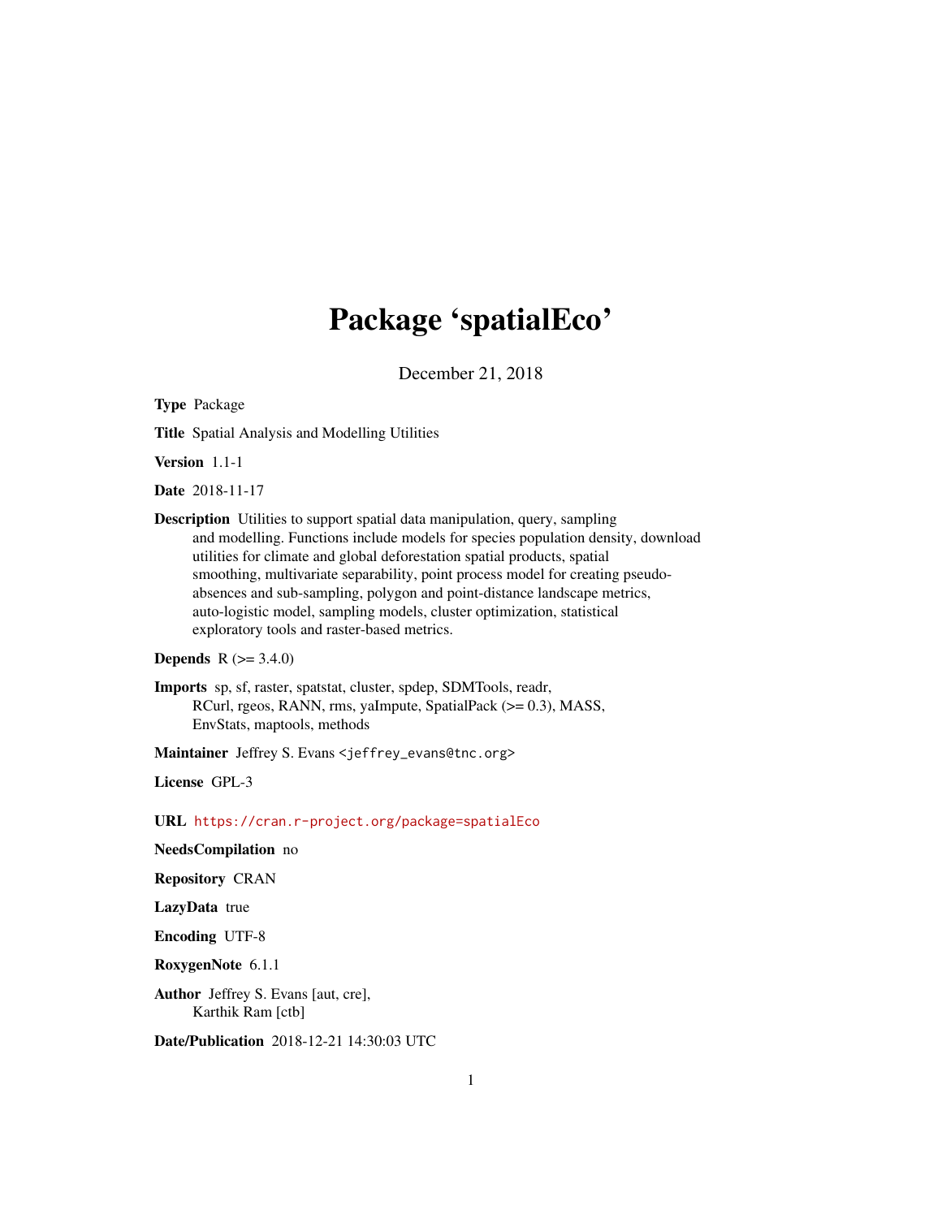# Package 'spatialEco'

December 21, 2018

**Type** Package

**Title** Spatial Analysis and Modelling Utilities

**Version** 1.1-1

**Date** 2018-11-17

**Description** Utilities to support spatial data manipulation, query, sampling and modelling. Functions include models for species population density, download utilities for climate and global deforestation spatial products, spatial smoothing, multivariate separability, point process model for creating pseudo-absences and sub-sampling, polygon and point-distance landscape metrics, auto-logistic model, sampling models, cluster optimization, statistical exploratory tools and raster-based metrics.

**Depends** R (>= 3.4.0)

**Imports** sp, sf, raster, spatstat, cluster, spdep, SDMTools, readr, RCurl, rgeos, RANN, rms, yaImpute, SpatialPack (>= 0.3), MASS, EnvStats, maptools, methods

**Maintainer** Jeffrey S. Evans <jeffrey_evans@tnc.org>

**License** GPL-3

**URL** https://cran.r-project.org/package=spatialEco

**NeedsCompilation** no

**Repository** CRAN

**LazyData** true

**Encoding** UTF-8

**RoxygenNote** 6.1.1

**Author** Jeffrey S. Evans [aut, cre],
Karthik Ram [ctb]

**Date/Publication** 2018-12-21 14:30:03 UTC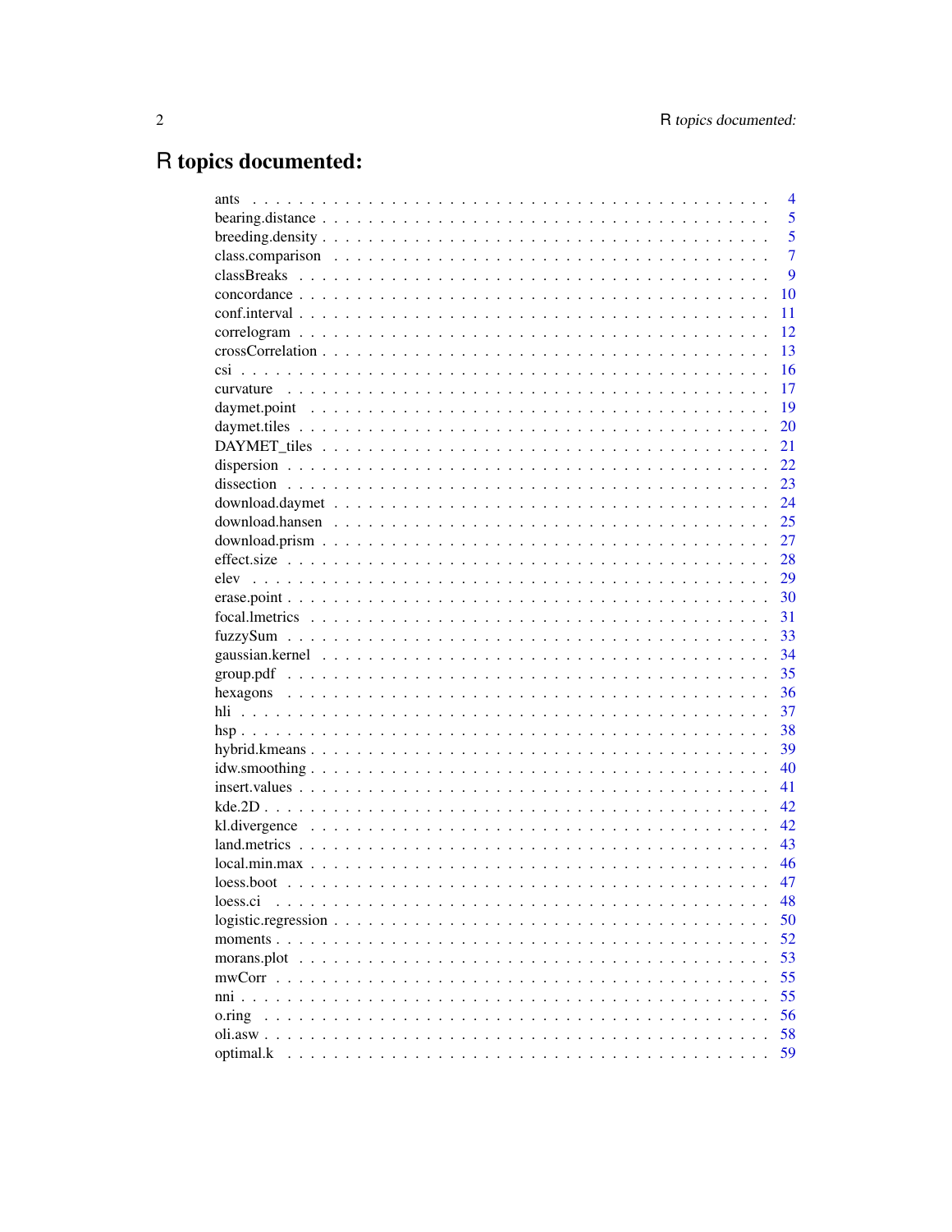# R topics documented:

| | |
|---|---|
| ants | 4 |
| bearing.distance | 5 |
| breeding.density | 5 |
| class.comparison | 7 |
| classBreaks | 9 |
| concordance | 10 |
| conf.interval | 11 |
| correlogram | 12 |
| crossCorrelation | 13 |
| csi | 16 |
| curvature | 17 |
| daymet.point | 19 |
| daymet.tiles | 20 |
| DAYMET_tiles | 21 |
| dispersion | 22 |
| dissection | 23 |
| download.daymet | 24 |
| download.hansen | 25 |
| download.prism | 27 |
| effect.size | 28 |
| elev | 29 |
| erase.point | 30 |
| focal.lmetrics | 31 |
| fuzzySum | 33 |
| gaussian.kernel | 34 |
| group.pdf | 35 |
| hexagons | 36 |
| hli | 37 |
| hsp | 38 |
| hybrid.kmeans | 39 |
| idw.smoothing | 40 |
| insert.values | 41 |
| kde.2D | 42 |
| kl.divergence | 42 |
| land.metrics | 43 |
| local.min.max | 46 |
| loess.boot | 47 |
| loess.ci | 48 |
| logistic.regression | 50 |
| moments | 52 |
| morans.plot | 53 |
| mwCorr | 55 |
| nni | 55 |
| o.ring | 56 |
| oli.asw | 58 |
| optimal.k | 59 |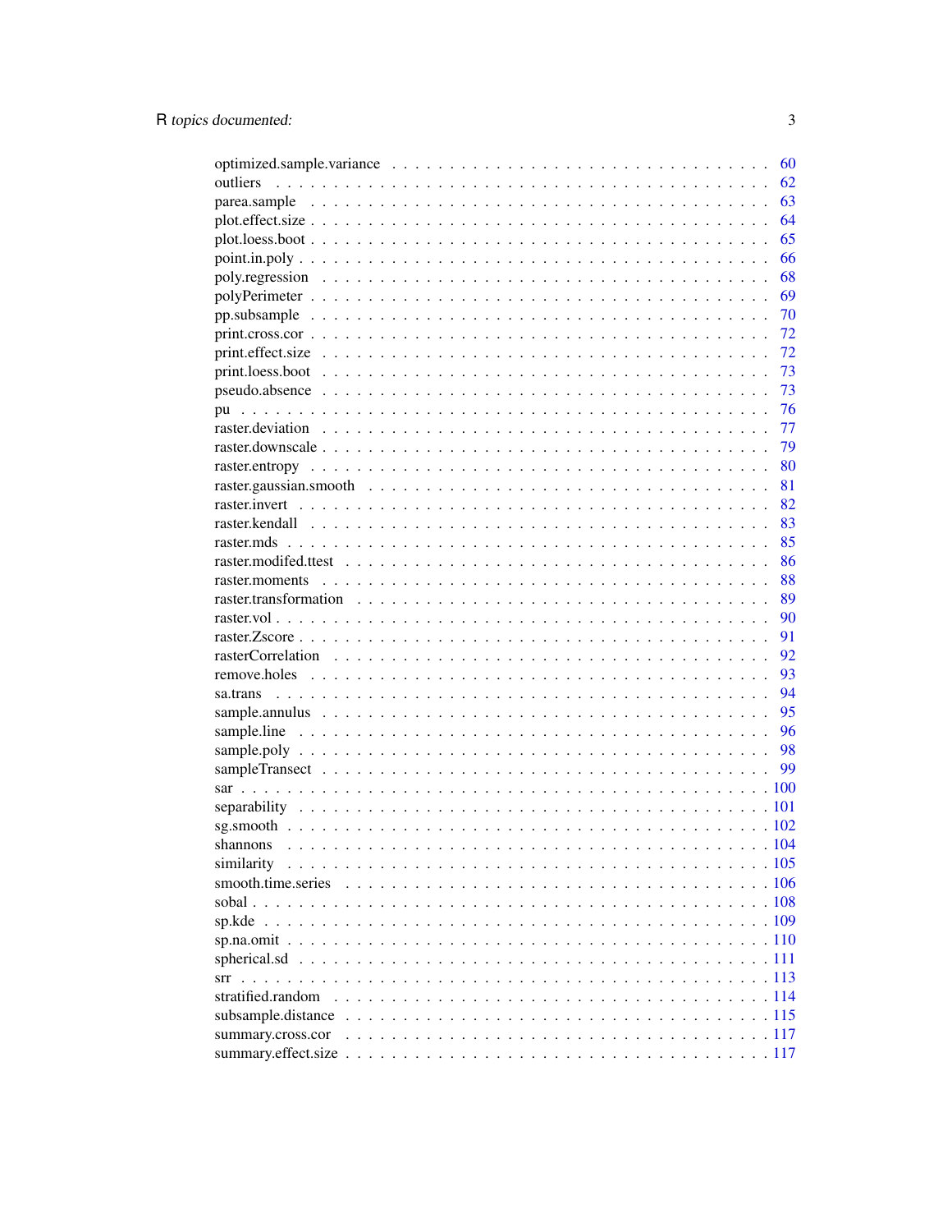optimized.sample.variance . . . . . . . . . . . . . . . . . . . . . . . . . . . . . . . . . . 60
outliers . . . . . . . . . . . . . . . . . . . . . . . . . . . . . . . . . . . . . . . . . . 62
parea.sample . . . . . . . . . . . . . . . . . . . . . . . . . . . . . . . . . . . . . . . . 63
plot.effect.size . . . . . . . . . . . . . . . . . . . . . . . . . . . . . . . . . . . . . . . 64
plot.loess.boot . . . . . . . . . . . . . . . . . . . . . . . . . . . . . . . . . . . . . . . 65
point.in.poly . . . . . . . . . . . . . . . . . . . . . . . . . . . . . . . . . . . . . . . . 66
poly.regression . . . . . . . . . . . . . . . . . . . . . . . . . . . . . . . . . . . . . . . 68
polyPerimeter . . . . . . . . . . . . . . . . . . . . . . . . . . . . . . . . . . . . . . . . 69
pp.subsample . . . . . . . . . . . . . . . . . . . . . . . . . . . . . . . . . . . . . . . . 70
print.cross.cor . . . . . . . . . . . . . . . . . . . . . . . . . . . . . . . . . . . . . . . 72
print.effect.size . . . . . . . . . . . . . . . . . . . . . . . . . . . . . . . . . . . . . . 72
print.loess.boot . . . . . . . . . . . . . . . . . . . . . . . . . . . . . . . . . . . . . . 73
pseudo.absence . . . . . . . . . . . . . . . . . . . . . . . . . . . . . . . . . . . . . . . 73
pu . . . . . . . . . . . . . . . . . . . . . . . . . . . . . . . . . . . . . . . . . . . . . 76
raster.deviation . . . . . . . . . . . . . . . . . . . . . . . . . . . . . . . . . . . . . . 77
raster.downscale . . . . . . . . . . . . . . . . . . . . . . . . . . . . . . . . . . . . . . 79
raster.entropy . . . . . . . . . . . . . . . . . . . . . . . . . . . . . . . . . . . . . . . 80
raster.gaussian.smooth . . . . . . . . . . . . . . . . . . . . . . . . . . . . . . . . . . . 81
raster.invert . . . . . . . . . . . . . . . . . . . . . . . . . . . . . . . . . . . . . . . . 82
raster.kendall . . . . . . . . . . . . . . . . . . . . . . . . . . . . . . . . . . . . . . . 83
raster.mds . . . . . . . . . . . . . . . . . . . . . . . . . . . . . . . . . . . . . . . . . 85
raster.modifed.ttest . . . . . . . . . . . . . . . . . . . . . . . . . . . . . . . . . . . . 86
raster.moments . . . . . . . . . . . . . . . . . . . . . . . . . . . . . . . . . . . . . . . 88
raster.transformation . . . . . . . . . . . . . . . . . . . . . . . . . . . . . . . . . . . . 89
raster.vol . . . . . . . . . . . . . . . . . . . . . . . . . . . . . . . . . . . . . . . . . 90
raster.Zscore . . . . . . . . . . . . . . . . . . . . . . . . . . . . . . . . . . . . . . . . 91
rasterCorrelation . . . . . . . . . . . . . . . . . . . . . . . . . . . . . . . . . . . . . . 92
remove.holes . . . . . . . . . . . . . . . . . . . . . . . . . . . . . . . . . . . . . . . . 93
sa.trans . . . . . . . . . . . . . . . . . . . . . . . . . . . . . . . . . . . . . . . . . . 94
sample.annulus . . . . . . . . . . . . . . . . . . . . . . . . . . . . . . . . . . . . . . . 95
sample.line . . . . . . . . . . . . . . . . . . . . . . . . . . . . . . . . . . . . . . . . . 96
sample.poly . . . . . . . . . . . . . . . . . . . . . . . . . . . . . . . . . . . . . . . . . 98
sampleTransect . . . . . . . . . . . . . . . . . . . . . . . . . . . . . . . . . . . . . . . 99
sar . . . . . . . . . . . . . . . . . . . . . . . . . . . . . . . . . . . . . . . . . . . . . 100
separability . . . . . . . . . . . . . . . . . . . . . . . . . . . . . . . . . . . . . . . . 101
sg.smooth . . . . . . . . . . . . . . . . . . . . . . . . . . . . . . . . . . . . . . . . . 102
shannons . . . . . . . . . . . . . . . . . . . . . . . . . . . . . . . . . . . . . . . . . . 104
similarity . . . . . . . . . . . . . . . . . . . . . . . . . . . . . . . . . . . . . . . . . 105
smooth.time.series . . . . . . . . . . . . . . . . . . . . . . . . . . . . . . . . . . . . . 106
sobal . . . . . . . . . . . . . . . . . . . . . . . . . . . . . . . . . . . . . . . . . . . . 108
sp.kde . . . . . . . . . . . . . . . . . . . . . . . . . . . . . . . . . . . . . . . . . . . 109
sp.na.omit . . . . . . . . . . . . . . . . . . . . . . . . . . . . . . . . . . . . . . . . . 110
spherical.sd . . . . . . . . . . . . . . . . . . . . . . . . . . . . . . . . . . . . . . . . 111
srr . . . . . . . . . . . . . . . . . . . . . . . . . . . . . . . . . . . . . . . . . . . . . 113
stratified.random . . . . . . . . . . . . . . . . . . . . . . . . . . . . . . . . . . . . . . 114
subsample.distance . . . . . . . . . . . . . . . . . . . . . . . . . . . . . . . . . . . . . 115
summary.cross.cor . . . . . . . . . . . . . . . . . . . . . . . . . . . . . . . . . . . . . . 117
summary.effect.size . . . . . . . . . . . . . . . . . . . . . . . . . . . . . . . . . . . . . 117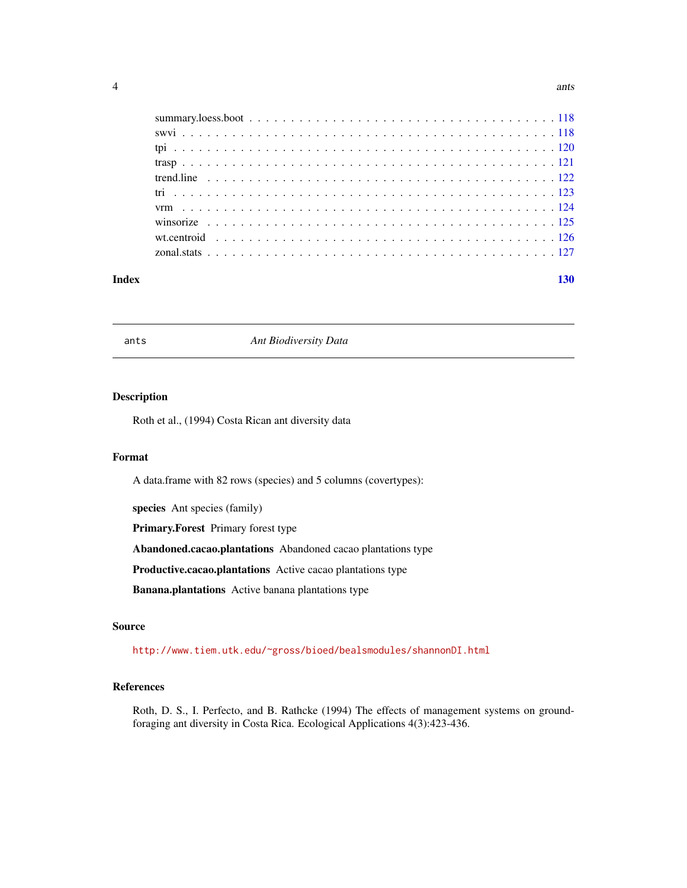summary.loess.boot . . . . . . . . . . . . . . . . . . . . . . . . . . . . . . . . . . . 118
swvi . . . . . . . . . . . . . . . . . . . . . . . . . . . . . . . . . . . . . . . . . . . 118
tpi . . . . . . . . . . . . . . . . . . . . . . . . . . . . . . . . . . . . . . . . . . . . 120
trasp . . . . . . . . . . . . . . . . . . . . . . . . . . . . . . . . . . . . . . . . . . . 121
trend.line . . . . . . . . . . . . . . . . . . . . . . . . . . . . . . . . . . . . . . . . 122
tri . . . . . . . . . . . . . . . . . . . . . . . . . . . . . . . . . . . . . . . . . . . . 123
vrm . . . . . . . . . . . . . . . . . . . . . . . . . . . . . . . . . . . . . . . . . . . . 124
winsorize . . . . . . . . . . . . . . . . . . . . . . . . . . . . . . . . . . . . . . . . 125
wt.centroid . . . . . . . . . . . . . . . . . . . . . . . . . . . . . . . . . . . . . . . 126
zonal.stats . . . . . . . . . . . . . . . . . . . . . . . . . . . . . . . . . . . . . . . 127

**Index** **130**

---

## ants *Ant Biodiversity Data*

---

### Description

Roth et al., (1994) Costa Rican ant diversity data

### Format

A data.frame with 82 rows (species) and 5 columns (covertypes):

**species** Ant species (family)

**Primary.Forest** Primary forest type

**Abandoned.cacao.plantations** Abandoned cacao plantations type

**Productive.cacao.plantations** Active cacao plantations type

**Banana.plantations** Active banana plantations type

### Source

http://www.tiem.utk.edu/~gross/bioed/bealsmodules/shannonDI.html

### References

Roth, D. S., I. Perfecto, and B. Rathcke (1994) The effects of management systems on ground-foraging ant diversity in Costa Rica. Ecological Applications 4(3):423-436.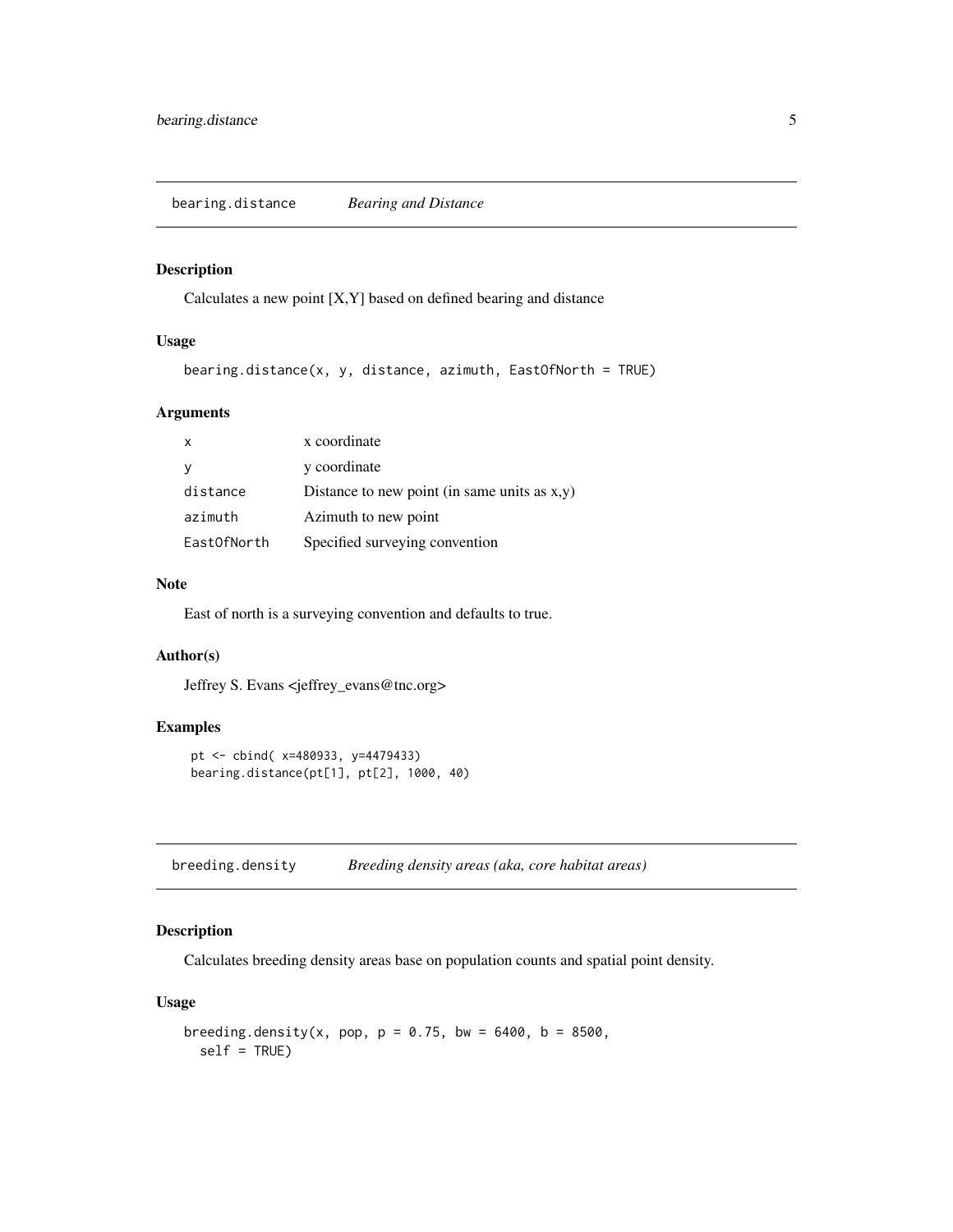## bearing.distance *Bearing and Distance*

### Description

Calculates a new point [X,Y] based on defined bearing and distance

### Usage

```
bearing.distance(x, y, distance, azimuth, EastOfNorth = TRUE)
```

### Arguments

| | |
|---|---|
| x | x coordinate |
| y | y coordinate |
| distance | Distance to new point (in same units as x,y) |
| azimuth | Azimuth to new point |
| EastOfNorth | Specified surveying convention |

### Note

East of north is a surveying convention and defaults to true.

### Author(s)

Jeffrey S. Evans <jeffrey_evans@tnc.org>

### Examples

```
pt <- cbind( x=480933, y=4479433)
bearing.distance(pt[1], pt[2], 1000, 40)
```

## breeding.density *Breeding density areas (aka, core habitat areas)*

### Description

Calculates breeding density areas base on population counts and spatial point density.

### Usage

```
breeding.density(x, pop, p = 0.75, bw = 6400, b = 8500,
  self = TRUE)
```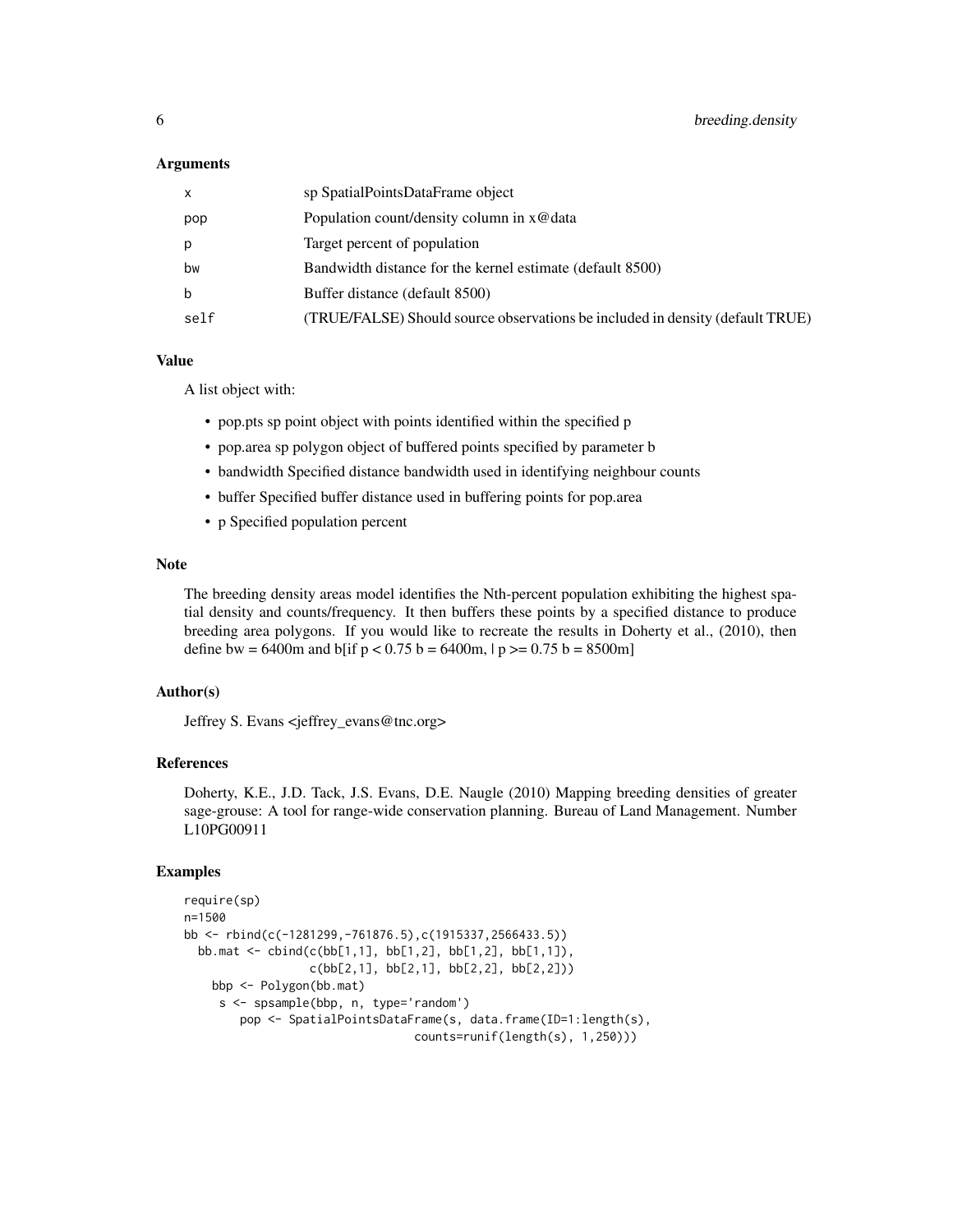## Arguments

| | |
|---|---|
| x | sp SpatialPointsDataFrame object |
| pop | Population count/density column in x@data |
| p | Target percent of population |
| bw | Bandwidth distance for the kernel estimate (default 8500) |
| b | Buffer distance (default 8500) |
| self | (TRUE/FALSE) Should source observations be included in density (default TRUE) |

## Value

A list object with:

- pop.pts sp point object with points identified within the specified p
- pop.area sp polygon object of buffered points specified by parameter b
- bandwidth Specified distance bandwidth used in identifying neighbour counts
- buffer Specified buffer distance used in buffering points for pop.area
- p Specified population percent

## Note

The breeding density areas model identifies the Nth-percent population exhibiting the highest spatial density and counts/frequency. It then buffers these points by a specified distance to produce breeding area polygons. If you would like to recreate the results in Doherty et al., (2010), then define bw = 6400m and b[if p < 0.75 b = 6400m, | p >= 0.75 b = 8500m]

## Author(s)

Jeffrey S. Evans <jeffrey_evans@tnc.org>

## References

Doherty, K.E., J.D. Tack, J.S. Evans, D.E. Naugle (2010) Mapping breeding densities of greater sage-grouse: A tool for range-wide conservation planning. Bureau of Land Management. Number L10PG00911

## Examples

```
require(sp)
n=1500
bb <- rbind(c(-1281299,-761876.5),c(1915337,2566433.5))
  bb.mat <- cbind(c(bb[1,1], bb[1,2], bb[1,2], bb[1,1]),
                  c(bb[2,1], bb[2,1], bb[2,2], bb[2,2]))
    bbp <- Polygon(bb.mat)
     s <- spsample(bbp, n, type='random')
        pop <- SpatialPointsDataFrame(s, data.frame(ID=1:length(s),
                               counts=runif(length(s), 1,250)))
```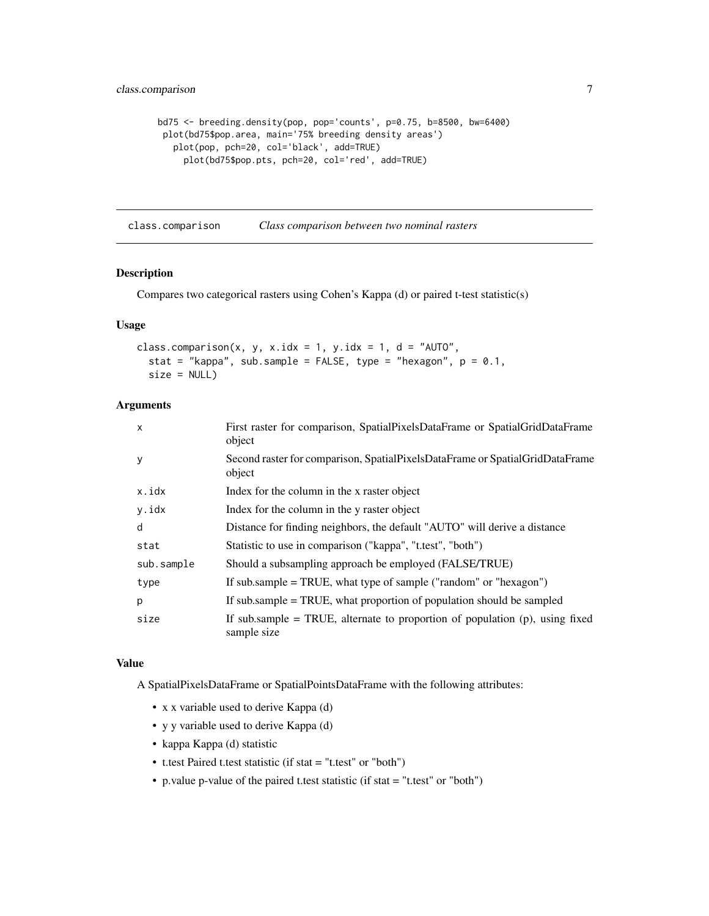```
bd75 <- breeding.density(pop, pop='counts', p=0.75, b=8500, bw=6400)
 plot(bd75$pop.area, main='75% breeding density areas')
   plot(pop, pch=20, col='black', add=TRUE)
     plot(bd75$pop.pts, pch=20, col='red', add=TRUE)
```

## class.comparison — *Class comparison between two nominal rasters*

### Description

Compares two categorical rasters using Cohen's Kappa (d) or paired t-test statistic(s)

### Usage

```
class.comparison(x, y, x.idx = 1, y.idx = 1, d = "AUTO",
  stat = "kappa", sub.sample = FALSE, type = "hexagon", p = 0.1,
  size = NULL)
```

### Arguments

| | |
|---|---|
| x | First raster for comparison, SpatialPixelsDataFrame or SpatialGridDataFrame object |
| y | Second raster for comparison, SpatialPixelsDataFrame or SpatialGridDataFrame object |
| x.idx | Index for the column in the x raster object |
| y.idx | Index for the column in the y raster object |
| d | Distance for finding neighbors, the default "AUTO" will derive a distance |
| stat | Statistic to use in comparison ("kappa", "t.test", "both") |
| sub.sample | Should a subsampling approach be employed (FALSE/TRUE) |
| type | If sub.sample = TRUE, what type of sample ("random" or "hexagon") |
| p | If sub.sample = TRUE, what proportion of population should be sampled |
| size | If sub.sample = TRUE, alternate to proportion of population (p), using fixed sample size |

### Value

A SpatialPixelsDataFrame or SpatialPointsDataFrame with the following attributes:

- x x variable used to derive Kappa (d)
- y y variable used to derive Kappa (d)
- kappa Kappa (d) statistic
- t.test Paired t.test statistic (if stat = "t.test" or "both")
- p.value p-value of the paired t.test statistic (if stat = "t.test" or "both")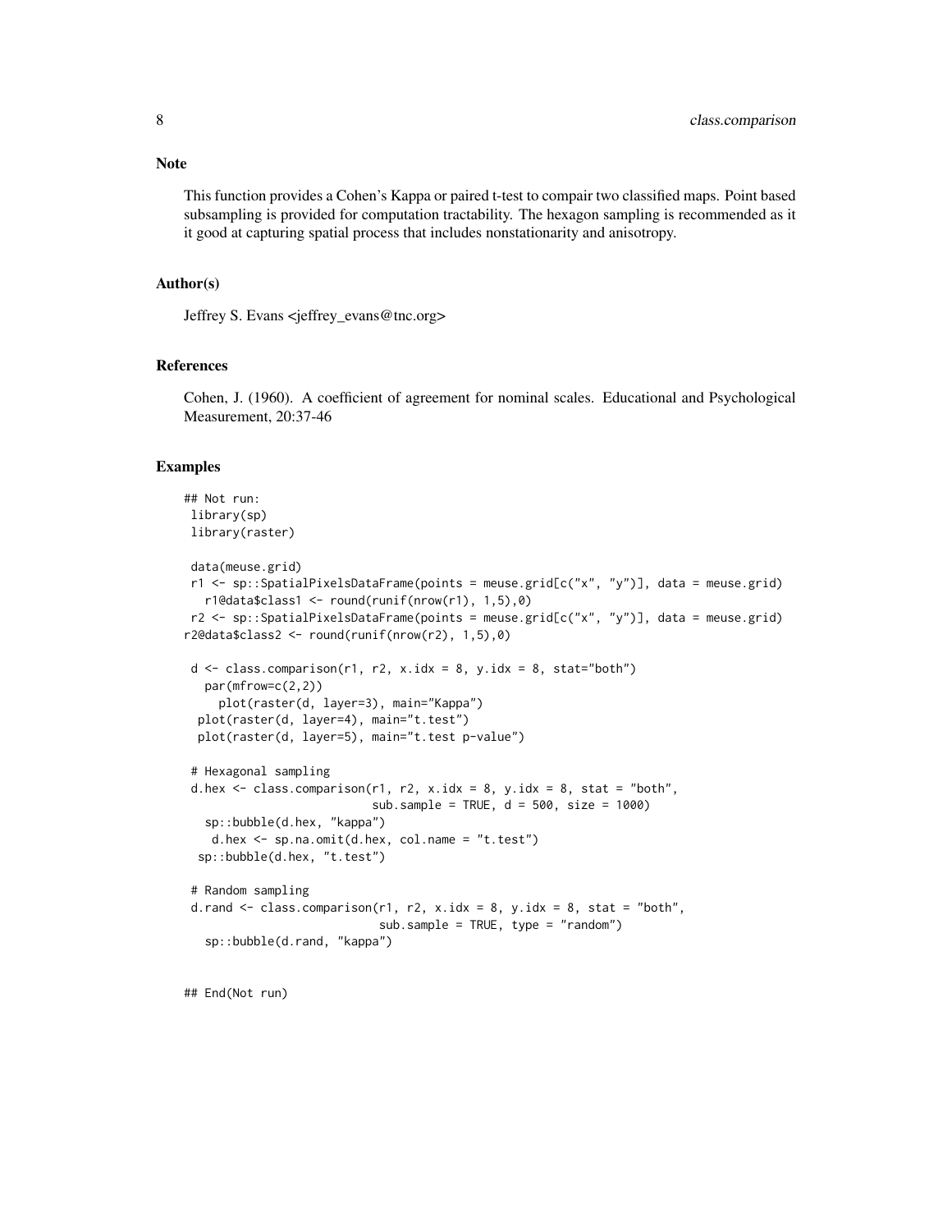## Note

This function provides a Cohen's Kappa or paired t-test to compair two classified maps. Point based subsampling is provided for computation tractability. The hexagon sampling is recommended as it it good at capturing spatial process that includes nonstationarity and anisotropy.

## Author(s)

Jeffrey S. Evans <jeffrey_evans@tnc.org>

## References

Cohen, J. (1960). A coefficient of agreement for nominal scales. Educational and Psychological Measurement, 20:37-46

## Examples

```
## Not run:
 library(sp)
 library(raster)

 data(meuse.grid)
 r1 <- sp::SpatialPixelsDataFrame(points = meuse.grid[c("x", "y")], data = meuse.grid)
   r1@data$class1 <- round(runif(nrow(r1), 1,5),0)
 r2 <- sp::SpatialPixelsDataFrame(points = meuse.grid[c("x", "y")], data = meuse.grid)
r2@data$class2 <- round(runif(nrow(r2), 1,5),0)

 d <- class.comparison(r1, r2, x.idx = 8, y.idx = 8, stat="both")
   par(mfrow=c(2,2))
     plot(raster(d, layer=3), main="Kappa")
  plot(raster(d, layer=4), main="t.test")
  plot(raster(d, layer=5), main="t.test p-value")

 # Hexagonal sampling
 d.hex <- class.comparison(r1, r2, x.idx = 8, y.idx = 8, stat = "both",
                           sub.sample = TRUE, d = 500, size = 1000)
   sp::bubble(d.hex, "kappa")
    d.hex <- sp.na.omit(d.hex, col.name = "t.test")
  sp::bubble(d.hex, "t.test")

 # Random sampling
 d.rand <- class.comparison(r1, r2, x.idx = 8, y.idx = 8, stat = "both",
                            sub.sample = TRUE, type = "random")
   sp::bubble(d.rand, "kappa")


## End(Not run)
```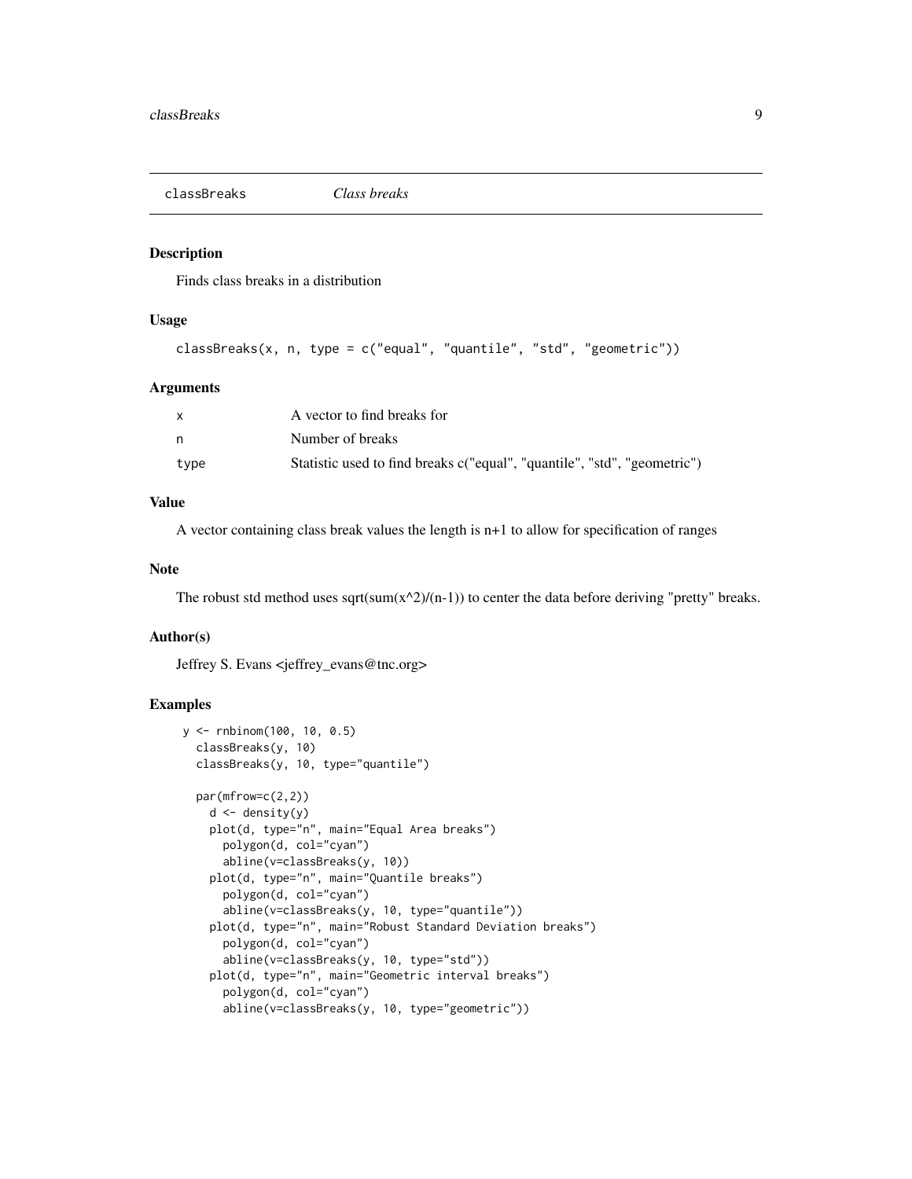## classBreaks *Class breaks*

### Description

Finds class breaks in a distribution

### Usage

```
classBreaks(x, n, type = c("equal", "quantile", "std", "geometric"))
```

### Arguments

| | |
|---|---|
| x | A vector to find breaks for |
| n | Number of breaks |
| type | Statistic used to find breaks c("equal", "quantile", "std", "geometric") |

### Value

A vector containing class break values the length is n+1 to allow for specification of ranges

### Note

The robust std method uses sqrt(sum(x^2)/(n-1)) to center the data before deriving "pretty" breaks.

### Author(s)

Jeffrey S. Evans <jeffrey_evans@tnc.org>

### Examples

```
 y <- rnbinom(100, 10, 0.5)
   classBreaks(y, 10)
   classBreaks(y, 10, type="quantile")

   par(mfrow=c(2,2))
     d <- density(y)
     plot(d, type="n", main="Equal Area breaks")
       polygon(d, col="cyan")
       abline(v=classBreaks(y, 10))
     plot(d, type="n", main="Quantile breaks")
       polygon(d, col="cyan")
       abline(v=classBreaks(y, 10, type="quantile"))
     plot(d, type="n", main="Robust Standard Deviation breaks")
       polygon(d, col="cyan")
       abline(v=classBreaks(y, 10, type="std"))
     plot(d, type="n", main="Geometric interval breaks")
       polygon(d, col="cyan")
       abline(v=classBreaks(y, 10, type="geometric"))
```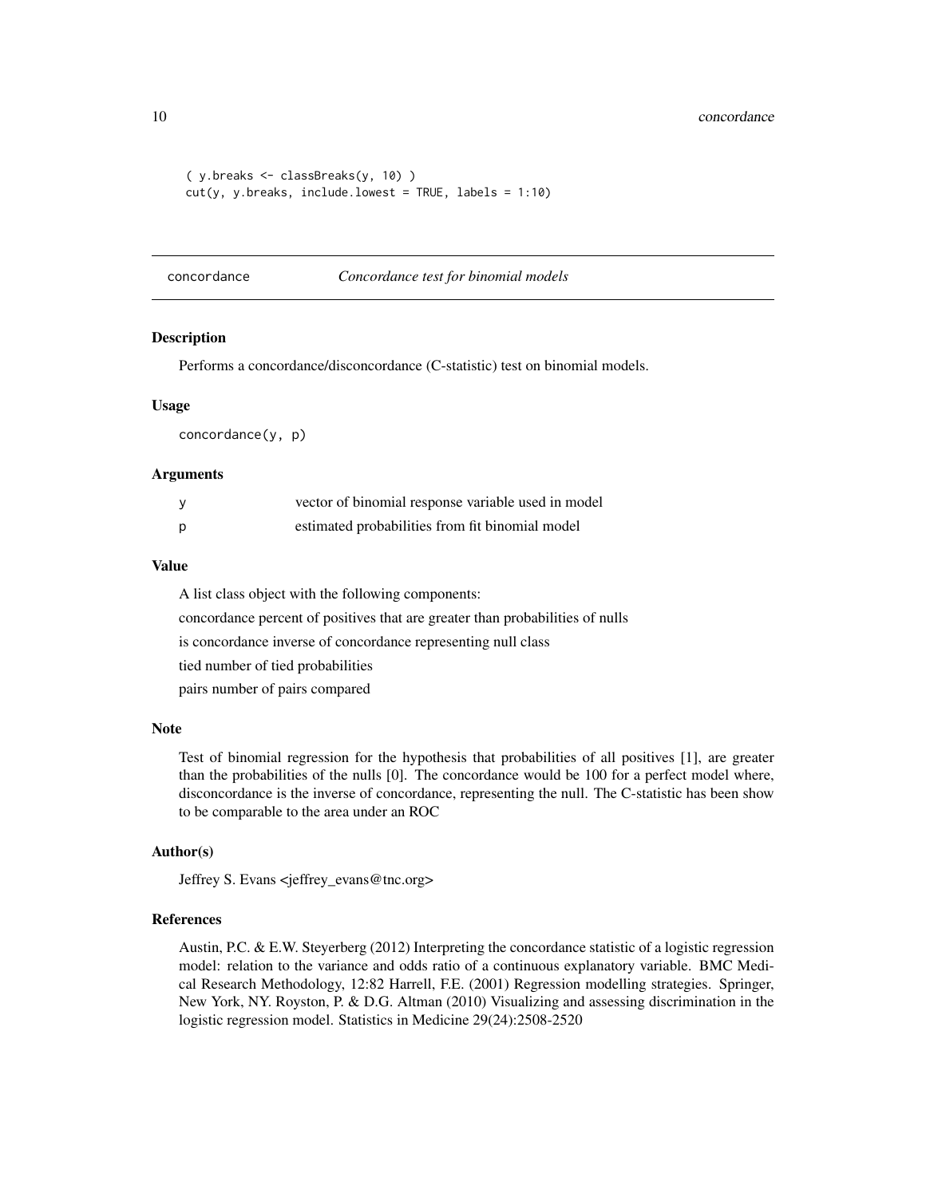```
( y.breaks <- classBreaks(y, 10) )
cut(y, y.breaks, include.lowest = TRUE, labels = 1:10)
```

## concordance — *Concordance test for binomial models*

### Description

Performs a concordance/disconcordance (C-statistic) test on binomial models.

### Usage

```
concordance(y, p)
```

### Arguments

| | |
|---|---|
| y | vector of binomial response variable used in model |
| p | estimated probabilities from fit binomial model |

### Value

A list class object with the following components:

concordance percent of positives that are greater than probabilities of nulls

is concordance inverse of concordance representing null class

tied number of tied probabilities

pairs number of pairs compared

### Note

Test of binomial regression for the hypothesis that probabilities of all positives [1], are greater than the probabilities of the nulls [0]. The concordance would be 100 for a perfect model where, disconcordance is the inverse of concordance, representing the null. The C-statistic has been show to be comparable to the area under an ROC

### Author(s)

Jeffrey S. Evans <jeffrey_evans@tnc.org>

### References

Austin, P.C. & E.W. Steyerberg (2012) Interpreting the concordance statistic of a logistic regression model: relation to the variance and odds ratio of a continuous explanatory variable. BMC Medical Research Methodology, 12:82 Harrell, F.E. (2001) Regression modelling strategies. Springer, New York, NY. Royston, P. & D.G. Altman (2010) Visualizing and assessing discrimination in the logistic regression model. Statistics in Medicine 29(24):2508-2520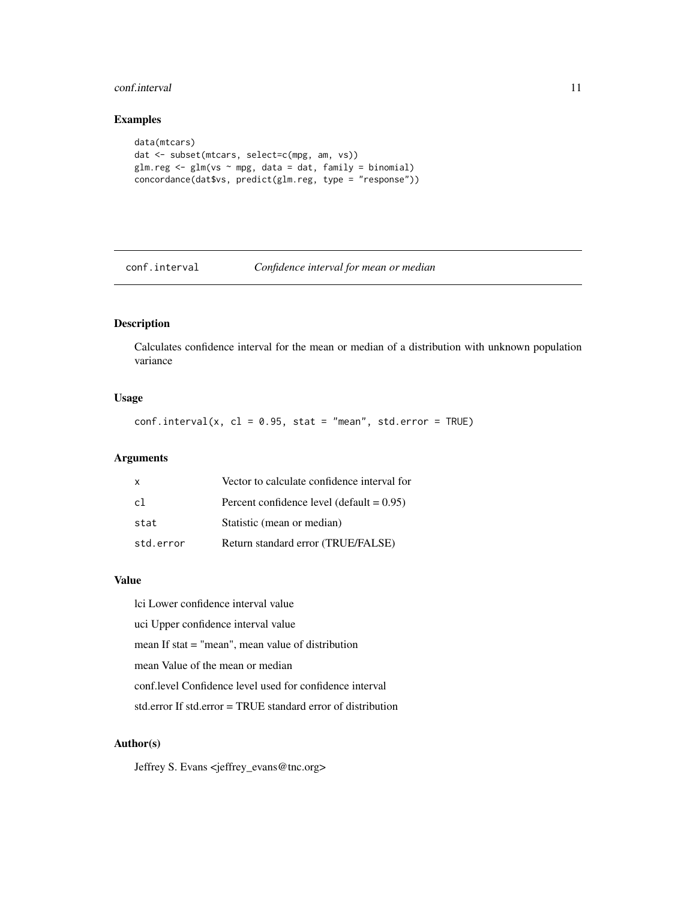## Examples

```
data(mtcars)
dat <- subset(mtcars, select=c(mpg, am, vs))
glm.reg <- glm(vs ~ mpg, data = dat, family = binomial)
concordance(dat$vs, predict(glm.reg, type = "response"))
```

---

`conf.interval` *Confidence interval for mean or median*

---

### Description

Calculates confidence interval for the mean or median of a distribution with unknown population variance

### Usage

```
conf.interval(x, cl = 0.95, stat = "mean", std.error = TRUE)
```

### Arguments

| | |
|---|---|
| `x` | Vector to calculate confidence interval for |
| `cl` | Percent confidence level (default = 0.95) |
| `stat` | Statistic (mean or median) |
| `std.error` | Return standard error (TRUE/FALSE) |

### Value

lci Lower confidence interval value

uci Upper confidence interval value

mean If stat = "mean", mean value of distribution

mean Value of the mean or median

conf.level Confidence level used for confidence interval

std.error If std.error = TRUE standard error of distribution

### Author(s)

Jeffrey S. Evans <jeffrey_evans@tnc.org>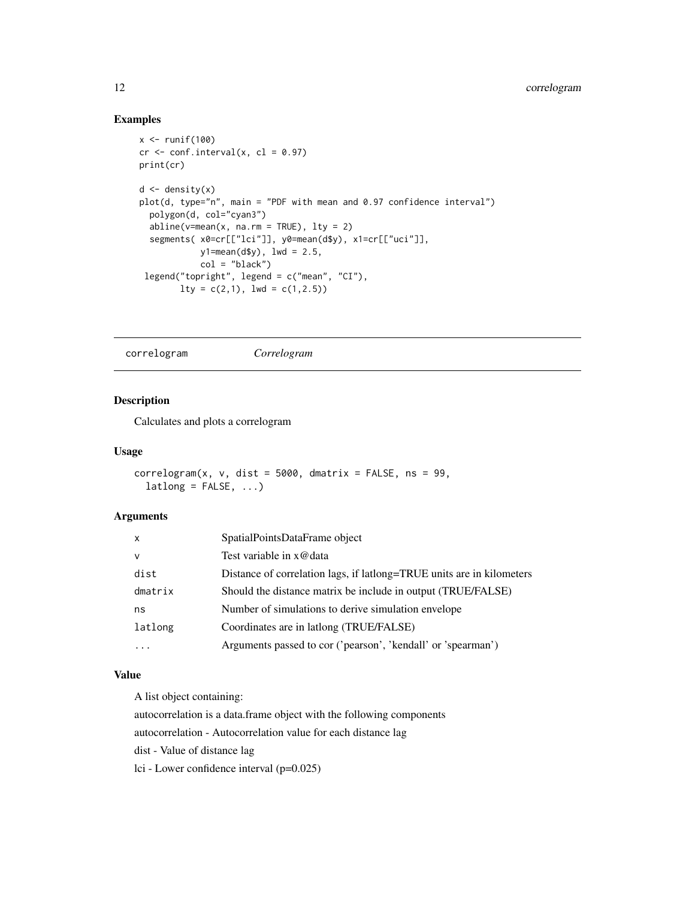## Examples

```
x <- runif(100)
cr <- conf.interval(x, cl = 0.97)
print(cr)

d <- density(x)
plot(d, type="n", main = "PDF with mean and 0.97 confidence interval")
  polygon(d, col="cyan3")
  abline(v=mean(x, na.rm = TRUE), lty = 2)
  segments( x0=cr[["lci"]], y0=mean(d$y), x1=cr[["uci"]],
            y1=mean(d$y), lwd = 2.5,
            col = "black")
 legend("topright", legend = c("mean", "CI"),
        lty = c(2,1), lwd = c(1,2.5))
```

---

# correlogram *Correlogram*

---

## Description

Calculates and plots a correlogram

## Usage

```
correlogram(x, v, dist = 5000, dmatrix = FALSE, ns = 99,
  latlong = FALSE, ...)
```

## Arguments

| | |
|---|---|
| x | SpatialPointsDataFrame object |
| v | Test variable in x@data |
| dist | Distance of correlation lags, if latlong=TRUE units are in kilometers |
| dmatrix | Should the distance matrix be include in output (TRUE/FALSE) |
| ns | Number of simulations to derive simulation envelope |
| latlong | Coordinates are in latlong (TRUE/FALSE) |
| ... | Arguments passed to cor ('pearson', 'kendall' or 'spearman') |

## Value

A list object containing:

autocorrelation is a data.frame object with the following components

autocorrelation - Autocorrelation value for each distance lag

dist - Value of distance lag

lci - Lower confidence interval (p=0.025)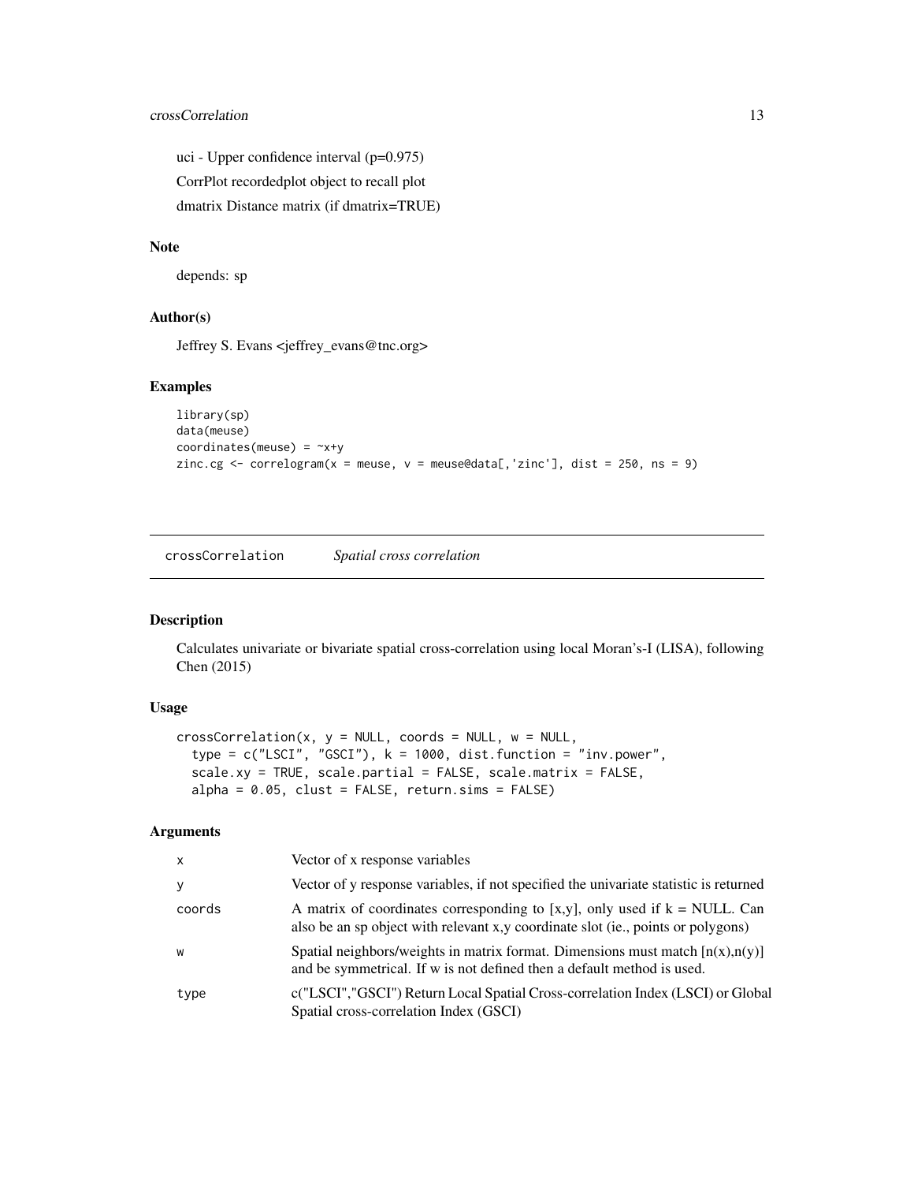uci - Upper confidence interval (p=0.975)

CorrPlot recordedplot object to recall plot

dmatrix Distance matrix (if dmatrix=TRUE)

### Note

depends: sp

### Author(s)

Jeffrey S. Evans <jeffrey_evans@tnc.org>

### Examples

```
library(sp)
data(meuse)
coordinates(meuse) = ~x+y
zinc.cg <- correlogram(x = meuse, v = meuse@data[,'zinc'], dist = 250, ns = 9)
```

---

## crossCorrelation *Spatial cross correlation*

---

### Description

Calculates univariate or bivariate spatial cross-correlation using local Moran's-I (LISA), following Chen (2015)

### Usage

```
crossCorrelation(x, y = NULL, coords = NULL, w = NULL,
  type = c("LSCI", "GSCI"), k = 1000, dist.function = "inv.power",
  scale.xy = TRUE, scale.partial = FALSE, scale.matrix = FALSE,
  alpha = 0.05, clust = FALSE, return.sims = FALSE)
```

### Arguments

| | |
|---|---|
| x | Vector of x response variables |
| y | Vector of y response variables, if not specified the univariate statistic is returned |
| coords | A matrix of coordinates corresponding to [x,y], only used if k = NULL. Can also be an sp object with relevant x,y coordinate slot (ie., points or polygons) |
| w | Spatial neighbors/weights in matrix format. Dimensions must match [n(x),n(y)] and be symmetrical. If w is not defined then a default method is used. |
| type | c("LSCI","GSCI") Return Local Spatial Cross-correlation Index (LSCI) or Global Spatial cross-correlation Index (GSCI) |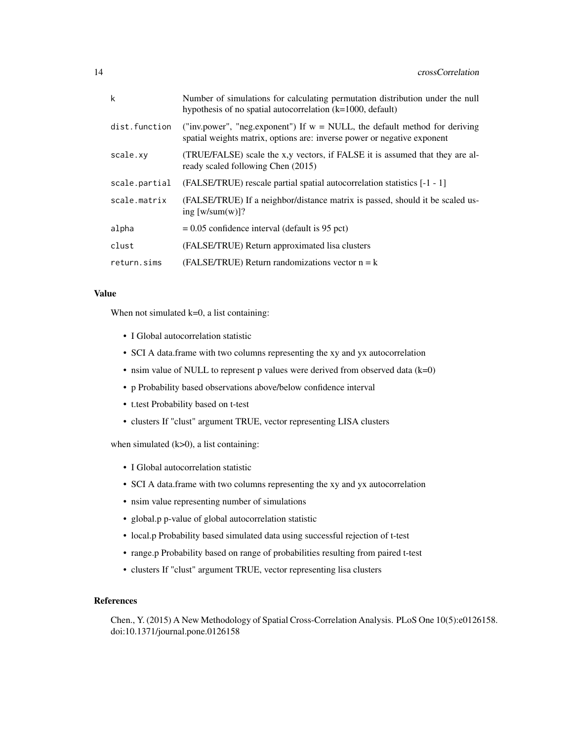| | |
|---|---|
| k | Number of simulations for calculating permutation distribution under the null hypothesis of no spatial autocorrelation (k=1000, default) |
| dist.function | ("inv.power", "neg.exponent") If w = NULL, the default method for deriving spatial weights matrix, options are: inverse power or negative exponent |
| scale.xy | (TRUE/FALSE) scale the x,y vectors, if FALSE it is assumed that they are already scaled following Chen (2015) |
| scale.partial | (FALSE/TRUE) rescale partial spatial autocorrelation statistics [-1 - 1] |
| scale.matrix | (FALSE/TRUE) If a neighbor/distance matrix is passed, should it be scaled using [w/sum(w)]? |
| alpha | = 0.05 confidence interval (default is 95 pct) |
| clust | (FALSE/TRUE) Return approximated lisa clusters |
| return.sims | (FALSE/TRUE) Return randomizations vector n = k |

### Value

When not simulated k=0, a list containing:

- I Global autocorrelation statistic
- SCI A data.frame with two columns representing the xy and yx autocorrelation
- nsim value of NULL to represent p values were derived from observed data (k=0)
- p Probability based observations above/below confidence interval
- t.test Probability based on t-test
- clusters If "clust" argument TRUE, vector representing LISA clusters

when simulated (k>0), a list containing:

- I Global autocorrelation statistic
- SCI A data.frame with two columns representing the xy and yx autocorrelation
- nsim value representing number of simulations
- global.p p-value of global autocorrelation statistic
- local.p Probability based simulated data using successful rejection of t-test
- range.p Probability based on range of probabilities resulting from paired t-test
- clusters If "clust" argument TRUE, vector representing lisa clusters

### References

Chen., Y. (2015) A New Methodology of Spatial Cross-Correlation Analysis. PLoS One 10(5):e0126158. doi:10.1371/journal.pone.0126158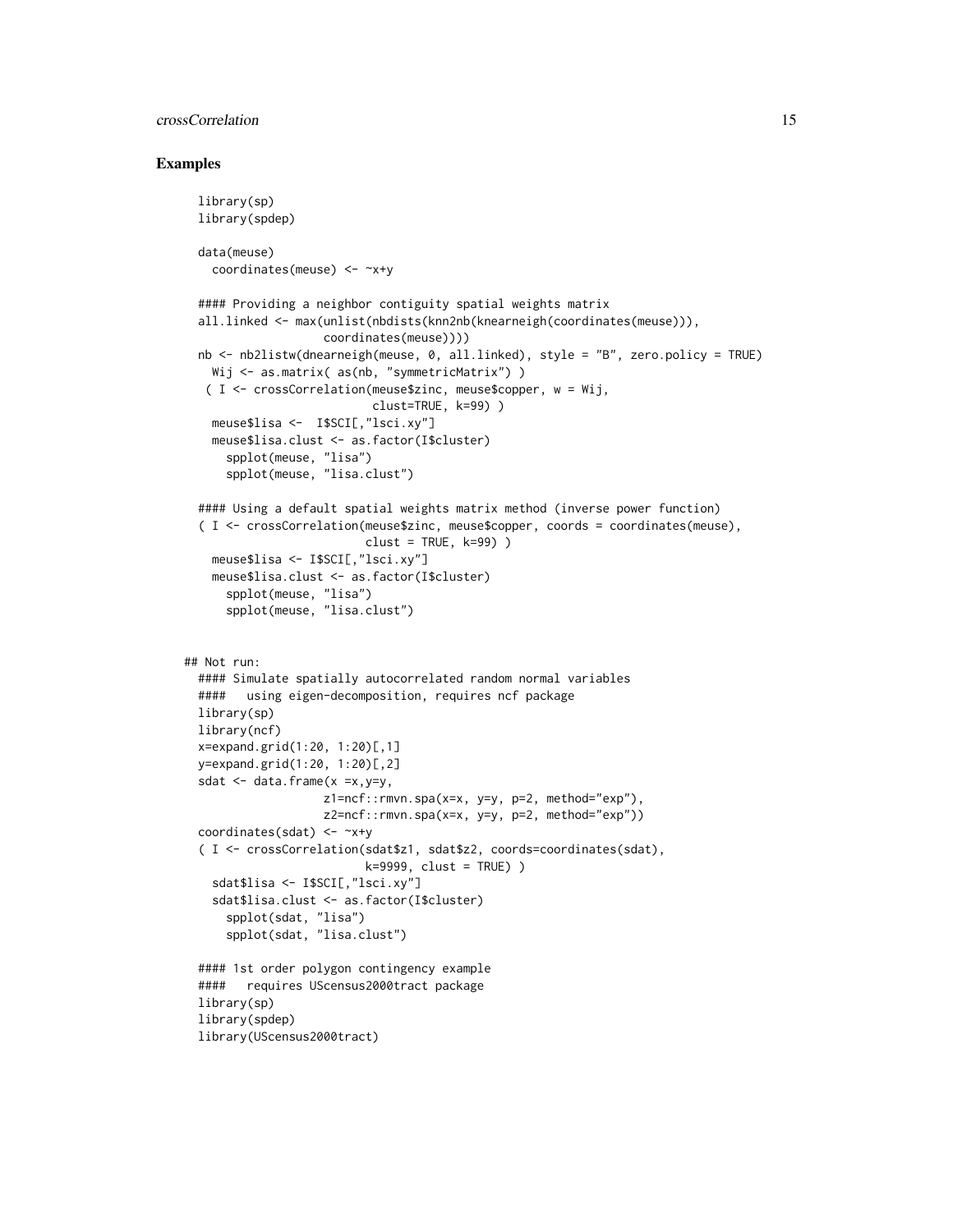## Examples

```
  library(sp)
  library(spdep)

  data(meuse)
    coordinates(meuse) <- ~x+y

  #### Providing a neighbor contiguity spatial weights matrix
  all.linked <- max(unlist(nbdists(knn2nb(knearneigh(coordinates(meuse))),
                   coordinates(meuse))))
  nb <- nb2listw(dnearneigh(meuse, 0, all.linked), style = "B", zero.policy = TRUE)
    Wij <- as.matrix( as(nb, "symmetricMatrix") )
   ( I <- crossCorrelation(meuse$zinc, meuse$copper, w = Wij,
                           clust=TRUE, k=99) )
    meuse$lisa <-  I$SCI[,"lsci.xy"]
    meuse$lisa.clust <- as.factor(I$cluster)
      spplot(meuse, "lisa")
      spplot(meuse, "lisa.clust")

  #### Using a default spatial weights matrix method (inverse power function)
  ( I <- crossCorrelation(meuse$zinc, meuse$copper, coords = coordinates(meuse),
                          clust = TRUE, k=99) )
    meuse$lisa <- I$SCI[,"lsci.xy"]
    meuse$lisa.clust <- as.factor(I$cluster)
      spplot(meuse, "lisa")
      spplot(meuse, "lisa.clust")


## Not run:
  #### Simulate spatially autocorrelated random normal variables
  ####   using eigen-decomposition, requires ncf package
  library(sp)
  library(ncf)
  x=expand.grid(1:20, 1:20)[,1]
  y=expand.grid(1:20, 1:20)[,2]
  sdat <- data.frame(x =x,y=y,
                   z1=ncf::rmvn.spa(x=x, y=y, p=2, method="exp"),
                   z2=ncf::rmvn.spa(x=x, y=y, p=2, method="exp"))
  coordinates(sdat) <- ~x+y
  ( I <- crossCorrelation(sdat$z1, sdat$z2, coords=coordinates(sdat),
                          k=9999, clust = TRUE) )
    sdat$lisa <- I$SCI[,"lsci.xy"]
    sdat$lisa.clust <- as.factor(I$cluster)
      spplot(sdat, "lisa")
      spplot(sdat, "lisa.clust")

  #### 1st order polygon contingency example
  ####   requires UScensus2000tract package
  library(sp)
  library(spdep)
  library(UScensus2000tract)
```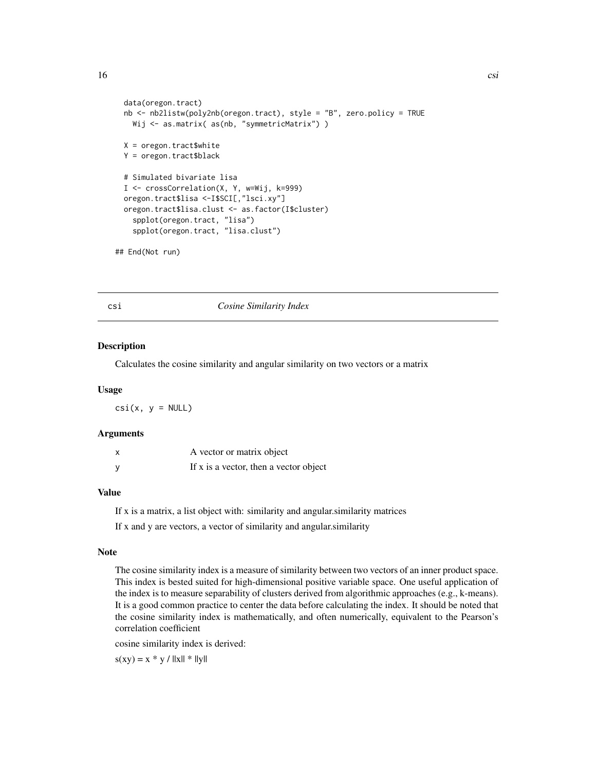```
  data(oregon.tract)
  nb <- nb2listw(poly2nb(oregon.tract), style = "B", zero.policy = TRUE
    Wij <- as.matrix( as(nb, "symmetricMatrix") )

  X = oregon.tract$white
  Y = oregon.tract$black

  # Simulated bivariate lisa
  I <- crossCorrelation(X, Y, w=Wij, k=999)
  oregon.tract$lisa <-I$SCI[,"lsci.xy"]
  oregon.tract$lisa.clust <- as.factor(I$cluster)
    spplot(oregon.tract, "lisa")
    spplot(oregon.tract, "lisa.clust")

## End(Not run)
```

## csi — *Cosine Similarity Index*

### Description

Calculates the cosine similarity and angular similarity on two vectors or a matrix

### Usage

```
csi(x, y = NULL)
```

### Arguments

| | |
|---|---|
| x | A vector or matrix object |
| y | If x is a vector, then a vector object |

### Value

If x is a matrix, a list object with: similarity and angular.similarity matrices

If x and y are vectors, a vector of similarity and angular.similarity

### Note

The cosine similarity index is a measure of similarity between two vectors of an inner product space. This index is bested suited for high-dimensional positive variable space. One useful application of the index is to measure separability of clusters derived from algorithmic approaches (e.g., k-means). It is a good common practice to center the data before calculating the index. It should be noted that the cosine similarity index is mathematically, and often numerically, equivalent to the Pearson's correlation coefficient

cosine similarity index is derived:

s(xy) = x * y / ||x|| * ||y||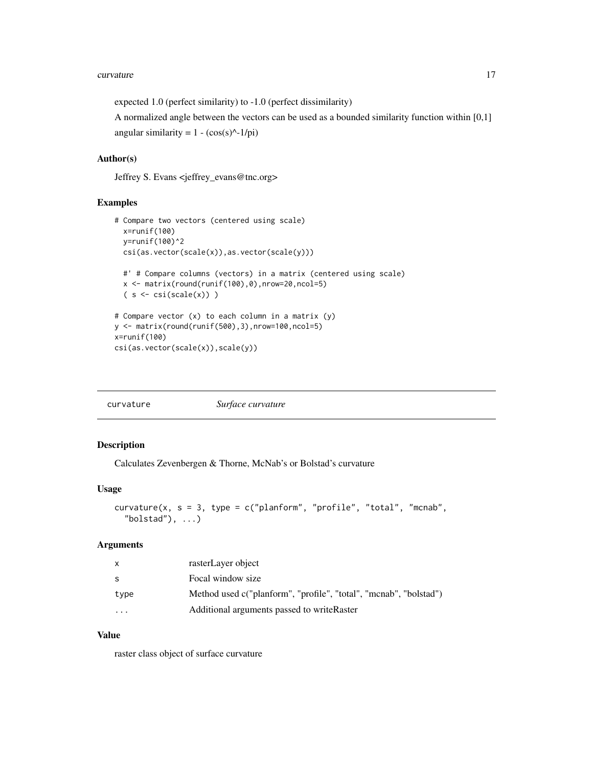expected 1.0 (perfect similarity) to -1.0 (perfect dissimilarity)

A normalized angle between the vectors can be used as a bounded similarity function within [0,1]

angular similarity = 1 - (cos(s)^-1/pi)

### Author(s)

Jeffrey S. Evans <jeffrey_evans@tnc.org>

### Examples

```
# Compare two vectors (centered using scale)
  x=runif(100)
  y=runif(100)^2
  csi(as.vector(scale(x)),as.vector(scale(y)))

  #' # Compare columns (vectors) in a matrix (centered using scale)
  x <- matrix(round(runif(100),0),nrow=20,ncol=5)
  ( s <- csi(scale(x)) )

# Compare vector (x) to each column in a matrix (y)
y <- matrix(round(runif(500),3),nrow=100,ncol=5)
x=runif(100)
csi(as.vector(scale(x)),scale(y))
```

---

## curvature *Surface curvature*

---

### Description

Calculates Zevenbergen & Thorne, McNab's or Bolstad's curvature

### Usage

```
curvature(x, s = 3, type = c("planform", "profile", "total", "mcnab",
  "bolstad"), ...)
```

### Arguments

| | |
|---|---|
| x | rasterLayer object |
| s | Focal window size |
| type | Method used c("planform", "profile", "total", "mcnab", "bolstad") |
| ... | Additional arguments passed to writeRaster |

### Value

raster class object of surface curvature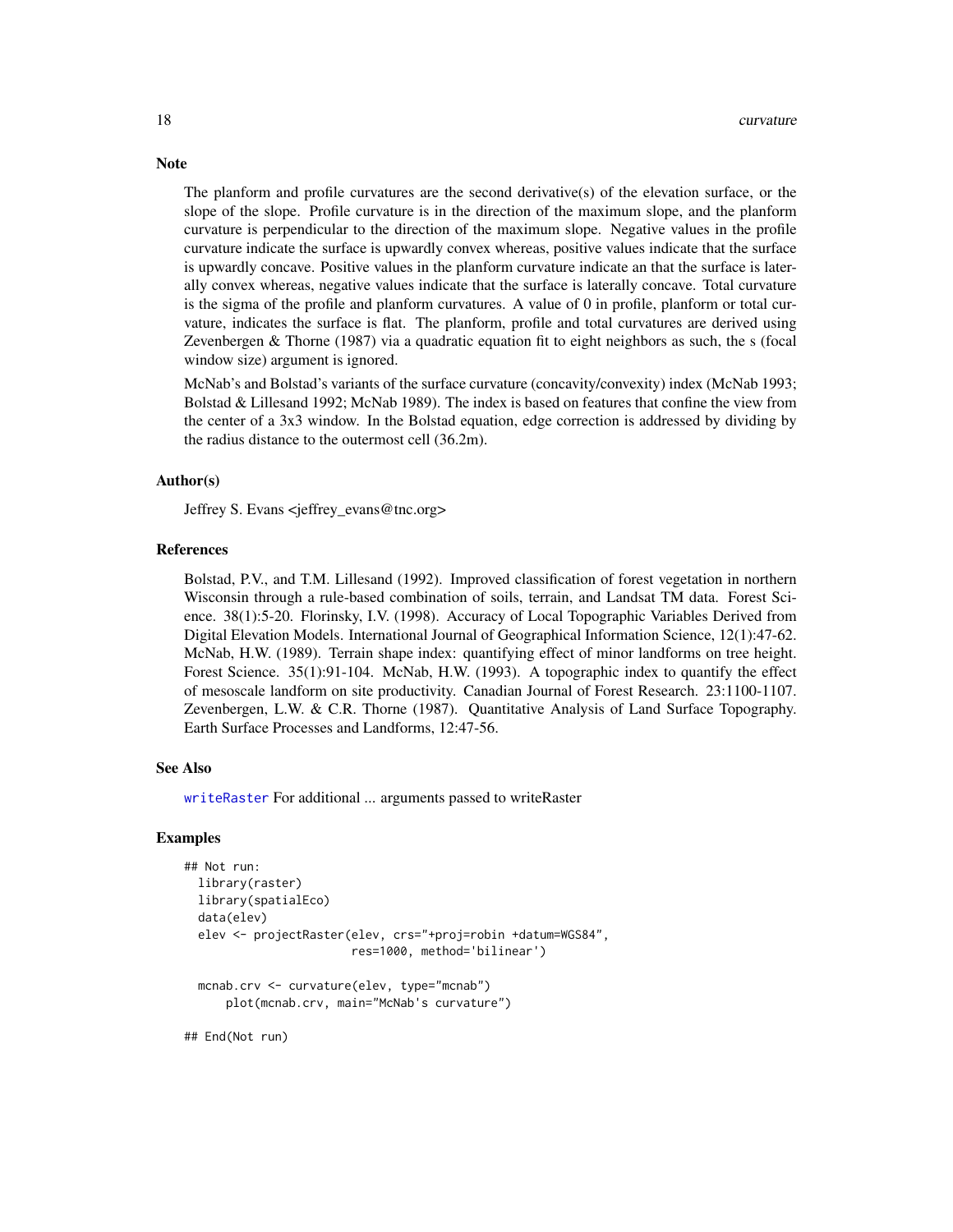## Note

The planform and profile curvatures are the second derivative(s) of the elevation surface, or the slope of the slope. Profile curvature is in the direction of the maximum slope, and the planform curvature is perpendicular to the direction of the maximum slope. Negative values in the profile curvature indicate the surface is upwardly convex whereas, positive values indicate that the surface is upwardly concave. Positive values in the planform curvature indicate an that the surface is laterally convex whereas, negative values indicate that the surface is laterally concave. Total curvature is the sigma of the profile and planform curvatures. A value of 0 in profile, planform or total curvature, indicates the surface is flat. The planform, profile and total curvatures are derived using Zevenbergen & Thorne (1987) via a quadratic equation fit to eight neighbors as such, the s (focal window size) argument is ignored.

McNab's and Bolstad's variants of the surface curvature (concavity/convexity) index (McNab 1993; Bolstad & Lillesand 1992; McNab 1989). The index is based on features that confine the view from the center of a 3x3 window. In the Bolstad equation, edge correction is addressed by dividing by the radius distance to the outermost cell (36.2m).

## Author(s)

Jeffrey S. Evans <jeffrey_evans@tnc.org>

## References

Bolstad, P.V., and T.M. Lillesand (1992). Improved classification of forest vegetation in northern Wisconsin through a rule-based combination of soils, terrain, and Landsat TM data. Forest Science. 38(1):5-20. Florinsky, I.V. (1998). Accuracy of Local Topographic Variables Derived from Digital Elevation Models. International Journal of Geographical Information Science, 12(1):47-62. McNab, H.W. (1989). Terrain shape index: quantifying effect of minor landforms on tree height. Forest Science. 35(1):91-104. McNab, H.W. (1993). A topographic index to quantify the effect of mesoscale landform on site productivity. Canadian Journal of Forest Research. 23:1100-1107. Zevenbergen, L.W. & C.R. Thorne (1987). Quantitative Analysis of Land Surface Topography. Earth Surface Processes and Landforms, 12:47-56.

## See Also

writeRaster For additional ... arguments passed to writeRaster

## Examples

```
## Not run:
  library(raster)
  library(spatialEco)
  data(elev)
  elev <- projectRaster(elev, crs="+proj=robin +datum=WGS84",
                        res=1000, method='bilinear')

  mcnab.crv <- curvature(elev, type="mcnab")
      plot(mcnab.crv, main="McNab's curvature")

## End(Not run)
```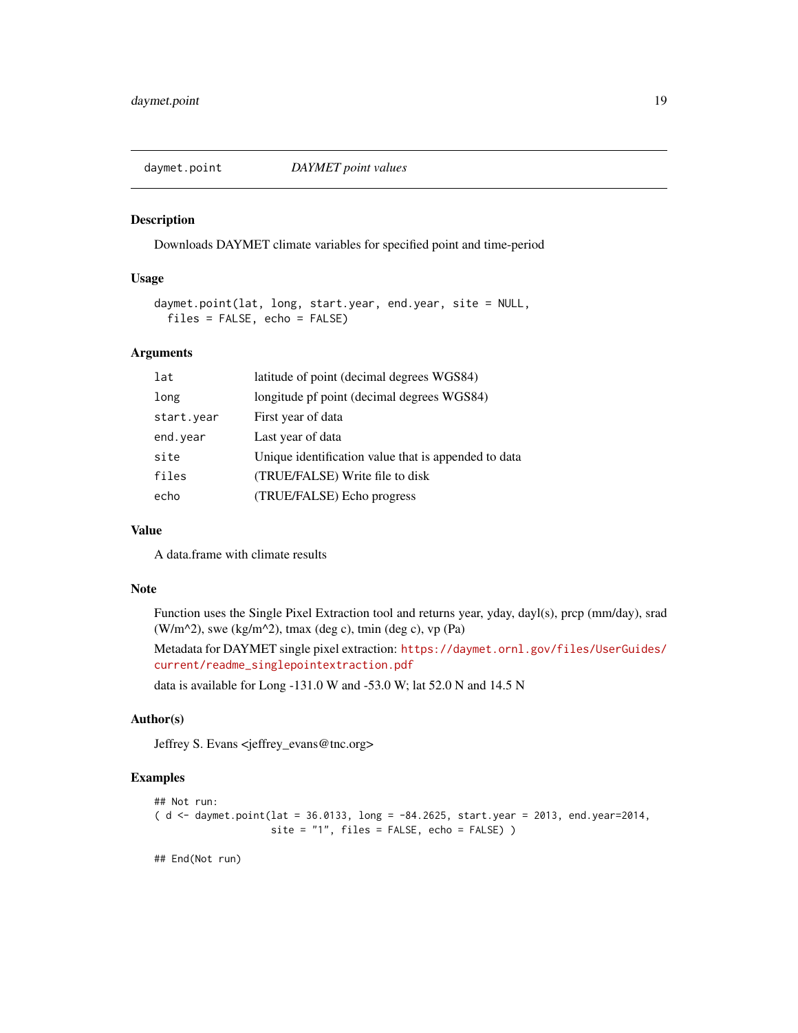## daymet.point — *DAYMET point values*

### Description

Downloads DAYMET climate variables for specified point and time-period

### Usage

```
daymet.point(lat, long, start.year, end.year, site = NULL,
  files = FALSE, echo = FALSE)
```

### Arguments

| | |
|---|---|
| `lat` | latitude of point (decimal degrees WGS84) |
| `long` | longitude pf point (decimal degrees WGS84) |
| `start.year` | First year of data |
| `end.year` | Last year of data |
| `site` | Unique identification value that is appended to data |
| `files` | (TRUE/FALSE) Write file to disk |
| `echo` | (TRUE/FALSE) Echo progress |

### Value

A data.frame with climate results

### Note

Function uses the Single Pixel Extraction tool and returns year, yday, dayl(s), prcp (mm/day), srad (W/m^2), swe (kg/m^2), tmax (deg c), tmin (deg c), vp (Pa)

Metadata for DAYMET single pixel extraction: https://daymet.ornl.gov/files/UserGuides/current/readme_singlepointextraction.pdf

data is available for Long -131.0 W and -53.0 W; lat 52.0 N and 14.5 N

### Author(s)

Jeffrey S. Evans <jeffrey_evans@tnc.org>

### Examples

```
## Not run:
( d <- daymet.point(lat = 36.0133, long = -84.2625, start.year = 2013, end.year=2014,
                    site = "1", files = FALSE, echo = FALSE) )

## End(Not run)
```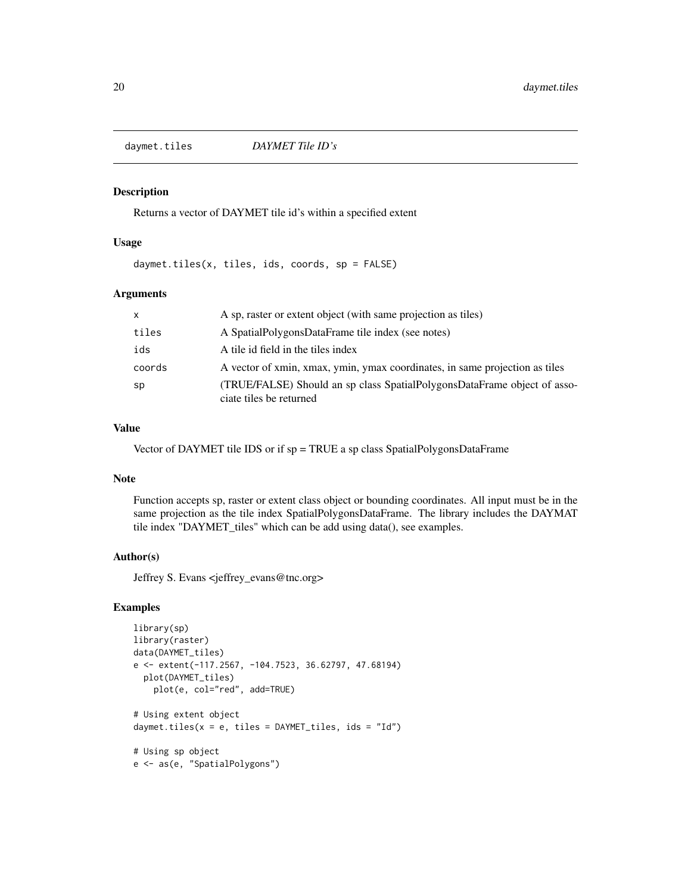## daymet.tiles *DAYMET Tile ID's*

### Description

Returns a vector of DAYMET tile id's within a specified extent

### Usage

```
daymet.tiles(x, tiles, ids, coords, sp = FALSE)
```

### Arguments

| | |
|---|---|
| x | A sp, raster or extent object (with same projection as tiles) |
| tiles | A SpatialPolygonsDataFrame tile index (see notes) |
| ids | A tile id field in the tiles index |
| coords | A vector of xmin, xmax, ymin, ymax coordinates, in same projection as tiles |
| sp | (TRUE/FALSE) Should an sp class SpatialPolygonsDataFrame object of associate tiles be returned |

### Value

Vector of DAYMET tile IDS or if sp = TRUE a sp class SpatialPolygonsDataFrame

### Note

Function accepts sp, raster or extent class object or bounding coordinates. All input must be in the same projection as the tile index SpatialPolygonsDataFrame. The library includes the DAYMAT tile index "DAYMET_tiles" which can be add using data(), see examples.

### Author(s)

Jeffrey S. Evans <jeffrey_evans@tnc.org>

### Examples

```
library(sp)
library(raster)
data(DAYMET_tiles)
e <- extent(-117.2567, -104.7523, 36.62797, 47.68194)
  plot(DAYMET_tiles)
    plot(e, col="red", add=TRUE)

# Using extent object
daymet.tiles(x = e, tiles = DAYMET_tiles, ids = "Id")

# Using sp object
e <- as(e, "SpatialPolygons")
```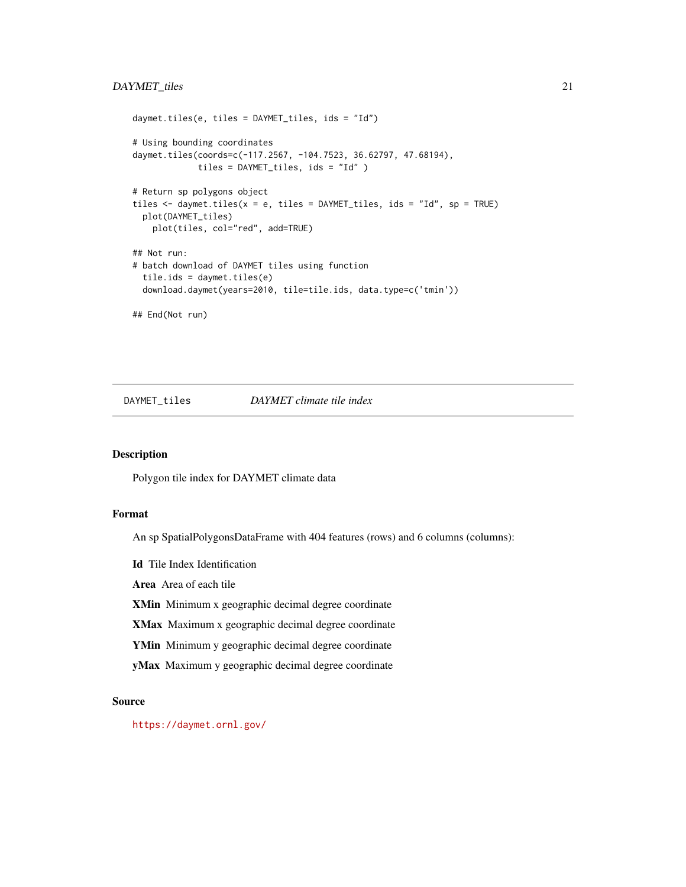```
daymet.tiles(e, tiles = DAYMET_tiles, ids = "Id")

# Using bounding coordinates
daymet.tiles(coords=c(-117.2567, -104.7523, 36.62797, 47.68194),
             tiles = DAYMET_tiles, ids = "Id" )

# Return sp polygons object
tiles <- daymet.tiles(x = e, tiles = DAYMET_tiles, ids = "Id", sp = TRUE)
  plot(DAYMET_tiles)
    plot(tiles, col="red", add=TRUE)

## Not run:
# batch download of DAYMET tiles using function
  tile.ids = daymet.tiles(e)
  download.daymet(years=2010, tile=tile.ids, data.type=c('tmin'))

## End(Not run)
```

---

## DAYMET_tiles — *DAYMET climate tile index*

---

### Description

Polygon tile index for DAYMET climate data

### Format

An sp SpatialPolygonsDataFrame with 404 features (rows) and 6 columns (columns):

**Id** Tile Index Identification

**Area** Area of each tile

**XMin** Minimum x geographic decimal degree coordinate

**XMax** Maximum x geographic decimal degree coordinate

**YMin** Minimum y geographic decimal degree coordinate

**yMax** Maximum y geographic decimal degree coordinate

### Source

https://daymet.ornl.gov/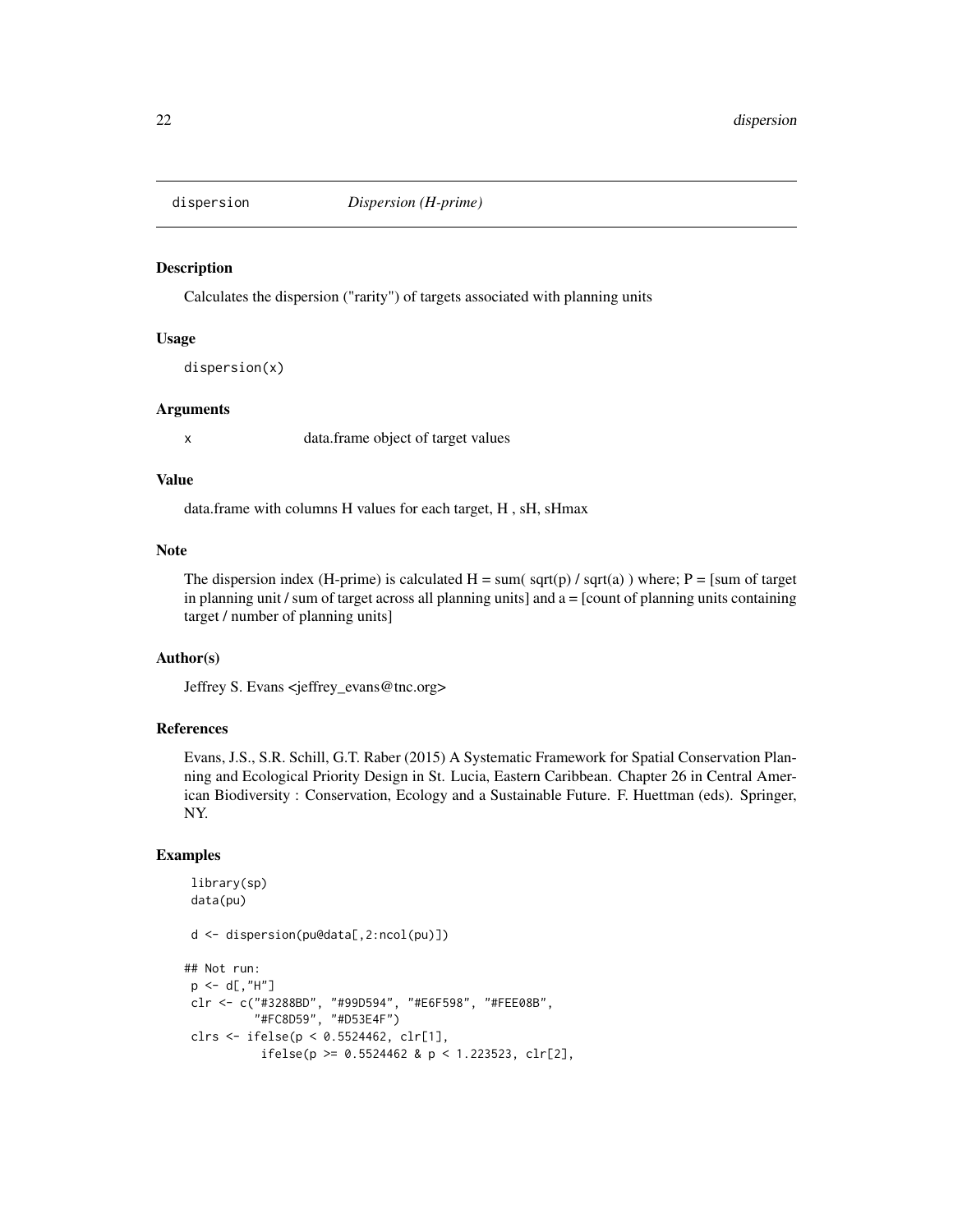dispersion *Dispersion (H-prime)*

## Description

Calculates the dispersion ("rarity") of targets associated with planning units

## Usage

```
dispersion(x)
```

## Arguments

x data.frame object of target values

## Value

data.frame with columns H values for each target, H , sH, sHmax

## Note

The dispersion index (H-prime) is calculated H = sum( sqrt(p) / sqrt(a) ) where; P = [sum of target in planning unit / sum of target across all planning units] and a = [count of planning units containing target / number of planning units]

## Author(s)

Jeffrey S. Evans <jeffrey_evans@tnc.org>

## References

Evans, J.S., S.R. Schill, G.T. Raber (2015) A Systematic Framework for Spatial Conservation Planning and Ecological Priority Design in St. Lucia, Eastern Caribbean. Chapter 26 in Central American Biodiversity : Conservation, Ecology and a Sustainable Future. F. Huettman (eds). Springer, NY.

## Examples

```
 library(sp)
 data(pu)

 d <- dispersion(pu@data[,2:ncol(pu)])

## Not run:
 p <- d[,"H"]
 clr <- c("#3288BD", "#99D594", "#E6F598", "#FEE08B",
          "#FC8D59", "#D53E4F")
 clrs <- ifelse(p < 0.5524462, clr[1],
           ifelse(p >= 0.5524462 & p < 1.223523, clr[2],
```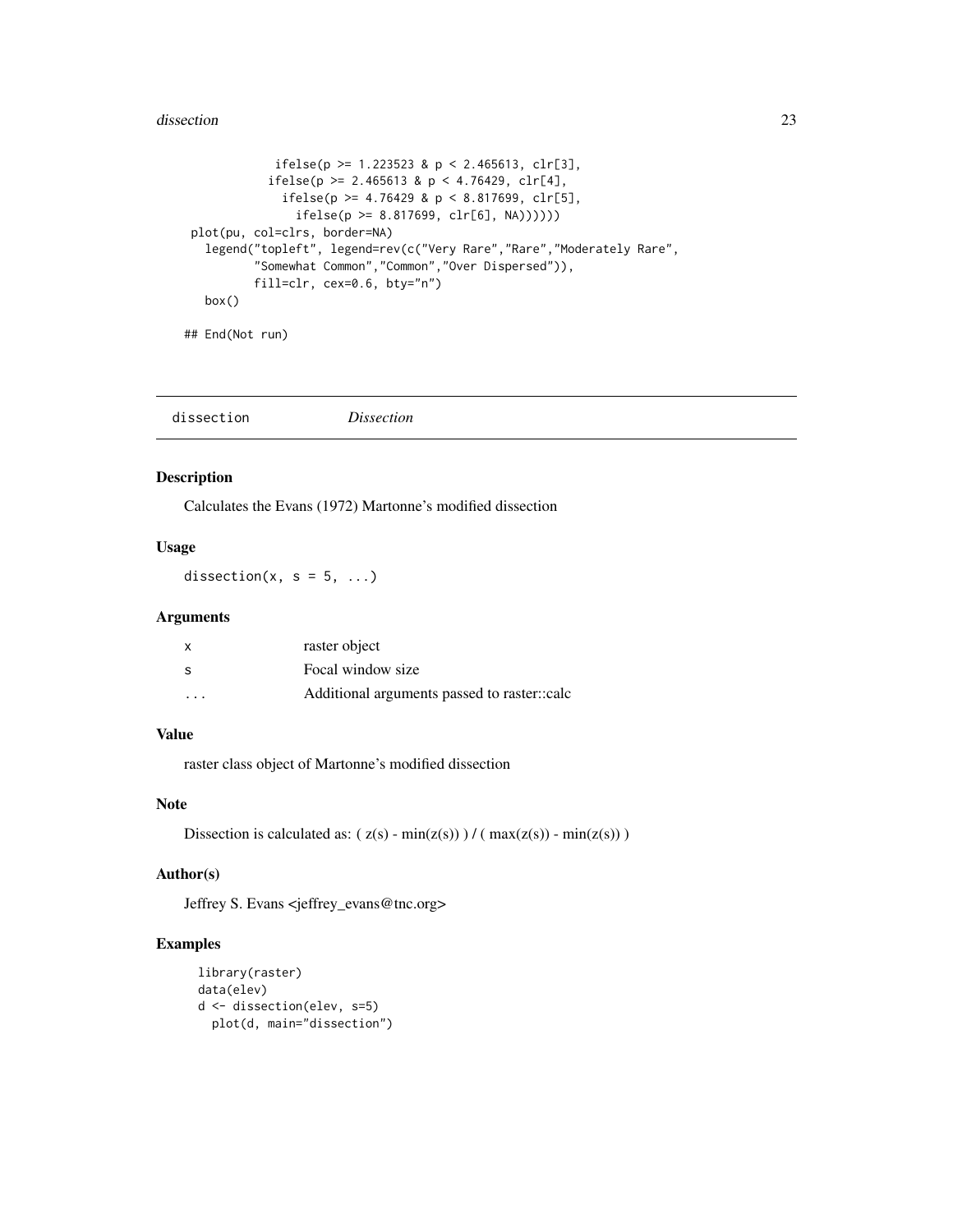```
            ifelse(p >= 1.223523 & p < 2.465613, clr[3],
           ifelse(p >= 2.465613 & p < 4.76429, clr[4],
             ifelse(p >= 4.76429 & p < 8.817699, clr[5],
               ifelse(p >= 8.817699, clr[6], NA))))))
 plot(pu, col=clrs, border=NA)
   legend("topleft", legend=rev(c("Very Rare","Rare","Moderately Rare",
          "Somewhat Common","Common","Over Dispersed")),
          fill=clr, cex=0.6, bty="n")
   box()

## End(Not run)
```

## dissection *Dissection*

### Description

Calculates the Evans (1972) Martonne's modified dissection

### Usage

```
dissection(x, s = 5, ...)
```

### Arguments

| | |
|---|---|
| x | raster object |
| s | Focal window size |
| ... | Additional arguments passed to raster::calc |

### Value

raster class object of Martonne's modified dissection

### Note

Dissection is calculated as: ( z(s) - min(z(s)) ) / ( max(z(s)) - min(z(s)) )

### Author(s)

Jeffrey S. Evans <jeffrey_evans@tnc.org>

### Examples

```
library(raster)
data(elev)
d <- dissection(elev, s=5)
  plot(d, main="dissection")
```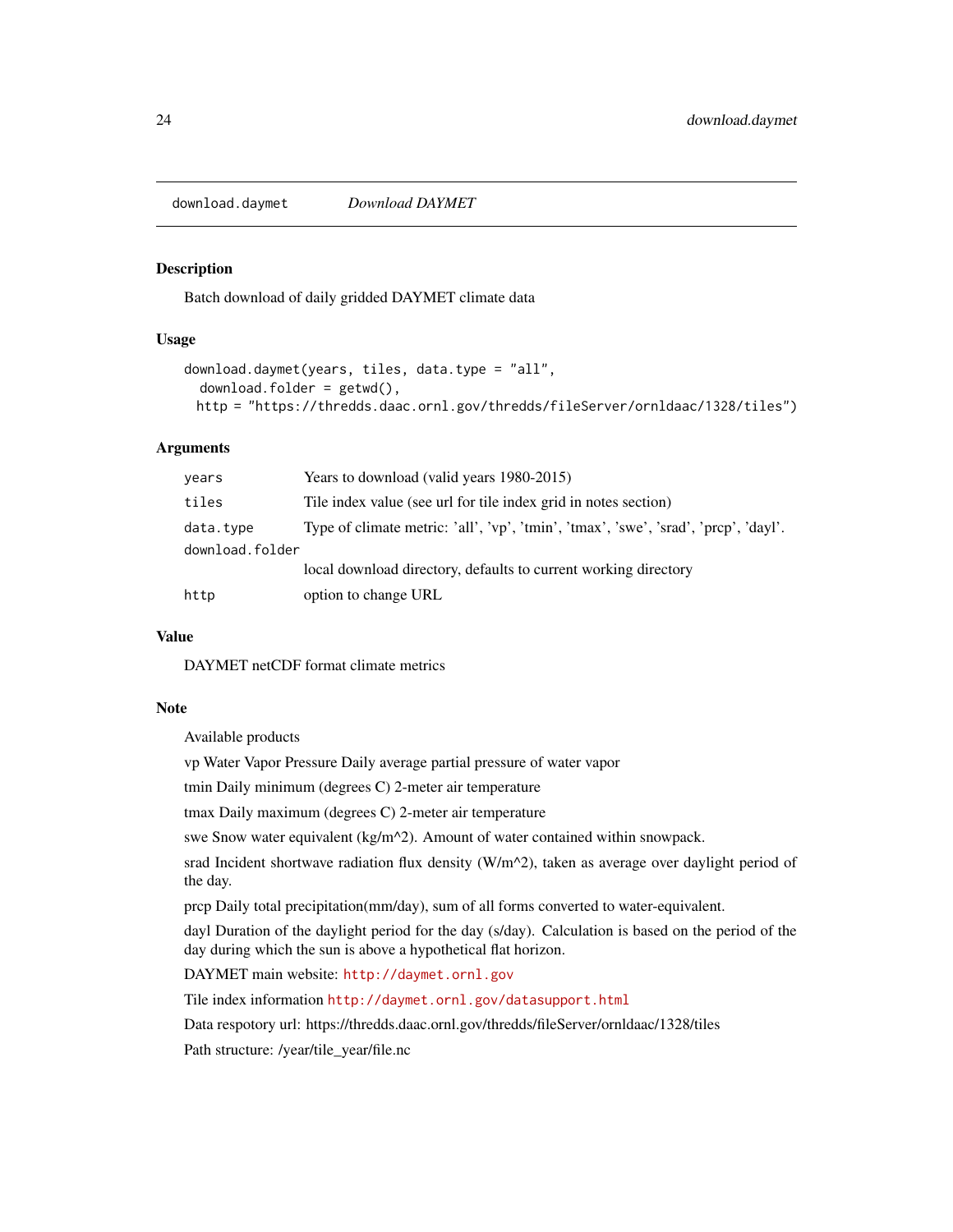download.daymet *Download DAYMET*

## Description

Batch download of daily gridded DAYMET climate data

## Usage

```
download.daymet(years, tiles, data.type = "all",
  download.folder = getwd(),
  http = "https://thredds.daac.ornl.gov/thredds/fileServer/ornldaac/1328/tiles")
```

## Arguments

| | |
|---|---|
| `years` | Years to download (valid years 1980-2015) |
| `tiles` | Tile index value (see url for tile index grid in notes section) |
| `data.type` | Type of climate metric: 'all', 'vp', 'tmin', 'tmax', 'swe', 'srad', 'prcp', 'dayl'. |
| `download.folder` | local download directory, defaults to current working directory |
| `http` | option to change URL |

## Value

DAYMET netCDF format climate metrics

## Note

Available products

vp Water Vapor Pressure Daily average partial pressure of water vapor

tmin Daily minimum (degrees C) 2-meter air temperature

tmax Daily maximum (degrees C) 2-meter air temperature

swe Snow water equivalent (kg/m^2). Amount of water contained within snowpack.

srad Incident shortwave radiation flux density (W/m^2), taken as average over daylight period of the day.

prcp Daily total precipitation(mm/day), sum of all forms converted to water-equivalent.

dayl Duration of the daylight period for the day (s/day). Calculation is based on the period of the day during which the sun is above a hypothetical flat horizon.

DAYMET main website: `http://daymet.ornl.gov`

Tile index information `http://daymet.ornl.gov/datasupport.html`

Data respotory url: https://thredds.daac.ornl.gov/thredds/fileServer/ornldaac/1328/tiles

Path structure: /year/tile_year/file.nc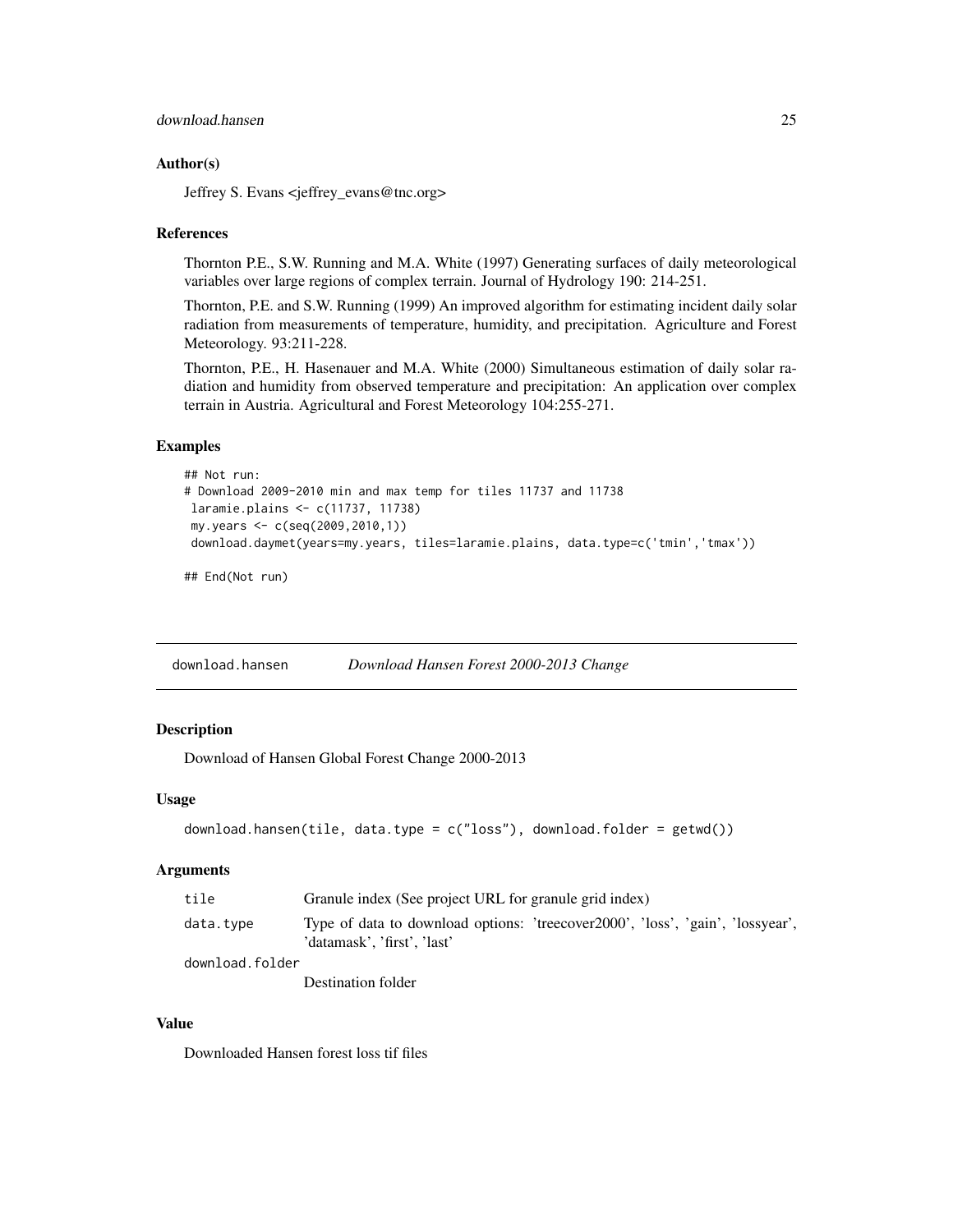### Author(s)

Jeffrey S. Evans <jeffrey_evans@tnc.org>

### References

Thornton P.E., S.W. Running and M.A. White (1997) Generating surfaces of daily meteorological variables over large regions of complex terrain. Journal of Hydrology 190: 214-251.

Thornton, P.E. and S.W. Running (1999) An improved algorithm for estimating incident daily solar radiation from measurements of temperature, humidity, and precipitation. Agriculture and Forest Meteorology. 93:211-228.

Thornton, P.E., H. Hasenauer and M.A. White (2000) Simultaneous estimation of daily solar radiation and humidity from observed temperature and precipitation: An application over complex terrain in Austria. Agricultural and Forest Meteorology 104:255-271.

### Examples

```
## Not run:
# Download 2009-2010 min and max temp for tiles 11737 and 11738
 laramie.plains <- c(11737, 11738)
 my.years <- c(seq(2009,2010,1))
 download.daymet(years=my.years, tiles=laramie.plains, data.type=c('tmin','tmax'))

## End(Not run)
```

---

## download.hansen *Download Hansen Forest 2000-2013 Change*

### Description

Download of Hansen Global Forest Change 2000-2013

### Usage

```
download.hansen(tile, data.type = c("loss"), download.folder = getwd())
```

### Arguments

| | |
|---|---|
| tile | Granule index (See project URL for granule grid index) |
| data.type | Type of data to download options: 'treecover2000', 'loss', 'gain', 'lossyear', 'datamask', 'first', 'last' |
| download.folder | Destination folder |

### Value

Downloaded Hansen forest loss tif files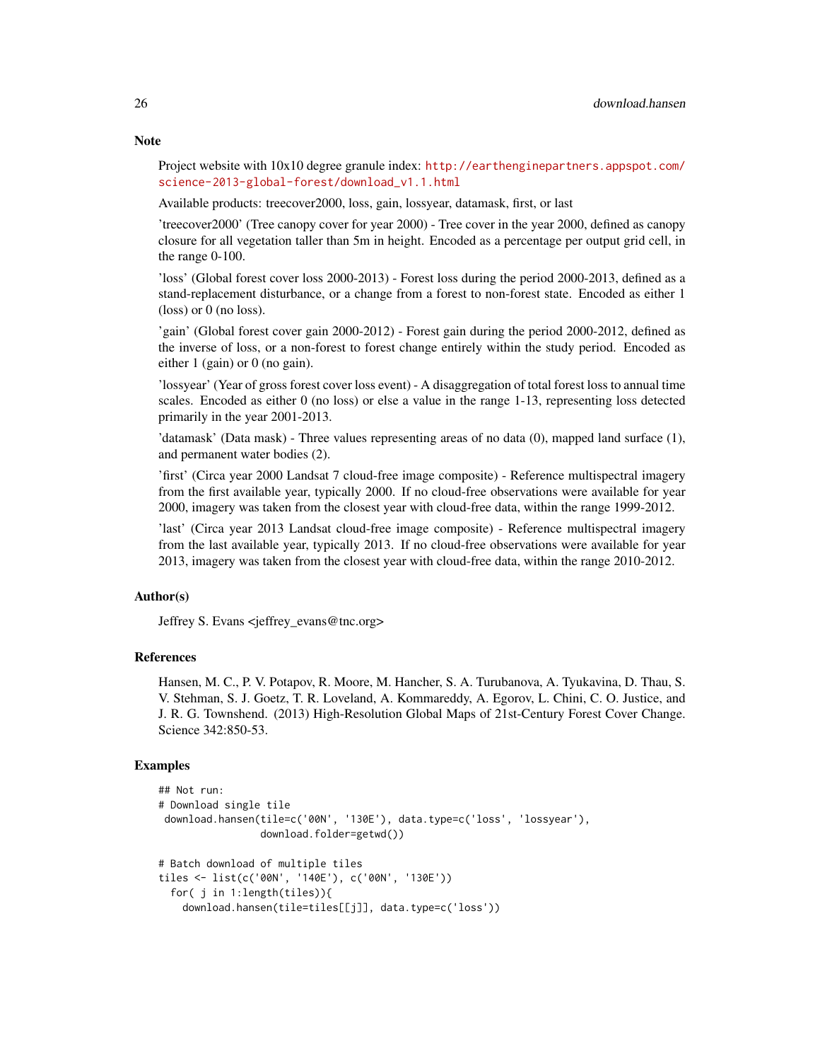## Note

Project website with 10x10 degree granule index: http://earthenginepartners.appspot.com/science-2013-global-forest/download_v1.1.html

Available products: treecover2000, loss, gain, lossyear, datamask, first, or last

'treecover2000' (Tree canopy cover for year 2000) - Tree cover in the year 2000, defined as canopy closure for all vegetation taller than 5m in height. Encoded as a percentage per output grid cell, in the range 0-100.

'loss' (Global forest cover loss 2000-2013) - Forest loss during the period 2000-2013, defined as a stand-replacement disturbance, or a change from a forest to non-forest state. Encoded as either 1 (loss) or 0 (no loss).

'gain' (Global forest cover gain 2000-2012) - Forest gain during the period 2000-2012, defined as the inverse of loss, or a non-forest to forest change entirely within the study period. Encoded as either 1 (gain) or 0 (no gain).

'lossyear' (Year of gross forest cover loss event) - A disaggregation of total forest loss to annual time scales. Encoded as either 0 (no loss) or else a value in the range 1-13, representing loss detected primarily in the year 2001-2013.

'datamask' (Data mask) - Three values representing areas of no data (0), mapped land surface (1), and permanent water bodies (2).

'first' (Circa year 2000 Landsat 7 cloud-free image composite) - Reference multispectral imagery from the first available year, typically 2000. If no cloud-free observations were available for year 2000, imagery was taken from the closest year with cloud-free data, within the range 1999-2012.

'last' (Circa year 2013 Landsat cloud-free image composite) - Reference multispectral imagery from the last available year, typically 2013. If no cloud-free observations were available for year 2013, imagery was taken from the closest year with cloud-free data, within the range 2010-2012.

## Author(s)

Jeffrey S. Evans <jeffrey_evans@tnc.org>

## References

Hansen, M. C., P. V. Potapov, R. Moore, M. Hancher, S. A. Turubanova, A. Tyukavina, D. Thau, S. V. Stehman, S. J. Goetz, T. R. Loveland, A. Kommareddy, A. Egorov, L. Chini, C. O. Justice, and J. R. G. Townshend. (2013) High-Resolution Global Maps of 21st-Century Forest Cover Change. Science 342:850-53.

## Examples

```
## Not run:
# Download single tile
 download.hansen(tile=c('00N', '130E'), data.type=c('loss', 'lossyear'),
                 download.folder=getwd())

# Batch download of multiple tiles
tiles <- list(c('00N', '140E'), c('00N', '130E'))
  for( j in 1:length(tiles)){
    download.hansen(tile=tiles[[j]], data.type=c('loss'))
```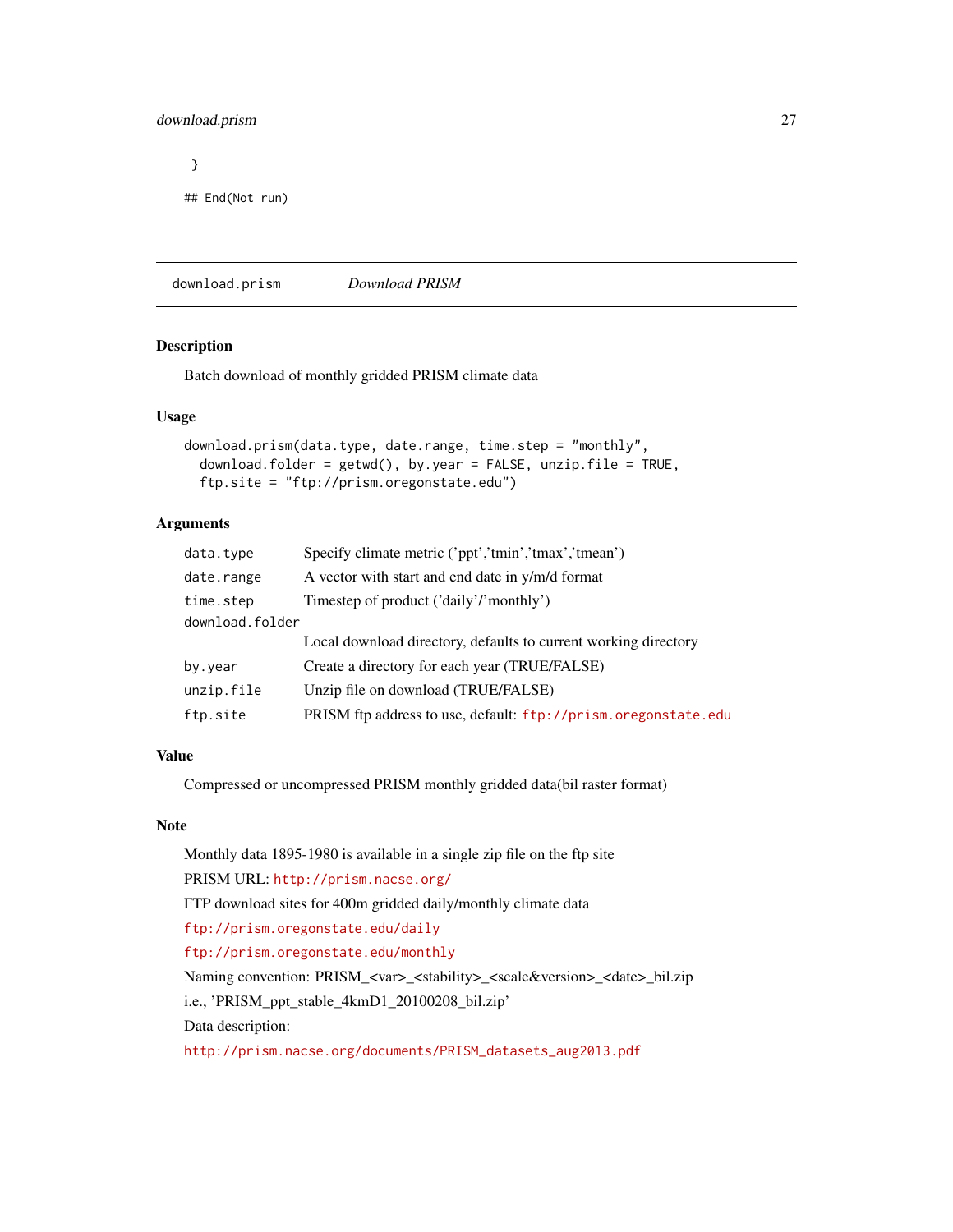```
}

## End(Not run)
```

---

download.prism *Download PRISM*

## Description

Batch download of monthly gridded PRISM climate data

## Usage

```
download.prism(data.type, date.range, time.step = "monthly",
  download.folder = getwd(), by.year = FALSE, unzip.file = TRUE,
  ftp.site = "ftp://prism.oregonstate.edu")
```

## Arguments

| | |
|---|---|
| data.type | Specify climate metric ('ppt','tmin','tmax','tmean') |
| date.range | A vector with start and end date in y/m/d format |
| time.step | Timestep of product ('daily'/'monthly') |
| download.folder | Local download directory, defaults to current working directory |
| by.year | Create a directory for each year (TRUE/FALSE) |
| unzip.file | Unzip file on download (TRUE/FALSE) |
| ftp.site | PRISM ftp address to use, default: ftp://prism.oregonstate.edu |

## Value

Compressed or uncompressed PRISM monthly gridded data(bil raster format)

## Note

Monthly data 1895-1980 is available in a single zip file on the ftp site

PRISM URL: http://prism.nacse.org/

FTP download sites for 400m gridded daily/monthly climate data

ftp://prism.oregonstate.edu/daily

ftp://prism.oregonstate.edu/monthly

Naming convention: PRISM_<var>_<stability>_<scale&version>_<date>_bil.zip

i.e., 'PRISM_ppt_stable_4kmD1_20100208_bil.zip'

Data description:

http://prism.nacse.org/documents/PRISM_datasets_aug2013.pdf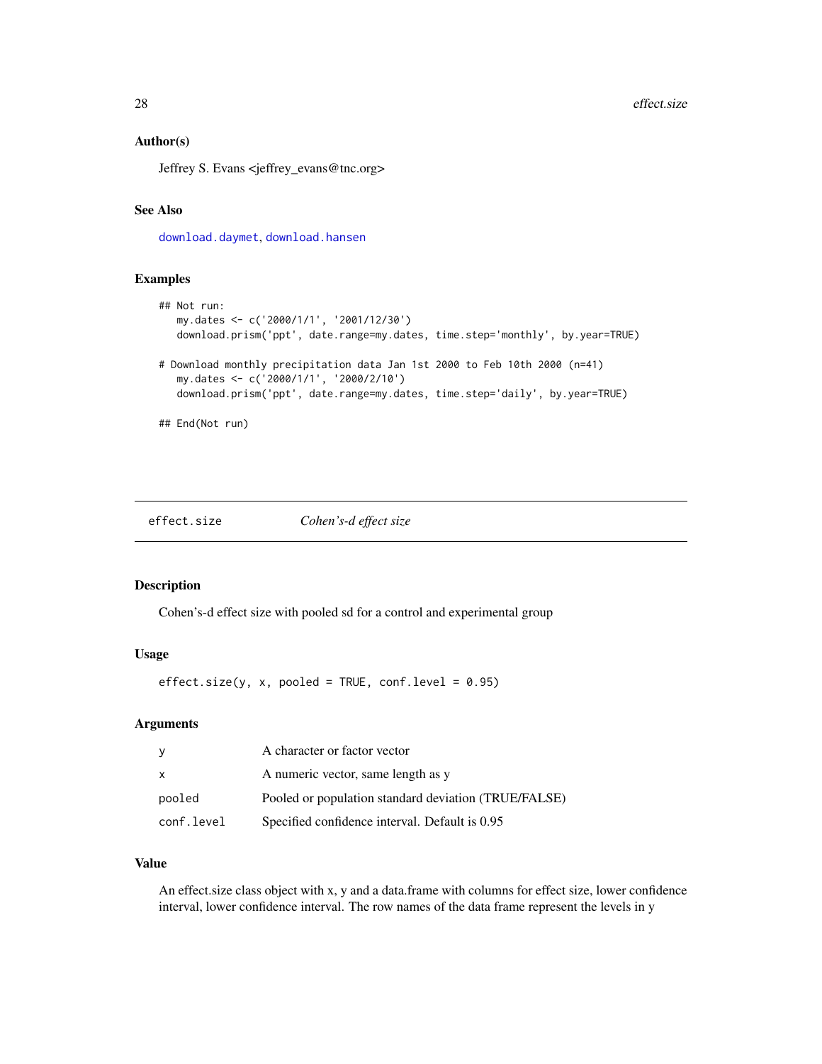### Author(s)

Jeffrey S. Evans <jeffrey_evans@tnc.org>

### See Also

download.daymet, download.hansen

### Examples

```
## Not run:
   my.dates <- c('2000/1/1', '2001/12/30')
   download.prism('ppt', date.range=my.dates, time.step='monthly', by.year=TRUE)

# Download monthly precipitation data Jan 1st 2000 to Feb 10th 2000 (n=41)
   my.dates <- c('2000/1/1', '2000/2/10')
   download.prism('ppt', date.range=my.dates, time.step='daily', by.year=TRUE)

## End(Not run)
```

---

## effect.size    *Cohen's-d effect size*

---

### Description

Cohen's-d effect size with pooled sd for a control and experimental group

### Usage

```
effect.size(y, x, pooled = TRUE, conf.level = 0.95)
```

### Arguments

| | |
|---|---|
| y | A character or factor vector |
| x | A numeric vector, same length as y |
| pooled | Pooled or population standard deviation (TRUE/FALSE) |
| conf.level | Specified confidence interval. Default is 0.95 |

### Value

An effect.size class object with x, y and a data.frame with columns for effect size, lower confidence interval, lower confidence interval. The row names of the data frame represent the levels in y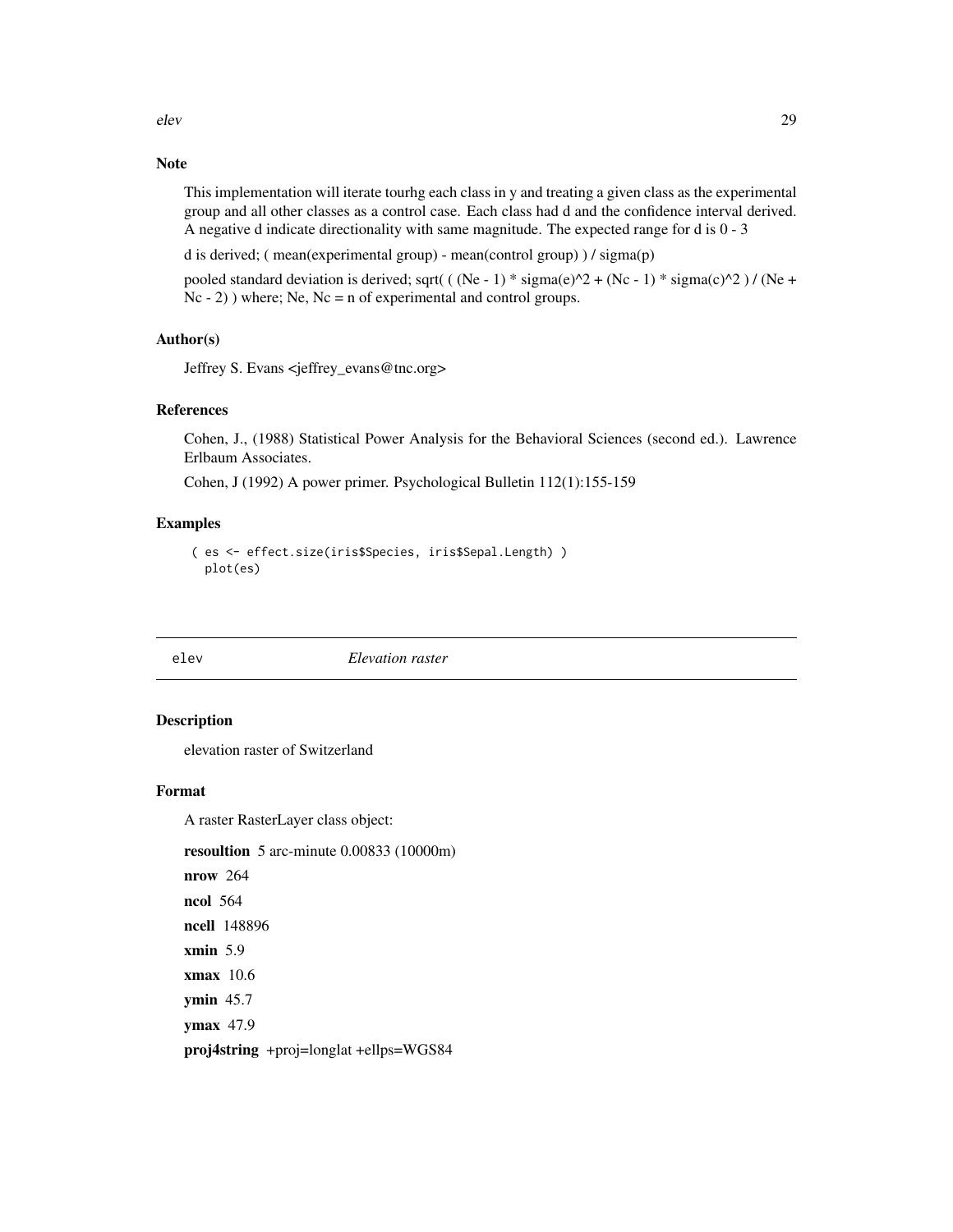### Note

This implementation will iterate tourhg each class in y and treating a given class as the experimental group and all other classes as a control case. Each class had d and the confidence interval derived. A negative d indicate directionality with same magnitude. The expected range for d is 0 - 3

d is derived; ( mean(experimental group) - mean(control group) ) / sigma(p)

pooled standard deviation is derived; sqrt( ( (Ne - 1) * sigma(e)^2 + (Nc - 1) * sigma(c)^2 ) / (Ne + Nc - 2) ) where; Ne, Nc = n of experimental and control groups.

### Author(s)

Jeffrey S. Evans <jeffrey_evans@tnc.org>

### References

Cohen, J., (1988) Statistical Power Analysis for the Behavioral Sciences (second ed.). Lawrence Erlbaum Associates.

Cohen, J (1992) A power primer. Psychological Bulletin 112(1):155-159

### Examples

```
( es <- effect.size(iris$Species, iris$Sepal.Length) )
  plot(es)
```

---

## elev — *Elevation raster*

### Description

elevation raster of Switzerland

### Format

A raster RasterLayer class object:

**resoultion** 5 arc-minute 0.00833 (10000m)

**nrow** 264

**ncol** 564

**ncell** 148896

**xmin** 5.9

**xmax** 10.6

**ymin** 45.7

**ymax** 47.9

**proj4string** +proj=longlat +ellps=WGS84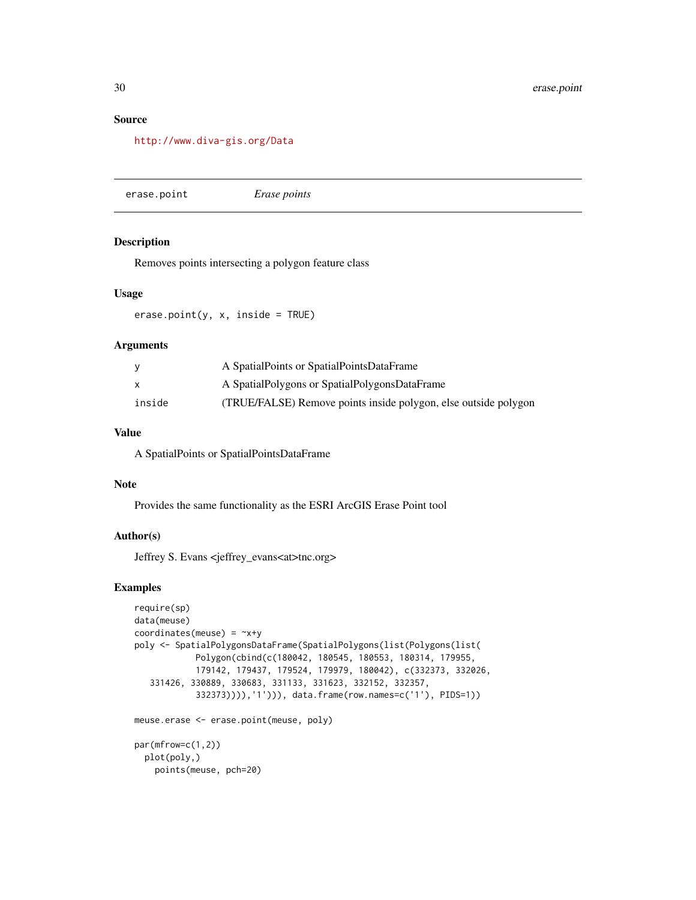### Source

http://www.diva-gis.org/Data

---

## erase.point *Erase points*

### Description

Removes points intersecting a polygon feature class

### Usage

```
erase.point(y, x, inside = TRUE)
```

### Arguments

| | |
|---|---|
| y | A SpatialPoints or SpatialPointsDataFrame |
| x | A SpatialPolygons or SpatialPolygonsDataFrame |
| inside | (TRUE/FALSE) Remove points inside polygon, else outside polygon |

### Value

A SpatialPoints or SpatialPointsDataFrame

### Note

Provides the same functionality as the ESRI ArcGIS Erase Point tool

### Author(s)

Jeffrey S. Evans <jeffrey_evans<at>tnc.org>

### Examples

```
require(sp)
data(meuse)
coordinates(meuse) = ~x+y
poly <- SpatialPolygonsDataFrame(SpatialPolygons(list(Polygons(list(
            Polygon(cbind(c(180042, 180545, 180553, 180314, 179955,
            179142, 179437, 179524, 179979, 180042), c(332373, 332026,
   331426, 330889, 330683, 331133, 331623, 332152, 332357,
            332373)))),'1'))), data.frame(row.names=c('1'), PIDS=1))

meuse.erase <- erase.point(meuse, poly)

par(mfrow=c(1,2))
  plot(poly,)
    points(meuse, pch=20)
```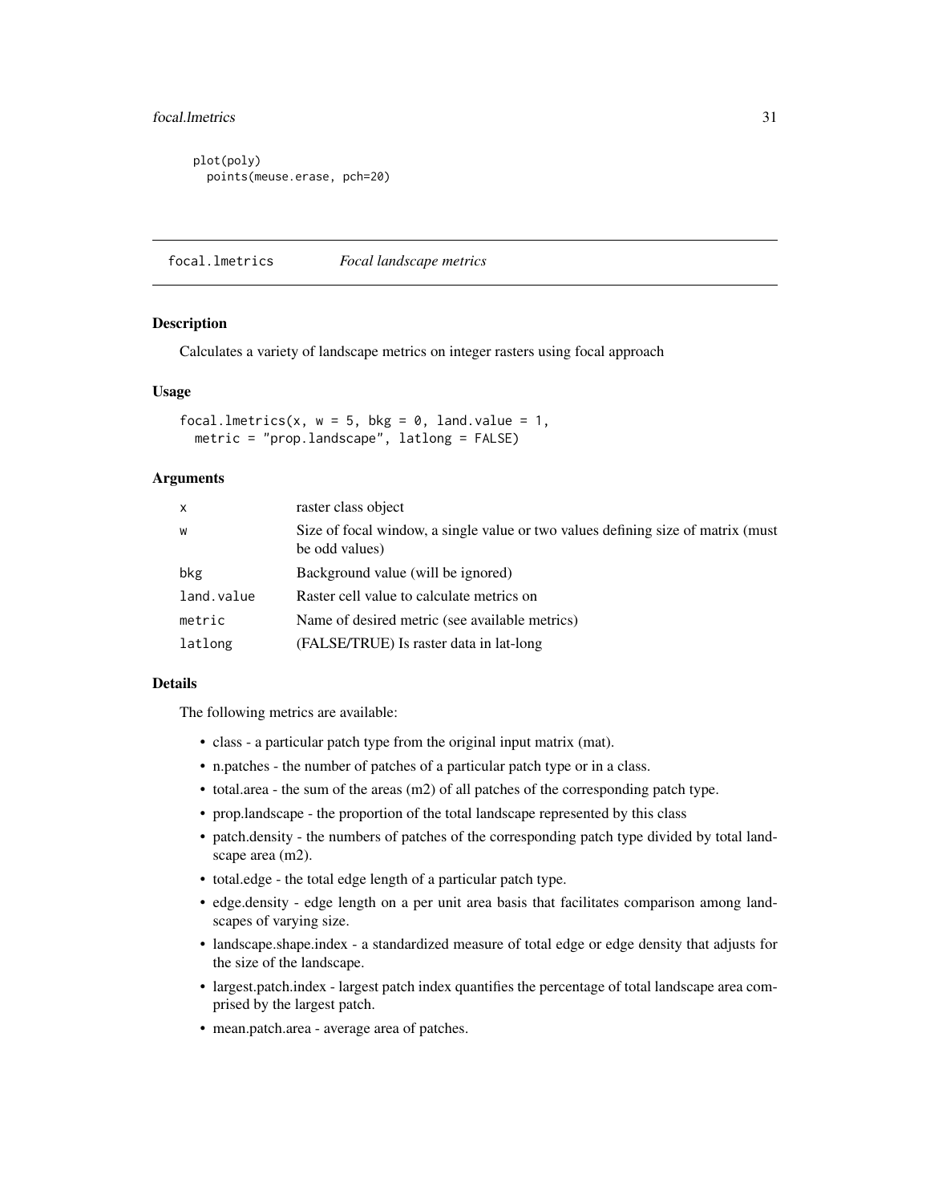```
plot(poly)
  points(meuse.erase, pch=20)
```

## focal.lmetrics *Focal landscape metrics*

### Description

Calculates a variety of landscape metrics on integer rasters using focal approach

### Usage

```
focal.lmetrics(x, w = 5, bkg = 0, land.value = 1,
  metric = "prop.landscape", latlong = FALSE)
```

### Arguments

| | |
|---|---|
| x | raster class object |
| w | Size of focal window, a single value or two values defining size of matrix (must be odd values) |
| bkg | Background value (will be ignored) |
| land.value | Raster cell value to calculate metrics on |
| metric | Name of desired metric (see available metrics) |
| latlong | (FALSE/TRUE) Is raster data in lat-long |

### Details

The following metrics are available:

- class - a particular patch type from the original input matrix (mat).
- n.patches - the number of patches of a particular patch type or in a class.
- total.area - the sum of the areas (m2) of all patches of the corresponding patch type.
- prop.landscape - the proportion of the total landscape represented by this class
- patch.density - the numbers of patches of the corresponding patch type divided by total landscape area (m2).
- total.edge - the total edge length of a particular patch type.
- edge.density - edge length on a per unit area basis that facilitates comparison among landscapes of varying size.
- landscape.shape.index - a standardized measure of total edge or edge density that adjusts for the size of the landscape.
- largest.patch.index - largest patch index quantifies the percentage of total landscape area comprised by the largest patch.
- mean.patch.area - average area of patches.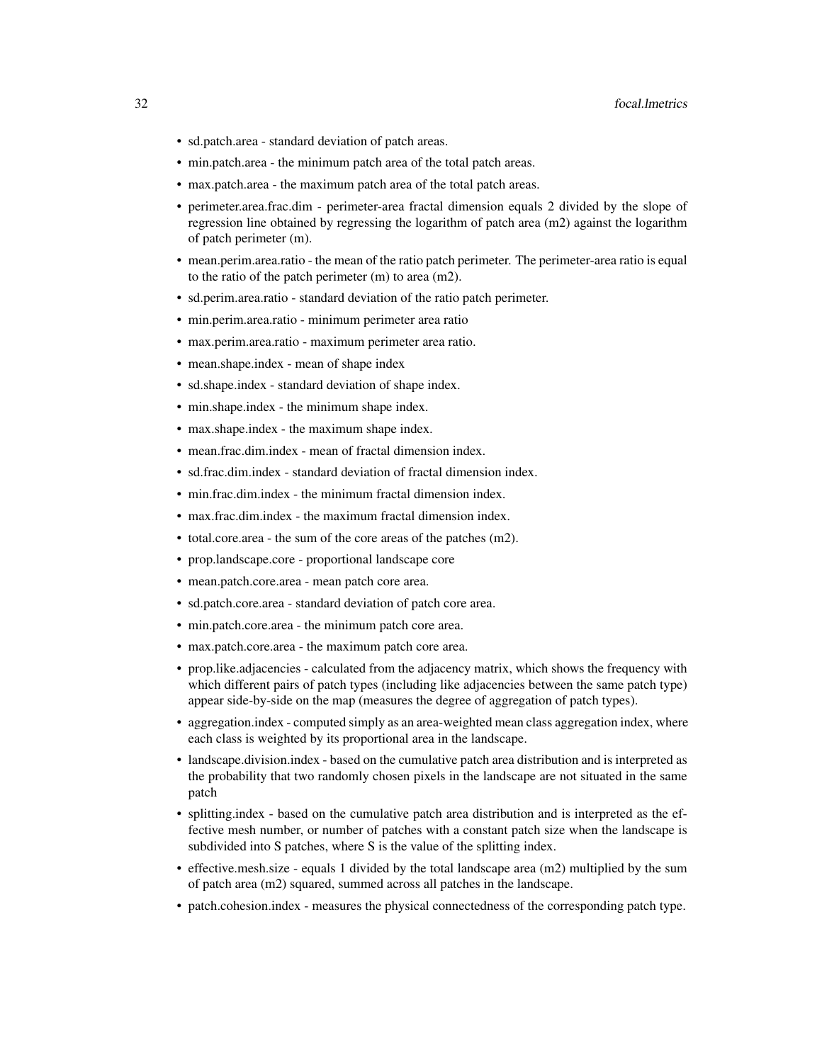- sd.patch.area - standard deviation of patch areas.
- min.patch.area - the minimum patch area of the total patch areas.
- max.patch.area - the maximum patch area of the total patch areas.
- perimeter.area.frac.dim - perimeter-area fractal dimension equals 2 divided by the slope of regression line obtained by regressing the logarithm of patch area (m2) against the logarithm of patch perimeter (m).
- mean.perim.area.ratio - the mean of the ratio patch perimeter. The perimeter-area ratio is equal to the ratio of the patch perimeter (m) to area (m2).
- sd.perim.area.ratio - standard deviation of the ratio patch perimeter.
- min.perim.area.ratio - minimum perimeter area ratio
- max.perim.area.ratio - maximum perimeter area ratio.
- mean.shape.index - mean of shape index
- sd.shape.index - standard deviation of shape index.
- min.shape.index - the minimum shape index.
- max.shape.index - the maximum shape index.
- mean.frac.dim.index - mean of fractal dimension index.
- sd.frac.dim.index - standard deviation of fractal dimension index.
- min.frac.dim.index - the minimum fractal dimension index.
- max.frac.dim.index - the maximum fractal dimension index.
- total.core.area - the sum of the core areas of the patches (m2).
- prop.landscape.core - proportional landscape core
- mean.patch.core.area - mean patch core area.
- sd.patch.core.area - standard deviation of patch core area.
- min.patch.core.area - the minimum patch core area.
- max.patch.core.area - the maximum patch core area.
- prop.like.adjacencies - calculated from the adjacency matrix, which shows the frequency with which different pairs of patch types (including like adjacencies between the same patch type) appear side-by-side on the map (measures the degree of aggregation of patch types).
- aggregation.index - computed simply as an area-weighted mean class aggregation index, where each class is weighted by its proportional area in the landscape.
- landscape.division.index - based on the cumulative patch area distribution and is interpreted as the probability that two randomly chosen pixels in the landscape are not situated in the same patch
- splitting.index - based on the cumulative patch area distribution and is interpreted as the effective mesh number, or number of patches with a constant patch size when the landscape is subdivided into S patches, where S is the value of the splitting index.
- effective.mesh.size - equals 1 divided by the total landscape area (m2) multiplied by the sum of patch area (m2) squared, summed across all patches in the landscape.
- patch.cohesion.index - measures the physical connectedness of the corresponding patch type.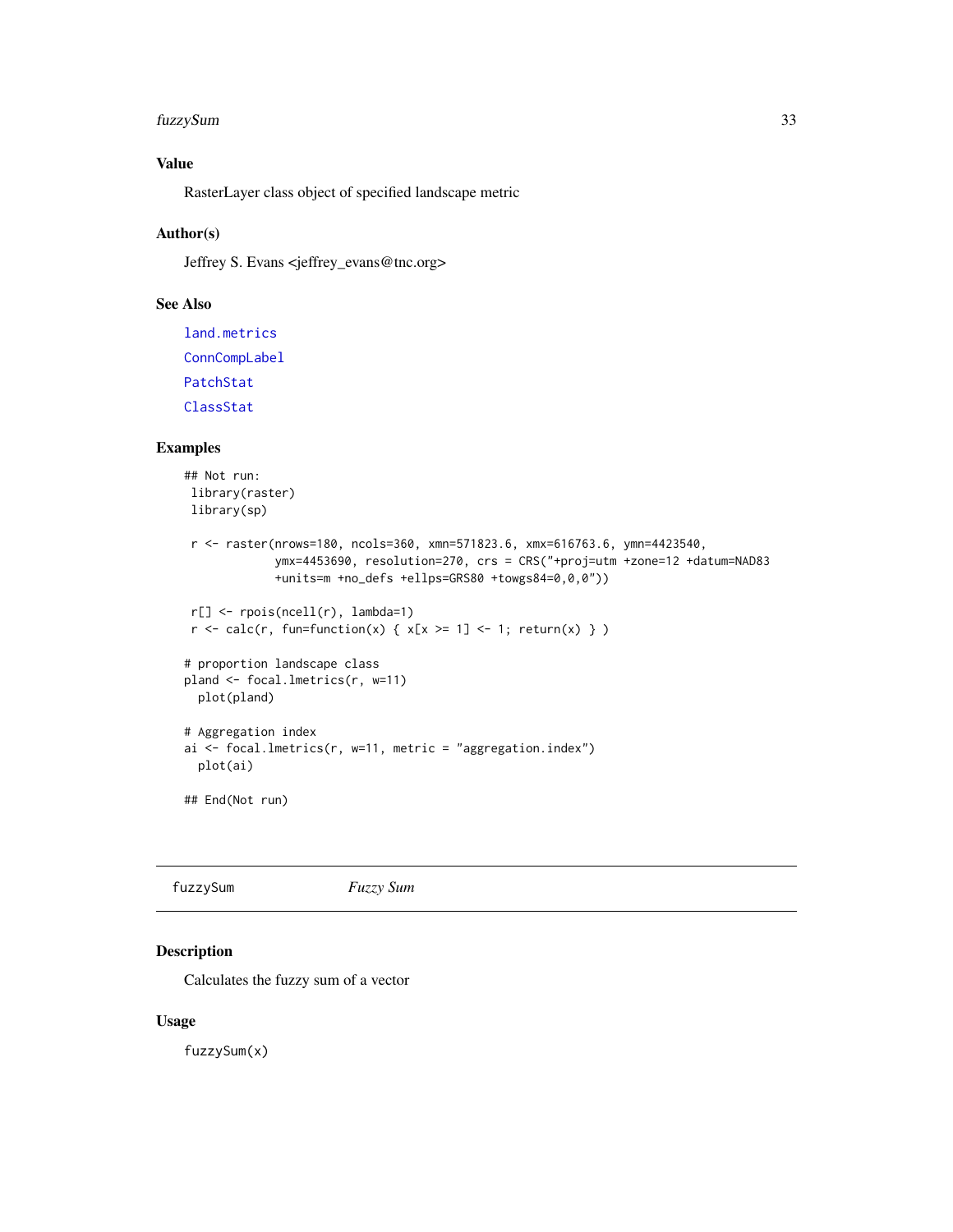## Value

RasterLayer class object of specified landscape metric

## Author(s)

Jeffrey S. Evans <jeffrey_evans@tnc.org>

## See Also

land.metrics

ConnCompLabel

PatchStat

ClassStat

## Examples

```
## Not run:
 library(raster)
 library(sp)

 r <- raster(nrows=180, ncols=360, xmn=571823.6, xmx=616763.6, ymn=4423540,
             ymx=4453690, resolution=270, crs = CRS("+proj=utm +zone=12 +datum=NAD83
             +units=m +no_defs +ellps=GRS80 +towgs84=0,0,0"))

 r[] <- rpois(ncell(r), lambda=1)
 r <- calc(r, fun=function(x) { x[x >= 1] <- 1; return(x) } )

# proportion landscape class
pland <- focal.lmetrics(r, w=11)
  plot(pland)

# Aggregation index
ai <- focal.lmetrics(r, w=11, metric = "aggregation.index")
  plot(ai)

## End(Not run)
```

---

# fuzzySum *Fuzzy Sum*

## Description

Calculates the fuzzy sum of a vector

## Usage

```
fuzzySum(x)
```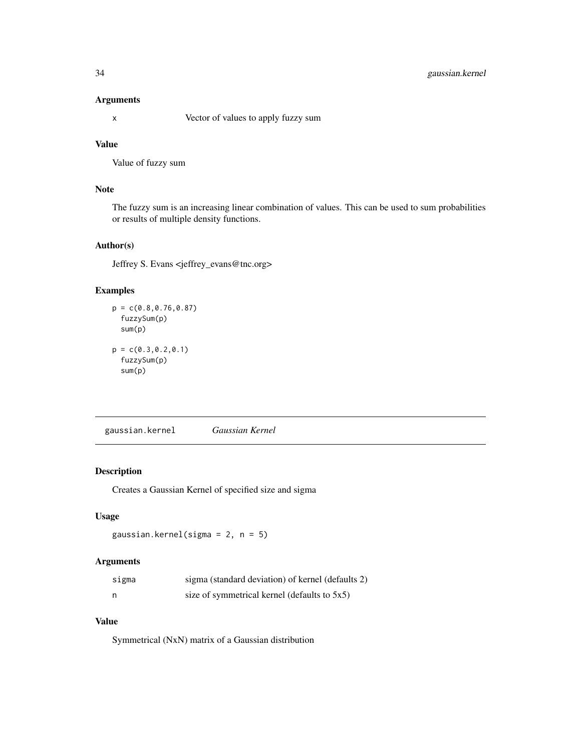### Arguments

| | |
|---|---|
| x | Vector of values to apply fuzzy sum |

### Value

Value of fuzzy sum

### Note

The fuzzy sum is an increasing linear combination of values. This can be used to sum probabilities or results of multiple density functions.

### Author(s)

Jeffrey S. Evans <jeffrey_evans@tnc.org>

### Examples

```
p = c(0.8,0.76,0.87)
  fuzzySum(p)
  sum(p)

p = c(0.3,0.2,0.1)
  fuzzySum(p)
  sum(p)
```

---

## gaussian.kernel *Gaussian Kernel*

---

### Description

Creates a Gaussian Kernel of specified size and sigma

### Usage

```
gaussian.kernel(sigma = 2, n = 5)
```

### Arguments

| | |
|---|---|
| sigma | sigma (standard deviation) of kernel (defaults 2) |
| n | size of symmetrical kernel (defaults to 5x5) |

### Value

Symmetrical (NxN) matrix of a Gaussian distribution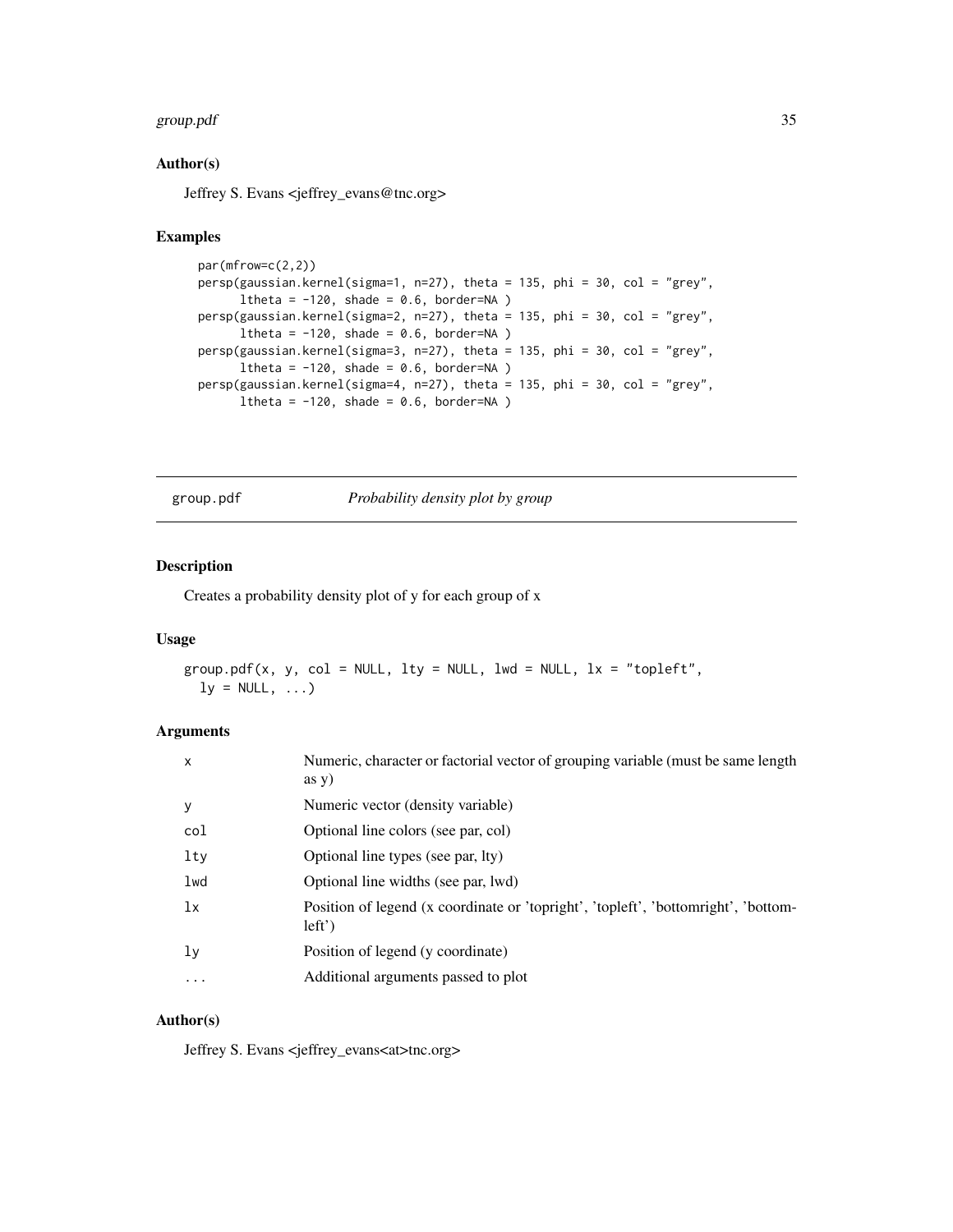### Author(s)

Jeffrey S. Evans <jeffrey_evans@tnc.org>

### Examples

```
par(mfrow=c(2,2))
persp(gaussian.kernel(sigma=1, n=27), theta = 135, phi = 30, col = "grey",
      ltheta = -120, shade = 0.6, border=NA )
persp(gaussian.kernel(sigma=2, n=27), theta = 135, phi = 30, col = "grey",
      ltheta = -120, shade = 0.6, border=NA )
persp(gaussian.kernel(sigma=3, n=27), theta = 135, phi = 30, col = "grey",
      ltheta = -120, shade = 0.6, border=NA )
persp(gaussian.kernel(sigma=4, n=27), theta = 135, phi = 30, col = "grey",
      ltheta = -120, shade = 0.6, border=NA )
```

---

## group.pdf *Probability density plot by group*

### Description

Creates a probability density plot of y for each group of x

### Usage

```
group.pdf(x, y, col = NULL, lty = NULL, lwd = NULL, lx = "topleft",
  ly = NULL, ...)
```

### Arguments

| | |
|---|---|
| x | Numeric, character or factorial vector of grouping variable (must be same length as y) |
| y | Numeric vector (density variable) |
| col | Optional line colors (see par, col) |
| lty | Optional line types (see par, lty) |
| lwd | Optional line widths (see par, lwd) |
| lx | Position of legend (x coordinate or 'topright', 'topleft', 'bottomright', 'bottomleft') |
| ly | Position of legend (y coordinate) |
| ... | Additional arguments passed to plot |

### Author(s)

Jeffrey S. Evans <jeffrey_evans<at>tnc.org>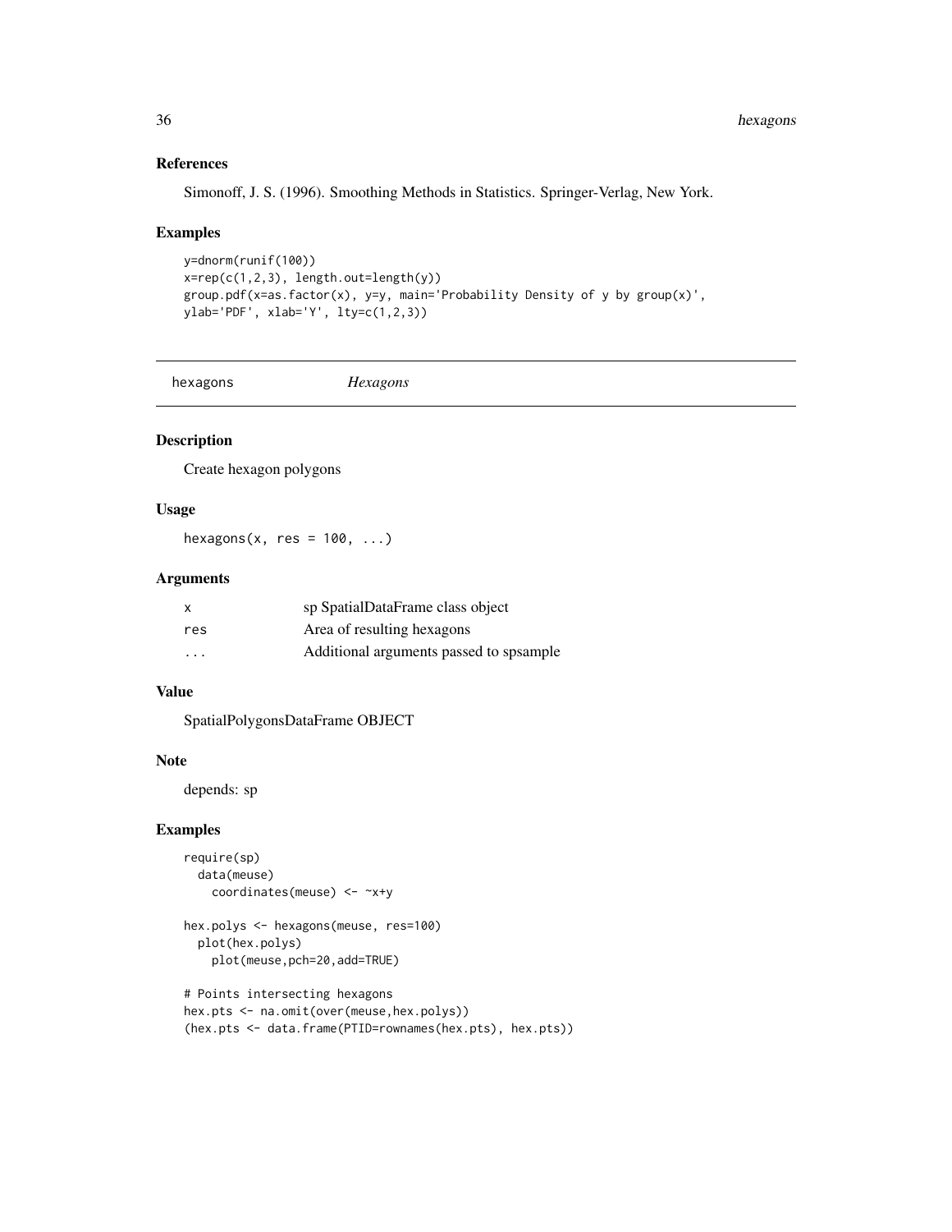### References

Simonoff, J. S. (1996). Smoothing Methods in Statistics. Springer-Verlag, New York.

### Examples

```
y=dnorm(runif(100))
x=rep(c(1,2,3), length.out=length(y))
group.pdf(x=as.factor(x), y=y, main='Probability Density of y by group(x)',
ylab='PDF', xlab='Y', lty=c(1,2,3))
```

---

## hexagons *Hexagons*

---

### Description

Create hexagon polygons

### Usage

```
hexagons(x, res = 100, ...)
```

### Arguments

| | |
|---|---|
| x | sp SpatialDataFrame class object |
| res | Area of resulting hexagons |
| ... | Additional arguments passed to spsample |

### Value

SpatialPolygonsDataFrame OBJECT

### Note

depends: sp

### Examples

```
require(sp)
  data(meuse)
    coordinates(meuse) <- ~x+y

hex.polys <- hexagons(meuse, res=100)
  plot(hex.polys)
    plot(meuse,pch=20,add=TRUE)

# Points intersecting hexagons
hex.pts <- na.omit(over(meuse,hex.polys))
(hex.pts <- data.frame(PTID=rownames(hex.pts), hex.pts))
```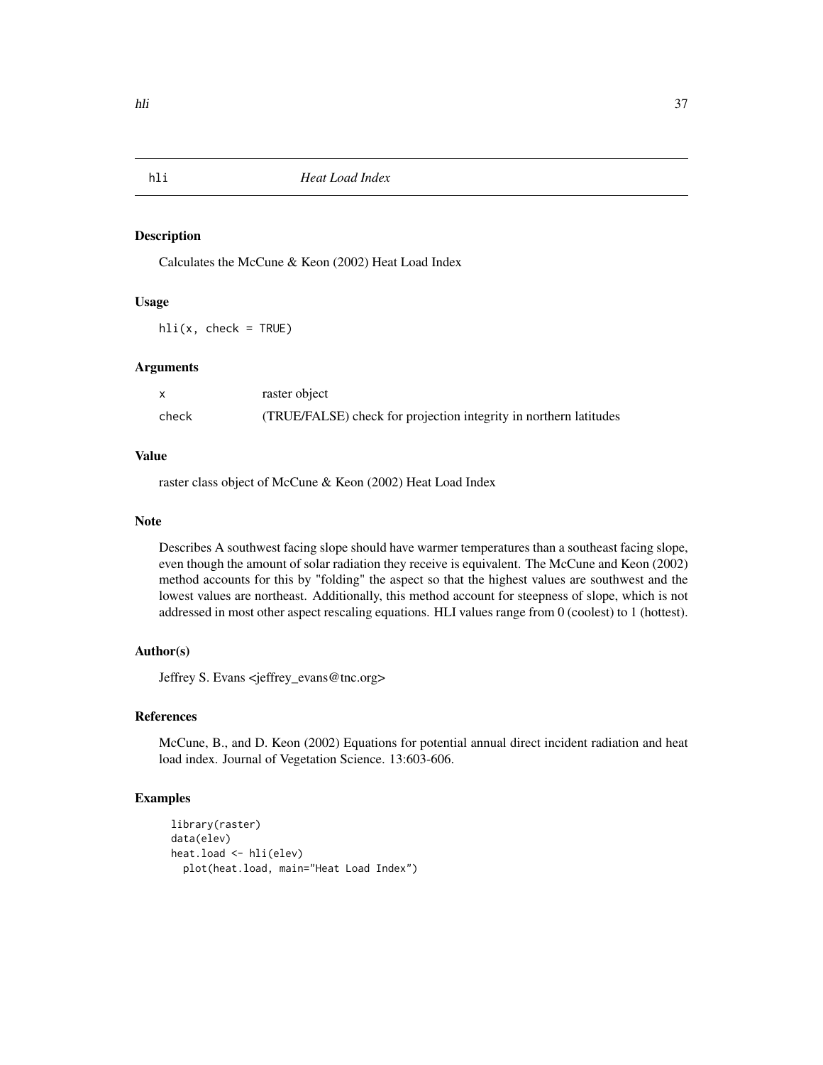## hli *Heat Load Index*

### Description

Calculates the McCune & Keon (2002) Heat Load Index

### Usage

```
hli(x, check = TRUE)
```

### Arguments

| | |
|---|---|
| x | raster object |
| check | (TRUE/FALSE) check for projection integrity in northern latitudes |

### Value

raster class object of McCune & Keon (2002) Heat Load Index

### Note

Describes A southwest facing slope should have warmer temperatures than a southeast facing slope, even though the amount of solar radiation they receive is equivalent. The McCune and Keon (2002) method accounts for this by "folding" the aspect so that the highest values are southwest and the lowest values are northeast. Additionally, this method account for steepness of slope, which is not addressed in most other aspect rescaling equations. HLI values range from 0 (coolest) to 1 (hottest).

### Author(s)

Jeffrey S. Evans <jeffrey_evans@tnc.org>

### References

McCune, B., and D. Keon (2002) Equations for potential annual direct incident radiation and heat load index. Journal of Vegetation Science. 13:603-606.

### Examples

```
library(raster)
data(elev)
heat.load <- hli(elev)
  plot(heat.load, main="Heat Load Index")
```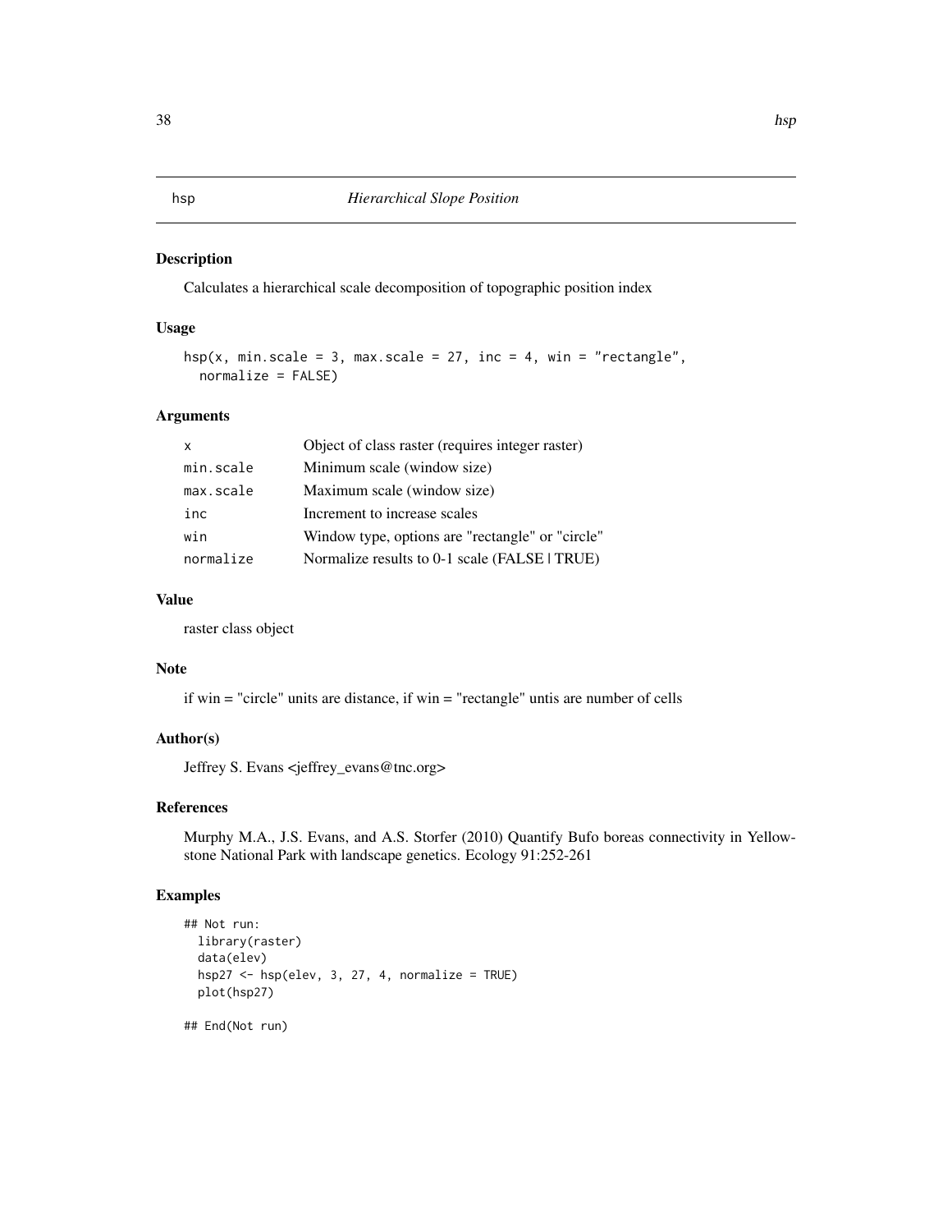# hsp — *Hierarchical Slope Position*

## Description

Calculates a hierarchical scale decomposition of topographic position index

## Usage

```
hsp(x, min.scale = 3, max.scale = 27, inc = 4, win = "rectangle",
  normalize = FALSE)
```

## Arguments

| | |
|---|---|
| x | Object of class raster (requires integer raster) |
| min.scale | Minimum scale (window size) |
| max.scale | Maximum scale (window size) |
| inc | Increment to increase scales |
| win | Window type, options are "rectangle" or "circle" |
| normalize | Normalize results to 0-1 scale (FALSE \| TRUE) |

## Value

raster class object

## Note

if win = "circle" units are distance, if win = "rectangle" untis are number of cells

## Author(s)

Jeffrey S. Evans <jeffrey_evans@tnc.org>

## References

Murphy M.A., J.S. Evans, and A.S. Storfer (2010) Quantify Bufo boreas connectivity in Yellowstone National Park with landscape genetics. Ecology 91:252-261

## Examples

```
## Not run:
  library(raster)
  data(elev)
  hsp27 <- hsp(elev, 3, 27, 4, normalize = TRUE)
  plot(hsp27)

## End(Not run)
```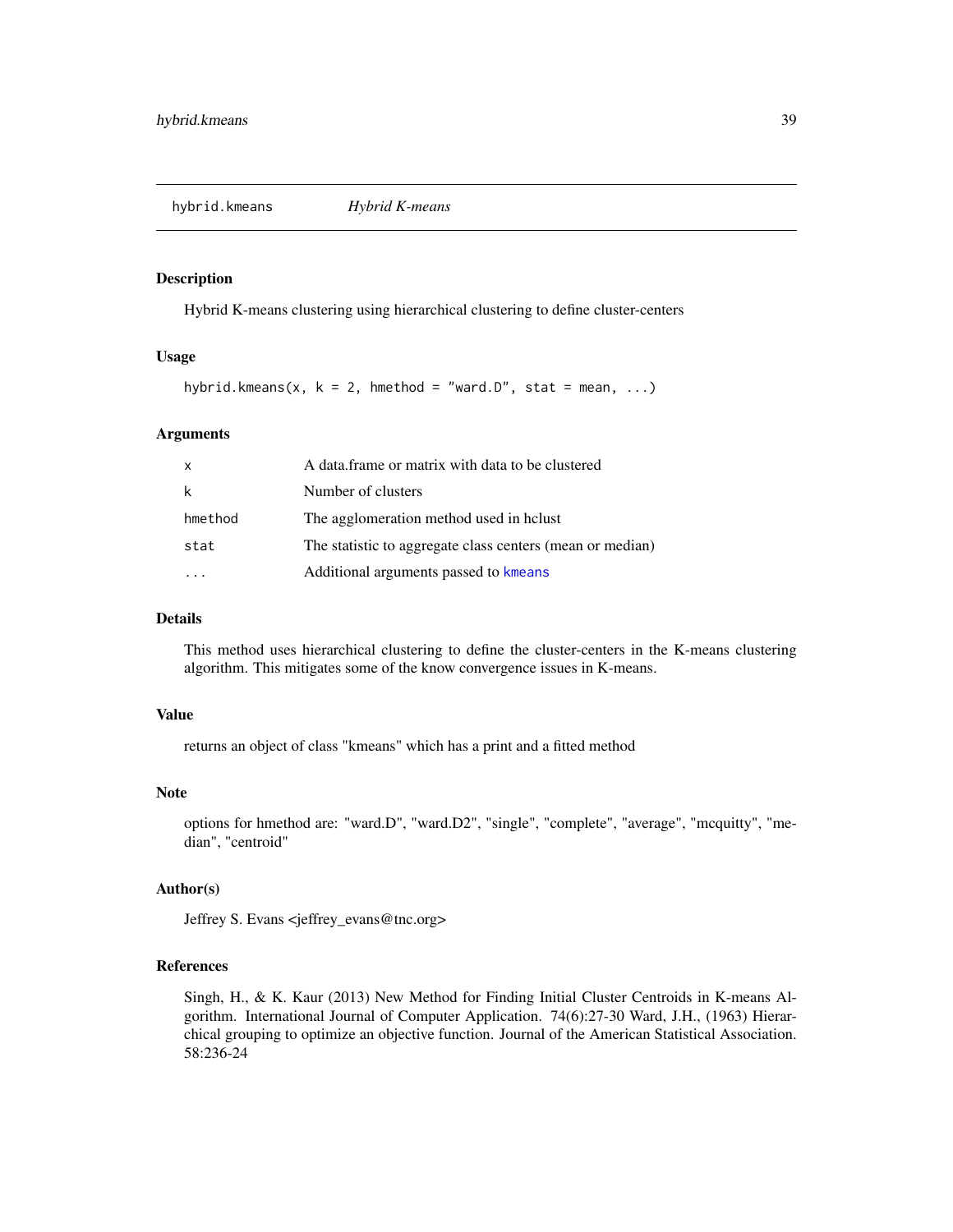## hybrid.kmeans *Hybrid K-means*

### Description

Hybrid K-means clustering using hierarchical clustering to define cluster-centers

### Usage

```
hybrid.kmeans(x, k = 2, hmethod = "ward.D", stat = mean, ...)
```

### Arguments

| | |
|---|---|
| x | A data.frame or matrix with data to be clustered |
| k | Number of clusters |
| hmethod | The agglomeration method used in hclust |
| stat | The statistic to aggregate class centers (mean or median) |
| ... | Additional arguments passed to kmeans |

### Details

This method uses hierarchical clustering to define the cluster-centers in the K-means clustering algorithm. This mitigates some of the know convergence issues in K-means.

### Value

returns an object of class "kmeans" which has a print and a fitted method

### Note

options for hmethod are: "ward.D", "ward.D2", "single", "complete", "average", "mcquitty", "median", "centroid"

### Author(s)

Jeffrey S. Evans <jeffrey_evans@tnc.org>

### References

Singh, H., & K. Kaur (2013) New Method for Finding Initial Cluster Centroids in K-means Algorithm. International Journal of Computer Application. 74(6):27-30 Ward, J.H., (1963) Hierarchical grouping to optimize an objective function. Journal of the American Statistical Association. 58:236-24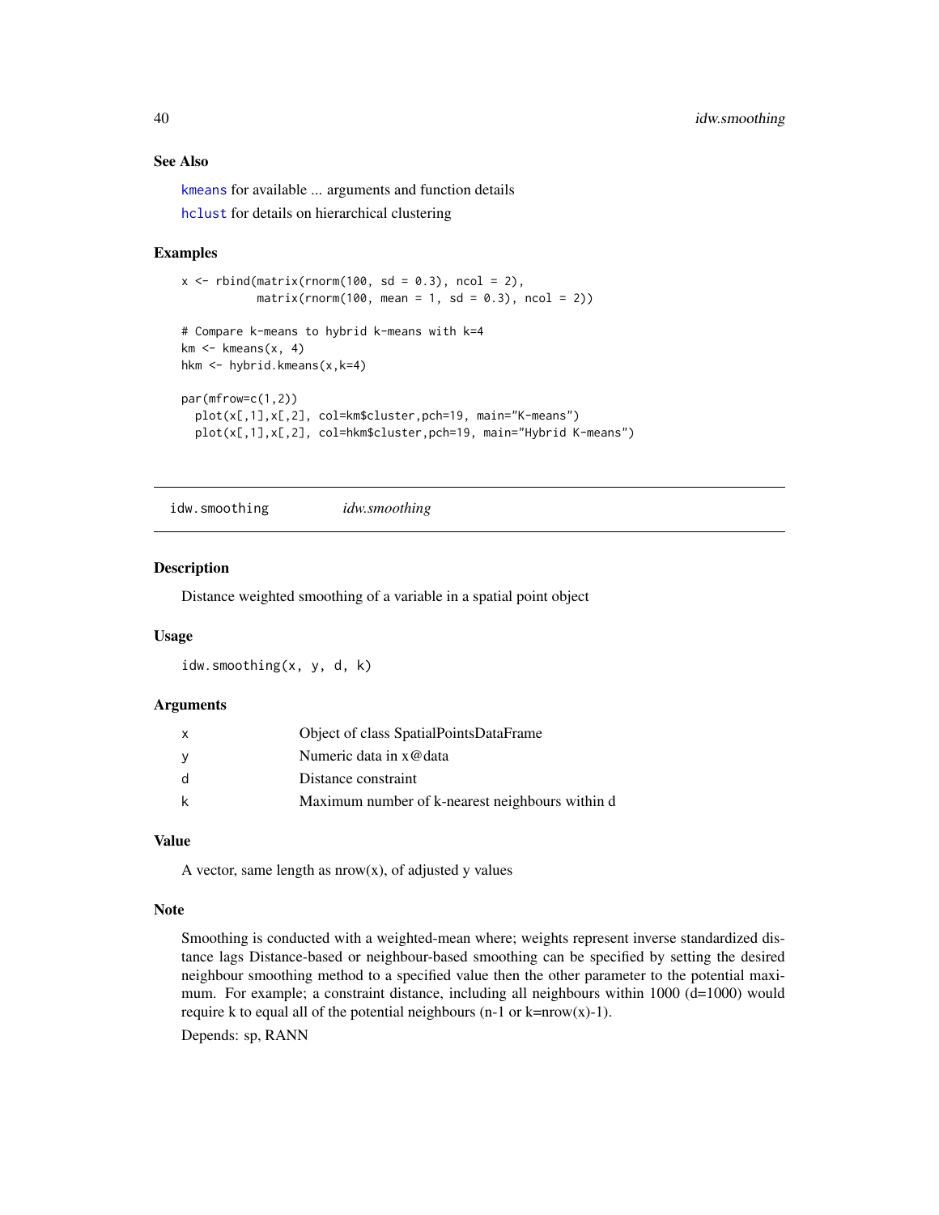### See Also

`kmeans` for available ... arguments and function details

`hclust` for details on hierarchical clustering

### Examples

```
x <- rbind(matrix(rnorm(100, sd = 0.3), ncol = 2),
           matrix(rnorm(100, mean = 1, sd = 0.3), ncol = 2))

# Compare k-means to hybrid k-means with k=4
km <- kmeans(x, 4)
hkm <- hybrid.kmeans(x,k=4)

par(mfrow=c(1,2))
  plot(x[,1],x[,2], col=km$cluster,pch=19, main="K-means")
  plot(x[,1],x[,2], col=hkm$cluster,pch=19, main="Hybrid K-means")
```

---

## idw.smoothing *idw.smoothing*

### Description

Distance weighted smoothing of a variable in a spatial point object

### Usage

```
idw.smoothing(x, y, d, k)
```

### Arguments

| | |
|---|---|
| x | Object of class SpatialPointsDataFrame |
| y | Numeric data in x@data |
| d | Distance constraint |
| k | Maximum number of k-nearest neighbours within d |

### Value

A vector, same length as nrow(x), of adjusted y values

### Note

Smoothing is conducted with a weighted-mean where; weights represent inverse standardized distance lags Distance-based or neighbour-based smoothing can be specified by setting the desired neighbour smoothing method to a specified value then the other parameter to the potential maximum. For example; a constraint distance, including all neighbours within 1000 (d=1000) would require k to equal all of the potential neighbours (n-1 or k=nrow(x)-1).

Depends: sp, RANN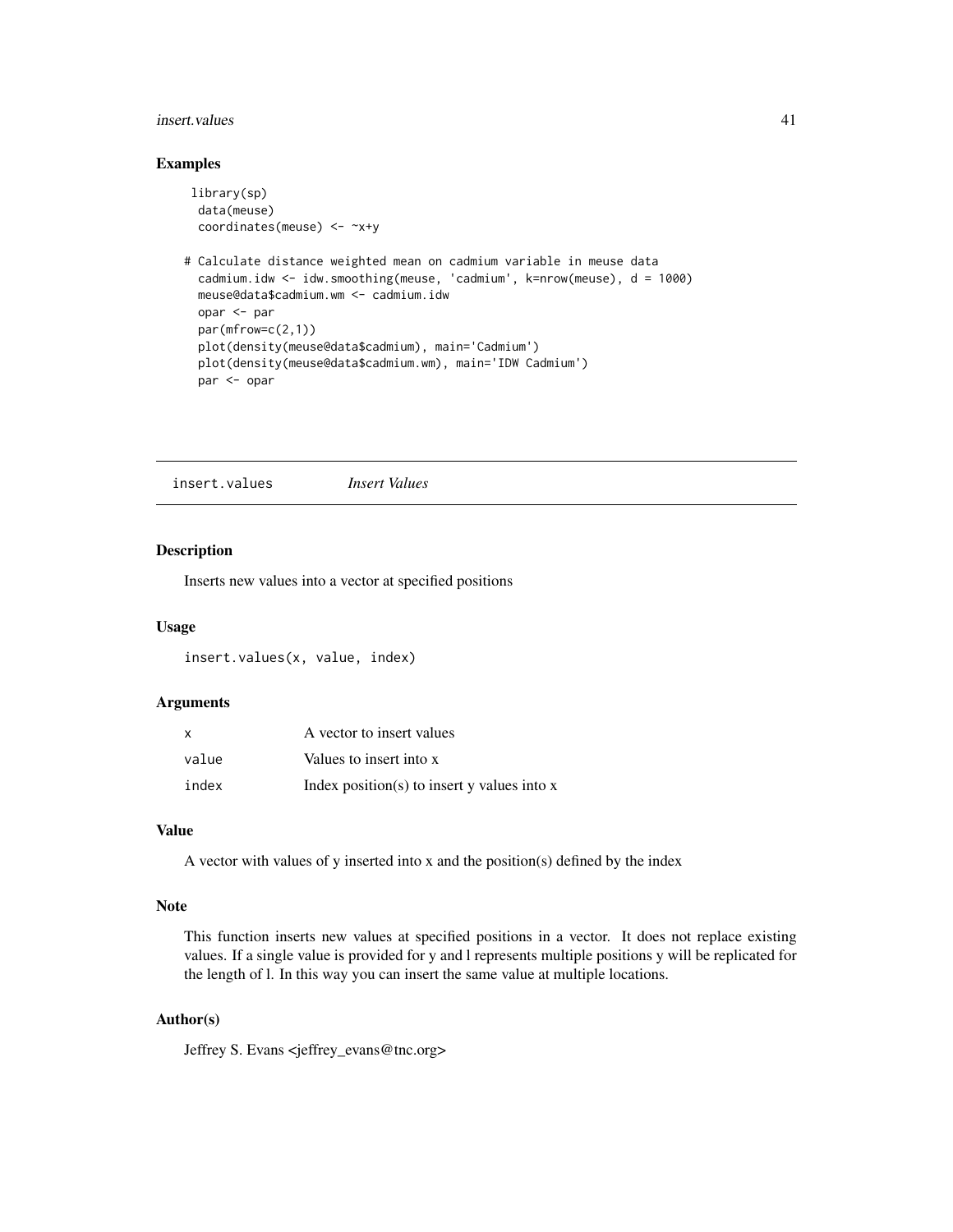### Examples

```
library(sp)
  data(meuse)
  coordinates(meuse) <- ~x+y

# Calculate distance weighted mean on cadmium variable in meuse data
  cadmium.idw <- idw.smoothing(meuse, 'cadmium', k=nrow(meuse), d = 1000)
  meuse@data$cadmium.wm <- cadmium.idw
  opar <- par
  par(mfrow=c(2,1))
  plot(density(meuse@data$cadmium), main='Cadmium')
  plot(density(meuse@data$cadmium.wm), main='IDW Cadmium')
  par <- opar
```

---

## insert.values — *Insert Values*

### Description

Inserts new values into a vector at specified positions

### Usage

```
insert.values(x, value, index)
```

### Arguments

| | |
|---|---|
| x | A vector to insert values |
| value | Values to insert into x |
| index | Index position(s) to insert y values into x |

### Value

A vector with values of y inserted into x and the position(s) defined by the index

### Note

This function inserts new values at specified positions in a vector. It does not replace existing values. If a single value is provided for y and l represents multiple positions y will be replicated for the length of l. In this way you can insert the same value at multiple locations.

### Author(s)

Jeffrey S. Evans <jeffrey_evans@tnc.org>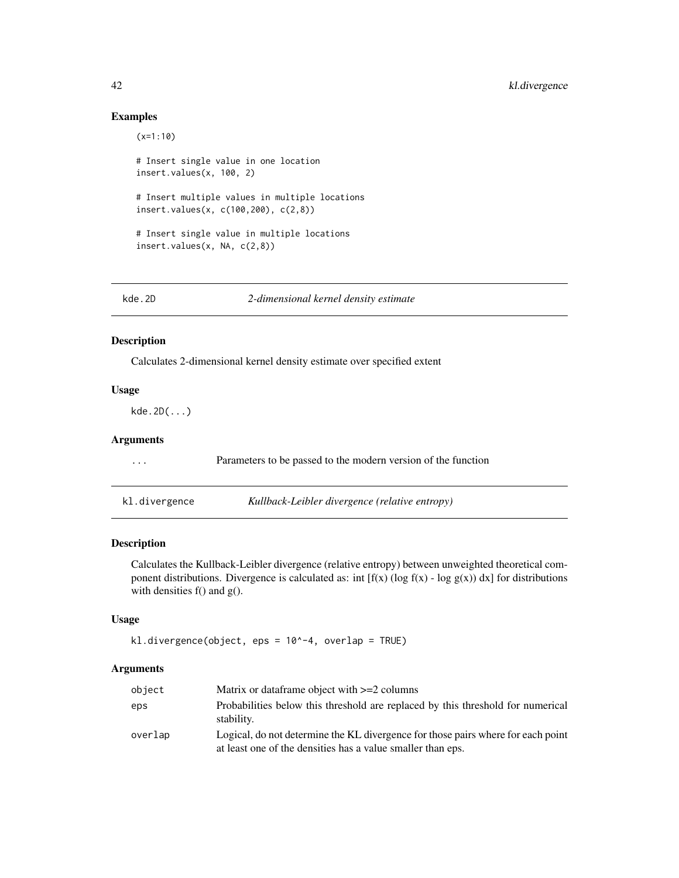## Examples

```
(x=1:10)

# Insert single value in one location
insert.values(x, 100, 2)

# Insert multiple values in multiple locations
insert.values(x, c(100,200), c(2,8))

# Insert single value in multiple locations
insert.values(x, NA, c(2,8))
```

---

`kde.2D` — *2-dimensional kernel density estimate*

---

### Description

Calculates 2-dimensional kernel density estimate over specified extent

### Usage

```
kde.2D(...)
```

### Arguments

| | |
|---|---|
| ... | Parameters to be passed to the modern version of the function |

---

`kl.divergence` — *Kullback-Leibler divergence (relative entropy)*

---

### Description

Calculates the Kullback-Leibler divergence (relative entropy) between unweighted theoretical component distributions. Divergence is calculated as: int [f(x) (log f(x) - log g(x)) dx] for distributions with densities f() and g().

### Usage

```
kl.divergence(object, eps = 10^-4, overlap = TRUE)
```

### Arguments

| | |
|---|---|
| object | Matrix or dataframe object with >=2 columns |
| eps | Probabilities below this threshold are replaced by this threshold for numerical stability. |
| overlap | Logical, do not determine the KL divergence for those pairs where for each point at least one of the densities has a value smaller than eps. |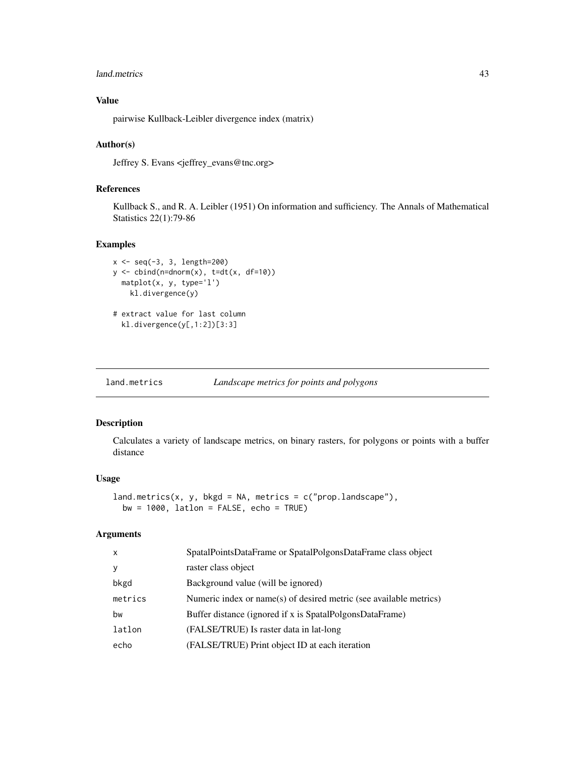## Value

pairwise Kullback-Leibler divergence index (matrix)

## Author(s)

Jeffrey S. Evans <jeffrey_evans@tnc.org>

## References

Kullback S., and R. A. Leibler (1951) On information and sufficiency. The Annals of Mathematical Statistics 22(1):79-86

## Examples

```
x <- seq(-3, 3, length=200)
y <- cbind(n=dnorm(x), t=dt(x, df=10))
  matplot(x, y, type='l')
    kl.divergence(y)

# extract value for last column
  kl.divergence(y[,1:2])[3:3]
```

---

# land.metrics    *Landscape metrics for points and polygons*

## Description

Calculates a variety of landscape metrics, on binary rasters, for polygons or points with a buffer distance

## Usage

```
land.metrics(x, y, bkgd = NA, metrics = c("prop.landscape"),
  bw = 1000, latlon = FALSE, echo = TRUE)
```

## Arguments

| | |
|---|---|
| x | SpatalPointsDataFrame or SpatalPolgonsDataFrame class object |
| y | raster class object |
| bkgd | Background value (will be ignored) |
| metrics | Numeric index or name(s) of desired metric (see available metrics) |
| bw | Buffer distance (ignored if x is SpatalPolgonsDataFrame) |
| latlon | (FALSE/TRUE) Is raster data in lat-long |
| echo | (FALSE/TRUE) Print object ID at each iteration |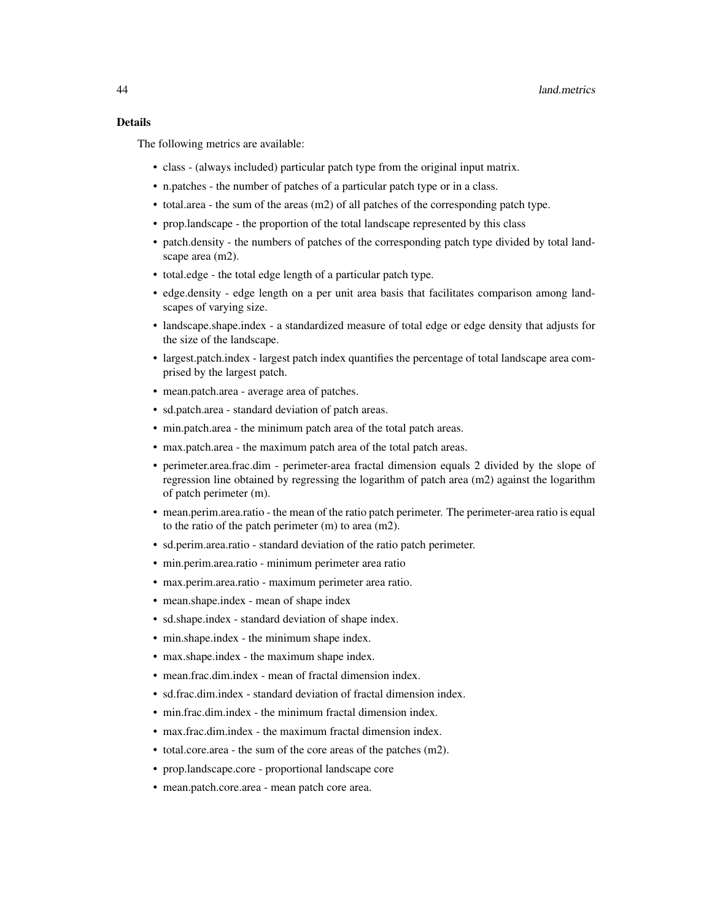### Details

The following metrics are available:

- class - (always included) particular patch type from the original input matrix.
- n.patches - the number of patches of a particular patch type or in a class.
- total.area - the sum of the areas (m2) of all patches of the corresponding patch type.
- prop.landscape - the proportion of the total landscape represented by this class
- patch.density - the numbers of patches of the corresponding patch type divided by total landscape area (m2).
- total.edge - the total edge length of a particular patch type.
- edge.density - edge length on a per unit area basis that facilitates comparison among landscapes of varying size.
- landscape.shape.index - a standardized measure of total edge or edge density that adjusts for the size of the landscape.
- largest.patch.index - largest patch index quantifies the percentage of total landscape area comprised by the largest patch.
- mean.patch.area - average area of patches.
- sd.patch.area - standard deviation of patch areas.
- min.patch.area - the minimum patch area of the total patch areas.
- max.patch.area - the maximum patch area of the total patch areas.
- perimeter.area.frac.dim - perimeter-area fractal dimension equals 2 divided by the slope of regression line obtained by regressing the logarithm of patch area (m2) against the logarithm of patch perimeter (m).
- mean.perim.area.ratio - the mean of the ratio patch perimeter. The perimeter-area ratio is equal to the ratio of the patch perimeter (m) to area (m2).
- sd.perim.area.ratio - standard deviation of the ratio patch perimeter.
- min.perim.area.ratio - minimum perimeter area ratio
- max.perim.area.ratio - maximum perimeter area ratio.
- mean.shape.index - mean of shape index
- sd.shape.index - standard deviation of shape index.
- min.shape.index - the minimum shape index.
- max.shape.index - the maximum shape index.
- mean.frac.dim.index - mean of fractal dimension index.
- sd.frac.dim.index - standard deviation of fractal dimension index.
- min.frac.dim.index - the minimum fractal dimension index.
- max.frac.dim.index - the maximum fractal dimension index.
- total.core.area - the sum of the core areas of the patches (m2).
- prop.landscape.core - proportional landscape core
- mean.patch.core.area - mean patch core area.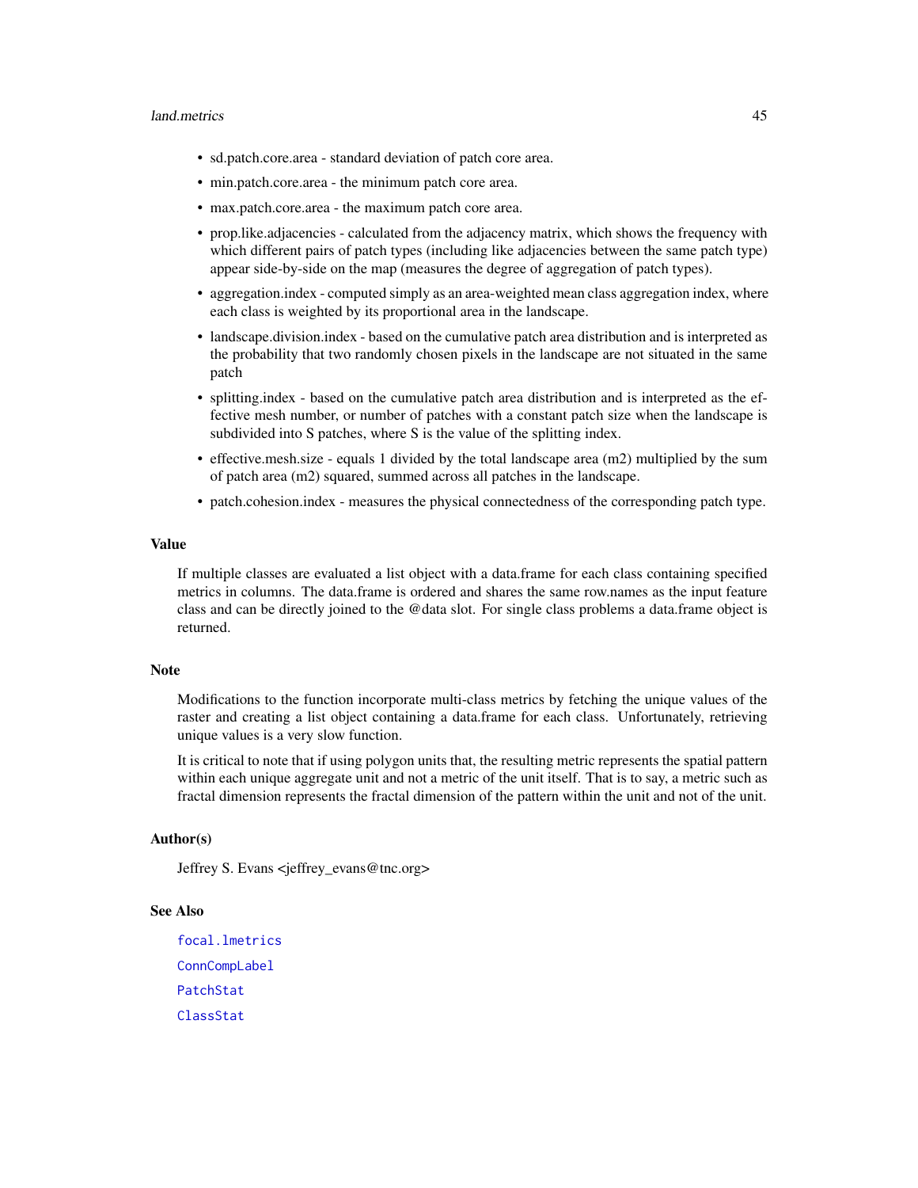- sd.patch.core.area - standard deviation of patch core area.
- min.patch.core.area - the minimum patch core area.
- max.patch.core.area - the maximum patch core area.
- prop.like.adjacencies - calculated from the adjacency matrix, which shows the frequency with which different pairs of patch types (including like adjacencies between the same patch type) appear side-by-side on the map (measures the degree of aggregation of patch types).
- aggregation.index - computed simply as an area-weighted mean class aggregation index, where each class is weighted by its proportional area in the landscape.
- landscape.division.index - based on the cumulative patch area distribution and is interpreted as the probability that two randomly chosen pixels in the landscape are not situated in the same patch
- splitting.index - based on the cumulative patch area distribution and is interpreted as the effective mesh number, or number of patches with a constant patch size when the landscape is subdivided into S patches, where S is the value of the splitting index.
- effective.mesh.size - equals 1 divided by the total landscape area (m2) multiplied by the sum of patch area (m2) squared, summed across all patches in the landscape.
- patch.cohesion.index - measures the physical connectedness of the corresponding patch type.

## Value

If multiple classes are evaluated a list object with a data.frame for each class containing specified metrics in columns. The data.frame is ordered and shares the same row.names as the input feature class and can be directly joined to the @data slot. For single class problems a data.frame object is returned.

## Note

Modifications to the function incorporate multi-class metrics by fetching the unique values of the raster and creating a list object containing a data.frame for each class. Unfortunately, retrieving unique values is a very slow function.

It is critical to note that if using polygon units that, the resulting metric represents the spatial pattern within each unique aggregate unit and not a metric of the unit itself. That is to say, a metric such as fractal dimension represents the fractal dimension of the pattern within the unit and not of the unit.

## Author(s)

Jeffrey S. Evans <jeffrey_evans@tnc.org>

## See Also

`focal.lmetrics`

`ConnCompLabel`

`PatchStat`

`ClassStat`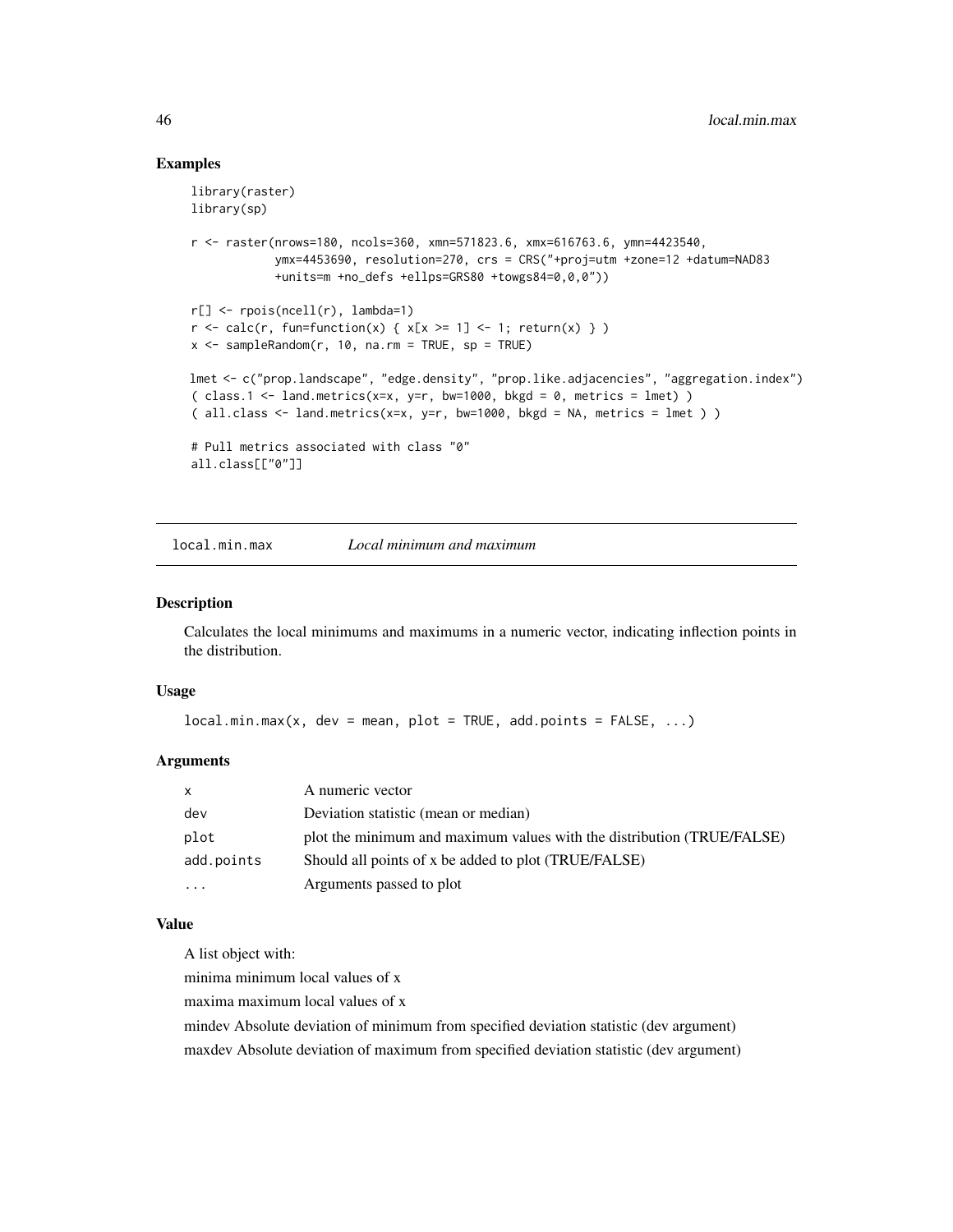## Examples

```
library(raster)
library(sp)

r <- raster(nrows=180, ncols=360, xmn=571823.6, xmx=616763.6, ymn=4423540,
            ymx=4453690, resolution=270, crs = CRS("+proj=utm +zone=12 +datum=NAD83
            +units=m +no_defs +ellps=GRS80 +towgs84=0,0,0"))

r[] <- rpois(ncell(r), lambda=1)
r <- calc(r, fun=function(x) { x[x >= 1] <- 1; return(x) } )
x <- sampleRandom(r, 10, na.rm = TRUE, sp = TRUE)

lmet <- c("prop.landscape", "edge.density", "prop.like.adjacencies", "aggregation.index")
( class.1 <- land.metrics(x=x, y=r, bw=1000, bkgd = 0, metrics = lmet) )
( all.class <- land.metrics(x=x, y=r, bw=1000, bkgd = NA, metrics = lmet ) )

# Pull metrics associated with class "0"
all.class[["0"]]
```

---

# local.min.max — *Local minimum and maximum*

## Description

Calculates the local minimums and maximums in a numeric vector, indicating inflection points in the distribution.

## Usage

```
local.min.max(x, dev = mean, plot = TRUE, add.points = FALSE, ...)
```

## Arguments

| | |
|---|---|
| x | A numeric vector |
| dev | Deviation statistic (mean or median) |
| plot | plot the minimum and maximum values with the distribution (TRUE/FALSE) |
| add.points | Should all points of x be added to plot (TRUE/FALSE) |
| ... | Arguments passed to plot |

## Value

A list object with:

minima minimum local values of x

maxima maximum local values of x

mindev Absolute deviation of minimum from specified deviation statistic (dev argument)

maxdev Absolute deviation of maximum from specified deviation statistic (dev argument)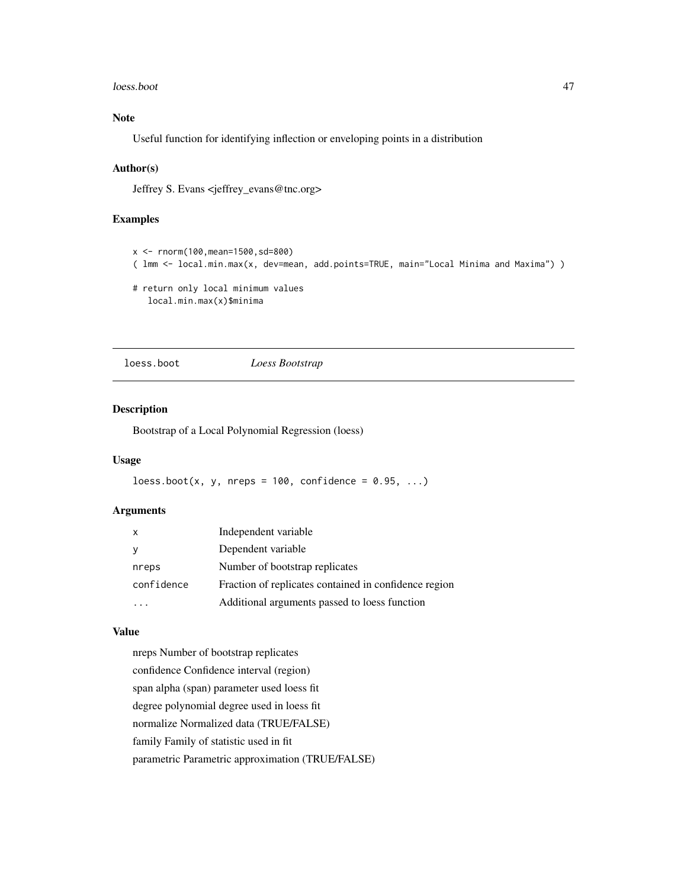## Note

Useful function for identifying inflection or enveloping points in a distribution

## Author(s)

Jeffrey S. Evans <jeffrey_evans@tnc.org>

## Examples

```
x <- rnorm(100,mean=1500,sd=800)
( lmm <- local.min.max(x, dev=mean, add.points=TRUE, main="Local Minima and Maxima") )

# return only local minimum values
   local.min.max(x)$minima
```

---

# loess.boot    *Loess Bootstrap*

---

## Description

Bootstrap of a Local Polynomial Regression (loess)

## Usage

```
loess.boot(x, y, nreps = 100, confidence = 0.95, ...)
```

## Arguments

| | |
|---|---|
| x | Independent variable |
| y | Dependent variable |
| nreps | Number of bootstrap replicates |
| confidence | Fraction of replicates contained in confidence region |
| ... | Additional arguments passed to loess function |

## Value

nreps Number of bootstrap replicates

confidence Confidence interval (region)

span alpha (span) parameter used loess fit

degree polynomial degree used in loess fit

normalize Normalized data (TRUE/FALSE)

family Family of statistic used in fit

parametric Parametric approximation (TRUE/FALSE)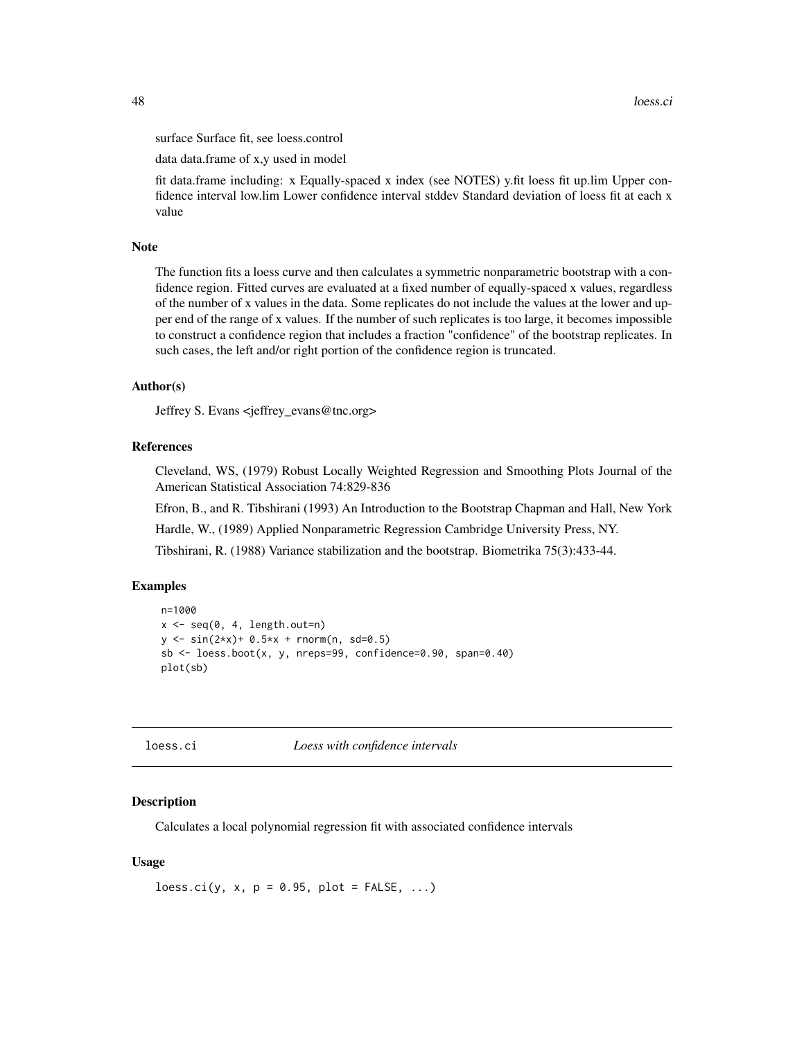surface Surface fit, see loess.control

data data.frame of x,y used in model

fit data.frame including: x Equally-spaced x index (see NOTES) y.fit loess fit up.lim Upper confidence interval low.lim Lower confidence interval stddev Standard deviation of loess fit at each x value

### Note

The function fits a loess curve and then calculates a symmetric nonparametric bootstrap with a confidence region. Fitted curves are evaluated at a fixed number of equally-spaced x values, regardless of the number of x values in the data. Some replicates do not include the values at the lower and upper end of the range of x values. If the number of such replicates is too large, it becomes impossible to construct a confidence region that includes a fraction "confidence" of the bootstrap replicates. In such cases, the left and/or right portion of the confidence region is truncated.

### Author(s)

Jeffrey S. Evans <jeffrey_evans@tnc.org>

### References

Cleveland, WS, (1979) Robust Locally Weighted Regression and Smoothing Plots Journal of the American Statistical Association 74:829-836

Efron, B., and R. Tibshirani (1993) An Introduction to the Bootstrap Chapman and Hall, New York

Hardle, W., (1989) Applied Nonparametric Regression Cambridge University Press, NY.

Tibshirani, R. (1988) Variance stabilization and the bootstrap. Biometrika 75(3):433-44.

### Examples

```
n=1000
x <- seq(0, 4, length.out=n)
y <- sin(2*x)+ 0.5*x + rnorm(n, sd=0.5)
sb <- loess.boot(x, y, nreps=99, confidence=0.90, span=0.40)
plot(sb)
```

---

## loess.ci    *Loess with confidence intervals*

### Description

Calculates a local polynomial regression fit with associated confidence intervals

### Usage

```
loess.ci(y, x, p = 0.95, plot = FALSE, ...)
```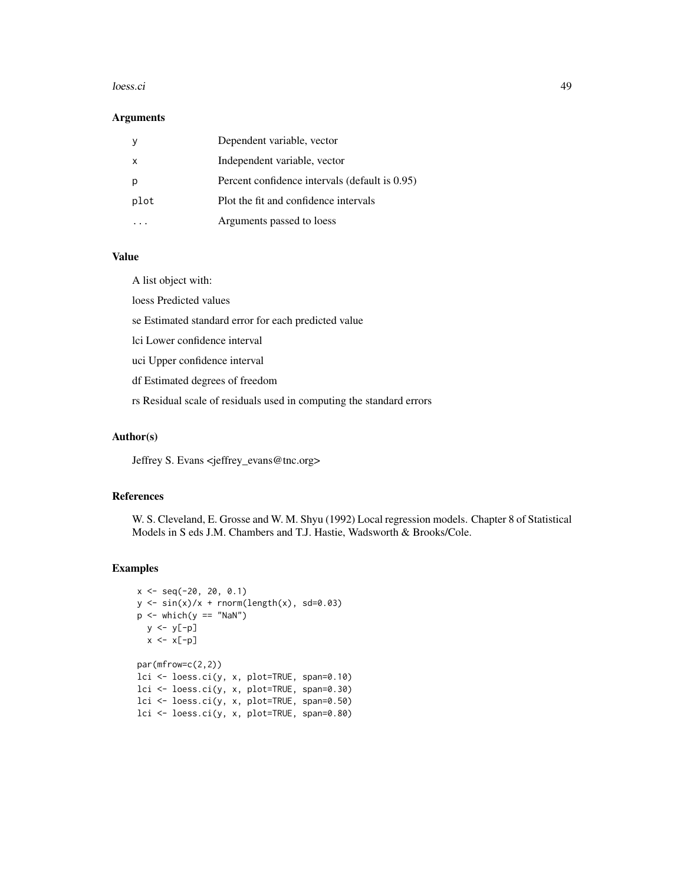## Arguments

| | |
|---|---|
| y | Dependent variable, vector |
| x | Independent variable, vector |
| p | Percent confidence intervals (default is 0.95) |
| plot | Plot the fit and confidence intervals |
| ... | Arguments passed to loess |

## Value

A list object with:

loess Predicted values

se Estimated standard error for each predicted value

lci Lower confidence interval

uci Upper confidence interval

df Estimated degrees of freedom

rs Residual scale of residuals used in computing the standard errors

## Author(s)

Jeffrey S. Evans <jeffrey_evans@tnc.org>

## References

W. S. Cleveland, E. Grosse and W. M. Shyu (1992) Local regression models. Chapter 8 of Statistical Models in S eds J.M. Chambers and T.J. Hastie, Wadsworth & Brooks/Cole.

## Examples

```
x <- seq(-20, 20, 0.1)
y <- sin(x)/x + rnorm(length(x), sd=0.03)
p <- which(y == "NaN")
  y <- y[-p]
  x <- x[-p]

par(mfrow=c(2,2))
lci <- loess.ci(y, x, plot=TRUE, span=0.10)
lci <- loess.ci(y, x, plot=TRUE, span=0.30)
lci <- loess.ci(y, x, plot=TRUE, span=0.50)
lci <- loess.ci(y, x, plot=TRUE, span=0.80)
```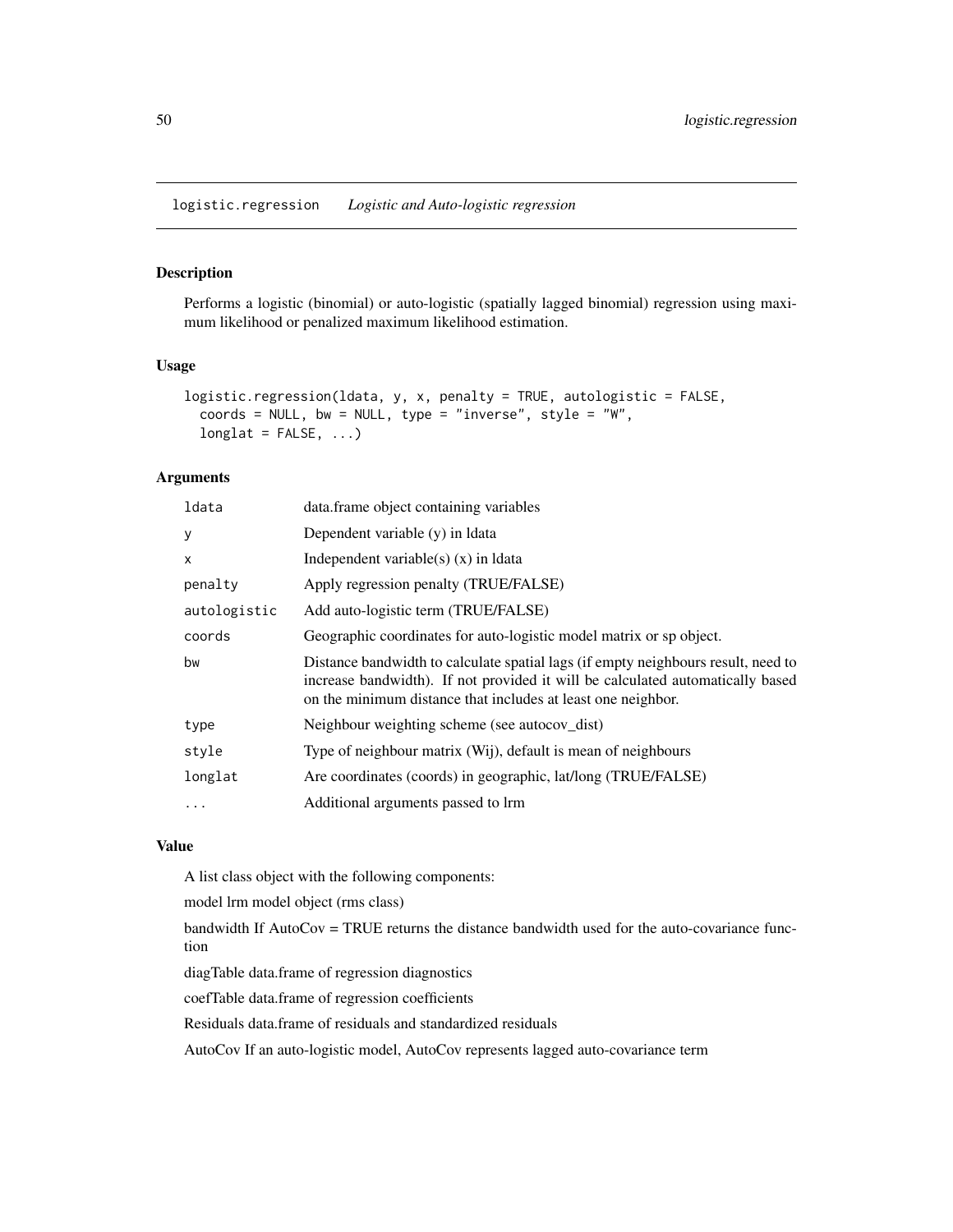# logistic.regression — *Logistic and Auto-logistic regression*

## Description

Performs a logistic (binomial) or auto-logistic (spatially lagged binomial) regression using maximum likelihood or penalized maximum likelihood estimation.

## Usage

```
logistic.regression(ldata, y, x, penalty = TRUE, autologistic = FALSE,
  coords = NULL, bw = NULL, type = "inverse", style = "W",
  longlat = FALSE, ...)
```

## Arguments

| | |
|---|---|
| `ldata` | data.frame object containing variables |
| `y` | Dependent variable (y) in ldata |
| `x` | Independent variable(s) (x) in ldata |
| `penalty` | Apply regression penalty (TRUE/FALSE) |
| `autologistic` | Add auto-logistic term (TRUE/FALSE) |
| `coords` | Geographic coordinates for auto-logistic model matrix or sp object. |
| `bw` | Distance bandwidth to calculate spatial lags (if empty neighbours result, need to increase bandwidth). If not provided it will be calculated automatically based on the minimum distance that includes at least one neighbor. |
| `type` | Neighbour weighting scheme (see autocov_dist) |
| `style` | Type of neighbour matrix (Wij), default is mean of neighbours |
| `longlat` | Are coordinates (coords) in geographic, lat/long (TRUE/FALSE) |
| `...` | Additional arguments passed to lrm |

## Value

A list class object with the following components:

model lrm model object (rms class)

bandwidth If AutoCov = TRUE returns the distance bandwidth used for the auto-covariance function

diagTable data.frame of regression diagnostics

coefTable data.frame of regression coefficients

Residuals data.frame of residuals and standardized residuals

AutoCov If an auto-logistic model, AutoCov represents lagged auto-covariance term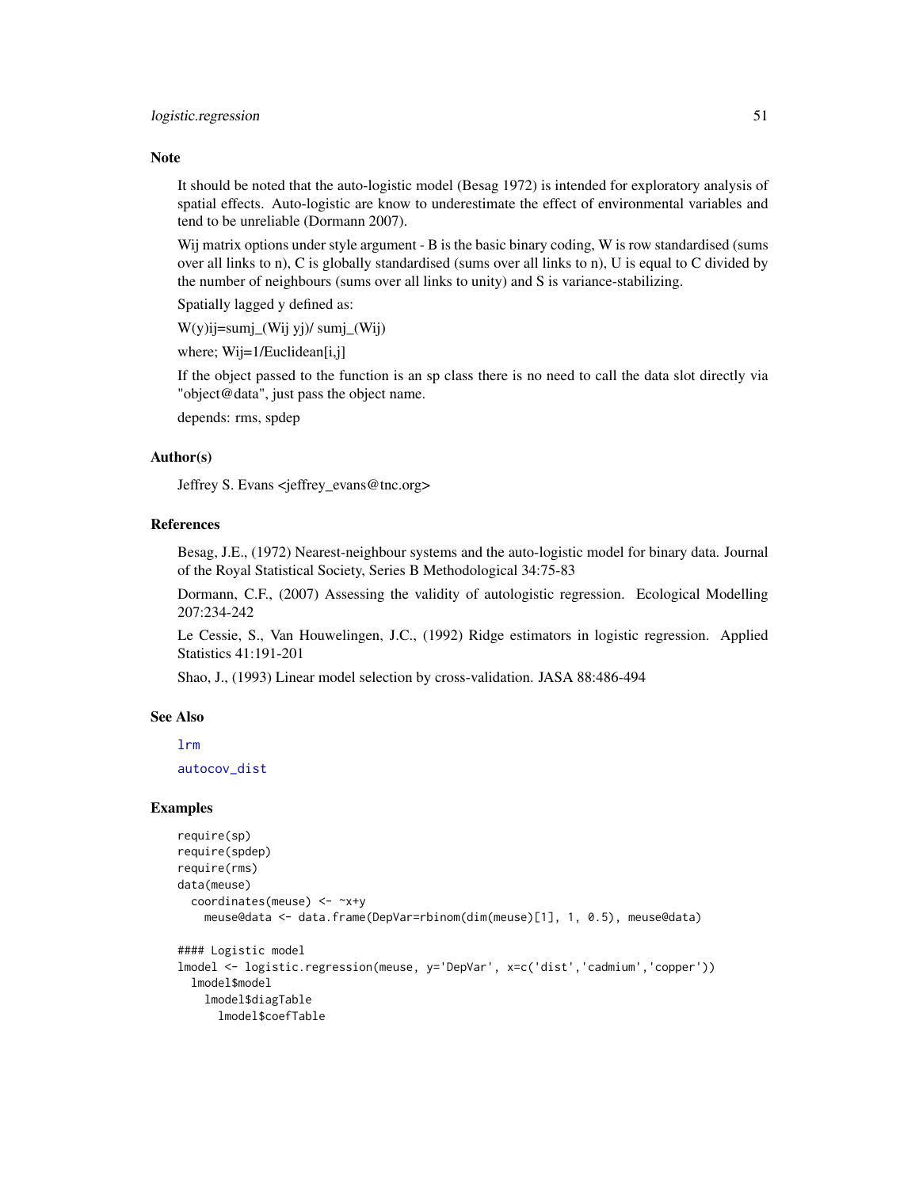## Note

It should be noted that the auto-logistic model (Besag 1972) is intended for exploratory analysis of spatial effects. Auto-logistic are know to underestimate the effect of environmental variables and tend to be unreliable (Dormann 2007).

Wij matrix options under style argument - B is the basic binary coding, W is row standardised (sums over all links to n), C is globally standardised (sums over all links to n), U is equal to C divided by the number of neighbours (sums over all links to unity) and S is variance-stabilizing.

Spatially lagged y defined as:

W(y)ij=sumj_(Wij yj)/ sumj_(Wij)

where; Wij=1/Euclidean[i,j]

If the object passed to the function is an sp class there is no need to call the data slot directly via "object@data", just pass the object name.

depends: rms, spdep

## Author(s)

Jeffrey S. Evans <jeffrey_evans@tnc.org>

## References

Besag, J.E., (1972) Nearest-neighbour systems and the auto-logistic model for binary data. Journal of the Royal Statistical Society, Series B Methodological 34:75-83

Dormann, C.F., (2007) Assessing the validity of autologistic regression. Ecological Modelling 207:234-242

Le Cessie, S., Van Houwelingen, J.C., (1992) Ridge estimators in logistic regression. Applied Statistics 41:191-201

Shao, J., (1993) Linear model selection by cross-validation. JASA 88:486-494

## See Also

lrm

autocov_dist

## Examples

```
require(sp)
require(spdep)
require(rms)
data(meuse)
  coordinates(meuse) <- ~x+y
    meuse@data <- data.frame(DepVar=rbinom(dim(meuse)[1], 1, 0.5), meuse@data)

#### Logistic model
lmodel <- logistic.regression(meuse, y='DepVar', x=c('dist','cadmium','copper'))
  lmodel$model
    lmodel$diagTable
      lmodel$coefTable
```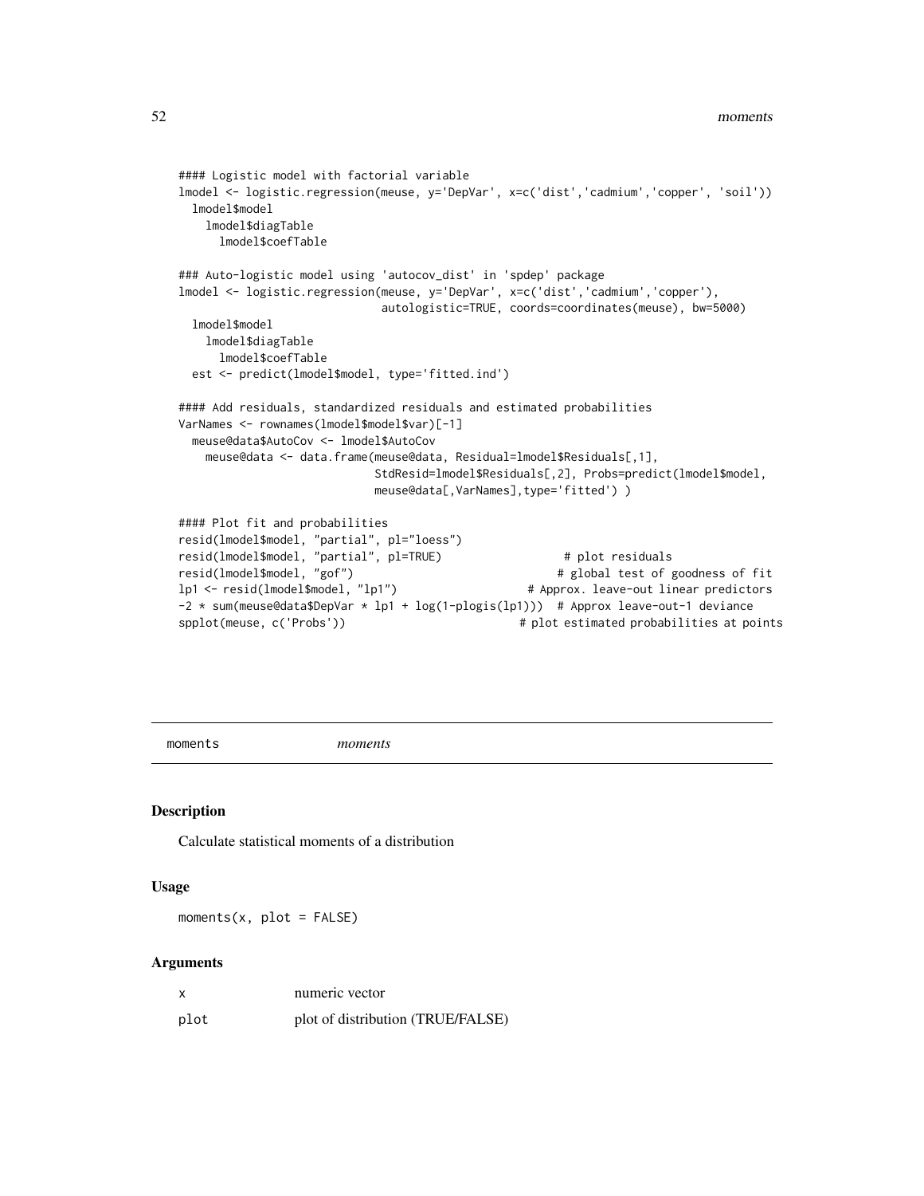```
#### Logistic model with factorial variable
lmodel <- logistic.regression(meuse, y='DepVar', x=c('dist','cadmium','copper', 'soil'))
  lmodel$model
    lmodel$diagTable
      lmodel$coefTable

### Auto-logistic model using 'autocov_dist' in 'spdep' package
lmodel <- logistic.regression(meuse, y='DepVar', x=c('dist','cadmium','copper'),
                              autologistic=TRUE, coords=coordinates(meuse), bw=5000)
  lmodel$model
    lmodel$diagTable
      lmodel$coefTable
  est <- predict(lmodel$model, type='fitted.ind')

#### Add residuals, standardized residuals and estimated probabilities
VarNames <- rownames(lmodel$model$var)[-1]
  meuse@data$AutoCov <- lmodel$AutoCov
    meuse@data <- data.frame(meuse@data, Residual=lmodel$Residuals[,1],
                             StdResid=lmodel$Residuals[,2], Probs=predict(lmodel$model,
                             meuse@data[,VarNames],type='fitted') )

#### Plot fit and probabilities
resid(lmodel$model, "partial", pl="loess")
resid(lmodel$model, "partial", pl=TRUE)                 # plot residuals
resid(lmodel$model, "gof")                             # global test of goodness of fit
lp1 <- resid(lmodel$model, "lp1")                   # Approx. leave-out linear predictors
-2 * sum(meuse@data$DepVar * lp1 + log(1-plogis(lp1)))  # Approx leave-out-1 deviance
spplot(meuse, c('Probs'))                         # plot estimated probabilities at points
```

---

moments    *moments*

---

## Description

Calculate statistical moments of a distribution

## Usage

```
moments(x, plot = FALSE)
```

## Arguments

| | |
|---|---|
| x | numeric vector |
| plot | plot of distribution (TRUE/FALSE) |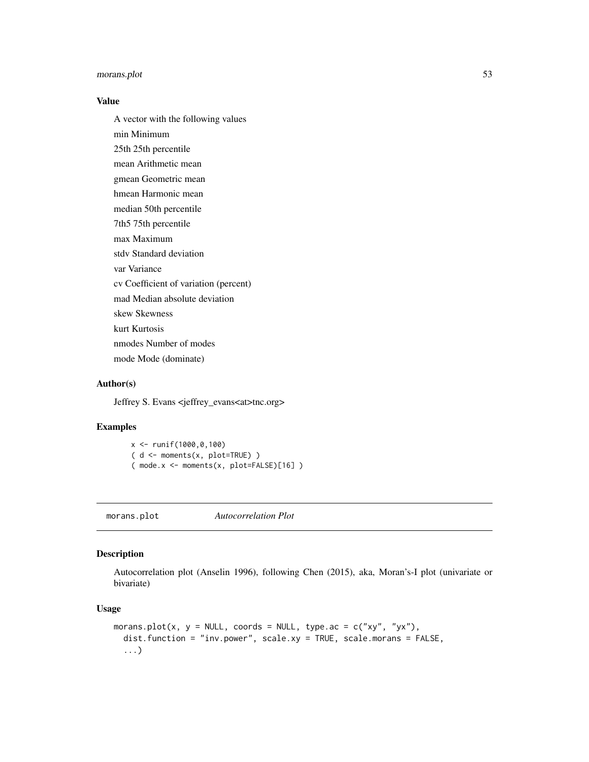### Value

A vector with the following values

min Minimum

25th 25th percentile

mean Arithmetic mean

gmean Geometric mean

hmean Harmonic mean

median 50th percentile

7th5 75th percentile

max Maximum

stdv Standard deviation

var Variance

cv Coefficient of variation (percent)

mad Median absolute deviation

skew Skewness

kurt Kurtosis

nmodes Number of modes

mode Mode (dominate)

### Author(s)

Jeffrey S. Evans <jeffrey_evans<at>tnc.org>

### Examples

```
x <- runif(1000,0,100)
( d <- moments(x, plot=TRUE) )
( mode.x <- moments(x, plot=FALSE)[16] )
```

---

## morans.plot *Autocorrelation Plot*

### Description

Autocorrelation plot (Anselin 1996), following Chen (2015), aka, Moran's-I plot (univariate or bivariate)

### Usage

```
morans.plot(x, y = NULL, coords = NULL, type.ac = c("xy", "yx"),
  dist.function = "inv.power", scale.xy = TRUE, scale.morans = FALSE,
  ...)
```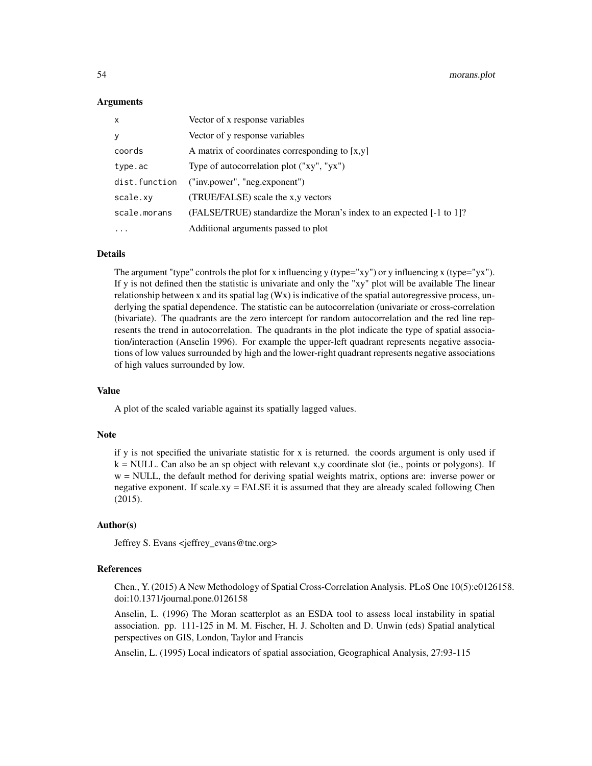### Arguments

| | |
|---|---|
| `x` | Vector of x response variables |
| `y` | Vector of y response variables |
| `coords` | A matrix of coordinates corresponding to [x,y] |
| `type.ac` | Type of autocorrelation plot ("xy", "yx") |
| `dist.function` | ("inv.power", "neg.exponent") |
| `scale.xy` | (TRUE/FALSE) scale the x,y vectors |
| `scale.morans` | (FALSE/TRUE) standardize the Moran's index to an expected [-1 to 1]? |
| `...` | Additional arguments passed to plot |

### Details

The argument "type" controls the plot for x influencing y (type="xy") or y influencing x (type="yx"). If y is not defined then the statistic is univariate and only the "xy" plot will be available The linear relationship between x and its spatial lag (Wx) is indicative of the spatial autoregressive process, underlying the spatial dependence. The statistic can be autocorrelation (univariate or cross-correlation (bivariate). The quadrants are the zero intercept for random autocorrelation and the red line represents the trend in autocorrelation. The quadrants in the plot indicate the type of spatial association/interaction (Anselin 1996). For example the upper-left quadrant represents negative associations of low values surrounded by high and the lower-right quadrant represents negative associations of high values surrounded by low.

### Value

A plot of the scaled variable against its spatially lagged values.

### Note

if y is not specified the univariate statistic for x is returned. the coords argument is only used if k = NULL. Can also be an sp object with relevant x,y coordinate slot (ie., points or polygons). If w = NULL, the default method for deriving spatial weights matrix, options are: inverse power or negative exponent. If scale.xy = FALSE it is assumed that they are already scaled following Chen (2015).

### Author(s)

Jeffrey S. Evans <jeffrey_evans@tnc.org>

### References

Chen., Y. (2015) A New Methodology of Spatial Cross-Correlation Analysis. PLoS One 10(5):e0126158. doi:10.1371/journal.pone.0126158

Anselin, L. (1996) The Moran scatterplot as an ESDA tool to assess local instability in spatial association. pp. 111-125 in M. M. Fischer, H. J. Scholten and D. Unwin (eds) Spatial analytical perspectives on GIS, London, Taylor and Francis

Anselin, L. (1995) Local indicators of spatial association, Geographical Analysis, 27:93-115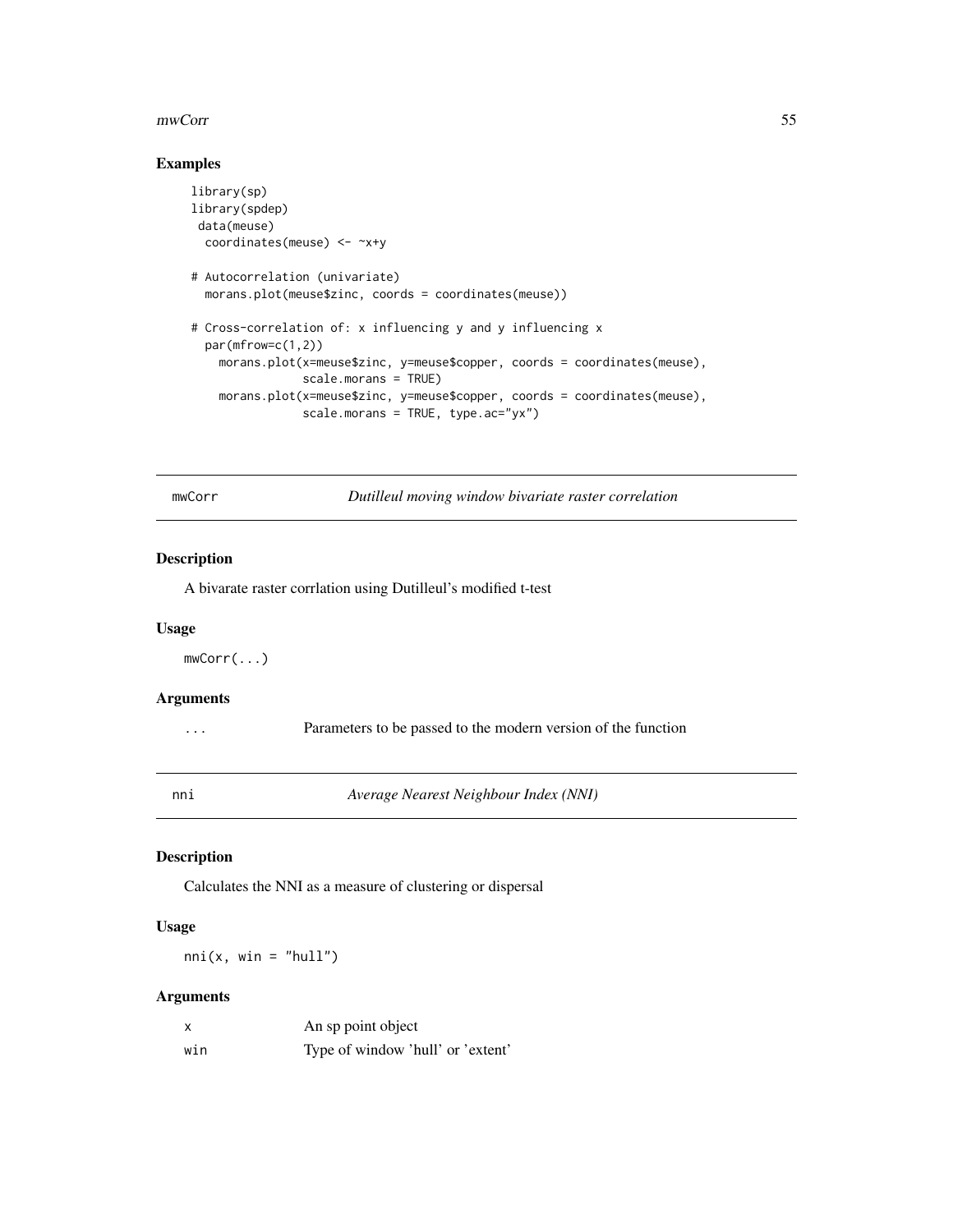## Examples

```
library(sp)
library(spdep)
 data(meuse)
  coordinates(meuse) <- ~x+y

# Autocorrelation (univariate)
  morans.plot(meuse$zinc, coords = coordinates(meuse))

# Cross-correlation of: x influencing y and y influencing x
  par(mfrow=c(1,2))
    morans.plot(x=meuse$zinc, y=meuse$copper, coords = coordinates(meuse),
                scale.morans = TRUE)
    morans.plot(x=meuse$zinc, y=meuse$copper, coords = coordinates(meuse),
                scale.morans = TRUE, type.ac="yx")
```

---

# mwCorr — *Dutilleul moving window bivariate raster correlation*

### Description

A bivarate raster corrlation using Dutilleul's modified t-test

### Usage

```
mwCorr(...)
```

### Arguments

| | |
|---|---|
| ... | Parameters to be passed to the modern version of the function |

---

# nni — *Average Nearest Neighbour Index (NNI)*

### Description

Calculates the NNI as a measure of clustering or dispersal

### Usage

```
nni(x, win = "hull")
```

### Arguments

| | |
|---|---|
| x | An sp point object |
| win | Type of window 'hull' or 'extent' |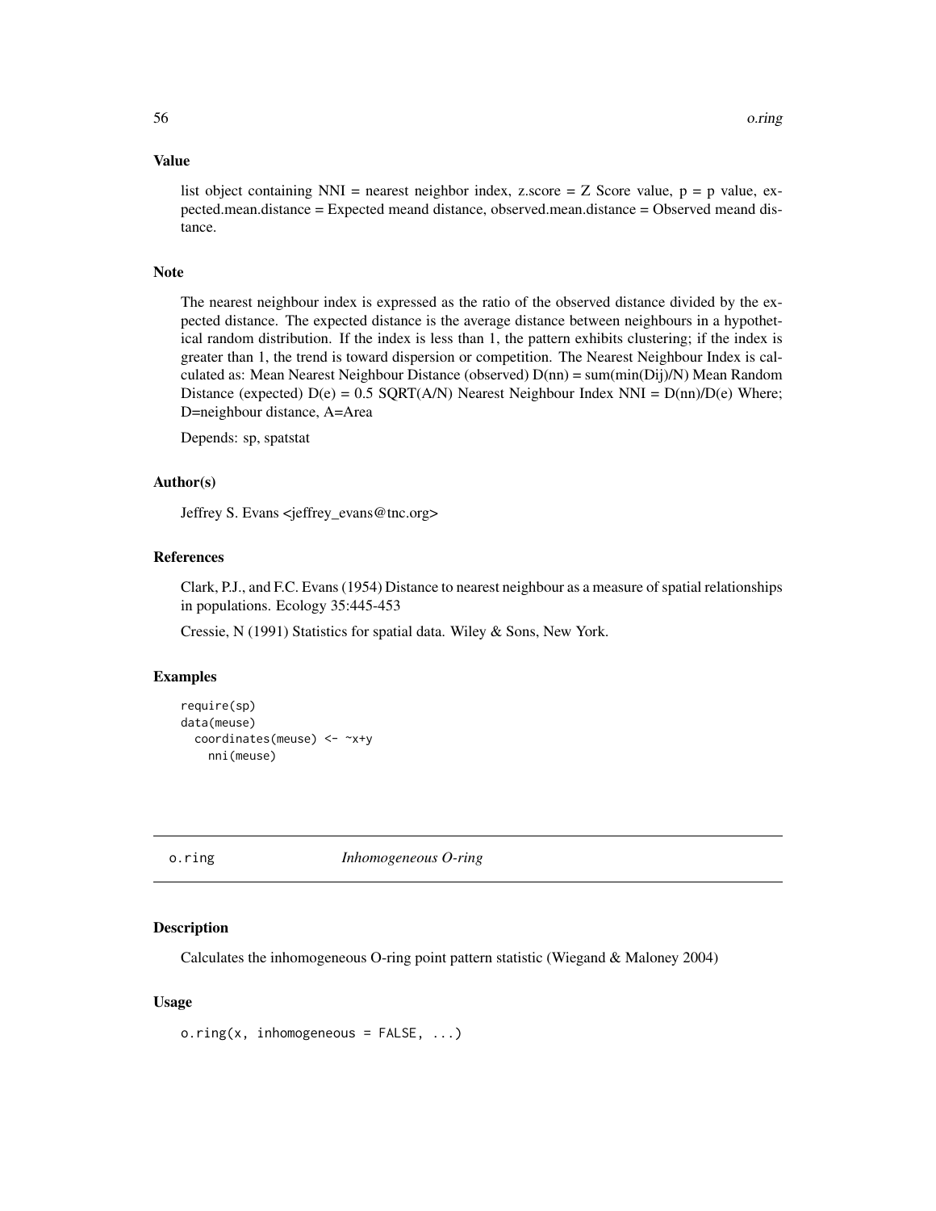### Value

list object containing NNI = nearest neighbor index, z.score = Z Score value, p = p value, expected.mean.distance = Expected meand distance, observed.mean.distance = Observed meand distance.

### Note

The nearest neighbour index is expressed as the ratio of the observed distance divided by the expected distance. The expected distance is the average distance between neighbours in a hypothetical random distribution. If the index is less than 1, the pattern exhibits clustering; if the index is greater than 1, the trend is toward dispersion or competition. The Nearest Neighbour Index is calculated as: Mean Nearest Neighbour Distance (observed) D(nn) = sum(min(Dij)/N) Mean Random Distance (expected) D(e) = 0.5 SQRT(A/N) Nearest Neighbour Index NNI = D(nn)/D(e) Where; D=neighbour distance, A=Area

Depends: sp, spatstat

### Author(s)

Jeffrey S. Evans <jeffrey_evans@tnc.org>

### References

Clark, P.J., and F.C. Evans (1954) Distance to nearest neighbour as a measure of spatial relationships in populations. Ecology 35:445-453

Cressie, N (1991) Statistics for spatial data. Wiley & Sons, New York.

### Examples

```
require(sp)
data(meuse)
  coordinates(meuse) <- ~x+y
    nni(meuse)
```

---

## o.ring *Inhomogeneous O-ring*

---

### Description

Calculates the inhomogeneous O-ring point pattern statistic (Wiegand & Maloney 2004)

### Usage

```
o.ring(x, inhomogeneous = FALSE, ...)
```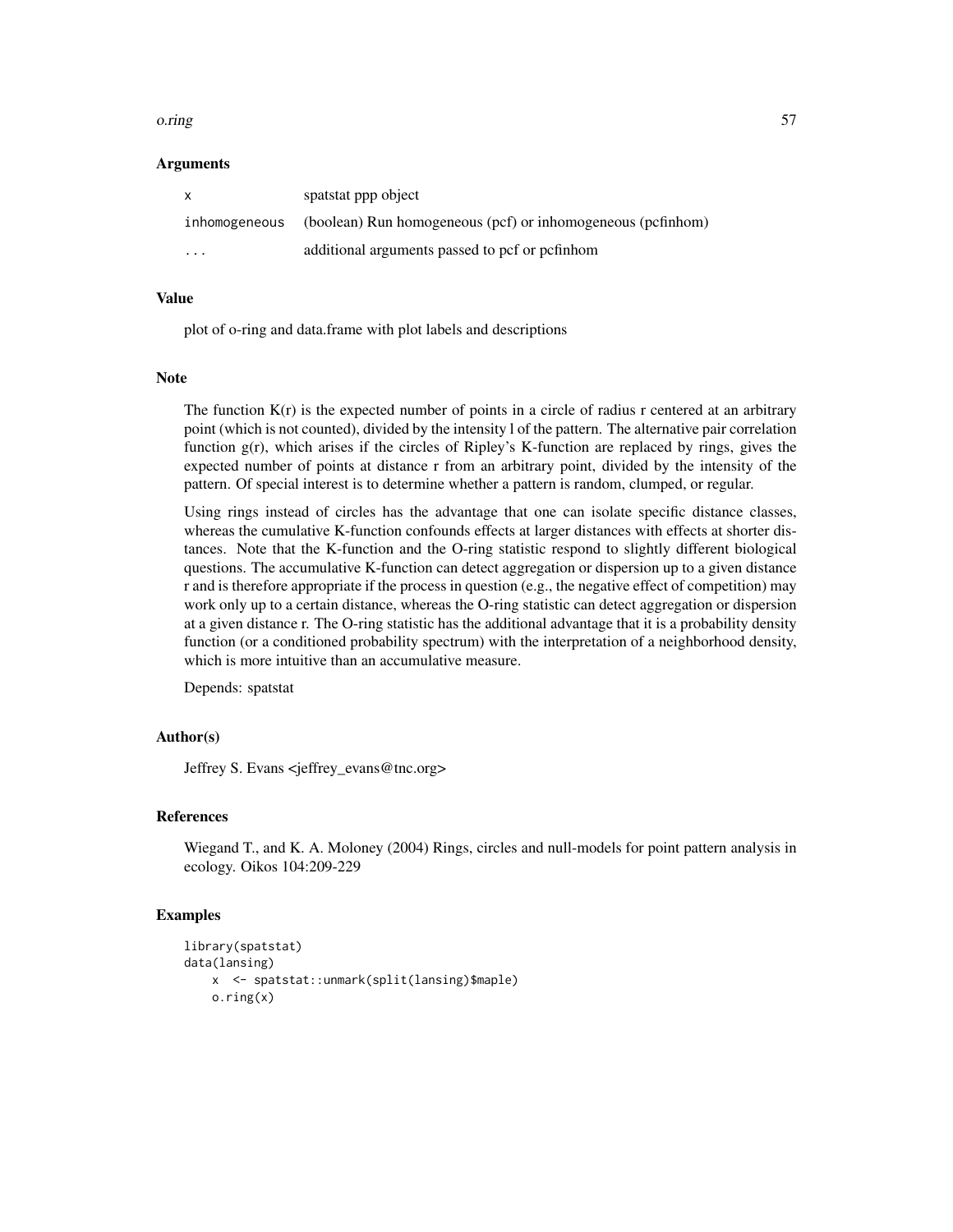### Arguments

| | |
|---|---|
| x | spatstat ppp object |
| inhomogeneous | (boolean) Run homogeneous (pcf) or inhomogeneous (pcfinhom) |
| ... | additional arguments passed to pcf or pcfinhom |

### Value

plot of o-ring and data.frame with plot labels and descriptions

### Note

The function K(r) is the expected number of points in a circle of radius r centered at an arbitrary point (which is not counted), divided by the intensity l of the pattern. The alternative pair correlation function g(r), which arises if the circles of Ripley's K-function are replaced by rings, gives the expected number of points at distance r from an arbitrary point, divided by the intensity of the pattern. Of special interest is to determine whether a pattern is random, clumped, or regular.

Using rings instead of circles has the advantage that one can isolate specific distance classes, whereas the cumulative K-function confounds effects at larger distances with effects at shorter distances. Note that the K-function and the O-ring statistic respond to slightly different biological questions. The accumulative K-function can detect aggregation or dispersion up to a given distance r and is therefore appropriate if the process in question (e.g., the negative effect of competition) may work only up to a certain distance, whereas the O-ring statistic can detect aggregation or dispersion at a given distance r. The O-ring statistic has the additional advantage that it is a probability density function (or a conditioned probability spectrum) with the interpretation of a neighborhood density, which is more intuitive than an accumulative measure.

Depends: spatstat

### Author(s)

Jeffrey S. Evans <jeffrey_evans@tnc.org>

### References

Wiegand T., and K. A. Moloney (2004) Rings, circles and null-models for point pattern analysis in ecology. Oikos 104:209-229

### Examples

```
library(spatstat)
data(lansing)
    x  <- spatstat::unmark(split(lansing)$maple)
    o.ring(x)
```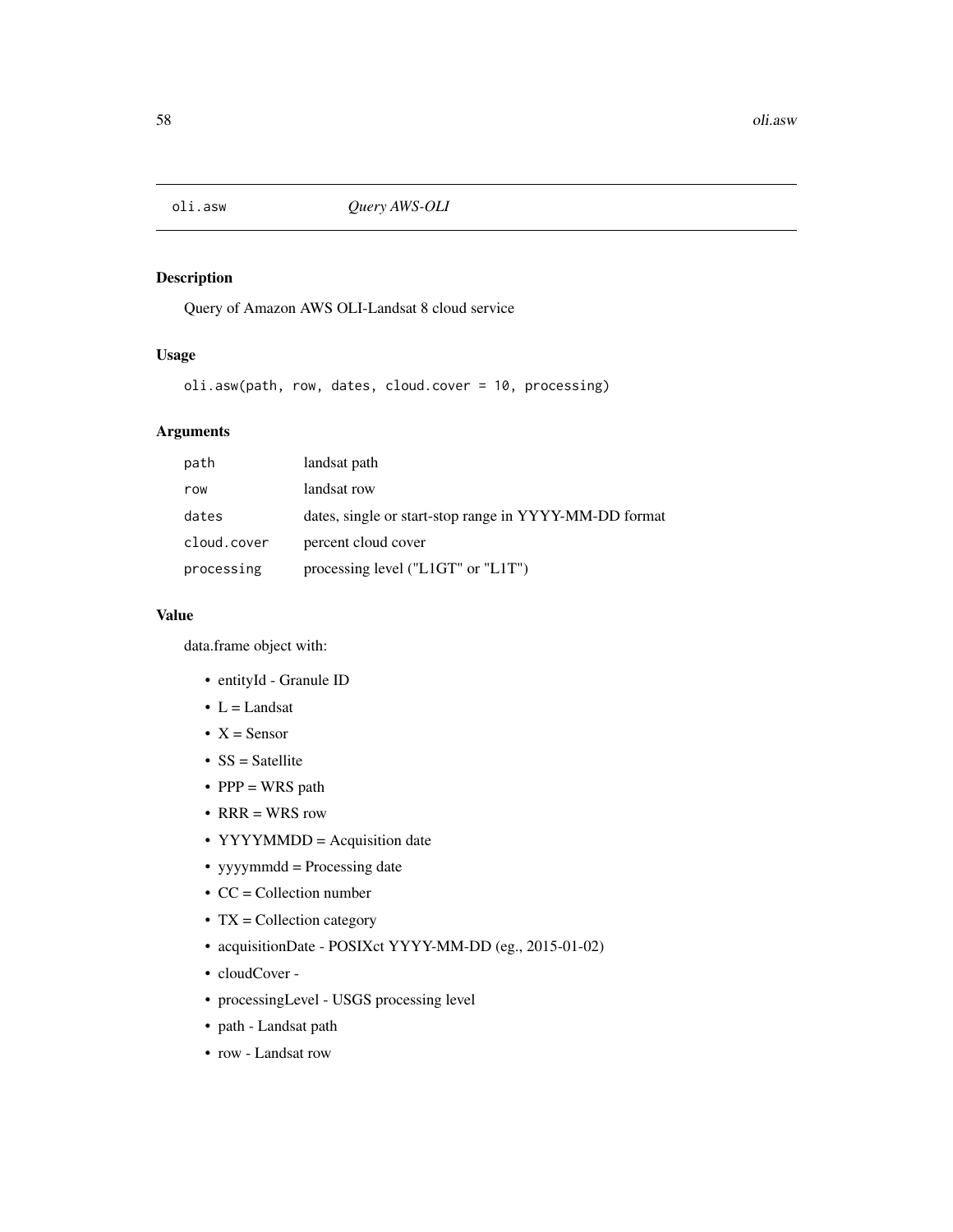## oli.asw *Query AWS-OLI*

### Description

Query of Amazon AWS OLI-Landsat 8 cloud service

### Usage

```
oli.asw(path, row, dates, cloud.cover = 10, processing)
```

### Arguments

| | |
|---|---|
| path | landsat path |
| row | landsat row |
| dates | dates, single or start-stop range in YYYY-MM-DD format |
| cloud.cover | percent cloud cover |
| processing | processing level ("L1GT" or "L1T") |

### Value

data.frame object with:

- entityId - Granule ID
- L = Landsat
- X = Sensor
- SS = Satellite
- PPP = WRS path
- RRR = WRS row
- YYYYMMDD = Acquisition date
- yyyymmdd = Processing date
- CC = Collection number
- TX = Collection category
- acquisitionDate - POSIXct YYYY-MM-DD (eg., 2015-01-02)
- cloudCover -
- processingLevel - USGS processing level
- path - Landsat path
- row - Landsat row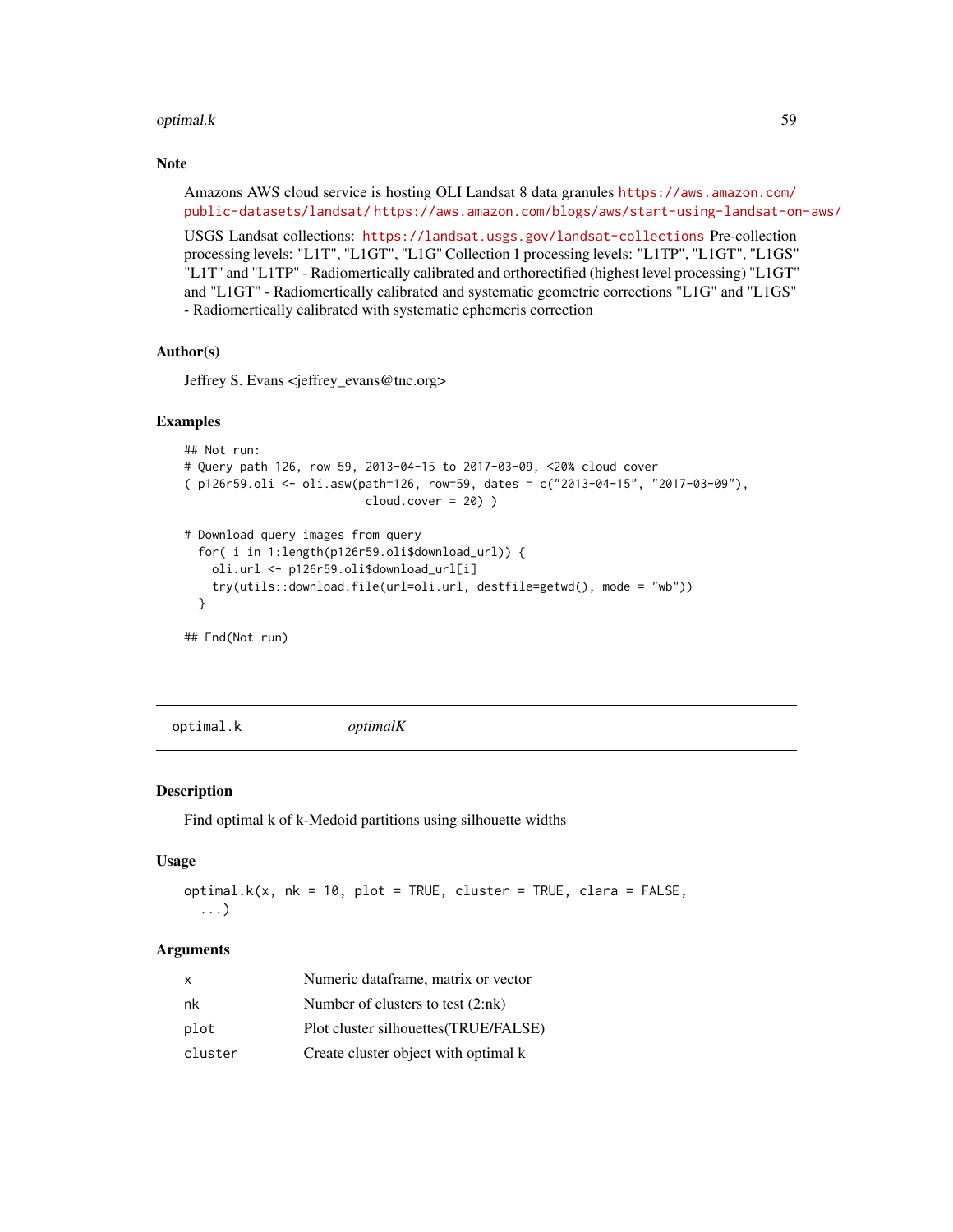## Note

Amazons AWS cloud service is hosting OLI Landsat 8 data granules https://aws.amazon.com/public-datasets/landsat/ https://aws.amazon.com/blogs/aws/start-using-landsat-on-aws/

USGS Landsat collections: https://landsat.usgs.gov/landsat-collections Pre-collection processing levels: "L1T", "L1GT", "L1G" Collection 1 processing levels: "L1TP", "L1GT", "L1GS" "L1T" and "L1TP" - Radiomertically calibrated and orthorectified (highest level processing) "L1GT" and "L1GT" - Radiomertically calibrated and systematic geometric corrections "L1G" and "L1GS" - Radiomertically calibrated with systematic ephemeris correction

## Author(s)

Jeffrey S. Evans <jeffrey_evans@tnc.org>

## Examples

```
## Not run:
# Query path 126, row 59, 2013-04-15 to 2017-03-09, <20% cloud cover
( p126r59.oli <- oli.asw(path=126, row=59, dates = c("2013-04-15", "2017-03-09"),
                         cloud.cover = 20) )

# Download query images from query
  for( i in 1:length(p126r59.oli$download_url)) {
    oli.url <- p126r59.oli$download_url[i]
    try(utils::download.file(url=oli.url, destfile=getwd(), mode = "wb"))
  }

## End(Not run)
```

---

# optimal.k    *optimalK*

## Description

Find optimal k of k-Medoid partitions using silhouette widths

## Usage

```
optimal.k(x, nk = 10, plot = TRUE, cluster = TRUE, clara = FALSE,
  ...)
```

## Arguments

| | |
|---|---|
| x | Numeric dataframe, matrix or vector |
| nk | Number of clusters to test (2:nk) |
| plot | Plot cluster silhouettes(TRUE/FALSE) |
| cluster | Create cluster object with optimal k |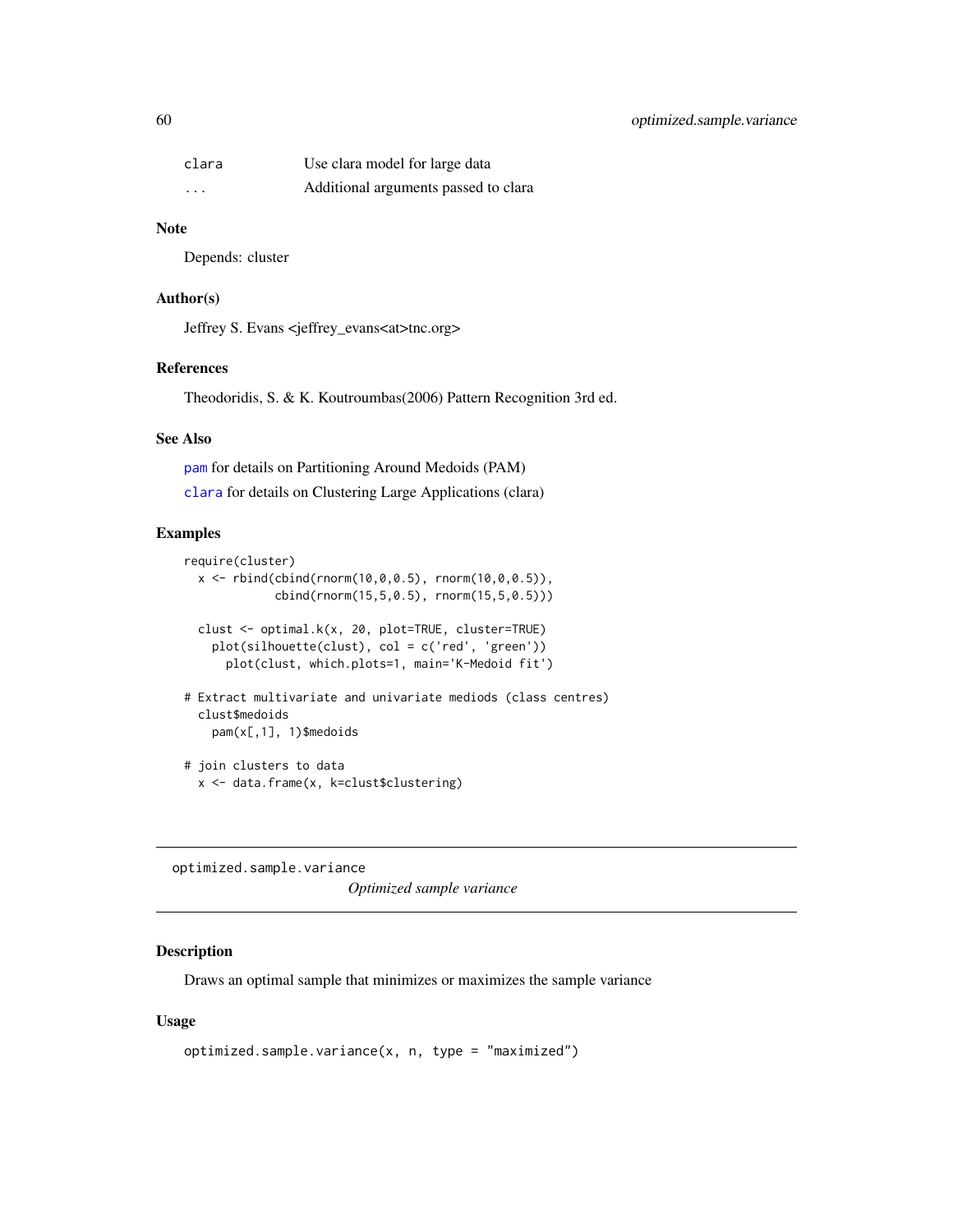| | |
|---|---|
| clara | Use clara model for large data |
| ... | Additional arguments passed to clara |

### Note

Depends: cluster

### Author(s)

Jeffrey S. Evans <jeffrey_evans<at>tnc.org>

### References

Theodoridis, S. & K. Koutroumbas(2006) Pattern Recognition 3rd ed.

### See Also

pam for details on Partitioning Around Medoids (PAM)

clara for details on Clustering Large Applications (clara)

### Examples

```
require(cluster)
  x <- rbind(cbind(rnorm(10,0,0.5), rnorm(10,0,0.5)),
             cbind(rnorm(15,5,0.5), rnorm(15,5,0.5)))

  clust <- optimal.k(x, 20, plot=TRUE, cluster=TRUE)
    plot(silhouette(clust), col = c('red', 'green'))
      plot(clust, which.plots=1, main='K-Medoid fit')

# Extract multivariate and univariate mediods (class centres)
  clust$medoids
    pam(x[,1], 1)$medoids

# join clusters to data
  x <- data.frame(x, k=clust$clustering)
```

---

## optimized.sample.variance

*Optimized sample variance*

---

### Description

Draws an optimal sample that minimizes or maximizes the sample variance

### Usage

```
optimized.sample.variance(x, n, type = "maximized")
```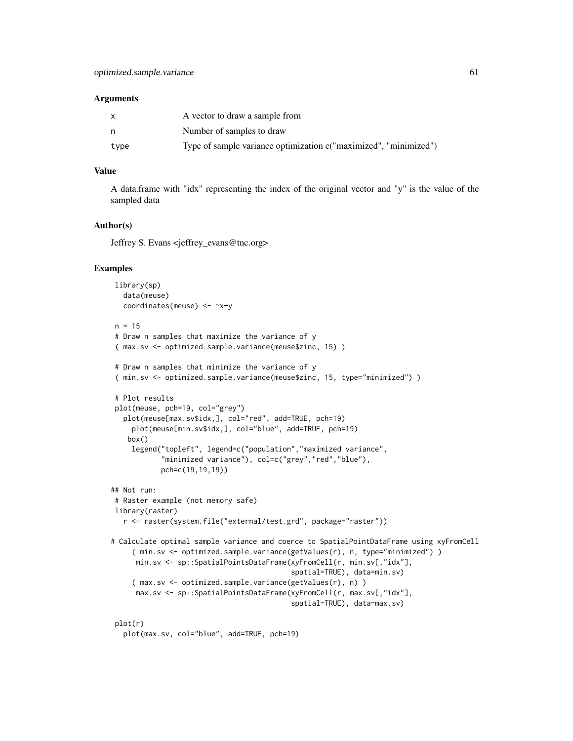### Arguments

| | |
|---|---|
| x | A vector to draw a sample from |
| n | Number of samples to draw |
| type | Type of sample variance optimization c("maximized", "minimized") |

### Value

A data.frame with "idx" representing the index of the original vector and "y" is the value of the sampled data

### Author(s)

Jeffrey S. Evans <jeffrey_evans@tnc.org>

### Examples

```
 library(sp)
   data(meuse)
   coordinates(meuse) <- ~x+y

 n = 15
 # Draw n samples that maximize the variance of y
 ( max.sv <- optimized.sample.variance(meuse$zinc, 15) )

 # Draw n samples that minimize the variance of y
 ( min.sv <- optimized.sample.variance(meuse$zinc, 15, type="minimized") )

 # Plot results
 plot(meuse, pch=19, col="grey")
   plot(meuse[max.sv$idx,], col="red", add=TRUE, pch=19)
     plot(meuse[min.sv$idx,], col="blue", add=TRUE, pch=19)
    box()
     legend("topleft", legend=c("population","maximized variance",
            "minimized variance"), col=c("grey","red","blue"),
            pch=c(19,19,19))

## Not run:
 # Raster example (not memory safe)
 library(raster)
   r <- raster(system.file("external/test.grd", package="raster"))

# Calculate optimal sample variance and coerce to SpatialPointDataFrame using xyFromCell
     ( min.sv <- optimized.sample.variance(getValues(r), n, type="minimized") )
      min.sv <- sp::SpatialPointsDataFrame(xyFromCell(r, min.sv[,"idx"],
                                          spatial=TRUE), data=min.sv)
     ( max.sv <- optimized.sample.variance(getValues(r), n) )
      max.sv <- sp::SpatialPointsDataFrame(xyFromCell(r, max.sv[,"idx"],
                                          spatial=TRUE), data=max.sv)

 plot(r)
   plot(max.sv, col="blue", add=TRUE, pch=19)
```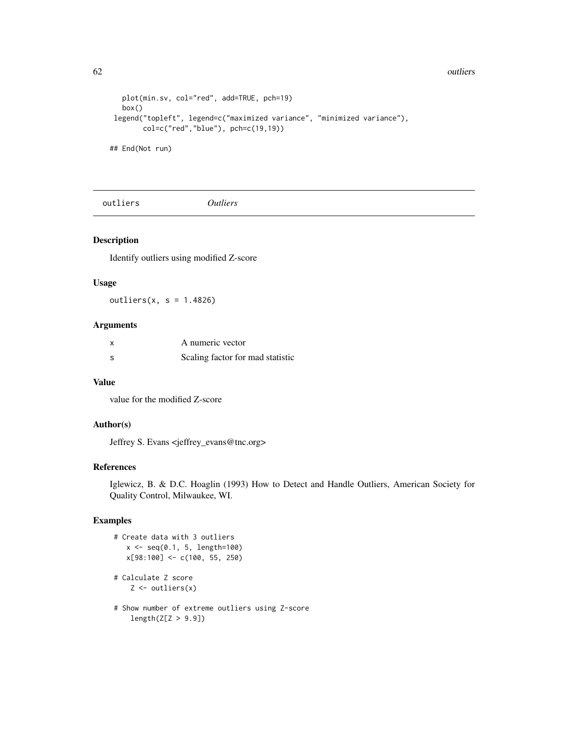```
    plot(min.sv, col="red", add=TRUE, pch=19)
    box()
 legend("topleft", legend=c("maximized variance", "minimized variance"),
        col=c("red","blue"), pch=c(19,19))

## End(Not run)
```

---

## outliers *Outliers*

---

### Description

Identify outliers using modified Z-score

### Usage

```
outliers(x, s = 1.4826)
```

### Arguments

| | |
|---|---|
| x | A numeric vector |
| s | Scaling factor for mad statistic |

### Value

value for the modified Z-score

### Author(s)

Jeffrey S. Evans <jeffrey_evans@tnc.org>

### References

Iglewicz, B. & D.C. Hoaglin (1993) How to Detect and Handle Outliers, American Society for Quality Control, Milwaukee, WI.

### Examples

```
 # Create data with 3 outliers
    x <- seq(0.1, 5, length=100)
    x[98:100] <- c(100, 55, 250)

 # Calculate Z score
     Z <- outliers(x)

 # Show number of extreme outliers using Z-score
     length(Z[Z > 9.9])
```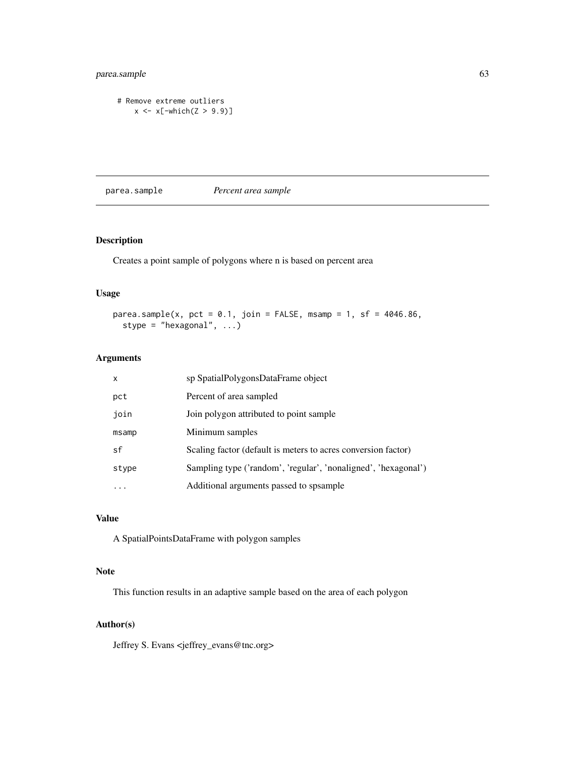```
# Remove extreme outliers
    x <- x[-which(Z > 9.9)]
```

---

`parea.sample` *Percent area sample*

---

## Description

Creates a point sample of polygons where n is based on percent area

## Usage

```
parea.sample(x, pct = 0.1, join = FALSE, msamp = 1, sf = 4046.86,
  stype = "hexagonal", ...)
```

## Arguments

| | |
|---|---|
| x | sp SpatialPolygonsDataFrame object |
| pct | Percent of area sampled |
| join | Join polygon attributed to point sample |
| msamp | Minimum samples |
| sf | Scaling factor (default is meters to acres conversion factor) |
| stype | Sampling type ('random', 'regular', 'nonaligned', 'hexagonal') |
| ... | Additional arguments passed to spsample |

## Value

A SpatialPointsDataFrame with polygon samples

## Note

This function results in an adaptive sample based on the area of each polygon

## Author(s)

Jeffrey S. Evans <jeffrey_evans@tnc.org>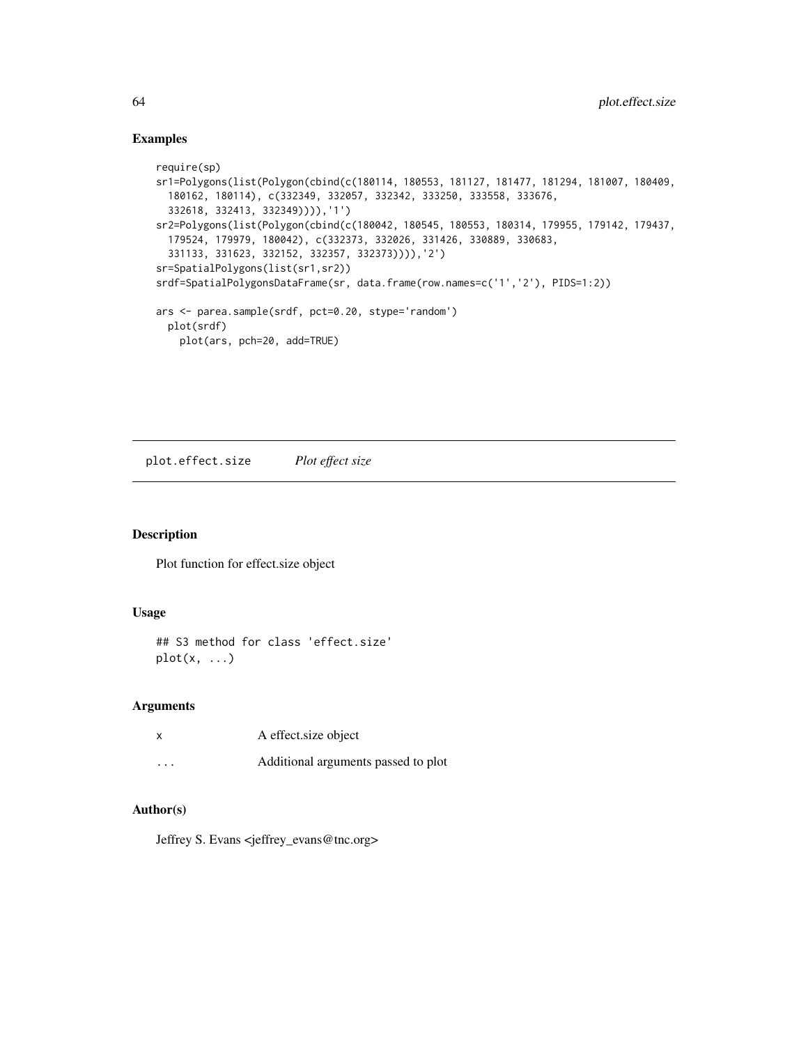## Examples

```
require(sp)
sr1=Polygons(list(Polygon(cbind(c(180114, 180553, 181127, 181477, 181294, 181007, 180409,
  180162, 180114), c(332349, 332057, 332342, 333250, 333558, 333676,
  332618, 332413, 332349)))),'1')
sr2=Polygons(list(Polygon(cbind(c(180042, 180545, 180553, 180314, 179955, 179142, 179437,
  179524, 179979, 180042), c(332373, 332026, 331426, 330889, 330683,
  331133, 331623, 332152, 332357, 332373)))),'2')
sr=SpatialPolygons(list(sr1,sr2))
srdf=SpatialPolygonsDataFrame(sr, data.frame(row.names=c('1','2'), PIDS=1:2))

ars <- parea.sample(srdf, pct=0.20, stype='random')
  plot(srdf)
    plot(ars, pch=20, add=TRUE)
```

---

# plot.effect.size    *Plot effect size*

---

## Description

Plot function for effect.size object

## Usage

```
## S3 method for class 'effect.size'
plot(x, ...)
```

## Arguments

| | |
|---|---|
| x | A effect.size object |
| ... | Additional arguments passed to plot |

## Author(s)

Jeffrey S. Evans <jeffrey_evans@tnc.org>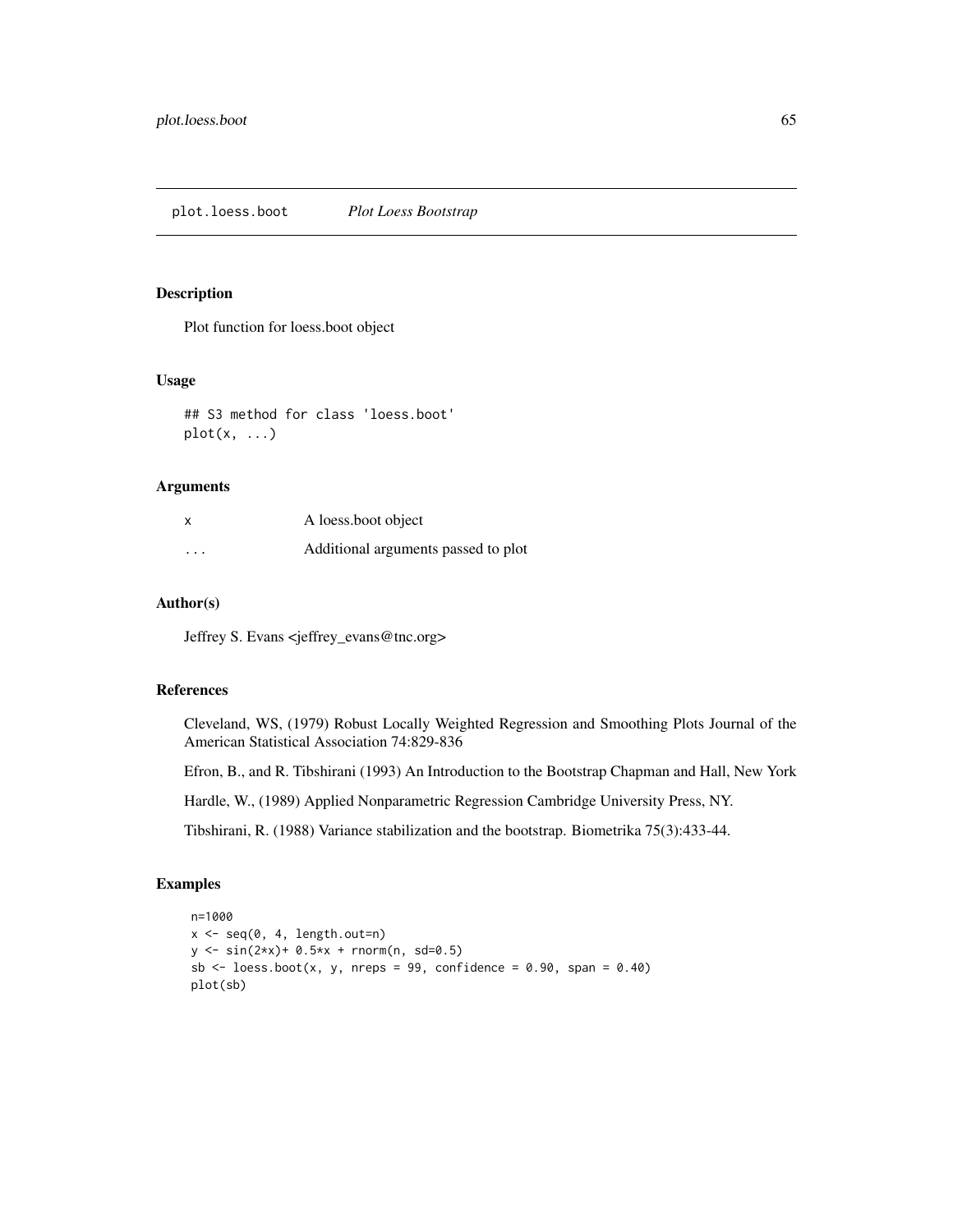## plot.loess.boot *Plot Loess Bootstrap*

### Description

Plot function for loess.boot object

### Usage

```
## S3 method for class 'loess.boot'
plot(x, ...)
```

### Arguments

| | |
|---|---|
| x | A loess.boot object |
| ... | Additional arguments passed to plot |

### Author(s)

Jeffrey S. Evans <jeffrey_evans@tnc.org>

### References

Cleveland, WS, (1979) Robust Locally Weighted Regression and Smoothing Plots Journal of the American Statistical Association 74:829-836

Efron, B., and R. Tibshirani (1993) An Introduction to the Bootstrap Chapman and Hall, New York

Hardle, W., (1989) Applied Nonparametric Regression Cambridge University Press, NY.

Tibshirani, R. (1988) Variance stabilization and the bootstrap. Biometrika 75(3):433-44.

### Examples

```
n=1000
x <- seq(0, 4, length.out=n)
y <- sin(2*x)+ 0.5*x + rnorm(n, sd=0.5)
sb <- loess.boot(x, y, nreps = 99, confidence = 0.90, span = 0.40)
plot(sb)
```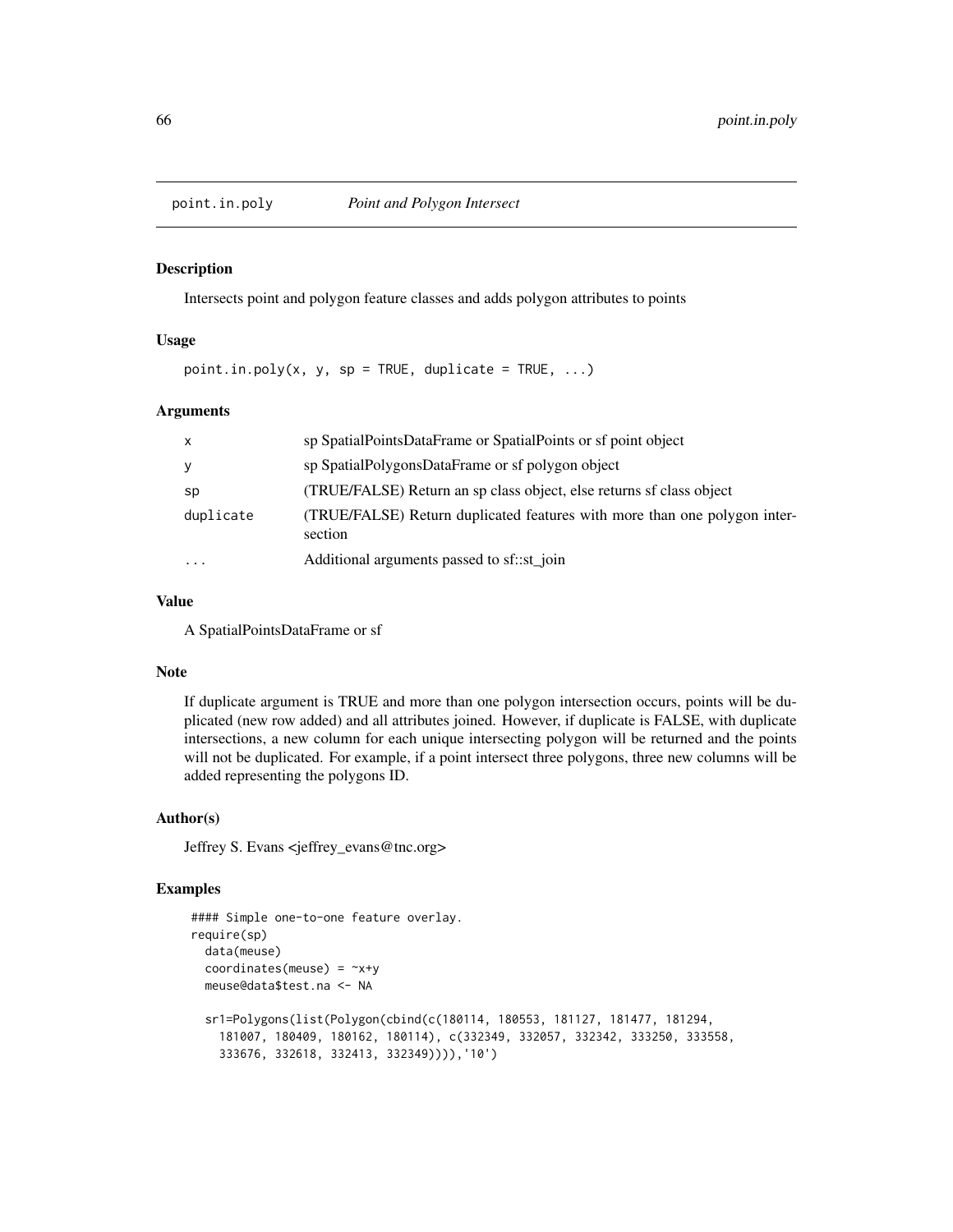## point.in.poly *Point and Polygon Intersect*

### Description

Intersects point and polygon feature classes and adds polygon attributes to points

### Usage

```
point.in.poly(x, y, sp = TRUE, duplicate = TRUE, ...)
```

### Arguments

| | |
|---|---|
| x | sp SpatialPointsDataFrame or SpatialPoints or sf point object |
| y | sp SpatialPolygonsDataFrame or sf polygon object |
| sp | (TRUE/FALSE) Return an sp class object, else returns sf class object |
| duplicate | (TRUE/FALSE) Return duplicated features with more than one polygon intersection |
| ... | Additional arguments passed to sf::st_join |

### Value

A SpatialPointsDataFrame or sf

### Note

If duplicate argument is TRUE and more than one polygon intersection occurs, points will be duplicated (new row added) and all attributes joined. However, if duplicate is FALSE, with duplicate intersections, a new column for each unique intersecting polygon will be returned and the points will not be duplicated. For example, if a point intersect three polygons, three new columns will be added representing the polygons ID.

### Author(s)

Jeffrey S. Evans <jeffrey_evans@tnc.org>

### Examples

```
#### Simple one-to-one feature overlay.
require(sp)
  data(meuse)
  coordinates(meuse) = ~x+y
  meuse@data$test.na <- NA

  sr1=Polygons(list(Polygon(cbind(c(180114, 180553, 181127, 181477, 181294,
    181007, 180409, 180162, 180114), c(332349, 332057, 332342, 333250, 333558,
    333676, 332618, 332413, 332349)))),'10')
```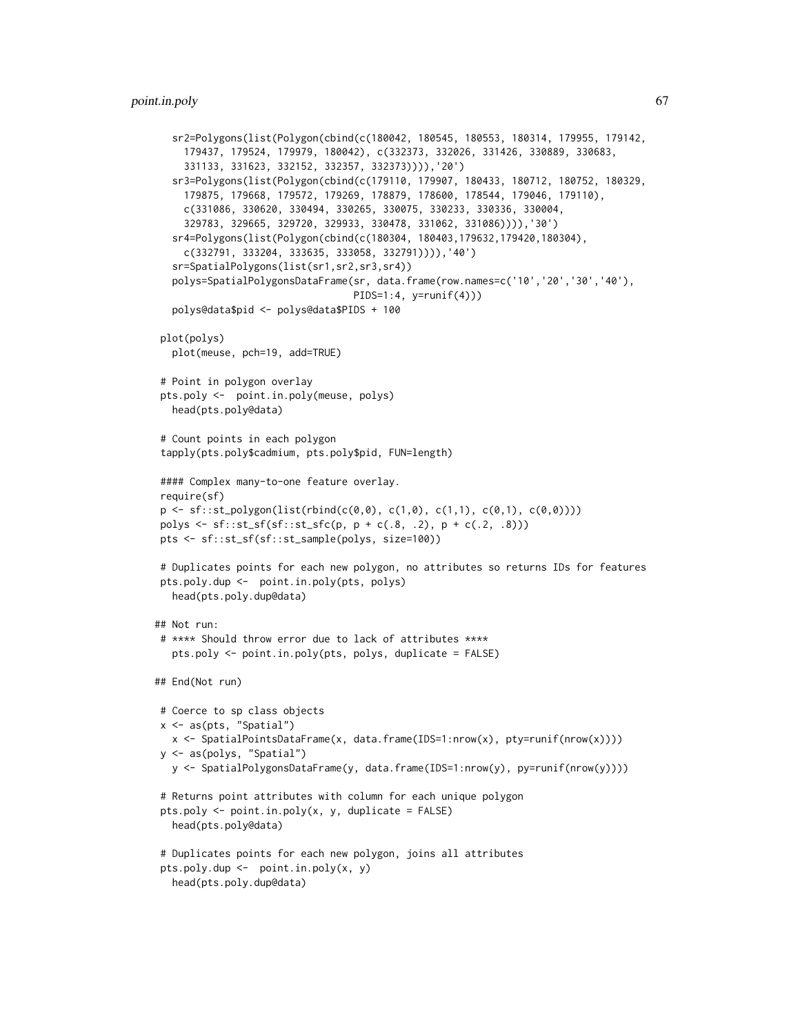```
  sr2=Polygons(list(Polygon(cbind(c(180042, 180545, 180553, 180314, 179955, 179142,
    179437, 179524, 179979, 180042), c(332373, 332026, 331426, 330889, 330683,
    331133, 331623, 332152, 332357, 332373)))),'20')
  sr3=Polygons(list(Polygon(cbind(c(179110, 179907, 180433, 180712, 180752, 180329,
    179875, 179668, 179572, 179269, 178879, 178600, 178544, 179046, 179110),
    c(331086, 330620, 330494, 330265, 330075, 330233, 330336, 330004,
    329783, 329665, 329720, 329933, 330478, 331062, 331086)))),'30')
  sr4=Polygons(list(Polygon(cbind(c(180304, 180403,179632,179420,180304),
    c(332791, 333204, 333635, 333058, 332791)))),'40')
  sr=SpatialPolygons(list(sr1,sr2,sr3,sr4))
  polys=SpatialPolygonsDataFrame(sr, data.frame(row.names=c('10','20','30','40'),
                                 PIDS=1:4, y=runif(4)))
  polys@data$pid <- polys@data$PIDS + 100

plot(polys)
  plot(meuse, pch=19, add=TRUE)

# Point in polygon overlay
pts.poly <-  point.in.poly(meuse, polys)
  head(pts.poly@data)

# Count points in each polygon
tapply(pts.poly$cadmium, pts.poly$pid, FUN=length)

#### Complex many-to-one feature overlay.
require(sf)
p <- sf::st_polygon(list(rbind(c(0,0), c(1,0), c(1,1), c(0,1), c(0,0))))
polys <- sf::st_sf(sf::st_sfc(p, p + c(.8, .2), p + c(.2, .8)))
pts <- sf::st_sf(sf::st_sample(polys, size=100))

# Duplicates points for each new polygon, no attributes so returns IDs for features
pts.poly.dup <-  point.in.poly(pts, polys)
  head(pts.poly.dup@data)

## Not run:
# **** Should throw error due to lack of attributes ****
  pts.poly <- point.in.poly(pts, polys, duplicate = FALSE)

## End(Not run)

# Coerce to sp class objects
x <- as(pts, "Spatial")
  x <- SpatialPointsDataFrame(x, data.frame(IDS=1:nrow(x), pty=runif(nrow(x))))
y <- as(polys, "Spatial")
  y <- SpatialPolygonsDataFrame(y, data.frame(IDS=1:nrow(y), py=runif(nrow(y))))

# Returns point attributes with column for each unique polygon
pts.poly <- point.in.poly(x, y, duplicate = FALSE)
  head(pts.poly@data)

# Duplicates points for each new polygon, joins all attributes
pts.poly.dup <-  point.in.poly(x, y)
  head(pts.poly.dup@data)
```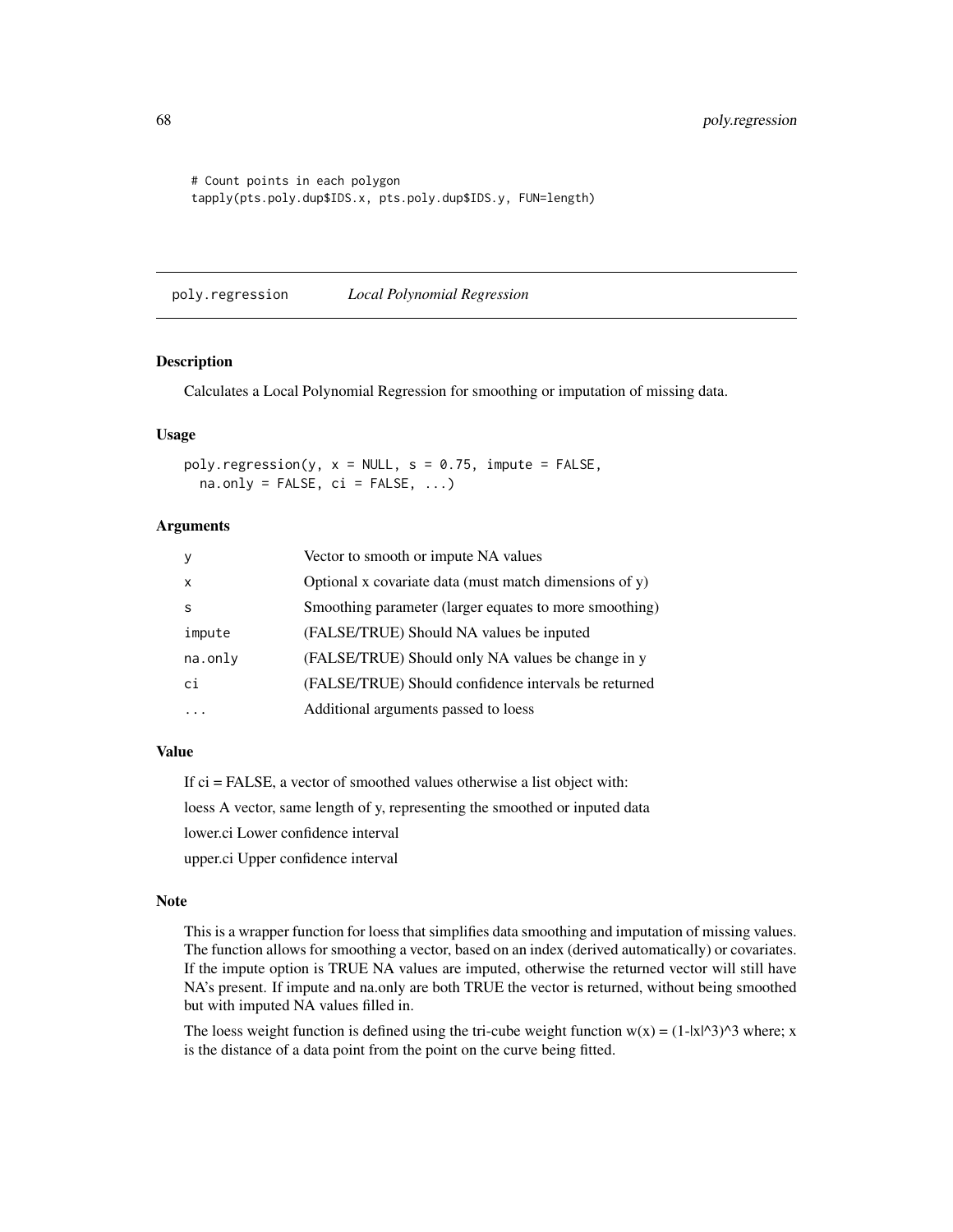```
# Count points in each polygon
tapply(pts.poly.dup$IDS.x, pts.poly.dup$IDS.y, FUN=length)
```

## poly.regression *Local Polynomial Regression*

### Description

Calculates a Local Polynomial Regression for smoothing or imputation of missing data.

### Usage

```
poly.regression(y, x = NULL, s = 0.75, impute = FALSE,
  na.only = FALSE, ci = FALSE, ...)
```

### Arguments

| | |
|---|---|
| y | Vector to smooth or impute NA values |
| x | Optional x covariate data (must match dimensions of y) |
| s | Smoothing parameter (larger equates to more smoothing) |
| impute | (FALSE/TRUE) Should NA values be inputed |
| na.only | (FALSE/TRUE) Should only NA values be change in y |
| ci | (FALSE/TRUE) Should confidence intervals be returned |
| ... | Additional arguments passed to loess |

### Value

If ci = FALSE, a vector of smoothed values otherwise a list object with:

loess A vector, same length of y, representing the smoothed or inputed data

lower.ci Lower confidence interval

upper.ci Upper confidence interval

### Note

This is a wrapper function for loess that simplifies data smoothing and imputation of missing values. The function allows for smoothing a vector, based on an index (derived automatically) or covariates. If the impute option is TRUE NA values are imputed, otherwise the returned vector will still have NA's present. If impute and na.only are both TRUE the vector is returned, without being smoothed but with imputed NA values filled in.

The loess weight function is defined using the tri-cube weight function w(x) = (1-|x|^3)^3 where; x is the distance of a data point from the point on the curve being fitted.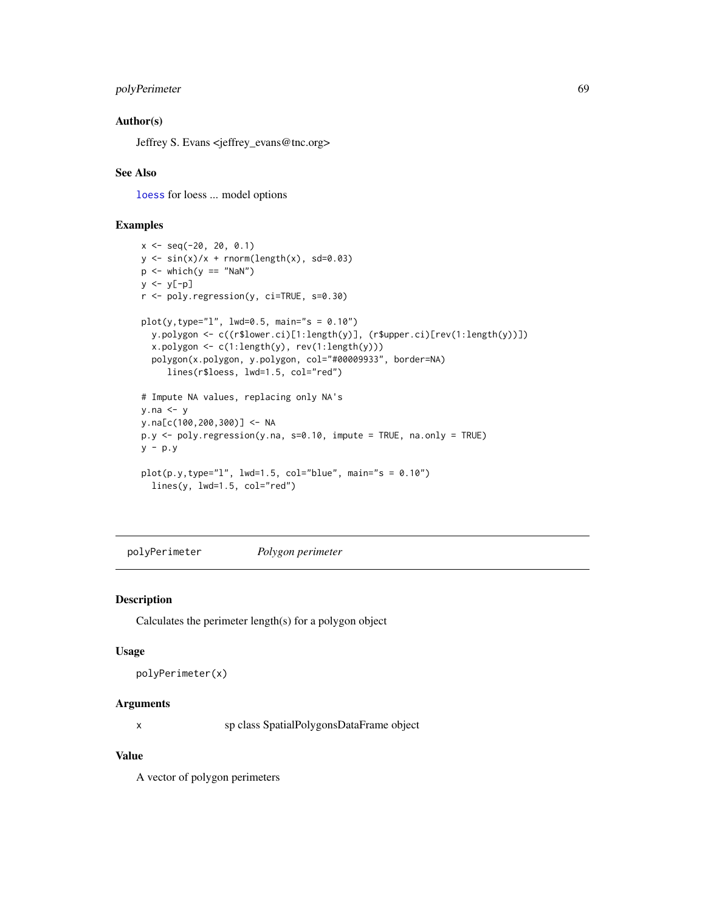## Author(s)

Jeffrey S. Evans <jeffrey_evans@tnc.org>

## See Also

loess for loess ... model options

## Examples

```
x <- seq(-20, 20, 0.1)
y <- sin(x)/x + rnorm(length(x), sd=0.03)
p <- which(y == "NaN")
y <- y[-p]
r <- poly.regression(y, ci=TRUE, s=0.30)

plot(y,type="l", lwd=0.5, main="s = 0.10")
  y.polygon <- c((r$lower.ci)[1:length(y)], (r$upper.ci)[rev(1:length(y))])
  x.polygon <- c(1:length(y), rev(1:length(y)))
  polygon(x.polygon, y.polygon, col="#00009933", border=NA)
     lines(r$loess, lwd=1.5, col="red")

# Impute NA values, replacing only NA's
y.na <- y
y.na[c(100,200,300)] <- NA
p.y <- poly.regression(y.na, s=0.10, impute = TRUE, na.only = TRUE)
y - p.y

plot(p.y,type="l", lwd=1.5, col="blue", main="s = 0.10")
  lines(y, lwd=1.5, col="red")
```

# polyPerimeter *Polygon perimeter*

## Description

Calculates the perimeter length(s) for a polygon object

## Usage

```
polyPerimeter(x)
```

## Arguments

| | |
|---|---|
| x | sp class SpatialPolygonsDataFrame object |

## Value

A vector of polygon perimeters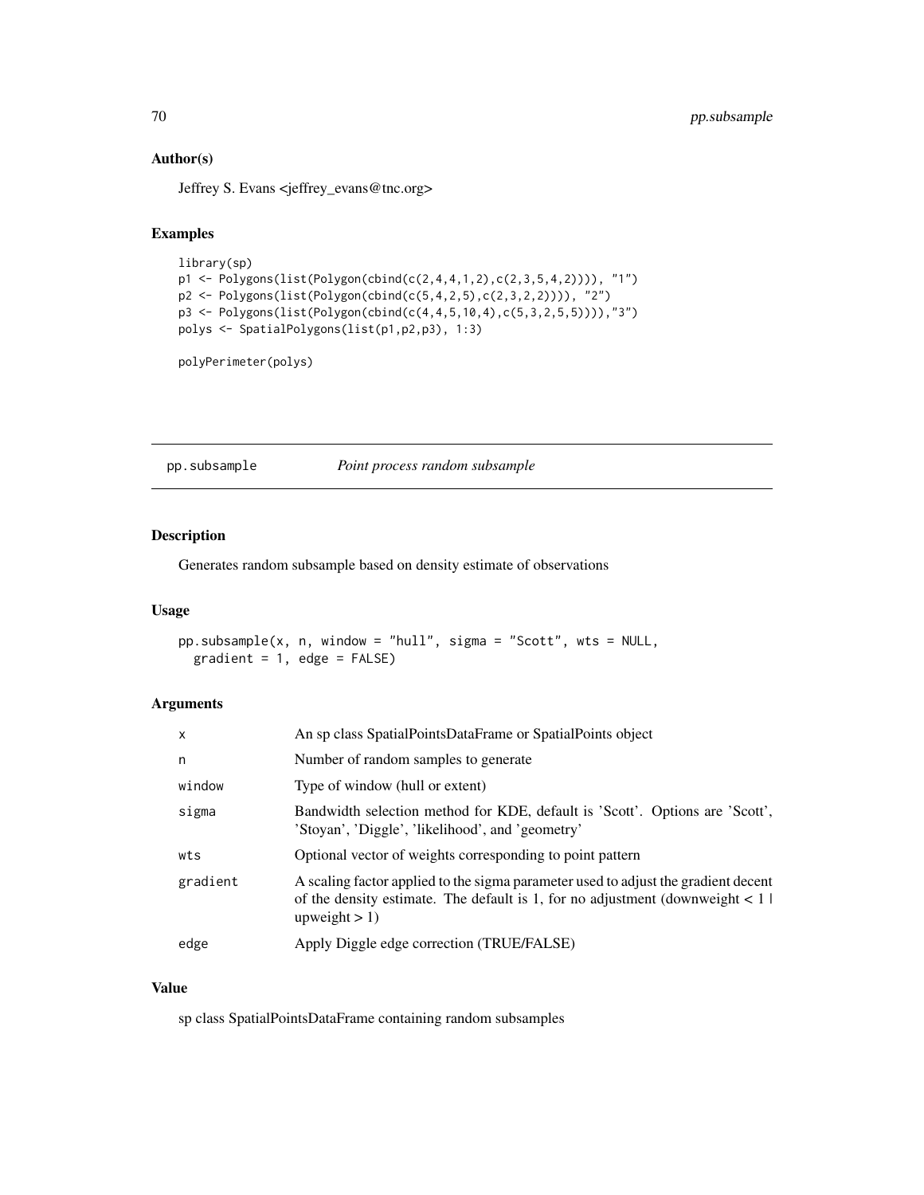### Author(s)

Jeffrey S. Evans <jeffrey_evans@tnc.org>

### Examples

```
library(sp)
p1 <- Polygons(list(Polygon(cbind(c(2,4,4,1,2),c(2,3,5,4,2)))), "1")
p2 <- Polygons(list(Polygon(cbind(c(5,4,2,5),c(2,3,2,2)))), "2")
p3 <- Polygons(list(Polygon(cbind(c(4,4,5,10,4),c(5,3,2,5,5)))),"3")
polys <- SpatialPolygons(list(p1,p2,p3), 1:3)

polyPerimeter(polys)
```

---

## pp.subsample *Point process random subsample*

### Description

Generates random subsample based on density estimate of observations

### Usage

```
pp.subsample(x, n, window = "hull", sigma = "Scott", wts = NULL,
  gradient = 1, edge = FALSE)
```

### Arguments

| | |
|---|---|
| x | An sp class SpatialPointsDataFrame or SpatialPoints object |
| n | Number of random samples to generate |
| window | Type of window (hull or extent) |
| sigma | Bandwidth selection method for KDE, default is 'Scott'. Options are 'Scott', 'Stoyan', 'Diggle', 'likelihood', and 'geometry' |
| wts | Optional vector of weights corresponding to point pattern |
| gradient | A scaling factor applied to the sigma parameter used to adjust the gradient decent of the density estimate. The default is 1, for no adjustment (downweight < 1 \| upweight > 1) |
| edge | Apply Diggle edge correction (TRUE/FALSE) |

### Value

sp class SpatialPointsDataFrame containing random subsamples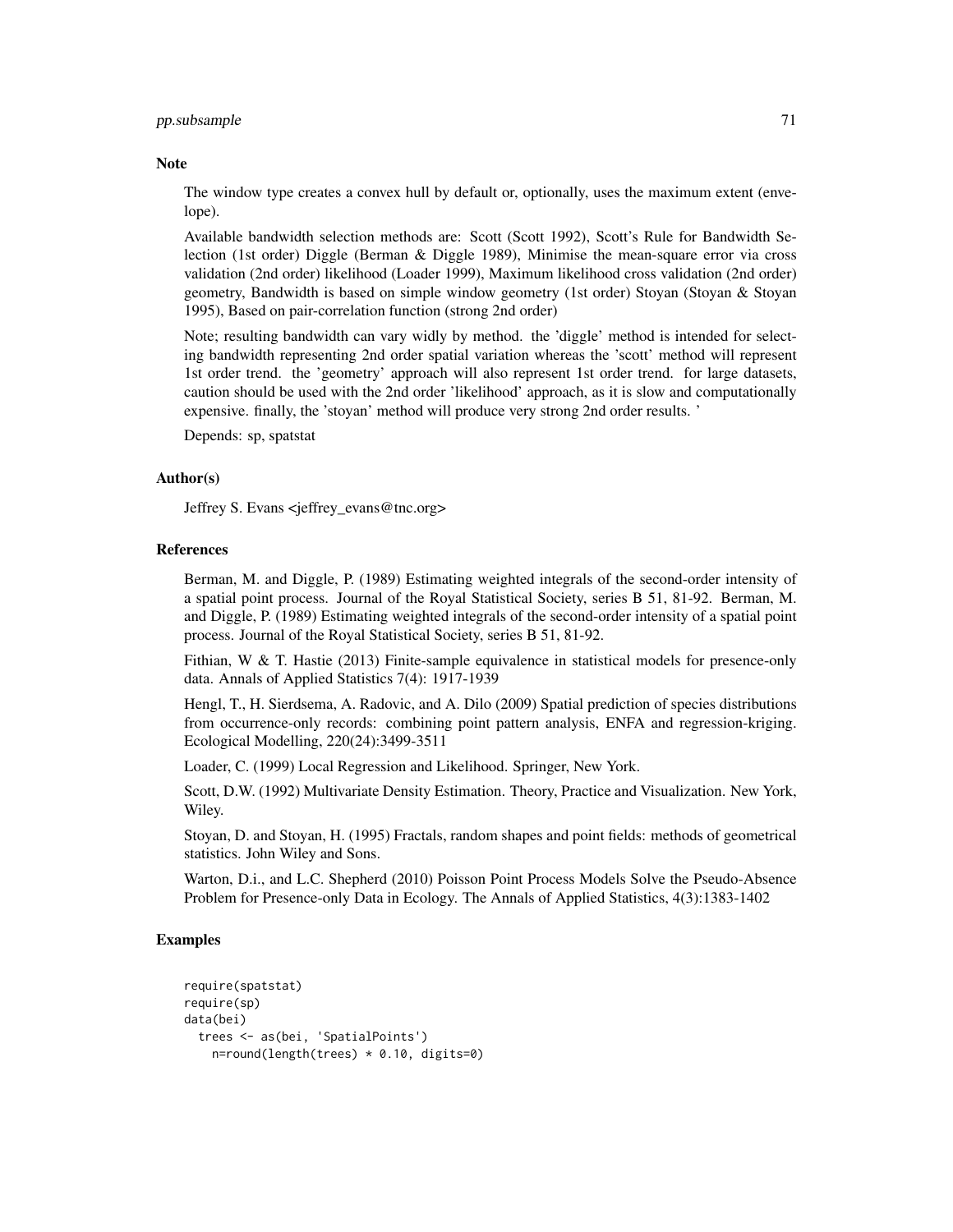### Note

The window type creates a convex hull by default or, optionally, uses the maximum extent (envelope).

Available bandwidth selection methods are: Scott (Scott 1992), Scott's Rule for Bandwidth Selection (1st order) Diggle (Berman & Diggle 1989), Minimise the mean-square error via cross validation (2nd order) likelihood (Loader 1999), Maximum likelihood cross validation (2nd order) geometry, Bandwidth is based on simple window geometry (1st order) Stoyan (Stoyan & Stoyan 1995), Based on pair-correlation function (strong 2nd order)

Note; resulting bandwidth can vary widly by method. the 'diggle' method is intended for selecting bandwidth representing 2nd order spatial variation whereas the 'scott' method will represent 1st order trend. the 'geometry' approach will also represent 1st order trend. for large datasets, caution should be used with the 2nd order 'likelihood' approach, as it is slow and computationally expensive. finally, the 'stoyan' method will produce very strong 2nd order results. '

Depends: sp, spatstat

### Author(s)

Jeffrey S. Evans <jeffrey_evans@tnc.org>

### References

Berman, M. and Diggle, P. (1989) Estimating weighted integrals of the second-order intensity of a spatial point process. Journal of the Royal Statistical Society, series B 51, 81-92. Berman, M. and Diggle, P. (1989) Estimating weighted integrals of the second-order intensity of a spatial point process. Journal of the Royal Statistical Society, series B 51, 81-92.

Fithian, W & T. Hastie (2013) Finite-sample equivalence in statistical models for presence-only data. Annals of Applied Statistics 7(4): 1917-1939

Hengl, T., H. Sierdsema, A. Radovic, and A. Dilo (2009) Spatial prediction of species distributions from occurrence-only records: combining point pattern analysis, ENFA and regression-kriging. Ecological Modelling, 220(24):3499-3511

Loader, C. (1999) Local Regression and Likelihood. Springer, New York.

Scott, D.W. (1992) Multivariate Density Estimation. Theory, Practice and Visualization. New York, Wiley.

Stoyan, D. and Stoyan, H. (1995) Fractals, random shapes and point fields: methods of geometrical statistics. John Wiley and Sons.

Warton, D.i., and L.C. Shepherd (2010) Poisson Point Process Models Solve the Pseudo-Absence Problem for Presence-only Data in Ecology. The Annals of Applied Statistics, 4(3):1383-1402

### Examples

```
require(spatstat)
require(sp)
data(bei)
  trees <- as(bei, 'SpatialPoints')
    n=round(length(trees) * 0.10, digits=0)
```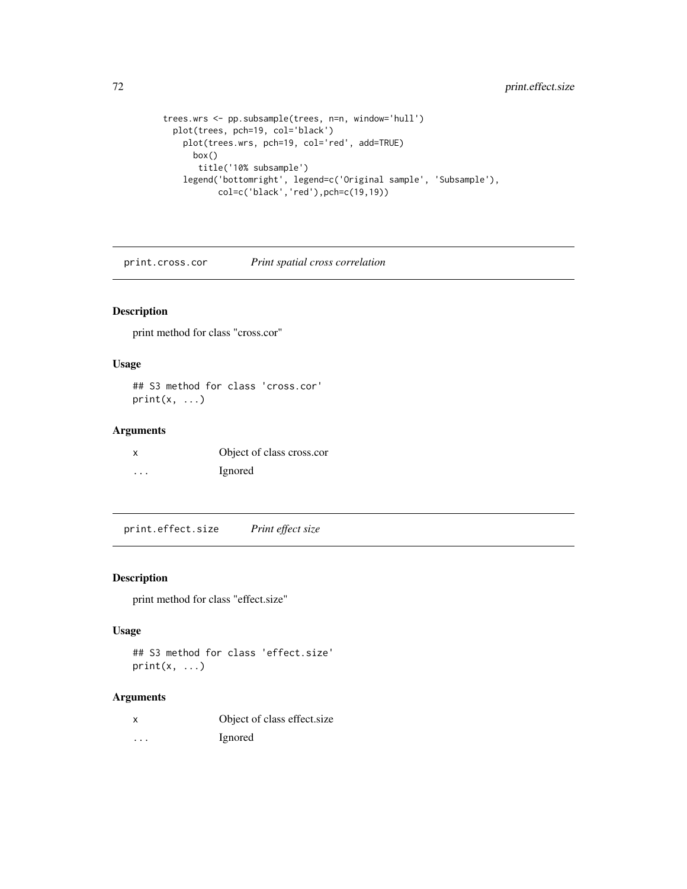```
trees.wrs <- pp.subsample(trees, n=n, window='hull')
  plot(trees, pch=19, col='black')
    plot(trees.wrs, pch=19, col='red', add=TRUE)
      box()
       title('10% subsample')
    legend('bottomright', legend=c('Original sample', 'Subsample'),
           col=c('black','red'),pch=c(19,19))
```

## print.cross.cor *Print spatial cross correlation*

### Description

print method for class "cross.cor"

### Usage

```
## S3 method for class 'cross.cor'
print(x, ...)
```

### Arguments

| | |
|---|---|
| x | Object of class cross.cor |
| ... | Ignored |

## print.effect.size *Print effect size*

### Description

print method for class "effect.size"

### Usage

```
## S3 method for class 'effect.size'
print(x, ...)
```

### Arguments

| | |
|---|---|
| x | Object of class effect.size |
| ... | Ignored |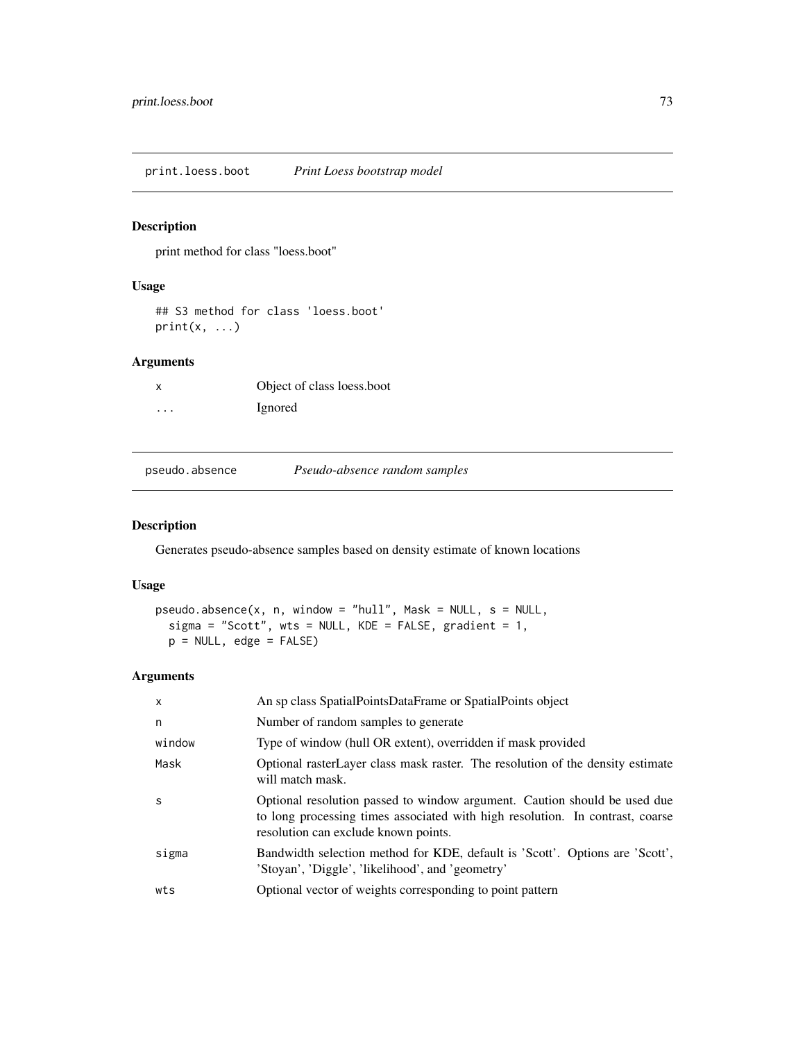## print.loess.boot — *Print Loess bootstrap model*

### Description

print method for class "loess.boot"

### Usage

```
## S3 method for class 'loess.boot'
print(x, ...)
```

### Arguments

| | |
|---|---|
| x | Object of class loess.boot |
| ... | Ignored |

## pseudo.absence — *Pseudo-absence random samples*

### Description

Generates pseudo-absence samples based on density estimate of known locations

### Usage

```
pseudo.absence(x, n, window = "hull", Mask = NULL, s = NULL,
  sigma = "Scott", wts = NULL, KDE = FALSE, gradient = 1,
  p = NULL, edge = FALSE)
```

### Arguments

| | |
|---|---|
| x | An sp class SpatialPointsDataFrame or SpatialPoints object |
| n | Number of random samples to generate |
| window | Type of window (hull OR extent), overridden if mask provided |
| Mask | Optional rasterLayer class mask raster. The resolution of the density estimate will match mask. |
| s | Optional resolution passed to window argument. Caution should be used due to long processing times associated with high resolution. In contrast, coarse resolution can exclude known points. |
| sigma | Bandwidth selection method for KDE, default is 'Scott'. Options are 'Scott', 'Stoyan', 'Diggle', 'likelihood', and 'geometry' |
| wts | Optional vector of weights corresponding to point pattern |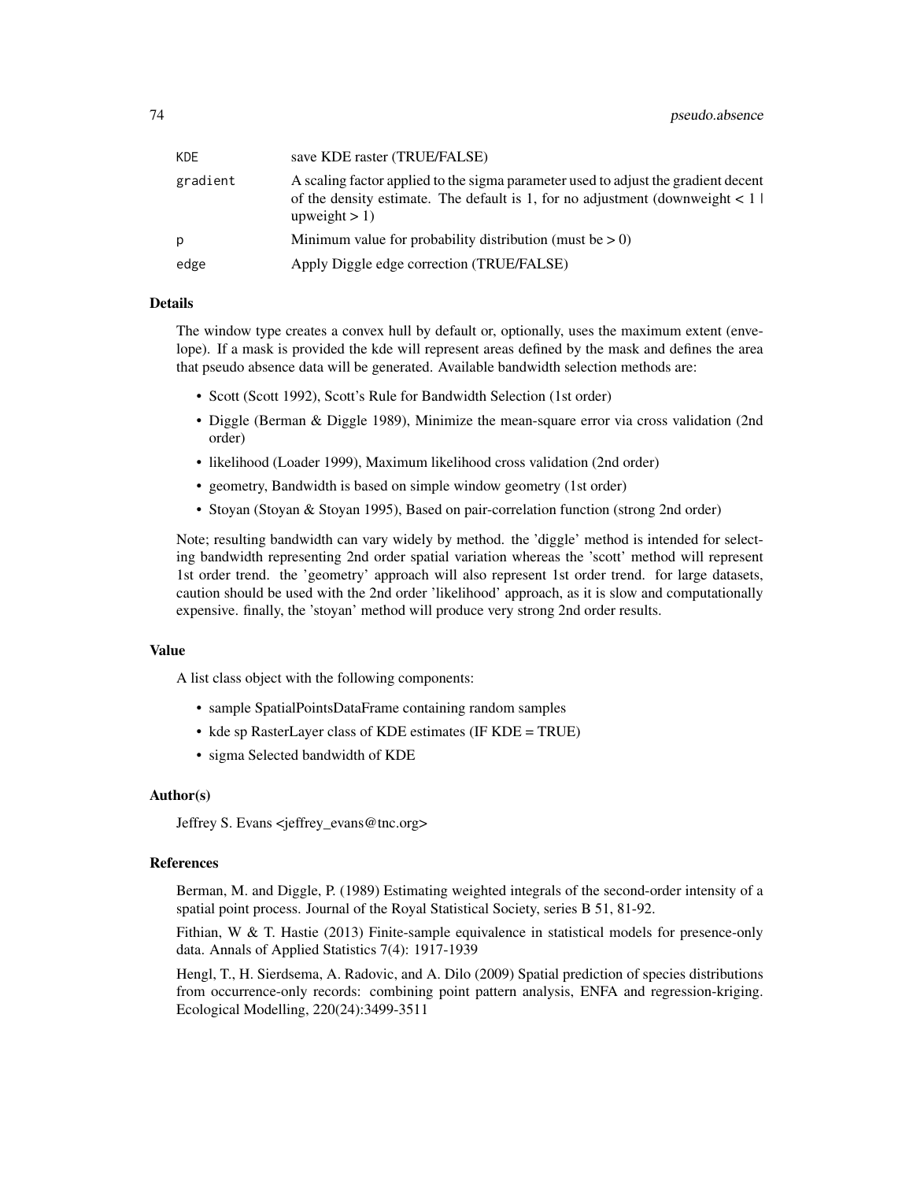| | |
|---|---|
| KDE | save KDE raster (TRUE/FALSE) |
| gradient | A scaling factor applied to the sigma parameter used to adjust the gradient decent of the density estimate. The default is 1, for no adjustment (downweight < 1 \| upweight > 1) |
| p | Minimum value for probability distribution (must be > 0) |
| edge | Apply Diggle edge correction (TRUE/FALSE) |

### Details

The window type creates a convex hull by default or, optionally, uses the maximum extent (envelope). If a mask is provided the kde will represent areas defined by the mask and defines the area that pseudo absence data will be generated. Available bandwidth selection methods are:

- Scott (Scott 1992), Scott's Rule for Bandwidth Selection (1st order)
- Diggle (Berman & Diggle 1989), Minimize the mean-square error via cross validation (2nd order)
- likelihood (Loader 1999), Maximum likelihood cross validation (2nd order)
- geometry, Bandwidth is based on simple window geometry (1st order)
- Stoyan (Stoyan & Stoyan 1995), Based on pair-correlation function (strong 2nd order)

Note; resulting bandwidth can vary widely by method. the 'diggle' method is intended for selecting bandwidth representing 2nd order spatial variation whereas the 'scott' method will represent 1st order trend. the 'geometry' approach will also represent 1st order trend. for large datasets, caution should be used with the 2nd order 'likelihood' approach, as it is slow and computationally expensive. finally, the 'stoyan' method will produce very strong 2nd order results.

### Value

A list class object with the following components:

- sample SpatialPointsDataFrame containing random samples
- kde sp RasterLayer class of KDE estimates (IF KDE = TRUE)
- sigma Selected bandwidth of KDE

### Author(s)

Jeffrey S. Evans <jeffrey_evans@tnc.org>

### References

Berman, M. and Diggle, P. (1989) Estimating weighted integrals of the second-order intensity of a spatial point process. Journal of the Royal Statistical Society, series B 51, 81-92.

Fithian, W & T. Hastie (2013) Finite-sample equivalence in statistical models for presence-only data. Annals of Applied Statistics 7(4): 1917-1939

Hengl, T., H. Sierdsema, A. Radovic, and A. Dilo (2009) Spatial prediction of species distributions from occurrence-only records: combining point pattern analysis, ENFA and regression-kriging. Ecological Modelling, 220(24):3499-3511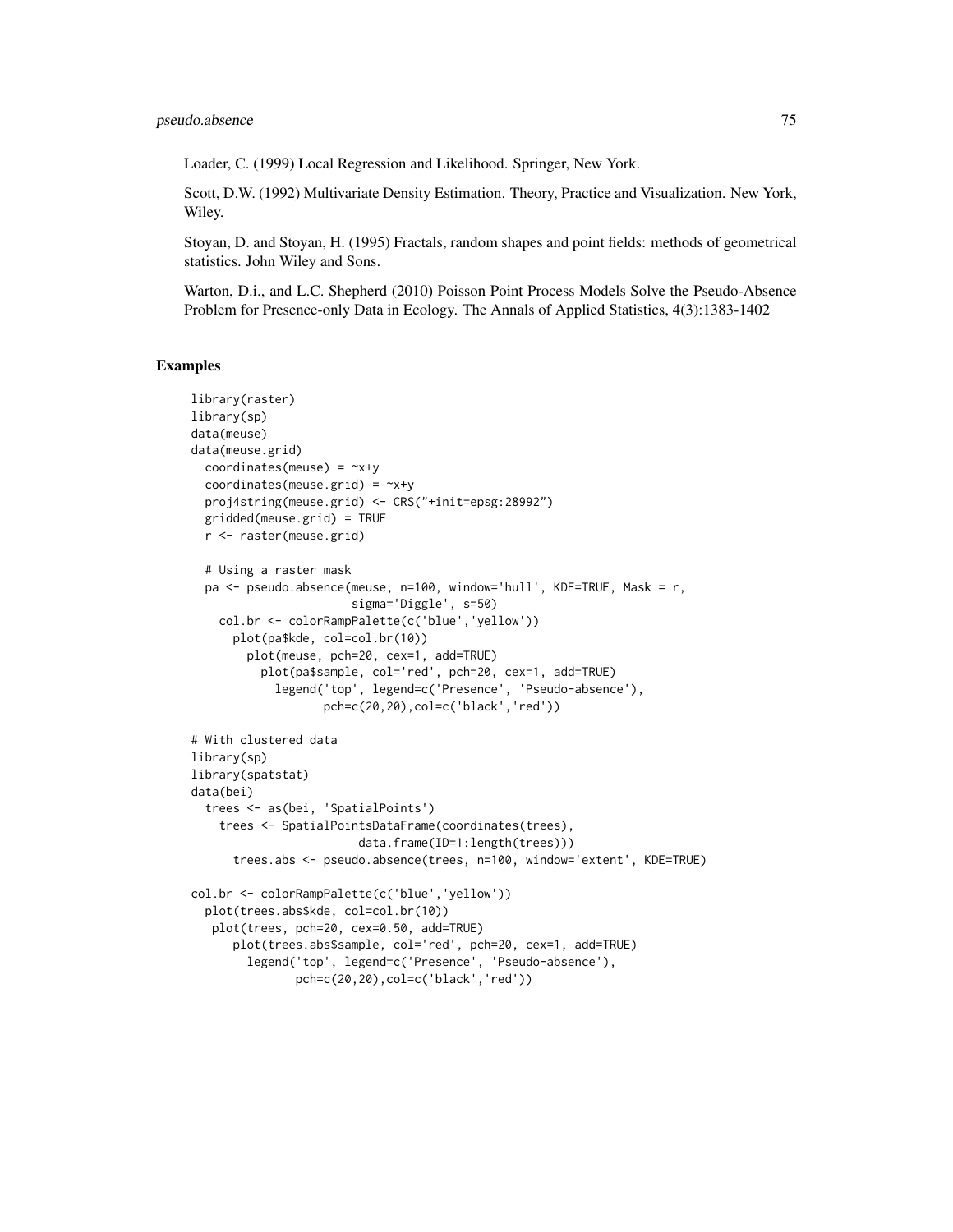Loader, C. (1999) Local Regression and Likelihood. Springer, New York.

Scott, D.W. (1992) Multivariate Density Estimation. Theory, Practice and Visualization. New York, Wiley.

Stoyan, D. and Stoyan, H. (1995) Fractals, random shapes and point fields: methods of geometrical statistics. John Wiley and Sons.

Warton, D.i., and L.C. Shepherd (2010) Poisson Point Process Models Solve the Pseudo-Absence Problem for Presence-only Data in Ecology. The Annals of Applied Statistics, 4(3):1383-1402

## Examples

```
library(raster)
library(sp)
data(meuse)
data(meuse.grid)
  coordinates(meuse) = ~x+y
  coordinates(meuse.grid) = ~x+y
  proj4string(meuse.grid) <- CRS("+init=epsg:28992")
  gridded(meuse.grid) = TRUE
  r <- raster(meuse.grid)

  # Using a raster mask
  pa <- pseudo.absence(meuse, n=100, window='hull', KDE=TRUE, Mask = r,
                       sigma='Diggle', s=50)
    col.br <- colorRampPalette(c('blue','yellow'))
      plot(pa$kde, col=col.br(10))
        plot(meuse, pch=20, cex=1, add=TRUE)
          plot(pa$sample, col='red', pch=20, cex=1, add=TRUE)
            legend('top', legend=c('Presence', 'Pseudo-absence'),
                   pch=c(20,20),col=c('black','red'))

# With clustered data
library(sp)
library(spatstat)
data(bei)
  trees <- as(bei, 'SpatialPoints')
    trees <- SpatialPointsDataFrame(coordinates(trees),
                        data.frame(ID=1:length(trees)))
      trees.abs <- pseudo.absence(trees, n=100, window='extent', KDE=TRUE)

col.br <- colorRampPalette(c('blue','yellow'))
  plot(trees.abs$kde, col=col.br(10))
   plot(trees, pch=20, cex=0.50, add=TRUE)
      plot(trees.abs$sample, col='red', pch=20, cex=1, add=TRUE)
        legend('top', legend=c('Presence', 'Pseudo-absence'),
               pch=c(20,20),col=c('black','red'))
```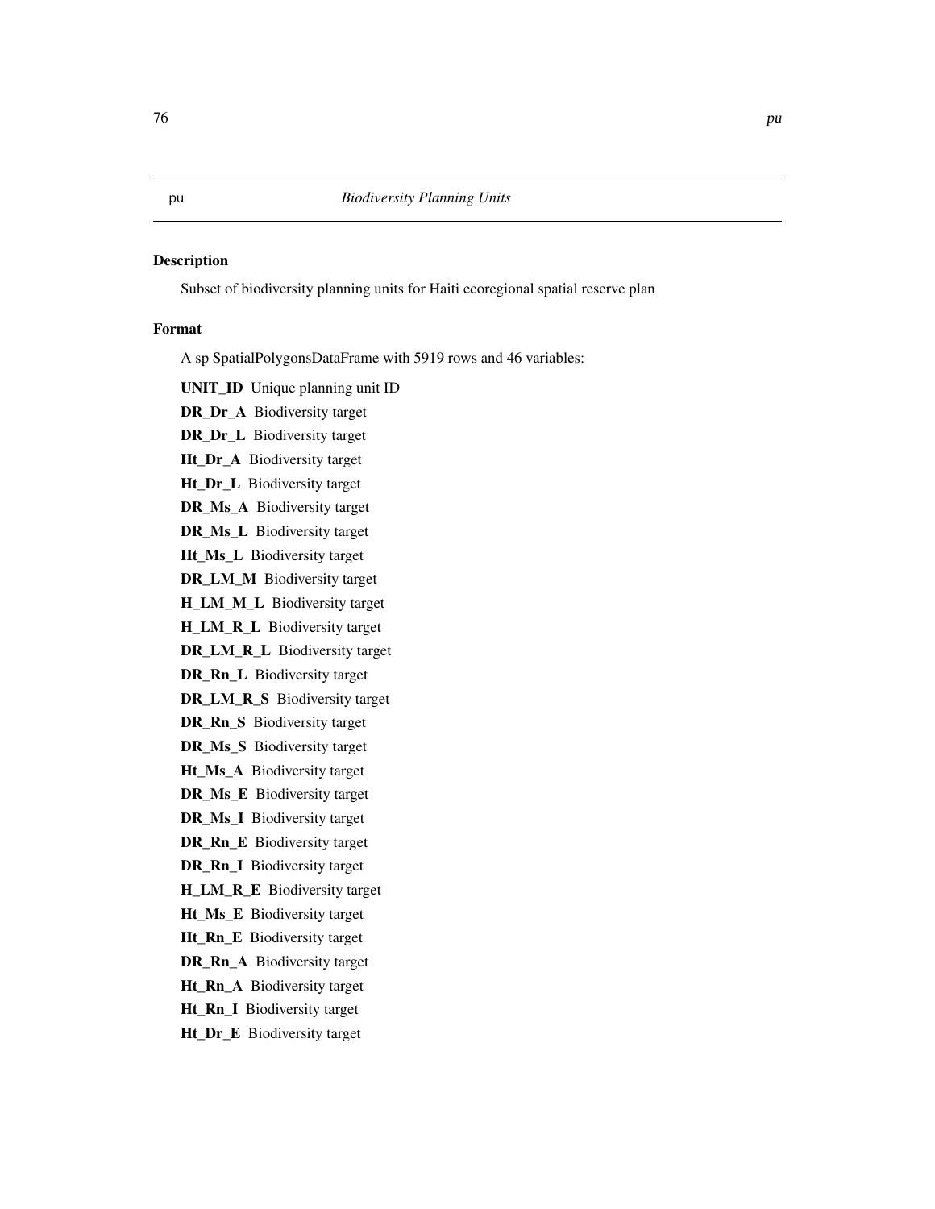pu *Biodiversity Planning Units*

### Description

Subset of biodiversity planning units for Haiti ecoregional spatial reserve plan

### Format

A sp SpatialPolygonsDataFrame with 5919 rows and 46 variables:

**UNIT_ID** Unique planning unit ID

**DR_Dr_A** Biodiversity target

**DR_Dr_L** Biodiversity target

**Ht_Dr_A** Biodiversity target

**Ht_Dr_L** Biodiversity target

**DR_Ms_A** Biodiversity target

**DR_Ms_L** Biodiversity target

**Ht_Ms_L** Biodiversity target

**DR_LM_M** Biodiversity target

**H_LM_M_L** Biodiversity target

**H_LM_R_L** Biodiversity target

**DR_LM_R_L** Biodiversity target

**DR_Rn_L** Biodiversity target

**DR_LM_R_S** Biodiversity target

**DR_Rn_S** Biodiversity target

**DR_Ms_S** Biodiversity target

**Ht_Ms_A** Biodiversity target

**DR_Ms_E** Biodiversity target

**DR_Ms_I** Biodiversity target

**DR_Rn_E** Biodiversity target

**DR_Rn_I** Biodiversity target

**H_LM_R_E** Biodiversity target

**Ht_Ms_E** Biodiversity target

**Ht_Rn_E** Biodiversity target

**DR_Rn_A** Biodiversity target

**Ht_Rn_A** Biodiversity target

**Ht_Rn_I** Biodiversity target

**Ht_Dr_E** Biodiversity target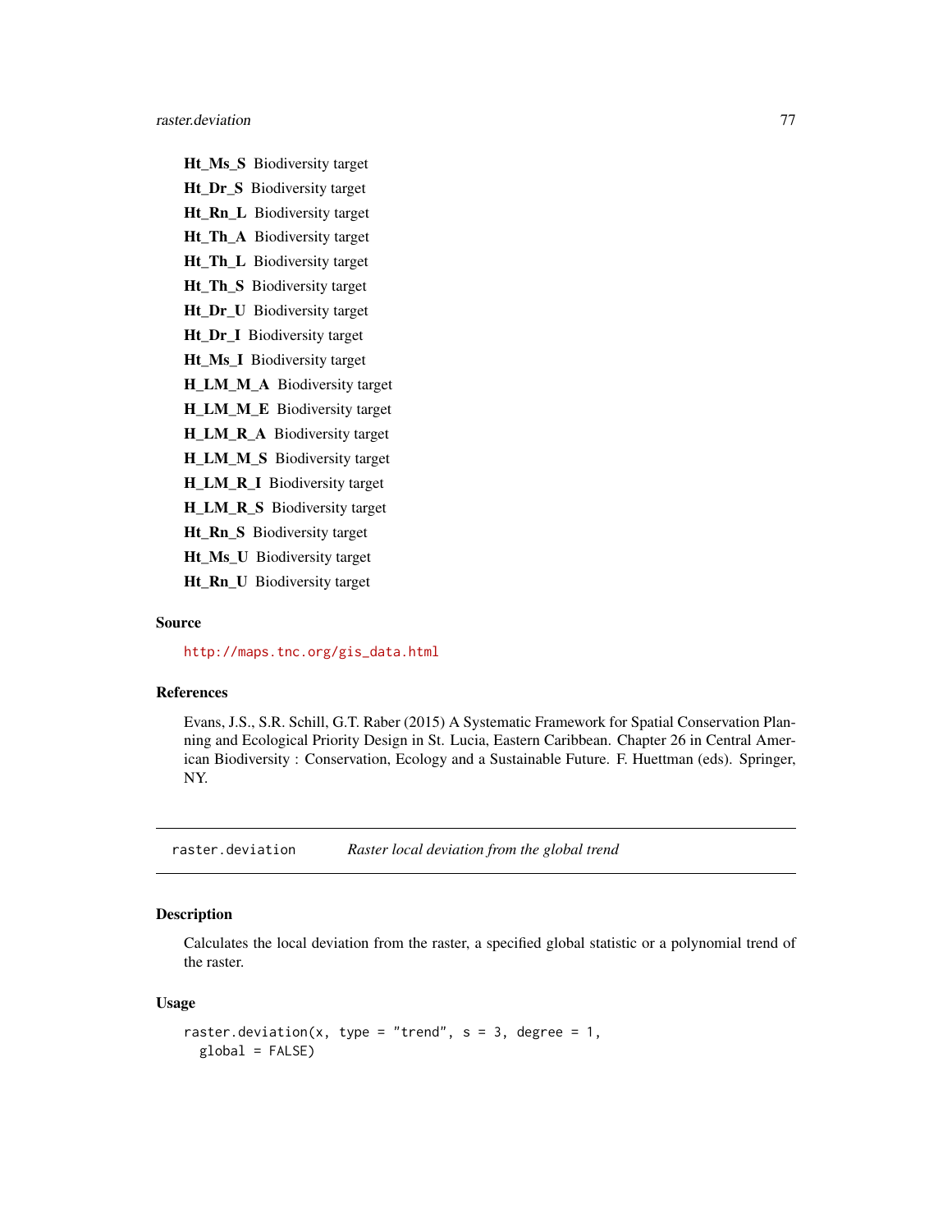**Ht_Ms_S** Biodiversity target

**Ht_Dr_S** Biodiversity target

**Ht_Rn_L** Biodiversity target

**Ht_Th_A** Biodiversity target

**Ht_Th_L** Biodiversity target

**Ht_Th_S** Biodiversity target

**Ht_Dr_U** Biodiversity target

**Ht_Dr_I** Biodiversity target

**Ht_Ms_I** Biodiversity target

**H_LM_M_A** Biodiversity target

**H_LM_M_E** Biodiversity target

**H_LM_R_A** Biodiversity target

**H_LM_M_S** Biodiversity target

**H_LM_R_I** Biodiversity target

**H_LM_R_S** Biodiversity target

**Ht_Rn_S** Biodiversity target

**Ht_Ms_U** Biodiversity target

**Ht_Rn_U** Biodiversity target

### Source

http://maps.tnc.org/gis_data.html

### References

Evans, J.S., S.R. Schill, G.T. Raber (2015) A Systematic Framework for Spatial Conservation Planning and Ecological Priority Design in St. Lucia, Eastern Caribbean. Chapter 26 in Central American Biodiversity : Conservation, Ecology and a Sustainable Future. F. Huettman (eds). Springer, NY.

---

## raster.deviation — *Raster local deviation from the global trend*

### Description

Calculates the local deviation from the raster, a specified global statistic or a polynomial trend of the raster.

### Usage

```
raster.deviation(x, type = "trend", s = 3, degree = 1,
  global = FALSE)
```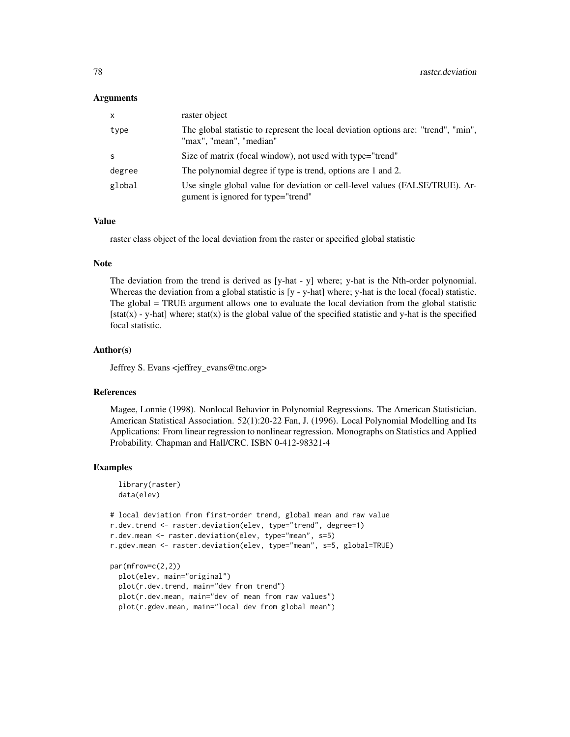## Arguments

| | |
|---|---|
| x | raster object |
| type | The global statistic to represent the local deviation options are: "trend", "min", "max", "mean", "median" |
| s | Size of matrix (focal window), not used with type="trend" |
| degree | The polynomial degree if type is trend, options are 1 and 2. |
| global | Use single global value for deviation or cell-level values (FALSE/TRUE). Argument is ignored for type="trend" |

## Value

raster class object of the local deviation from the raster or specified global statistic

## Note

The deviation from the trend is derived as [y-hat - y] where; y-hat is the Nth-order polynomial. Whereas the deviation from a global statistic is [y - y-hat] where; y-hat is the local (focal) statistic. The global = TRUE argument allows one to evaluate the local deviation from the global statistic [stat(x) - y-hat] where; stat(x) is the global value of the specified statistic and y-hat is the specified focal statistic.

## Author(s)

Jeffrey S. Evans <jeffrey_evans@tnc.org>

## References

Magee, Lonnie (1998). Nonlocal Behavior in Polynomial Regressions. The American Statistician. American Statistical Association. 52(1):20-22 Fan, J. (1996). Local Polynomial Modelling and Its Applications: From linear regression to nonlinear regression. Monographs on Statistics and Applied Probability. Chapman and Hall/CRC. ISBN 0-412-98321-4

## Examples

```
  library(raster)
  data(elev)

# local deviation from first-order trend, global mean and raw value
r.dev.trend <- raster.deviation(elev, type="trend", degree=1)
r.dev.mean <- raster.deviation(elev, type="mean", s=5)
r.gdev.mean <- raster.deviation(elev, type="mean", s=5, global=TRUE)

par(mfrow=c(2,2))
  plot(elev, main="original")
  plot(r.dev.trend, main="dev from trend")
  plot(r.dev.mean, main="dev of mean from raw values")
  plot(r.gdev.mean, main="local dev from global mean")
```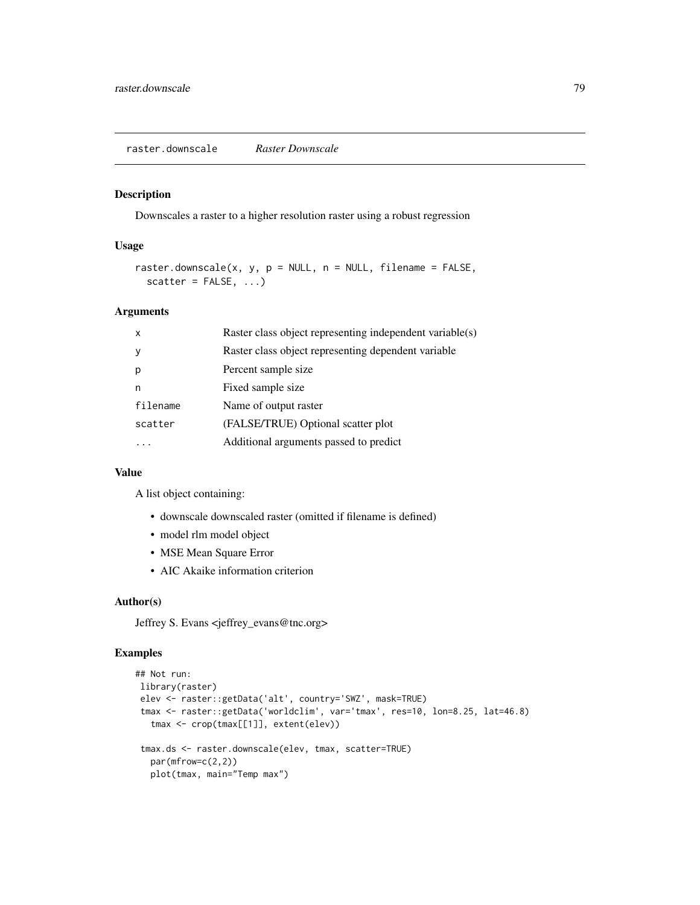## raster.downscale    *Raster Downscale*

### Description

Downscales a raster to a higher resolution raster using a robust regression

### Usage

```
raster.downscale(x, y, p = NULL, n = NULL, filename = FALSE,
  scatter = FALSE, ...)
```

### Arguments

| | |
|---|---|
| `x` | Raster class object representing independent variable(s) |
| `y` | Raster class object representing dependent variable |
| `p` | Percent sample size |
| `n` | Fixed sample size |
| `filename` | Name of output raster |
| `scatter` | (FALSE/TRUE) Optional scatter plot |
| `...` | Additional arguments passed to predict |

### Value

A list object containing:

- downscale downscaled raster (omitted if filename is defined)
- model rlm model object
- MSE Mean Square Error
- AIC Akaike information criterion

### Author(s)

Jeffrey S. Evans <jeffrey_evans@tnc.org>

### Examples

```
## Not run:
 library(raster)
 elev <- raster::getData('alt', country='SWZ', mask=TRUE)
 tmax <- raster::getData('worldclim', var='tmax', res=10, lon=8.25, lat=46.8)
   tmax <- crop(tmax[[1]], extent(elev))

 tmax.ds <- raster.downscale(elev, tmax, scatter=TRUE)
   par(mfrow=c(2,2))
   plot(tmax, main="Temp max")
```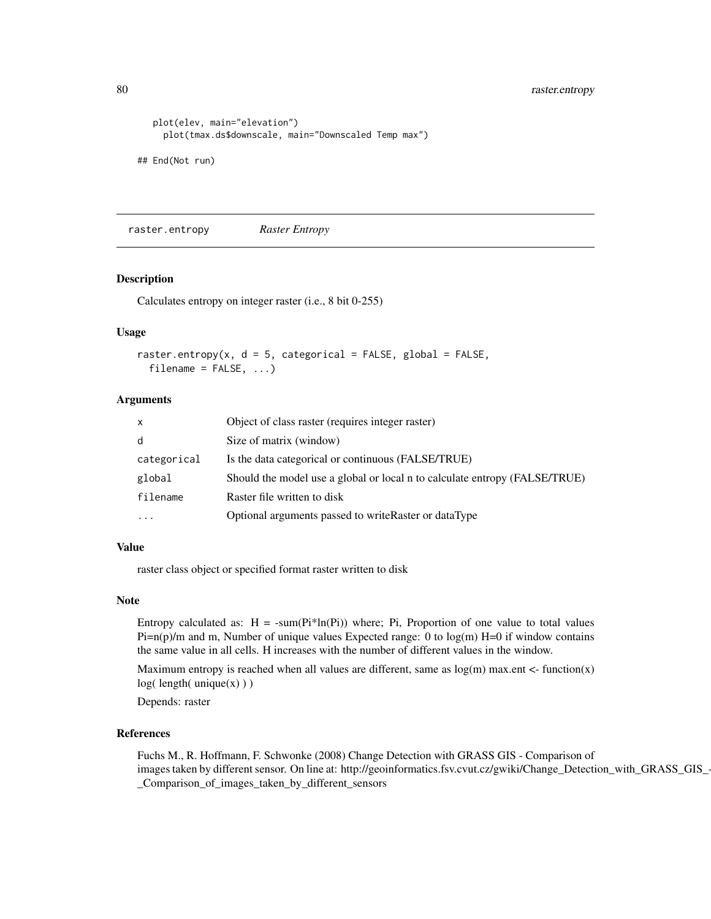```
    plot(elev, main="elevation")
      plot(tmax.ds$downscale, main="Downscaled Temp max")

## End(Not run)
```

## raster.entropy — *Raster Entropy*

### Description

Calculates entropy on integer raster (i.e., 8 bit 0-255)

### Usage

```
raster.entropy(x, d = 5, categorical = FALSE, global = FALSE,
  filename = FALSE, ...)
```

### Arguments

| | |
|---|---|
| x | Object of class raster (requires integer raster) |
| d | Size of matrix (window) |
| categorical | Is the data categorical or continuous (FALSE/TRUE) |
| global | Should the model use a global or local n to calculate entropy (FALSE/TRUE) |
| filename | Raster file written to disk |
| ... | Optional arguments passed to writeRaster or dataType |

### Value

raster class object or specified format raster written to disk

### Note

Entropy calculated as: H = -sum(Pi*ln(Pi)) where; Pi, Proportion of one value to total values Pi=n(p)/m and m, Number of unique values Expected range: 0 to log(m) H=0 if window contains the same value in all cells. H increases with the number of different values in the window.

Maximum entropy is reached when all values are different, same as log(m) max.ent <- function(x) log( length( unique(x) ) )

Depends: raster

### References

Fuchs M., R. Hoffmann, F. Schwonke (2008) Change Detection with GRASS GIS - Comparison of images taken by different sensor. On line at: http://geoinformatics.fsv.cvut.cz/gwiki/Change_Detection_with_GRASS_GIS_-_Comparison_of_images_taken_by_different_sensors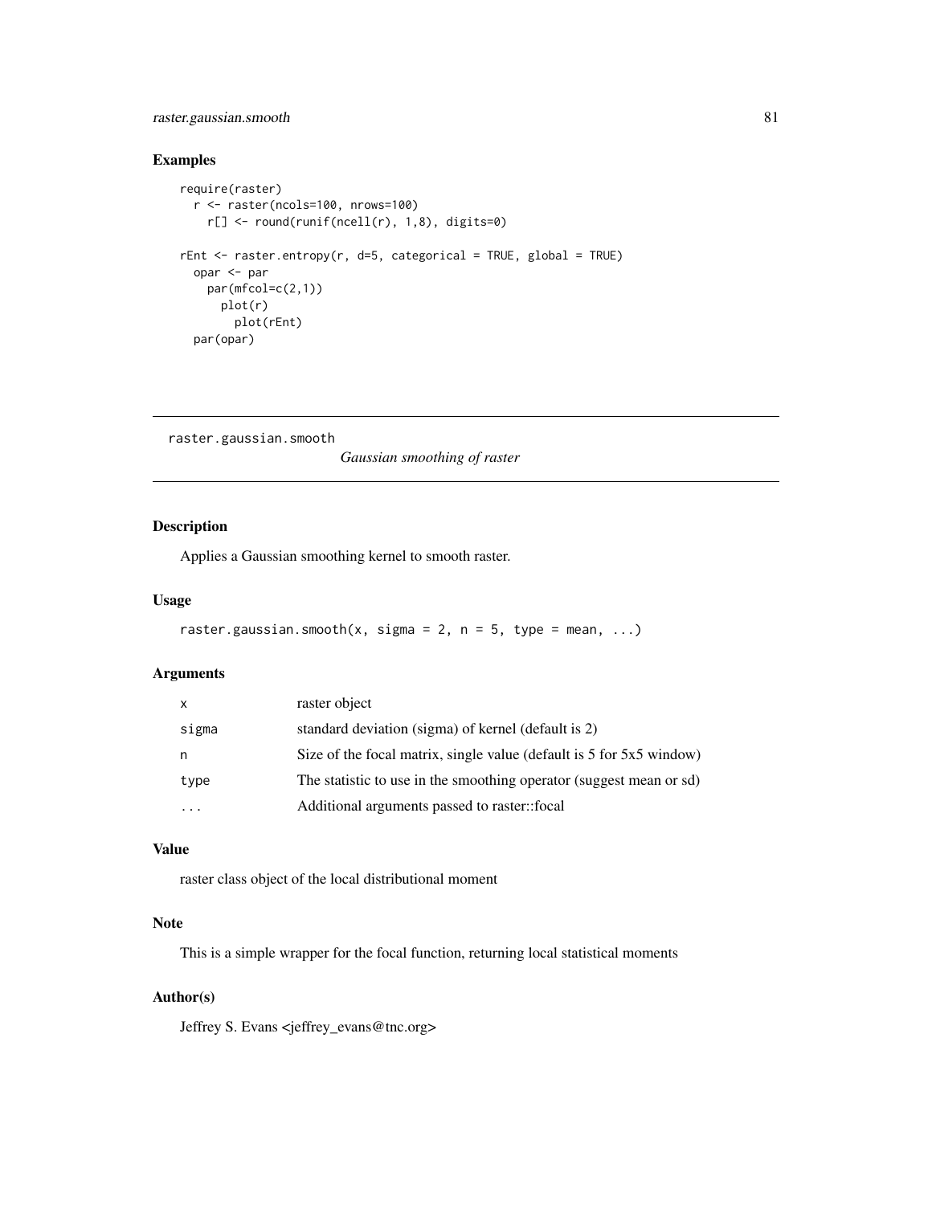## Examples

```
require(raster)
  r <- raster(ncols=100, nrows=100)
    r[] <- round(runif(ncell(r), 1,8), digits=0)

rEnt <- raster.entropy(r, d=5, categorical = TRUE, global = TRUE)
  opar <- par
    par(mfcol=c(2,1))
      plot(r)
        plot(rEnt)
  par(opar)
```

---

# raster.gaussian.smooth

*Gaussian smoothing of raster*

---

## Description

Applies a Gaussian smoothing kernel to smooth raster.

## Usage

```
raster.gaussian.smooth(x, sigma = 2, n = 5, type = mean, ...)
```

## Arguments

| | |
|---|---|
| x | raster object |
| sigma | standard deviation (sigma) of kernel (default is 2) |
| n | Size of the focal matrix, single value (default is 5 for 5x5 window) |
| type | The statistic to use in the smoothing operator (suggest mean or sd) |
| ... | Additional arguments passed to raster::focal |

## Value

raster class object of the local distributional moment

## Note

This is a simple wrapper for the focal function, returning local statistical moments

## Author(s)

Jeffrey S. Evans <jeffrey_evans@tnc.org>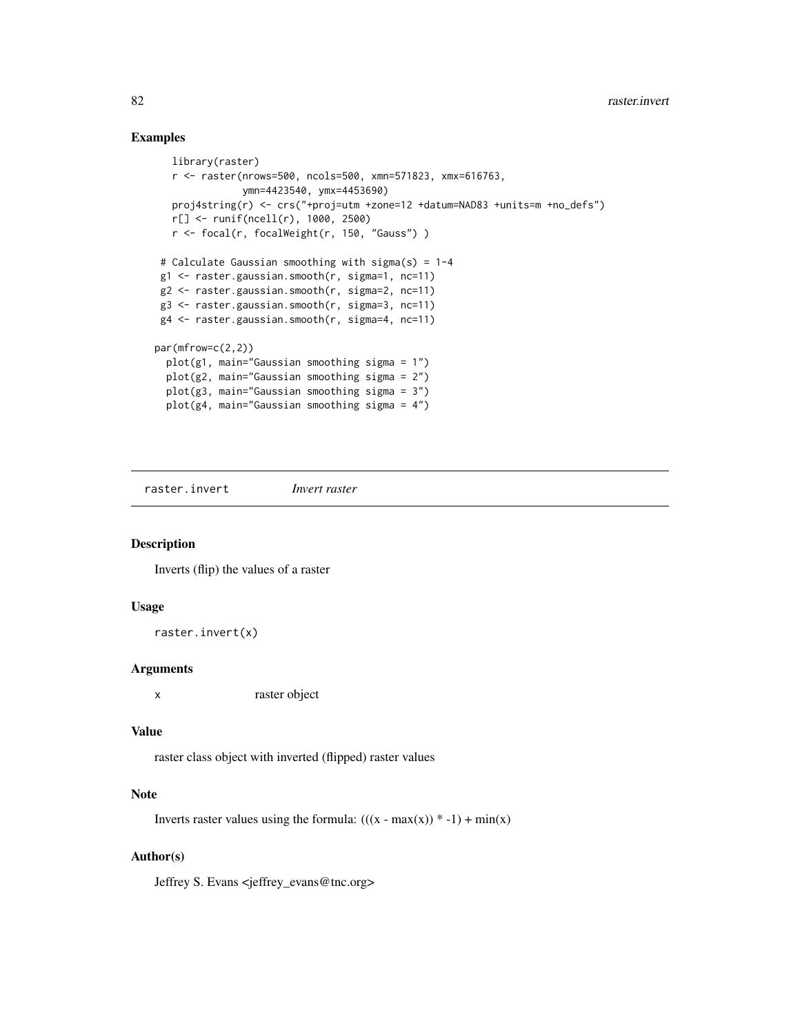## Examples

```
    library(raster)
    r <- raster(nrows=500, ncols=500, xmn=571823, xmx=616763,
                ymn=4423540, ymx=4453690)
    proj4string(r) <- crs("+proj=utm +zone=12 +datum=NAD83 +units=m +no_defs")
    r[] <- runif(ncell(r), 1000, 2500)
    r <- focal(r, focalWeight(r, 150, "Gauss") )

 # Calculate Gaussian smoothing with sigma(s) = 1-4
 g1 <- raster.gaussian.smooth(r, sigma=1, nc=11)
 g2 <- raster.gaussian.smooth(r, sigma=2, nc=11)
 g3 <- raster.gaussian.smooth(r, sigma=3, nc=11)
 g4 <- raster.gaussian.smooth(r, sigma=4, nc=11)

par(mfrow=c(2,2))
  plot(g1, main="Gaussian smoothing sigma = 1")
  plot(g2, main="Gaussian smoothing sigma = 2")
  plot(g3, main="Gaussian smoothing sigma = 3")
  plot(g4, main="Gaussian smoothing sigma = 4")
```

---

# raster.invert    *Invert raster*

---

## Description

Inverts (flip) the values of a raster

## Usage

```
raster.invert(x)
```

## Arguments

| | |
|---|---|
| x | raster object |

## Value

raster class object with inverted (flipped) raster values

## Note

Inverts raster values using the formula: (((x - max(x)) * -1) + min(x)

## Author(s)

Jeffrey S. Evans <jeffrey_evans@tnc.org>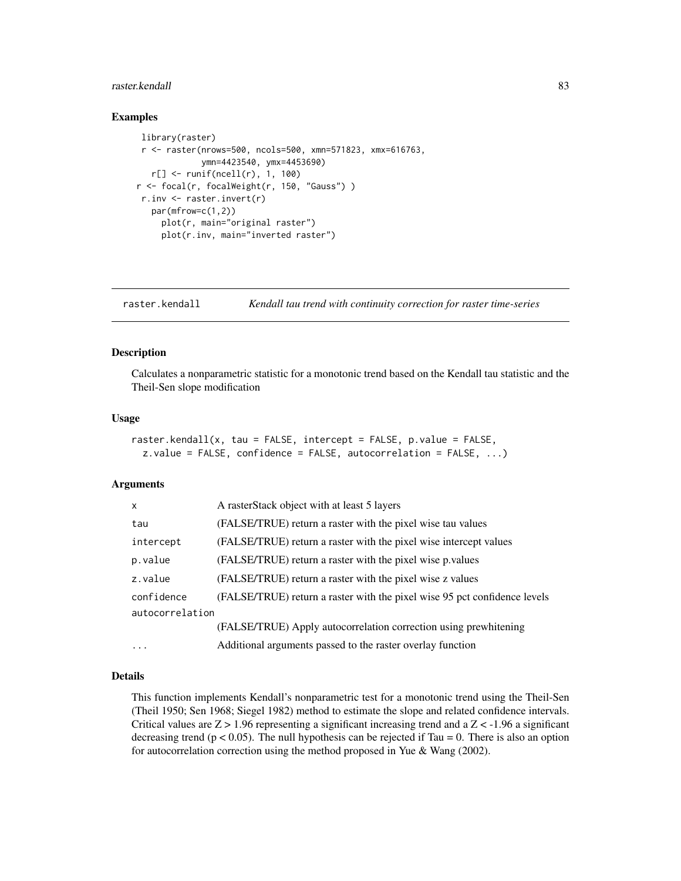## Examples

```
  library(raster)
  r <- raster(nrows=500, ncols=500, xmn=571823, xmx=616763,
              ymn=4423540, ymx=4453690)
    r[] <- runif(ncell(r), 1, 100)
 r <- focal(r, focalWeight(r, 150, "Gauss") )
  r.inv <- raster.invert(r)
    par(mfrow=c(1,2))
      plot(r, main="original raster")
      plot(r.inv, main="inverted raster")
```

---

`raster.kendall` *Kendall tau trend with continuity correction for raster time-series*

---

## Description

Calculates a nonparametric statistic for a monotonic trend based on the Kendall tau statistic and the Theil-Sen slope modification

## Usage

```
raster.kendall(x, tau = FALSE, intercept = FALSE, p.value = FALSE,
  z.value = FALSE, confidence = FALSE, autocorrelation = FALSE, ...)
```

## Arguments

| | |
|---|---|
| `x` | A rasterStack object with at least 5 layers |
| `tau` | (FALSE/TRUE) return a raster with the pixel wise tau values |
| `intercept` | (FALSE/TRUE) return a raster with the pixel wise intercept values |
| `p.value` | (FALSE/TRUE) return a raster with the pixel wise p.values |
| `z.value` | (FALSE/TRUE) return a raster with the pixel wise z values |
| `confidence` | (FALSE/TRUE) return a raster with the pixel wise 95 pct confidence levels |
| `autocorrelation` | (FALSE/TRUE) Apply autocorrelation correction using prewhitening |
| `...` | Additional arguments passed to the raster overlay function |

## Details

This function implements Kendall's nonparametric test for a monotonic trend using the Theil-Sen (Theil 1950; Sen 1968; Siegel 1982) method to estimate the slope and related confidence intervals. Critical values are $Z > 1.96$ representing a significant increasing trend and a $Z < -1.96$ a significant decreasing trend ($p < 0.05$). The null hypothesis can be rejected if Tau = 0. There is also an option for autocorrelation correction using the method proposed in Yue & Wang (2002).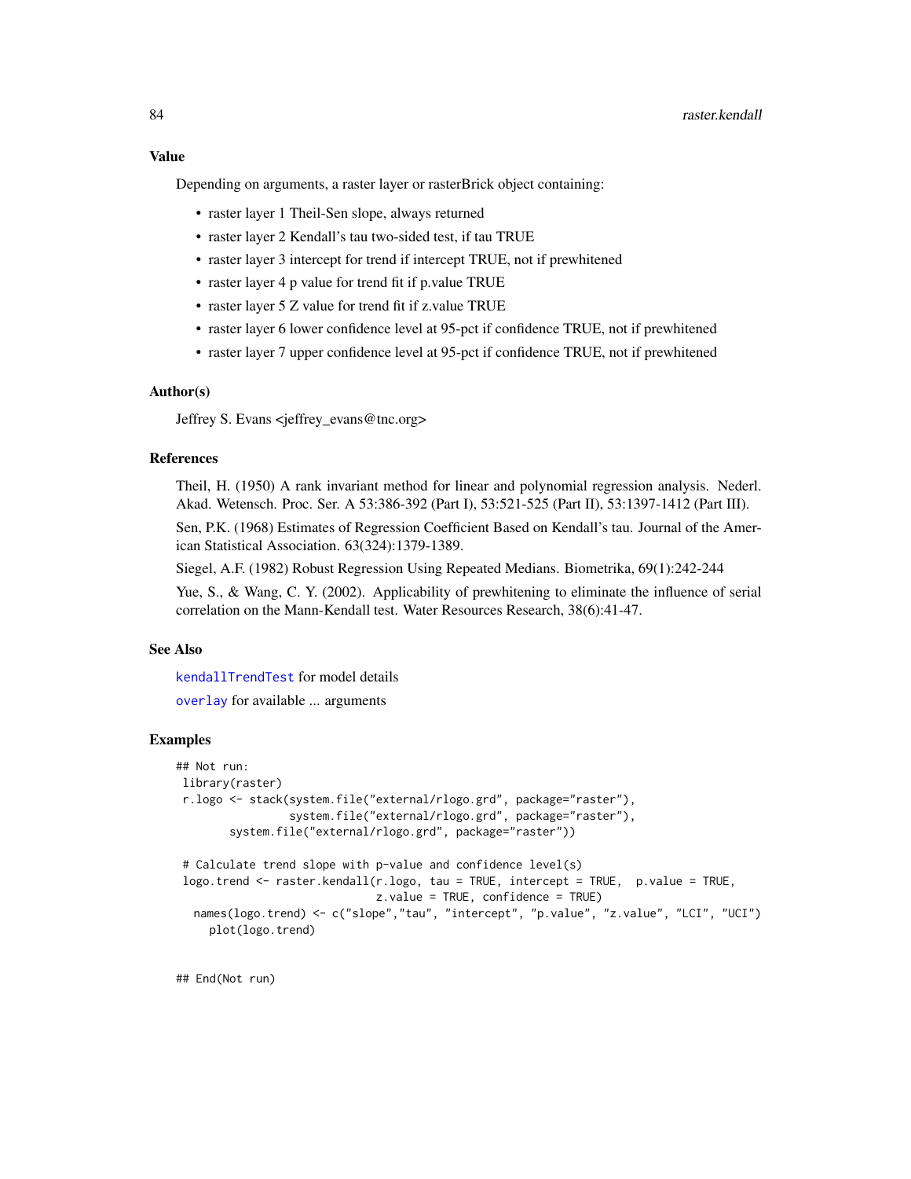### Value

Depending on arguments, a raster layer or rasterBrick object containing:

- raster layer 1 Theil-Sen slope, always returned
- raster layer 2 Kendall's tau two-sided test, if tau TRUE
- raster layer 3 intercept for trend if intercept TRUE, not if prewhitened
- raster layer 4 p value for trend fit if p.value TRUE
- raster layer 5 Z value for trend fit if z.value TRUE
- raster layer 6 lower confidence level at 95-pct if confidence TRUE, not if prewhitened
- raster layer 7 upper confidence level at 95-pct if confidence TRUE, not if prewhitened

### Author(s)

Jeffrey S. Evans <jeffrey_evans@tnc.org>

### References

Theil, H. (1950) A rank invariant method for linear and polynomial regression analysis. Nederl. Akad. Wetensch. Proc. Ser. A 53:386-392 (Part I), 53:521-525 (Part II), 53:1397-1412 (Part III).

Sen, P.K. (1968) Estimates of Regression Coefficient Based on Kendall's tau. Journal of the American Statistical Association. 63(324):1379-1389.

Siegel, A.F. (1982) Robust Regression Using Repeated Medians. Biometrika, 69(1):242-244

Yue, S., & Wang, C. Y. (2002). Applicability of prewhitening to eliminate the influence of serial correlation on the Mann-Kendall test. Water Resources Research, 38(6):41-47.

### See Also

kendallTrendTest for model details

overlay for available ... arguments

### Examples

```
## Not run:
 library(raster)
 r.logo <- stack(system.file("external/rlogo.grd", package="raster"),
                 system.file("external/rlogo.grd", package="raster"),
        system.file("external/rlogo.grd", package="raster"))

 # Calculate trend slope with p-value and confidence level(s)
 logo.trend <- raster.kendall(r.logo, tau = TRUE, intercept = TRUE,  p.value = TRUE,
                              z.value = TRUE, confidence = TRUE)
   names(logo.trend) <- c("slope","tau", "intercept", "p.value", "z.value", "LCI", "UCI")
     plot(logo.trend)


## End(Not run)
```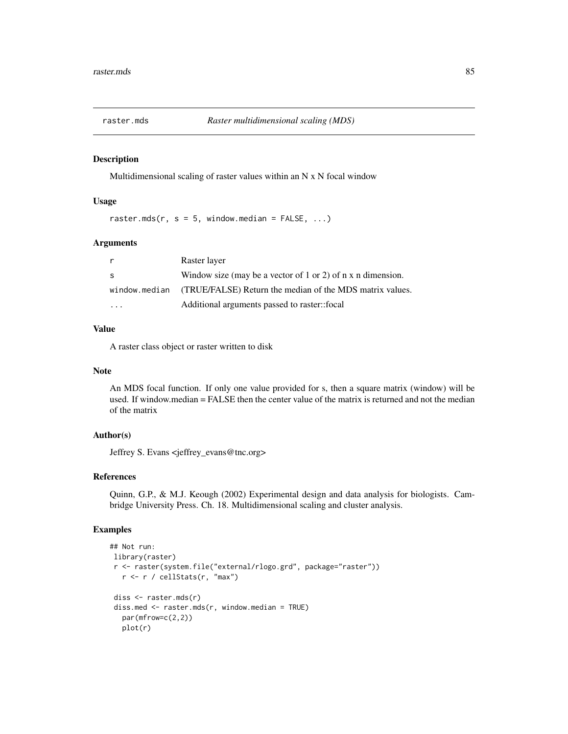## raster.mds *Raster multidimensional scaling (MDS)*

### Description

Multidimensional scaling of raster values within an N x N focal window

### Usage

```
raster.mds(r, s = 5, window.median = FALSE, ...)
```

### Arguments

| | |
|---|---|
| r | Raster layer |
| s | Window size (may be a vector of 1 or 2) of n x n dimension. |
| window.median | (TRUE/FALSE) Return the median of the MDS matrix values. |
| ... | Additional arguments passed to raster::focal |

### Value

A raster class object or raster written to disk

### Note

An MDS focal function. If only one value provided for s, then a square matrix (window) will be used. If window.median = FALSE then the center value of the matrix is returned and not the median of the matrix

### Author(s)

Jeffrey S. Evans <jeffrey_evans@tnc.org>

### References

Quinn, G.P., & M.J. Keough (2002) Experimental design and data analysis for biologists. Cambridge University Press. Ch. 18. Multidimensional scaling and cluster analysis.

### Examples

```
## Not run:
 library(raster)
 r <- raster(system.file("external/rlogo.grd", package="raster"))
   r <- r / cellStats(r, "max")

 diss <- raster.mds(r)
 diss.med <- raster.mds(r, window.median = TRUE)
   par(mfrow=c(2,2))
   plot(r)
```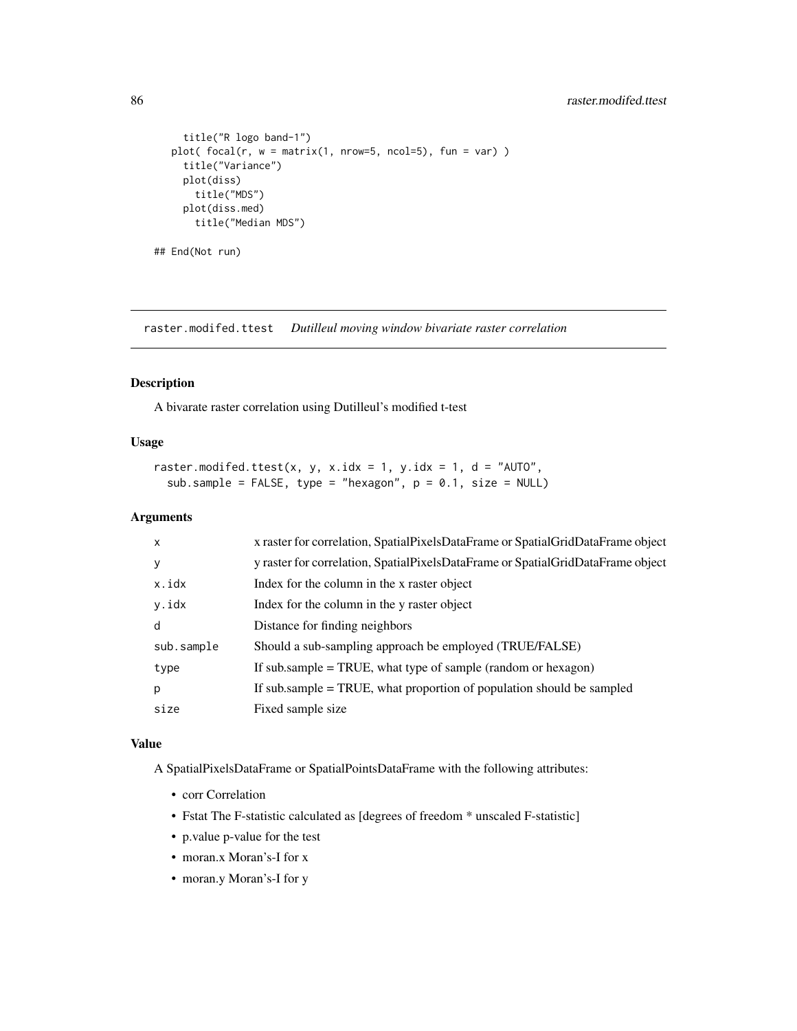```
    title("R logo band-1")
  plot( focal(r, w = matrix(1, nrow=5, ncol=5), fun = var) )
    title("Variance")
    plot(diss)
      title("MDS")
    plot(diss.med)
      title("Median MDS")

## End(Not run)
```

## raster.modifed.ttest *Dutilleul moving window bivariate raster correlation*

### Description

A bivarate raster correlation using Dutilleul's modified t-test

### Usage

```
raster.modifed.ttest(x, y, x.idx = 1, y.idx = 1, d = "AUTO",
  sub.sample = FALSE, type = "hexagon", p = 0.1, size = NULL)
```

### Arguments

| | |
|---|---|
| x | x raster for correlation, SpatialPixelsDataFrame or SpatialGridDataFrame object |
| y | y raster for correlation, SpatialPixelsDataFrame or SpatialGridDataFrame object |
| x.idx | Index for the column in the x raster object |
| y.idx | Index for the column in the y raster object |
| d | Distance for finding neighbors |
| sub.sample | Should a sub-sampling approach be employed (TRUE/FALSE) |
| type | If sub.sample = TRUE, what type of sample (random or hexagon) |
| p | If sub.sample = TRUE, what proportion of population should be sampled |
| size | Fixed sample size |

### Value

A SpatialPixelsDataFrame or SpatialPointsDataFrame with the following attributes:

- corr Correlation
- Fstat The F-statistic calculated as [degrees of freedom * unscaled F-statistic]
- p.value p-value for the test
- moran.x Moran's-I for x
- moran.y Moran's-I for y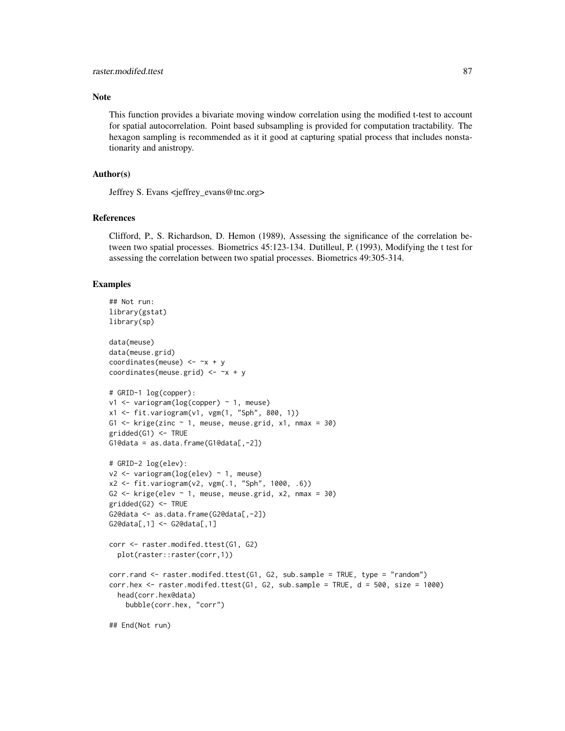## Note

This function provides a bivariate moving window correlation using the modified t-test to account for spatial autocorrelation. Point based subsampling is provided for computation tractability. The hexagon sampling is recommended as it it good at capturing spatial process that includes nonstationarity and anistropy.

## Author(s)

Jeffrey S. Evans <jeffrey_evans@tnc.org>

## References

Clifford, P., S. Richardson, D. Hemon (1989), Assessing the significance of the correlation between two spatial processes. Biometrics 45:123-134. Dutilleul, P. (1993), Modifying the t test for assessing the correlation between two spatial processes. Biometrics 49:305-314.

## Examples

```
## Not run:
library(gstat)
library(sp)

data(meuse)
data(meuse.grid)
coordinates(meuse) <- ~x + y
coordinates(meuse.grid) <- ~x + y

# GRID-1 log(copper):
v1 <- variogram(log(copper) ~ 1, meuse)
x1 <- fit.variogram(v1, vgm(1, "Sph", 800, 1))
G1 <- krige(zinc ~ 1, meuse, meuse.grid, x1, nmax = 30)
gridded(G1) <- TRUE
G1@data = as.data.frame(G1@data[,-2])

# GRID-2 log(elev):
v2 <- variogram(log(elev) ~ 1, meuse)
x2 <- fit.variogram(v2, vgm(.1, "Sph", 1000, .6))
G2 <- krige(elev ~ 1, meuse, meuse.grid, x2, nmax = 30)
gridded(G2) <- TRUE
G2@data <- as.data.frame(G2@data[,-2])
G2@data[,1] <- G2@data[,1]

corr <- raster.modifed.ttest(G1, G2)
  plot(raster::raster(corr,1))

corr.rand <- raster.modifed.ttest(G1, G2, sub.sample = TRUE, type = "random")
corr.hex <- raster.modifed.ttest(G1, G2, sub.sample = TRUE, d = 500, size = 1000)
  head(corr.hex@data)
    bubble(corr.hex, "corr")

## End(Not run)
```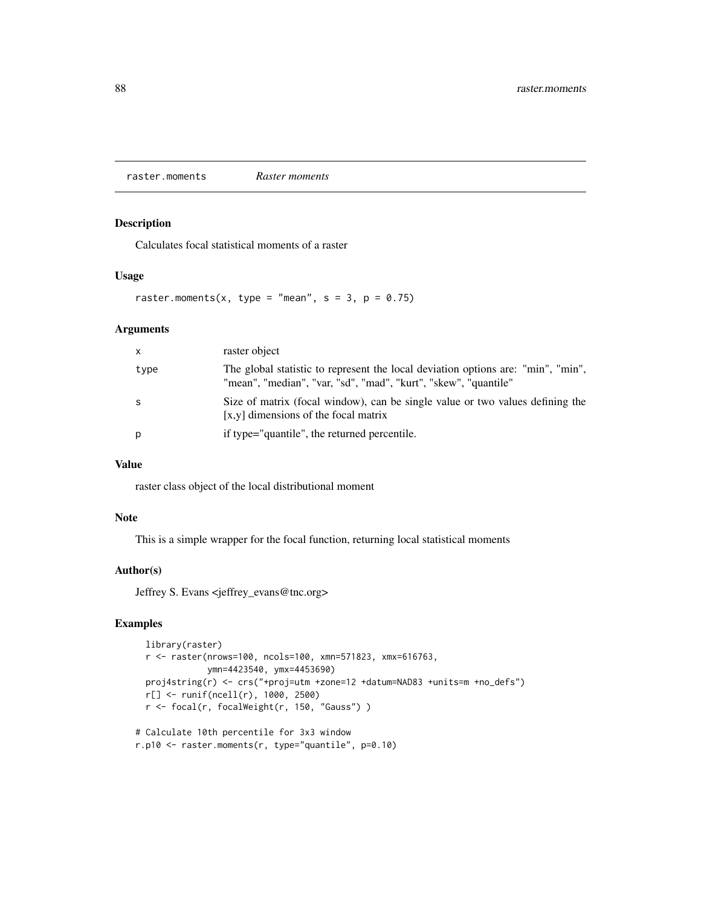## raster.moments *Raster moments*

### Description

Calculates focal statistical moments of a raster

### Usage

```
raster.moments(x, type = "mean", s = 3, p = 0.75)
```

### Arguments

| | |
|---|---|
| x | raster object |
| type | The global statistic to represent the local deviation options are: "min", "min", "mean", "median", "var, "sd", "mad", "kurt", "skew", "quantile" |
| s | Size of matrix (focal window), can be single value or two values defining the [x,y] dimensions of the focal matrix |
| p | if type="quantile", the returned percentile. |

### Value

raster class object of the local distributional moment

### Note

This is a simple wrapper for the focal function, returning local statistical moments

### Author(s)

Jeffrey S. Evans <jeffrey_evans@tnc.org>

### Examples

```
  library(raster)
  r <- raster(nrows=100, ncols=100, xmn=571823, xmx=616763,
             ymn=4423540, ymx=4453690)
  proj4string(r) <- crs("+proj=utm +zone=12 +datum=NAD83 +units=m +no_defs")
  r[] <- runif(ncell(r), 1000, 2500)
  r <- focal(r, focalWeight(r, 150, "Gauss") )

# Calculate 10th percentile for 3x3 window
r.p10 <- raster.moments(r, type="quantile", p=0.10)
```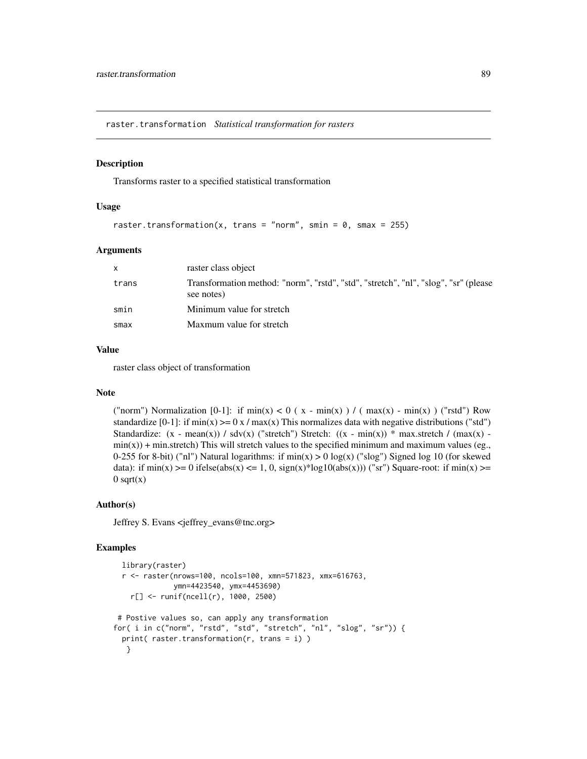## raster.transformation *Statistical transformation for rasters*

### Description

Transforms raster to a specified statistical transformation

### Usage

```
raster.transformation(x, trans = "norm", smin = 0, smax = 255)
```

### Arguments

| | |
|---|---|
| x | raster class object |
| trans | Transformation method: "norm", "rstd", "std", "stretch", "nl", "slog", "sr" (please see notes) |
| smin | Minimum value for stretch |
| smax | Maxmum value for stretch |

### Value

raster class object of transformation

### Note

("norm") Normalization [0-1]: if min(x) < 0 ( x - min(x) ) / ( max(x) - min(x) ) ("rstd") Row standardize [0-1]: if min(x) >= 0 x / max(x) This normalizes data with negative distributions ("std") Standardize: (x - mean(x)) / sdv(x) ("stretch") Stretch: ((x - min(x)) * max.stretch / (max(x) - min(x)) + min.stretch) This will stretch values to the specified minimum and maximum values (eg., 0-255 for 8-bit) ("nl") Natural logarithms: if min(x) > 0 log(x) ("slog") Signed log 10 (for skewed data): if min(x) >= 0 ifelse(abs(x) <= 1, 0, sign(x)*log10(abs(x))) ("sr") Square-root: if min(x) >= 0 sqrt(x)

### Author(s)

Jeffrey S. Evans <jeffrey_evans@tnc.org>

### Examples

```
  library(raster)
  r <- raster(nrows=100, ncols=100, xmn=571823, xmx=616763,
              ymn=4423540, ymx=4453690)
    r[] <- runif(ncell(r), 1000, 2500)

 # Postive values so, can apply any transformation
for( i in c("norm", "rstd", "std", "stretch", "nl", "slog", "sr")) {
  print( raster.transformation(r, trans = i) )
   }
```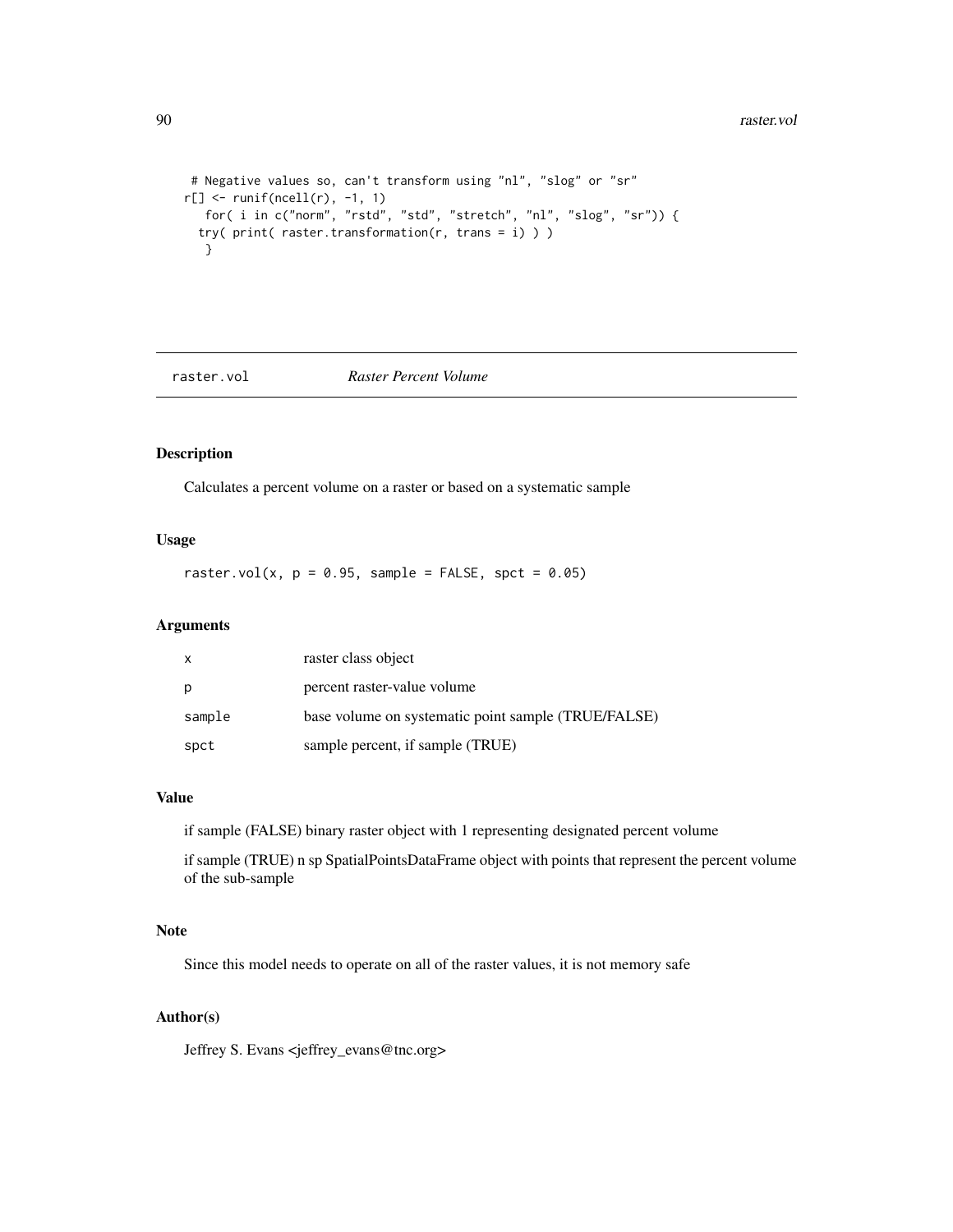```
 # Negative values so, can't transform using "nl", "slog" or "sr"
r[] <- runif(ncell(r), -1, 1)
   for( i in c("norm", "rstd", "std", "stretch", "nl", "slog", "sr")) {
  try( print( raster.transformation(r, trans = i) ) )
   }
```

## raster.vol — *Raster Percent Volume*

### Description

Calculates a percent volume on a raster or based on a systematic sample

### Usage

```
raster.vol(x, p = 0.95, sample = FALSE, spct = 0.05)
```

### Arguments

| | |
|---|---|
| x | raster class object |
| p | percent raster-value volume |
| sample | base volume on systematic point sample (TRUE/FALSE) |
| spct | sample percent, if sample (TRUE) |

### Value

if sample (FALSE) binary raster object with 1 representing designated percent volume

if sample (TRUE) n sp SpatialPointsDataFrame object with points that represent the percent volume of the sub-sample

### Note

Since this model needs to operate on all of the raster values, it is not memory safe

### Author(s)

Jeffrey S. Evans <jeffrey_evans@tnc.org>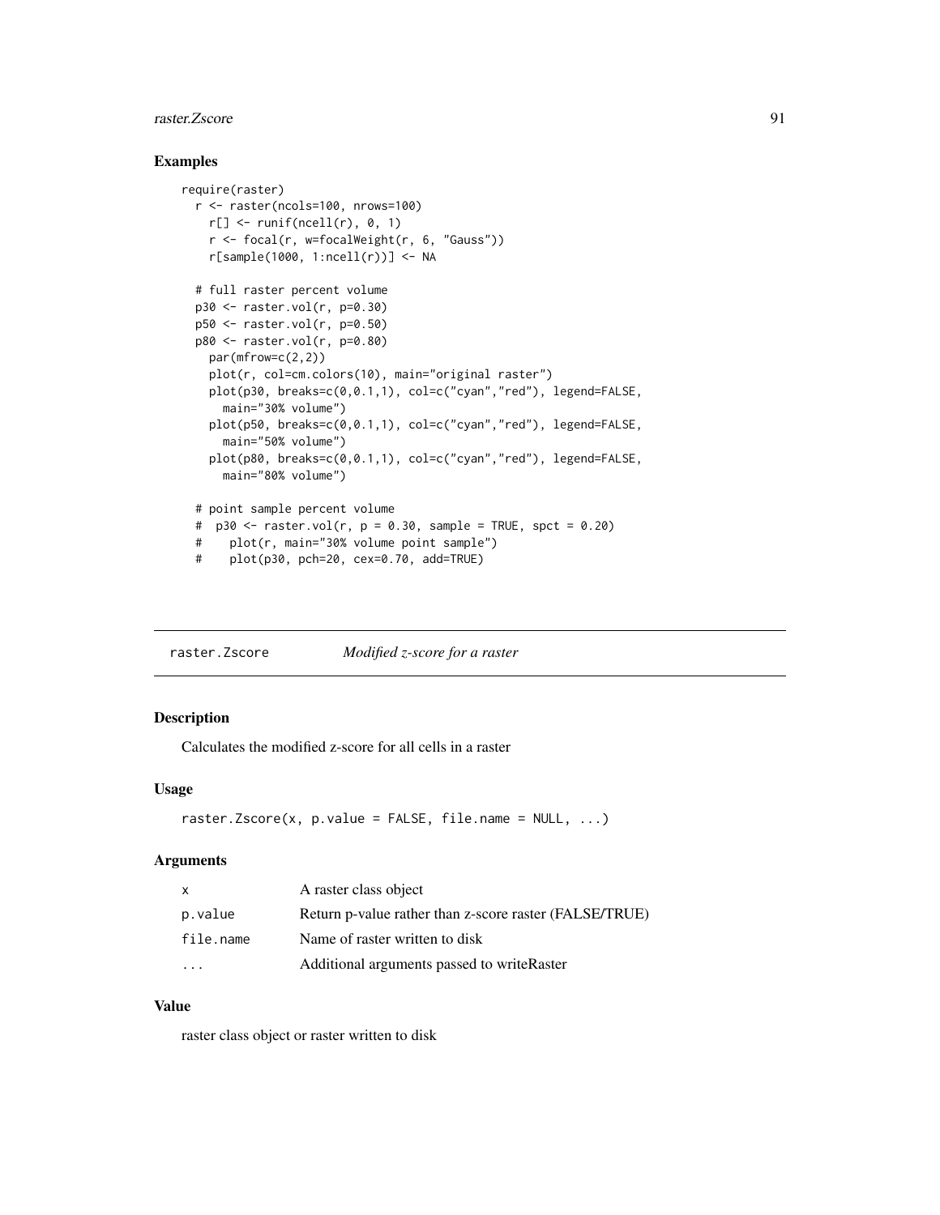## Examples

```
require(raster)
  r <- raster(ncols=100, nrows=100)
    r[] <- runif(ncell(r), 0, 1)
    r <- focal(r, w=focalWeight(r, 6, "Gauss"))
    r[sample(1000, 1:ncell(r))] <- NA

  # full raster percent volume
  p30 <- raster.vol(r, p=0.30)
  p50 <- raster.vol(r, p=0.50)
  p80 <- raster.vol(r, p=0.80)
    par(mfrow=c(2,2))
    plot(r, col=cm.colors(10), main="original raster")
    plot(p30, breaks=c(0,0.1,1), col=c("cyan","red"), legend=FALSE,
      main="30% volume")
    plot(p50, breaks=c(0,0.1,1), col=c("cyan","red"), legend=FALSE,
      main="50% volume")
    plot(p80, breaks=c(0,0.1,1), col=c("cyan","red"), legend=FALSE,
      main="80% volume")

  # point sample percent volume
  #  p30 <- raster.vol(r, p = 0.30, sample = TRUE, spct = 0.20)
  #    plot(r, main="30% volume point sample")
  #    plot(p30, pch=20, cex=0.70, add=TRUE)
```

---

# raster.Zscore    *Modified z-score for a raster*

## Description

Calculates the modified z-score for all cells in a raster

## Usage

```
raster.Zscore(x, p.value = FALSE, file.name = NULL, ...)
```

## Arguments

| | |
|---|---|
| x | A raster class object |
| p.value | Return p-value rather than z-score raster (FALSE/TRUE) |
| file.name | Name of raster written to disk |
| ... | Additional arguments passed to writeRaster |

## Value

raster class object or raster written to disk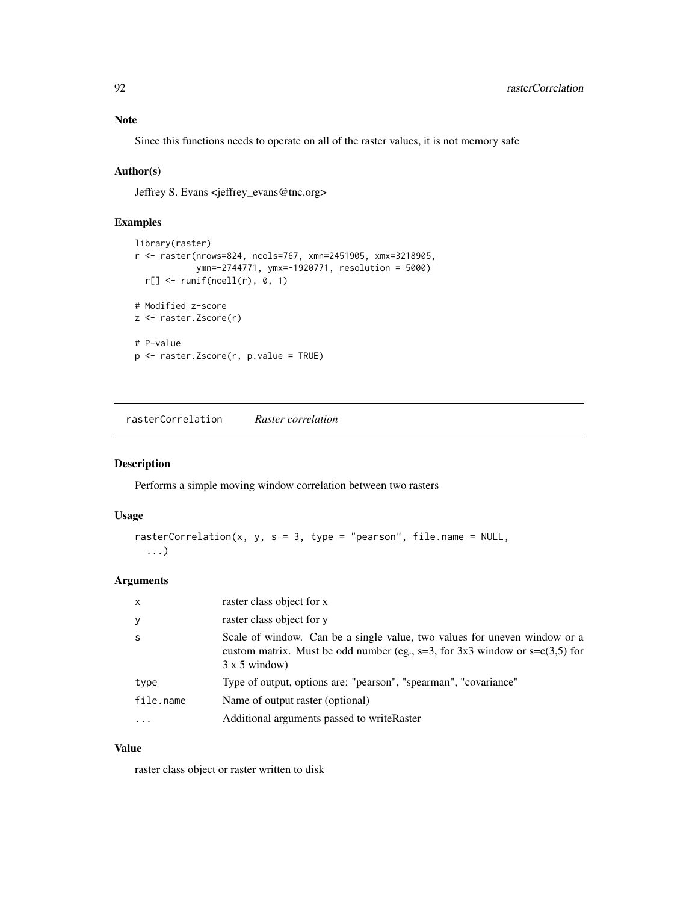## Note

Since this functions needs to operate on all of the raster values, it is not memory safe

## Author(s)

Jeffrey S. Evans <jeffrey_evans@tnc.org>

## Examples

```
library(raster)
r <- raster(nrows=824, ncols=767, xmn=2451905, xmx=3218905,
            ymn=-2744771, ymx=-1920771, resolution = 5000)
  r[] <- runif(ncell(r), 0, 1)

# Modified z-score
z <- raster.Zscore(r)

# P-value
p <- raster.Zscore(r, p.value = TRUE)
```

---

# rasterCorrelation *Raster correlation*

## Description

Performs a simple moving window correlation between two rasters

## Usage

```
rasterCorrelation(x, y, s = 3, type = "pearson", file.name = NULL,
  ...)
```

## Arguments

| | |
|---|---|
| x | raster class object for x |
| y | raster class object for y |
| s | Scale of window. Can be a single value, two values for uneven window or a custom matrix. Must be odd number (eg., s=3, for 3x3 window or s=c(3,5) for 3 x 5 window) |
| type | Type of output, options are: "pearson", "spearman", "covariance" |
| file.name | Name of output raster (optional) |
| ... | Additional arguments passed to writeRaster |

## Value

raster class object or raster written to disk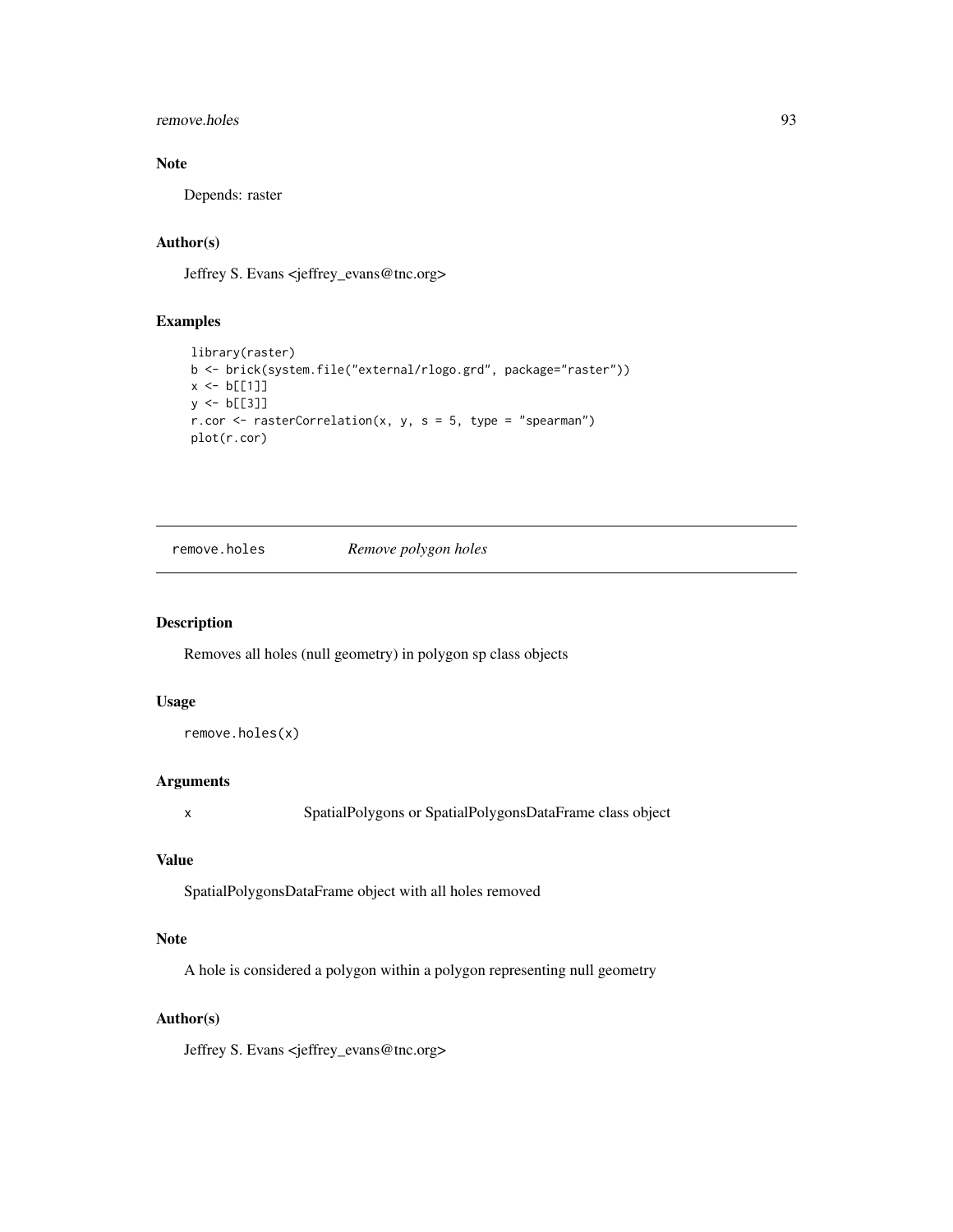## Note

Depends: raster

## Author(s)

Jeffrey S. Evans <jeffrey_evans@tnc.org>

## Examples

```
library(raster)
b <- brick(system.file("external/rlogo.grd", package="raster"))
x <- b[[1]]
y <- b[[3]]
r.cor <- rasterCorrelation(x, y, s = 5, type = "spearman")
plot(r.cor)
```

---

# remove.holes *Remove polygon holes*

---

## Description

Removes all holes (null geometry) in polygon sp class objects

## Usage

```
remove.holes(x)
```

## Arguments

| | |
|---|---|
| x | SpatialPolygons or SpatialPolygonsDataFrame class object |

## Value

SpatialPolygonsDataFrame object with all holes removed

## Note

A hole is considered a polygon within a polygon representing null geometry

## Author(s)

Jeffrey S. Evans <jeffrey_evans@tnc.org>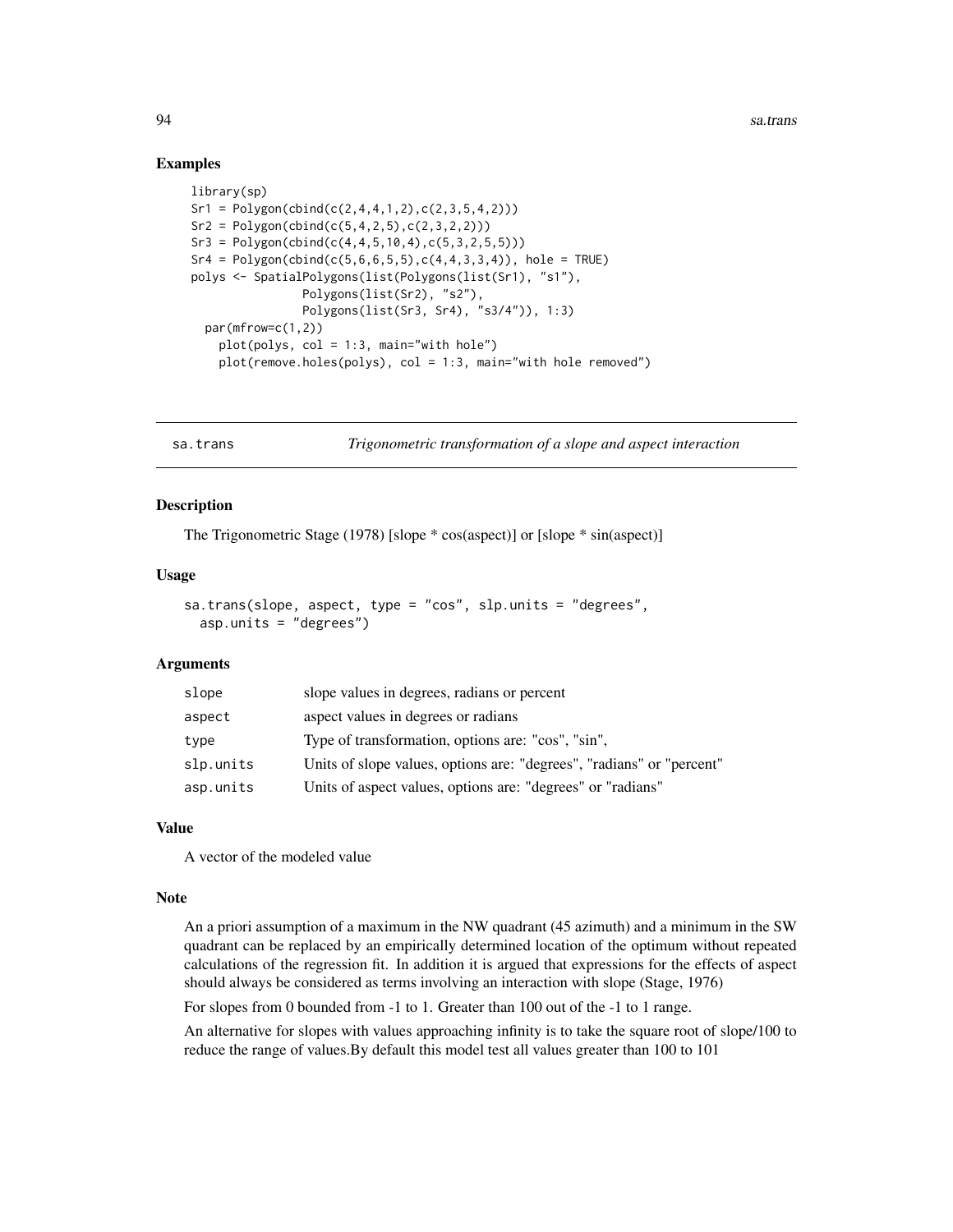## Examples

```
library(sp)
Sr1 = Polygon(cbind(c(2,4,4,1,2),c(2,3,5,4,2)))
Sr2 = Polygon(cbind(c(5,4,2,5),c(2,3,2,2)))
Sr3 = Polygon(cbind(c(4,4,5,10,4),c(5,3,2,5,5)))
Sr4 = Polygon(cbind(c(5,6,6,5,5),c(4,4,3,3,4)), hole = TRUE)
polys <- SpatialPolygons(list(Polygons(list(Sr1), "s1"),
                Polygons(list(Sr2), "s2"),
                Polygons(list(Sr3, Sr4), "s3/4")), 1:3)
  par(mfrow=c(1,2))
    plot(polys, col = 1:3, main="with hole")
    plot(remove.holes(polys), col = 1:3, main="with hole removed")
```

---

`sa.trans` *Trigonometric transformation of a slope and aspect interaction*

---

## Description

The Trigonometric Stage (1978) [slope * cos(aspect)] or [slope * sin(aspect)]

## Usage

```
sa.trans(slope, aspect, type = "cos", slp.units = "degrees",
  asp.units = "degrees")
```

## Arguments

| | |
|---|---|
| `slope` | slope values in degrees, radians or percent |
| `aspect` | aspect values in degrees or radians |
| `type` | Type of transformation, options are: "cos", "sin", |
| `slp.units` | Units of slope values, options are: "degrees", "radians" or "percent" |
| `asp.units` | Units of aspect values, options are: "degrees" or "radians" |

## Value

A vector of the modeled value

## Note

An a priori assumption of a maximum in the NW quadrant (45 azimuth) and a minimum in the SW quadrant can be replaced by an empirically determined location of the optimum without repeated calculations of the regression fit. In addition it is argued that expressions for the effects of aspect should always be considered as terms involving an interaction with slope (Stage, 1976)

For slopes from 0 bounded from -1 to 1. Greater than 100 out of the -1 to 1 range.

An alternative for slopes with values approaching infinity is to take the square root of slope/100 to reduce the range of values.By default this model test all values greater than 100 to 101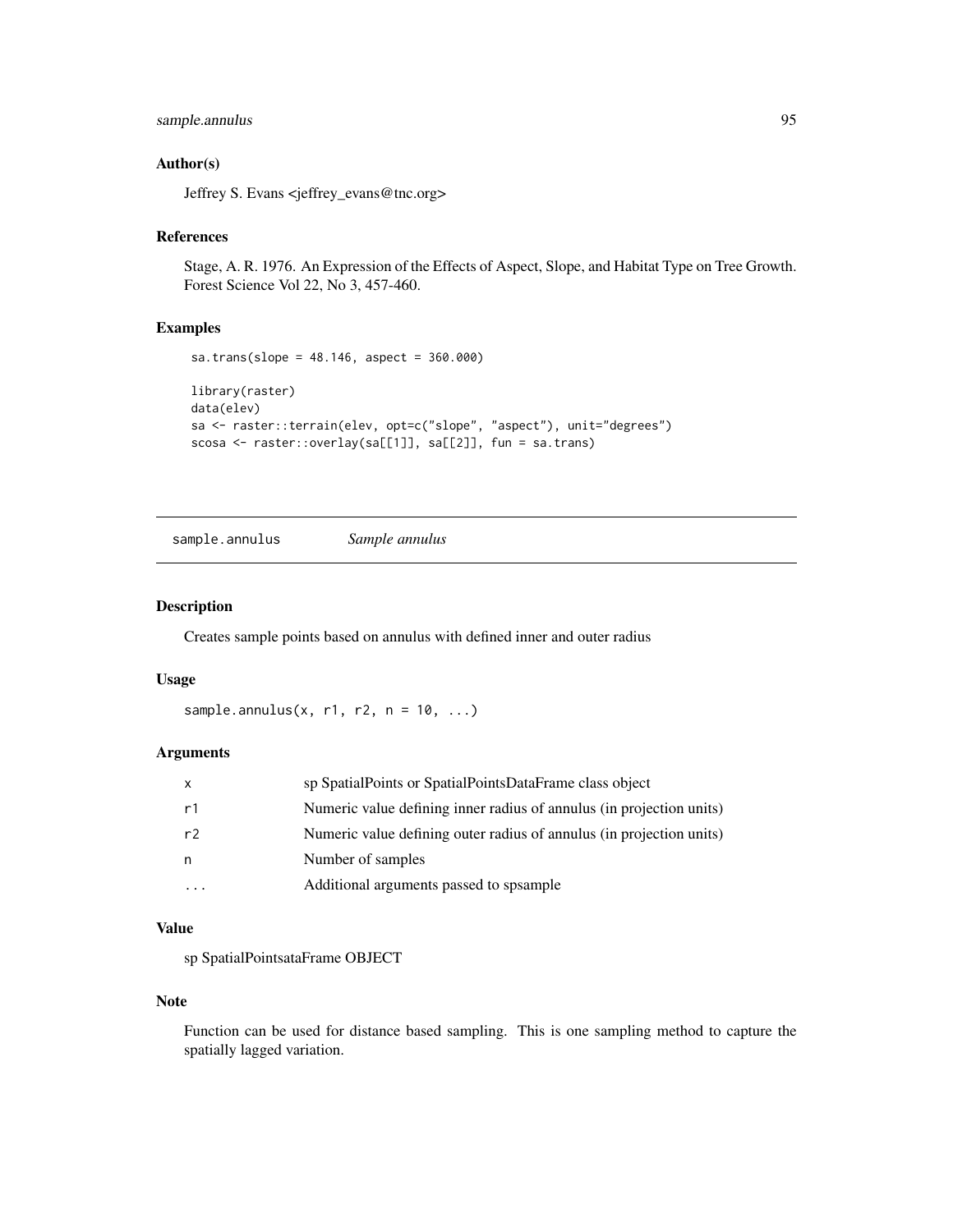## Author(s)

Jeffrey S. Evans <jeffrey_evans@tnc.org>

## References

Stage, A. R. 1976. An Expression of the Effects of Aspect, Slope, and Habitat Type on Tree Growth. Forest Science Vol 22, No 3, 457-460.

## Examples

```
sa.trans(slope = 48.146, aspect = 360.000)

library(raster)
data(elev)
sa <- raster::terrain(elev, opt=c("slope", "aspect"), unit="degrees")
scosa <- raster::overlay(sa[[1]], sa[[2]], fun = sa.trans)
```

---

# sample.annulus *Sample annulus*

## Description

Creates sample points based on annulus with defined inner and outer radius

## Usage

```
sample.annulus(x, r1, r2, n = 10, ...)
```

## Arguments

| | |
|---|---|
| x | sp SpatialPoints or SpatialPointsDataFrame class object |
| r1 | Numeric value defining inner radius of annulus (in projection units) |
| r2 | Numeric value defining outer radius of annulus (in projection units) |
| n | Number of samples |
| ... | Additional arguments passed to spsample |

## Value

sp SpatialPointsataFrame OBJECT

## Note

Function can be used for distance based sampling. This is one sampling method to capture the spatially lagged variation.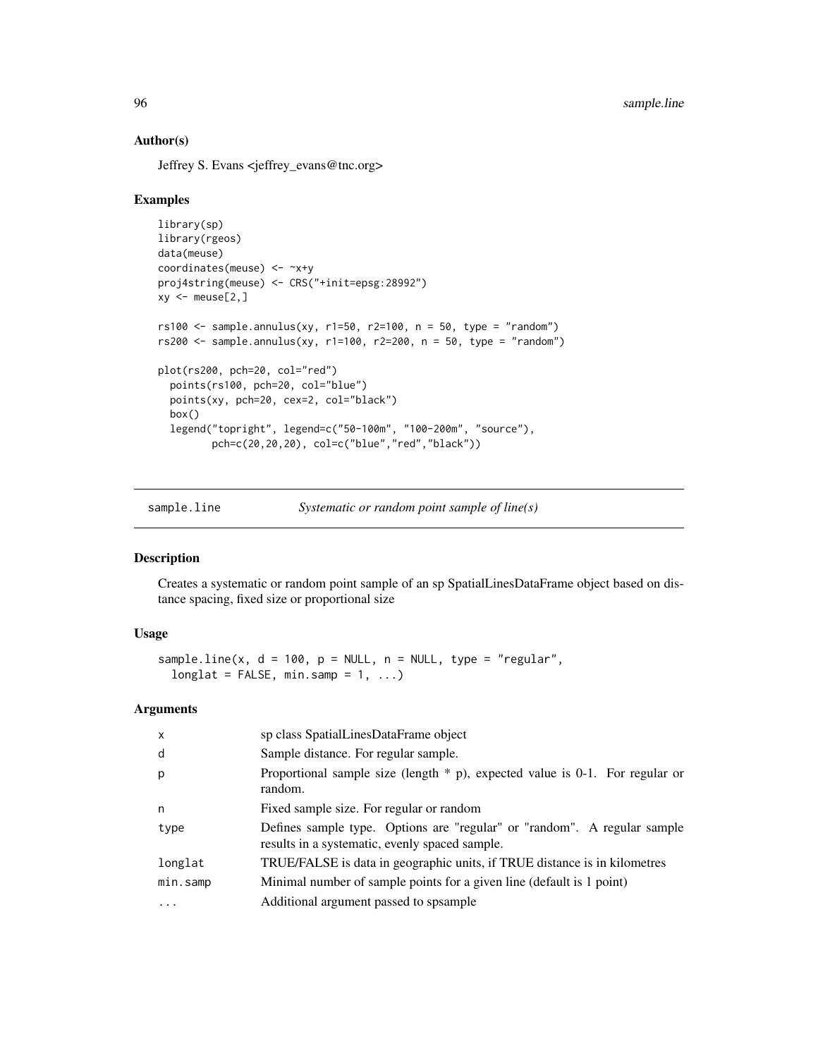### Author(s)

Jeffrey S. Evans <jeffrey_evans@tnc.org>

### Examples

```
library(sp)
library(rgeos)
data(meuse)
coordinates(meuse) <- ~x+y
proj4string(meuse) <- CRS("+init=epsg:28992")
xy <- meuse[2,]

rs100 <- sample.annulus(xy, r1=50, r2=100, n = 50, type = "random")
rs200 <- sample.annulus(xy, r1=100, r2=200, n = 50, type = "random")

plot(rs200, pch=20, col="red")
  points(rs100, pch=20, col="blue")
  points(xy, pch=20, cex=2, col="black")
  box()
  legend("topright", legend=c("50-100m", "100-200m", "source"),
         pch=c(20,20,20), col=c("blue","red","black"))
```

---

## sample.line *Systematic or random point sample of line(s)*

---

### Description

Creates a systematic or random point sample of an sp SpatialLinesDataFrame object based on distance spacing, fixed size or proportional size

### Usage

```
sample.line(x, d = 100, p = NULL, n = NULL, type = "regular",
  longlat = FALSE, min.samp = 1, ...)
```

### Arguments

| | |
|---|---|
| x | sp class SpatialLinesDataFrame object |
| d | Sample distance. For regular sample. |
| p | Proportional sample size (length * p), expected value is 0-1. For regular or random. |
| n | Fixed sample size. For regular or random |
| type | Defines sample type. Options are "regular" or "random". A regular sample results in a systematic, evenly spaced sample. |
| longlat | TRUE/FALSE is data in geographic units, if TRUE distance is in kilometres |
| min.samp | Minimal number of sample points for a given line (default is 1 point) |
| ... | Additional argument passed to spsample |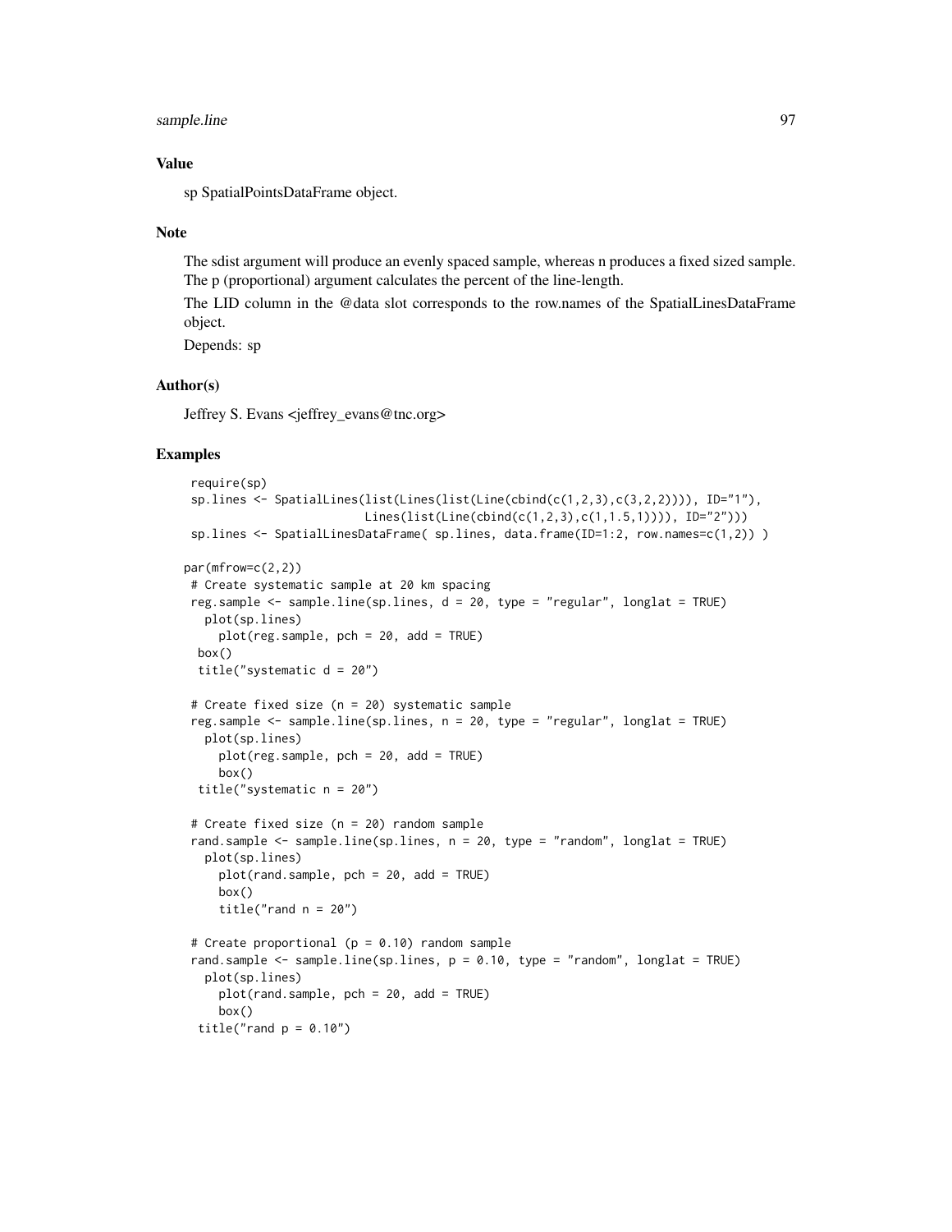## Value

sp SpatialPointsDataFrame object.

## Note

The sdist argument will produce an evenly spaced sample, whereas n produces a fixed sized sample. The p (proportional) argument calculates the percent of the line-length.

The LID column in the @data slot corresponds to the row.names of the SpatialLinesDataFrame object.

Depends: sp

## Author(s)

Jeffrey S. Evans <jeffrey_evans@tnc.org>

## Examples

```
 require(sp)
 sp.lines <- SpatialLines(list(Lines(list(Line(cbind(c(1,2,3),c(3,2,2)))), ID="1"),
                        Lines(list(Line(cbind(c(1,2,3),c(1,1.5,1)))), ID="2")))
 sp.lines <- SpatialLinesDataFrame( sp.lines, data.frame(ID=1:2, row.names=c(1,2)) )

par(mfrow=c(2,2))
 # Create systematic sample at 20 km spacing
 reg.sample <- sample.line(sp.lines, d = 20, type = "regular", longlat = TRUE)
   plot(sp.lines)
     plot(reg.sample, pch = 20, add = TRUE)
  box()
  title("systematic d = 20")

 # Create fixed size (n = 20) systematic sample
 reg.sample <- sample.line(sp.lines, n = 20, type = "regular", longlat = TRUE)
   plot(sp.lines)
     plot(reg.sample, pch = 20, add = TRUE)
     box()
  title("systematic n = 20")

 # Create fixed size (n = 20) random sample
 rand.sample <- sample.line(sp.lines, n = 20, type = "random", longlat = TRUE)
   plot(sp.lines)
     plot(rand.sample, pch = 20, add = TRUE)
     box()
     title("rand n = 20")

 # Create proportional (p = 0.10) random sample
 rand.sample <- sample.line(sp.lines, p = 0.10, type = "random", longlat = TRUE)
   plot(sp.lines)
     plot(rand.sample, pch = 20, add = TRUE)
     box()
  title("rand p = 0.10")
```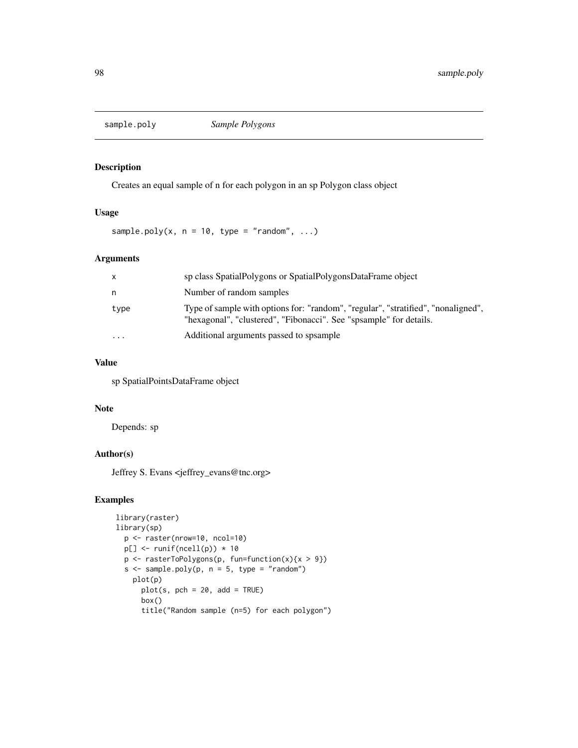## sample.poly *Sample Polygons*

### Description

Creates an equal sample of n for each polygon in an sp Polygon class object

### Usage

```
sample.poly(x, n = 10, type = "random", ...)
```

### Arguments

| | |
|---|---|
| x | sp class SpatialPolygons or SpatialPolygonsDataFrame object |
| n | Number of random samples |
| type | Type of sample with options for: "random", "regular", "stratified", "nonaligned", "hexagonal", "clustered", "Fibonacci". See "spsample" for details. |
| ... | Additional arguments passed to spsample |

### Value

sp SpatialPointsDataFrame object

### Note

Depends: sp

### Author(s)

Jeffrey S. Evans <jeffrey_evans@tnc.org>

### Examples

```
library(raster)
library(sp)
  p <- raster(nrow=10, ncol=10)
  p[] <- runif(ncell(p)) * 10
  p <- rasterToPolygons(p, fun=function(x){x > 9})
  s <- sample.poly(p, n = 5, type = "random")
    plot(p)
      plot(s, pch = 20, add = TRUE)
      box()
      title("Random sample (n=5) for each polygon")
```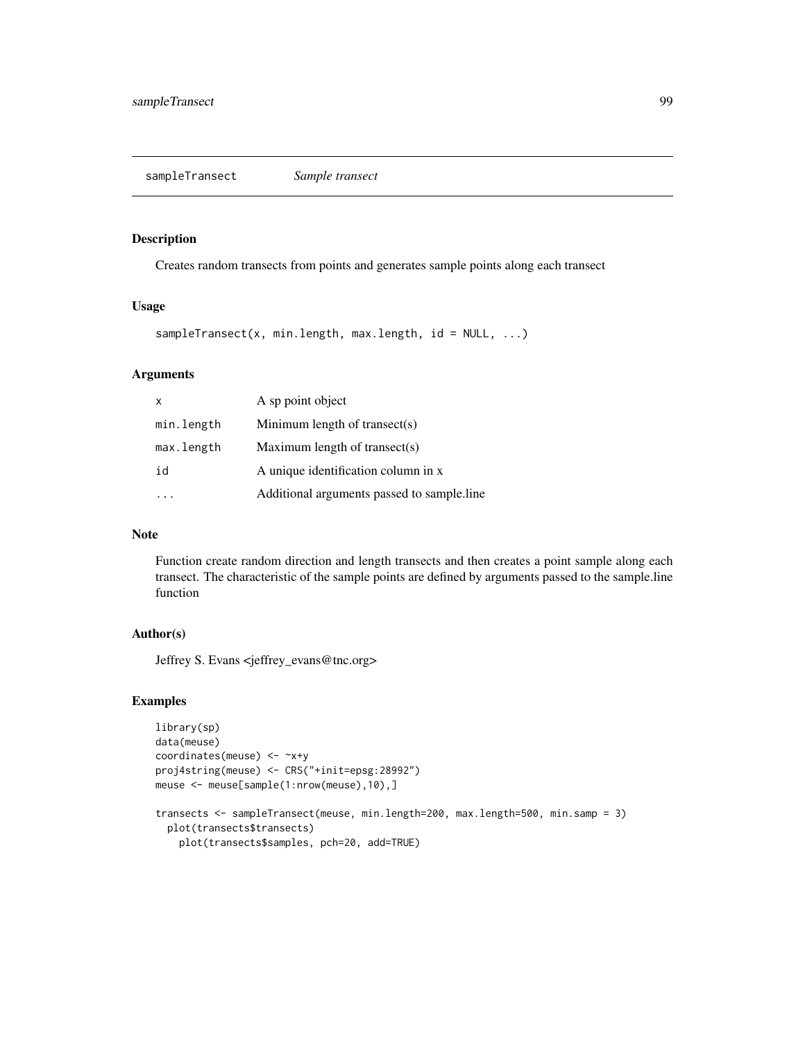# sampleTransect *Sample transect*

## Description

Creates random transects from points and generates sample points along each transect

## Usage

```
sampleTransect(x, min.length, max.length, id = NULL, ...)
```

## Arguments

| | |
|---|---|
| x | A sp point object |
| min.length | Minimum length of transect(s) |
| max.length | Maximum length of transect(s) |
| id | A unique identification column in x |
| ... | Additional arguments passed to sample.line |

## Note

Function create random direction and length transects and then creates a point sample along each transect. The characteristic of the sample points are defined by arguments passed to the sample.line function

## Author(s)

Jeffrey S. Evans <jeffrey_evans@tnc.org>

## Examples

```
library(sp)
data(meuse)
coordinates(meuse) <- ~x+y
proj4string(meuse) <- CRS("+init=epsg:28992")
meuse <- meuse[sample(1:nrow(meuse),10),]

transects <- sampleTransect(meuse, min.length=200, max.length=500, min.samp = 3)
  plot(transects$transects)
    plot(transects$samples, pch=20, add=TRUE)
```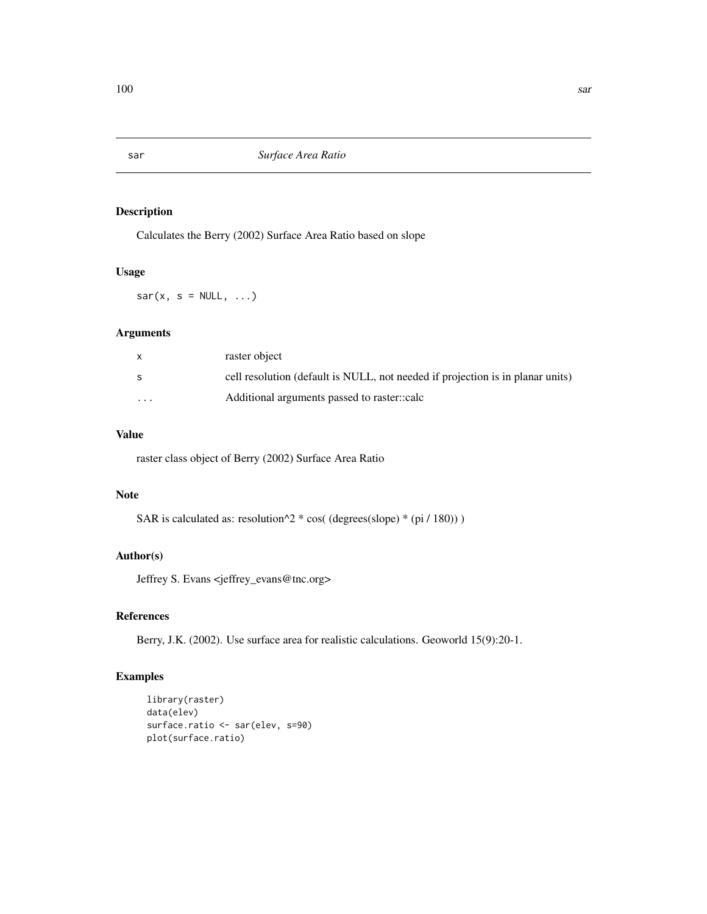# sar — *Surface Area Ratio*

## Description

Calculates the Berry (2002) Surface Area Ratio based on slope

## Usage

```
sar(x, s = NULL, ...)
```

## Arguments

| | |
|---|---|
| x | raster object |
| s | cell resolution (default is NULL, not needed if projection is in planar units) |
| ... | Additional arguments passed to raster::calc |

## Value

raster class object of Berry (2002) Surface Area Ratio

## Note

SAR is calculated as: resolution^2 * cos( (degrees(slope) * (pi / 180)) )

## Author(s)

Jeffrey S. Evans <jeffrey_evans@tnc.org>

## References

Berry, J.K. (2002). Use surface area for realistic calculations. Geoworld 15(9):20-1.

## Examples

```
library(raster)
data(elev)
surface.ratio <- sar(elev, s=90)
plot(surface.ratio)
```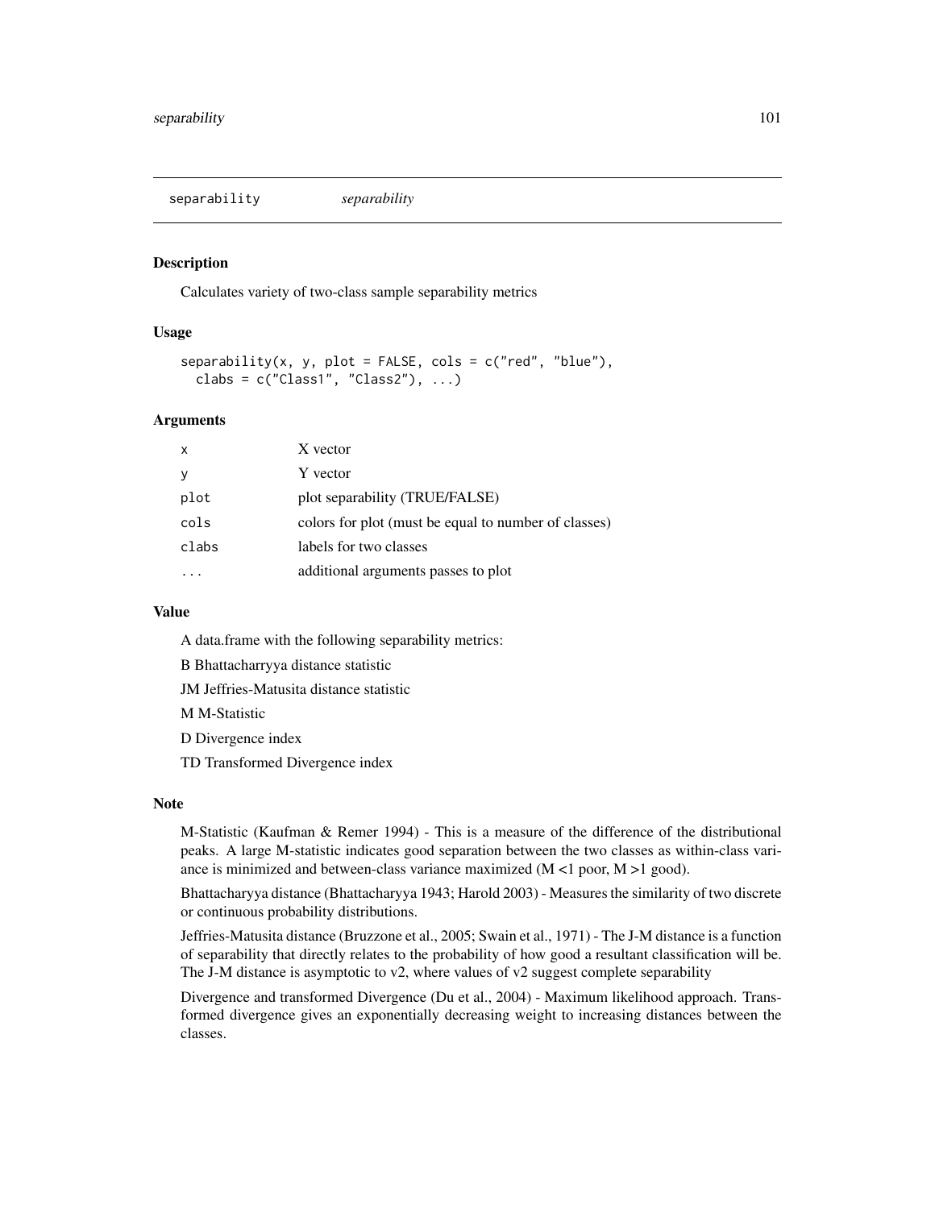## separability *separability*

### Description

Calculates variety of two-class sample separability metrics

### Usage

```
separability(x, y, plot = FALSE, cols = c("red", "blue"),
  clabs = c("Class1", "Class2"), ...)
```

### Arguments

| | |
|---|---|
| x | X vector |
| y | Y vector |
| plot | plot separability (TRUE/FALSE) |
| cols | colors for plot (must be equal to number of classes) |
| clabs | labels for two classes |
| ... | additional arguments passes to plot |

### Value

A data.frame with the following separability metrics:

B Bhattacharryya distance statistic

JM Jeffries-Matusita distance statistic

M M-Statistic

D Divergence index

TD Transformed Divergence index

### Note

M-Statistic (Kaufman & Remer 1994) - This is a measure of the difference of the distributional peaks. A large M-statistic indicates good separation between the two classes as within-class variance is minimized and between-class variance maximized (M <1 poor, M >1 good).

Bhattacharyya distance (Bhattacharyya 1943; Harold 2003) - Measures the similarity of two discrete or continuous probability distributions.

Jeffries-Matusita distance (Bruzzone et al., 2005; Swain et al., 1971) - The J-M distance is a function of separability that directly relates to the probability of how good a resultant classification will be. The J-M distance is asymptotic to v2, where values of v2 suggest complete separability

Divergence and transformed Divergence (Du et al., 2004) - Maximum likelihood approach. Transformed divergence gives an exponentially decreasing weight to increasing distances between the classes.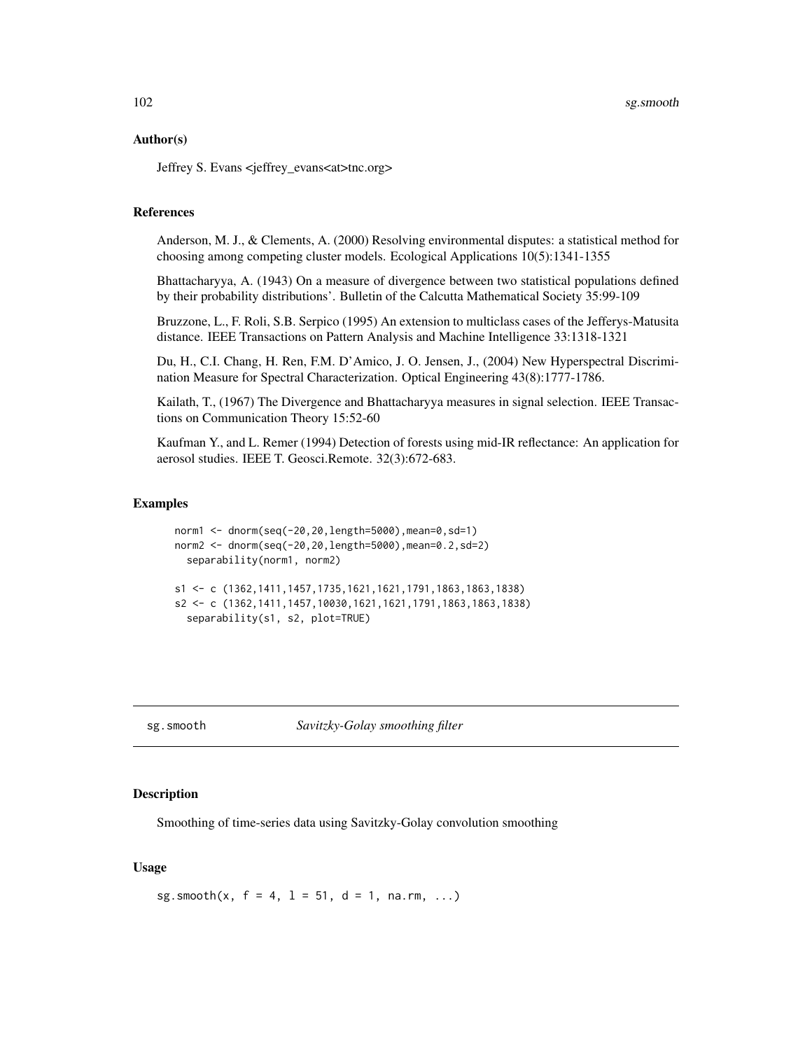## Author(s)

Jeffrey S. Evans <jeffrey_evans<at>tnc.org>

## References

Anderson, M. J., & Clements, A. (2000) Resolving environmental disputes: a statistical method for choosing among competing cluster models. Ecological Applications 10(5):1341-1355

Bhattacharyya, A. (1943) On a measure of divergence between two statistical populations defined by their probability distributions'. Bulletin of the Calcutta Mathematical Society 35:99-109

Bruzzone, L., F. Roli, S.B. Serpico (1995) An extension to multiclass cases of the Jefferys-Matusita distance. IEEE Transactions on Pattern Analysis and Machine Intelligence 33:1318-1321

Du, H., C.I. Chang, H. Ren, F.M. D'Amico, J. O. Jensen, J., (2004) New Hyperspectral Discrimination Measure for Spectral Characterization. Optical Engineering 43(8):1777-1786.

Kailath, T., (1967) The Divergence and Bhattacharyya measures in signal selection. IEEE Transactions on Communication Theory 15:52-60

Kaufman Y., and L. Remer (1994) Detection of forests using mid-IR reflectance: An application for aerosol studies. IEEE T. Geosci.Remote. 32(3):672-683.

## Examples

```
norm1 <- dnorm(seq(-20,20,length=5000),mean=0,sd=1)
norm2 <- dnorm(seq(-20,20,length=5000),mean=0.2,sd=2)
  separability(norm1, norm2)

s1 <- c (1362,1411,1457,1735,1621,1621,1791,1863,1863,1838)
s2 <- c (1362,1411,1457,10030,1621,1621,1791,1863,1863,1838)
  separability(s1, s2, plot=TRUE)
```

---

# sg.smooth *Savitzky-Golay smoothing filter*

## Description

Smoothing of time-series data using Savitzky-Golay convolution smoothing

## Usage

```
sg.smooth(x, f = 4, l = 51, d = 1, na.rm, ...)
```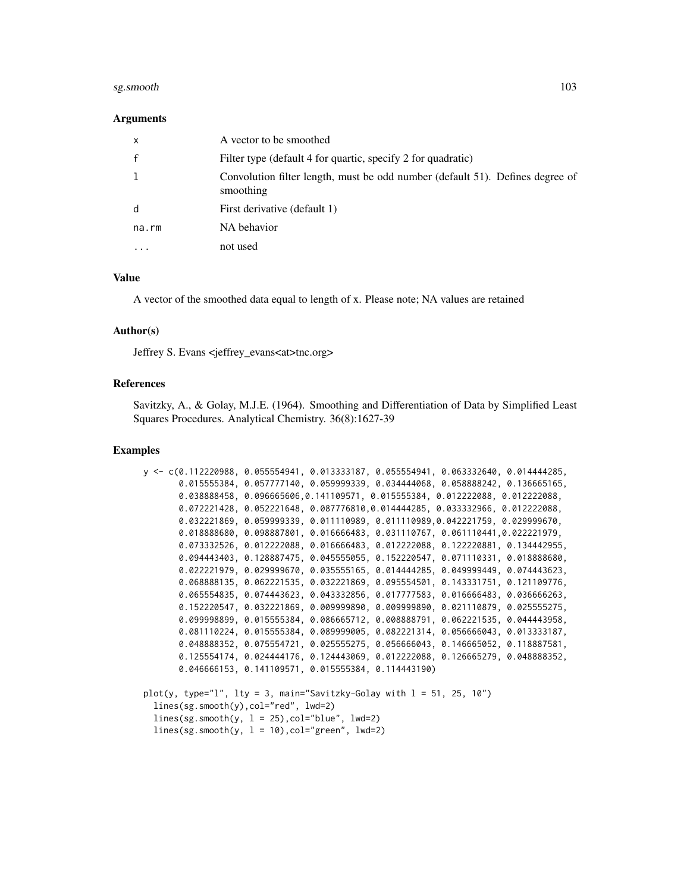### Arguments

| | |
|---|---|
| x | A vector to be smoothed |
| f | Filter type (default 4 for quartic, specify 2 for quadratic) |
| l | Convolution filter length, must be odd number (default 51). Defines degree of smoothing |
| d | First derivative (default 1) |
| na.rm | NA behavior |
| ... | not used |

### Value

A vector of the smoothed data equal to length of x. Please note; NA values are retained

### Author(s)

Jeffrey S. Evans <jeffrey_evans<at>tnc.org>

### References

Savitzky, A., & Golay, M.J.E. (1964). Smoothing and Differentiation of Data by Simplified Least Squares Procedures. Analytical Chemistry. 36(8):1627-39

### Examples

```
y <- c(0.112220988, 0.055554941, 0.013333187, 0.055554941, 0.063332640, 0.014444285,
       0.015555384, 0.057777140, 0.059999339, 0.034444068, 0.058888242, 0.136665165,
       0.038888458, 0.096665606,0.141109571, 0.015555384, 0.012222088, 0.012222088,
       0.072221428, 0.052221648, 0.087776810,0.014444285, 0.033332966, 0.012222088,
       0.032221869, 0.059999339, 0.011110989, 0.011110989,0.042221759, 0.029999670,
       0.018888680, 0.098887801, 0.016666483, 0.031110767, 0.061110441,0.022221979,
       0.073332526, 0.012222088, 0.016666483, 0.012222088, 0.122220881, 0.134442955,
       0.094443403, 0.128887475, 0.045555055, 0.152220547, 0.071110331, 0.018888680,
       0.022221979, 0.029999670, 0.035555165, 0.014444285, 0.049999449, 0.074443623,
       0.068888135, 0.062221535, 0.032221869, 0.095554501, 0.143331751, 0.121109776,
       0.065554835, 0.074443623, 0.043332856, 0.017777583, 0.016666483, 0.036666263,
       0.152220547, 0.032221869, 0.009999890, 0.009999890, 0.021110879, 0.025555275,
       0.099998899, 0.015555384, 0.086665712, 0.008888791, 0.062221535, 0.044443958,
       0.081110224, 0.015555384, 0.089999005, 0.082221314, 0.056666043, 0.013333187,
       0.048888352, 0.075554721, 0.025555275, 0.056666043, 0.146665052, 0.118887581,
       0.125554174, 0.024444176, 0.124443069, 0.012222088, 0.126665279, 0.048888352,
       0.046666153, 0.141109571, 0.015555384, 0.114443190)

plot(y, type="l", lty = 3, main="Savitzky-Golay with l = 51, 25, 10")
  lines(sg.smooth(y),col="red", lwd=2)
  lines(sg.smooth(y, l = 25),col="blue", lwd=2)
  lines(sg.smooth(y, l = 10),col="green", lwd=2)
```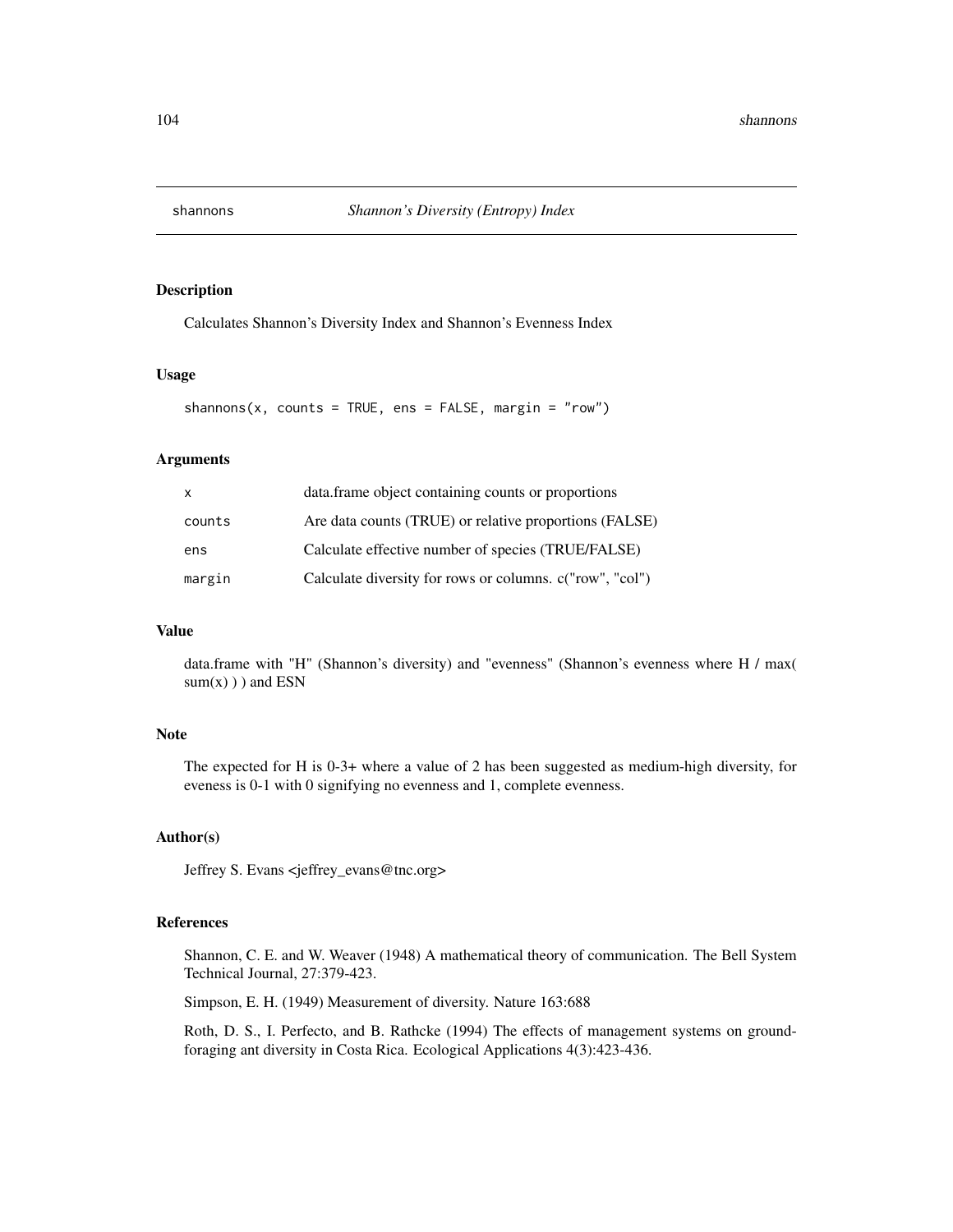# shannons — *Shannon's Diversity (Entropy) Index*

## Description

Calculates Shannon's Diversity Index and Shannon's Evenness Index

## Usage

```
shannons(x, counts = TRUE, ens = FALSE, margin = "row")
```

## Arguments

| | |
|---|---|
| `x` | data.frame object containing counts or proportions |
| `counts` | Are data counts (TRUE) or relative proportions (FALSE) |
| `ens` | Calculate effective number of species (TRUE/FALSE) |
| `margin` | Calculate diversity for rows or columns. c("row", "col") |

## Value

data.frame with "H" (Shannon's diversity) and "evenness" (Shannon's evenness where H / max( sum(x) ) ) and ESN

## Note

The expected for H is 0-3+ where a value of 2 has been suggested as medium-high diversity, for eveness is 0-1 with 0 signifying no evenness and 1, complete evenness.

## Author(s)

Jeffrey S. Evans <jeffrey_evans@tnc.org>

## References

Shannon, C. E. and W. Weaver (1948) A mathematical theory of communication. The Bell System Technical Journal, 27:379-423.

Simpson, E. H. (1949) Measurement of diversity. Nature 163:688

Roth, D. S., I. Perfecto, and B. Rathcke (1994) The effects of management systems on ground-foraging ant diversity in Costa Rica. Ecological Applications 4(3):423-436.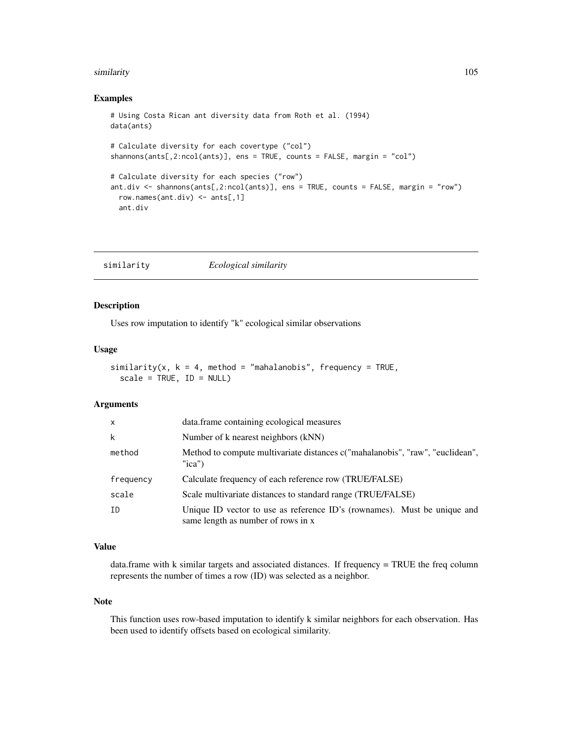## Examples

```
# Using Costa Rican ant diversity data from Roth et al. (1994)
data(ants)

# Calculate diversity for each covertype ("col")
shannons(ants[,2:ncol(ants)], ens = TRUE, counts = FALSE, margin = "col")

# Calculate diversity for each species ("row")
ant.div <- shannons(ants[,2:ncol(ants)], ens = TRUE, counts = FALSE, margin = "row")
  row.names(ant.div) <- ants[,1]
  ant.div
```

---

# similarity *Ecological similarity*

---

## Description

Uses row imputation to identify "k" ecological similar observations

## Usage

```
similarity(x, k = 4, method = "mahalanobis", frequency = TRUE,
  scale = TRUE, ID = NULL)
```

## Arguments

| | |
|---|---|
| x | data.frame containing ecological measures |
| k | Number of k nearest neighbors (kNN) |
| method | Method to compute multivariate distances c("mahalanobis", "raw", "euclidean", "ica") |
| frequency | Calculate frequency of each reference row (TRUE/FALSE) |
| scale | Scale multivariate distances to standard range (TRUE/FALSE) |
| ID | Unique ID vector to use as reference ID's (rownames). Must be unique and same length as number of rows in x |

## Value

data.frame with k similar targets and associated distances. If frequency = TRUE the freq column represents the number of times a row (ID) was selected as a neighbor.

## Note

This function uses row-based imputation to identify k similar neighbors for each observation. Has been used to identify offsets based on ecological similarity.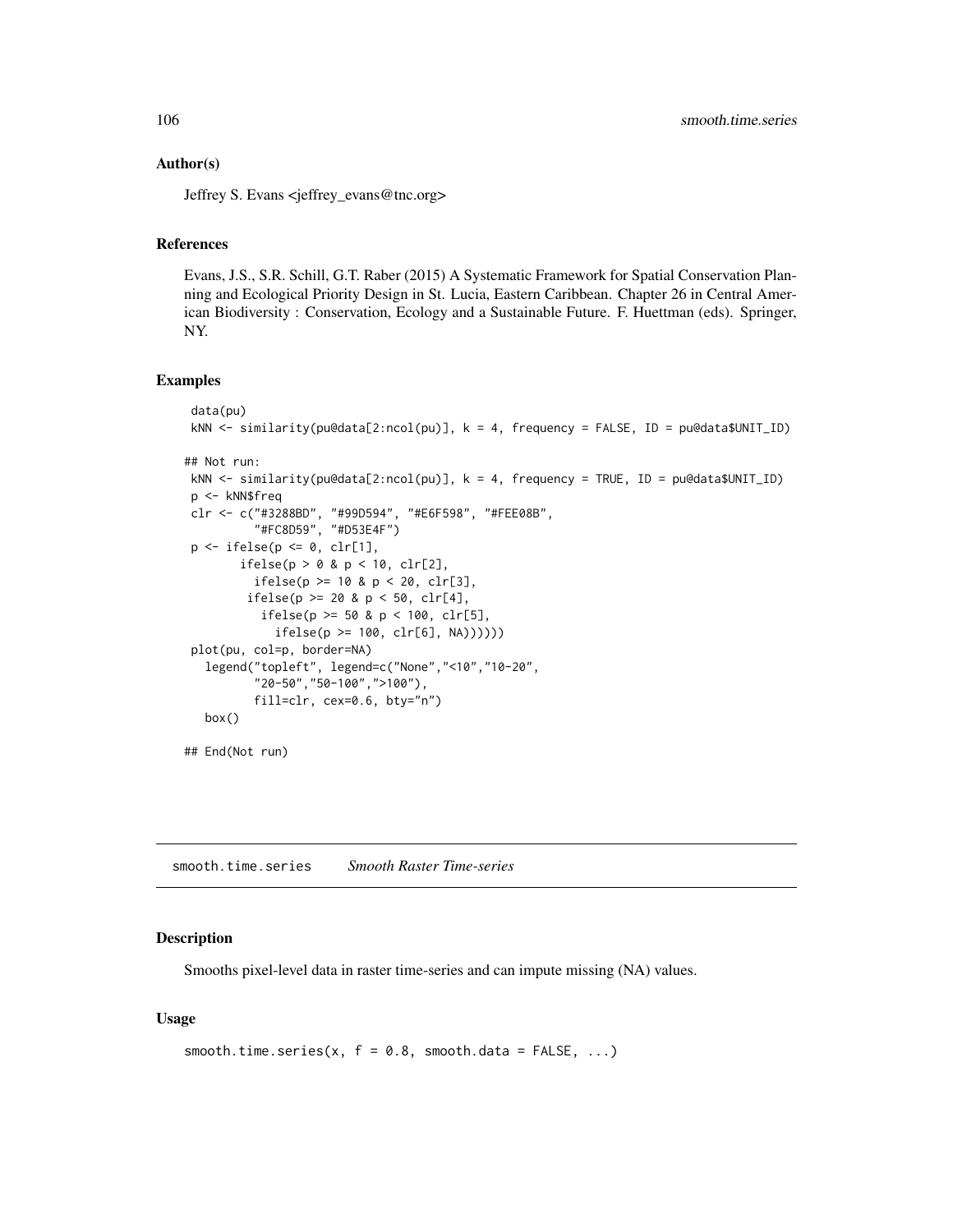### Author(s)

Jeffrey S. Evans <jeffrey_evans@tnc.org>

### References

Evans, J.S., S.R. Schill, G.T. Raber (2015) A Systematic Framework for Spatial Conservation Planning and Ecological Priority Design in St. Lucia, Eastern Caribbean. Chapter 26 in Central American Biodiversity : Conservation, Ecology and a Sustainable Future. F. Huettman (eds). Springer, NY.

### Examples

```
 data(pu)
 kNN <- similarity(pu@data[2:ncol(pu)], k = 4, frequency = FALSE, ID = pu@data$UNIT_ID)

## Not run:
 kNN <- similarity(pu@data[2:ncol(pu)], k = 4, frequency = TRUE, ID = pu@data$UNIT_ID)
 p <- kNN$freq
 clr <- c("#3288BD", "#99D594", "#E6F598", "#FEE08B",
          "#FC8D59", "#D53E4F")
 p <- ifelse(p <= 0, clr[1],
        ifelse(p > 0 & p < 10, clr[2],
          ifelse(p >= 10 & p < 20, clr[3],
         ifelse(p >= 20 & p < 50, clr[4],
           ifelse(p >= 50 & p < 100, clr[5],
             ifelse(p >= 100, clr[6], NA))))))
 plot(pu, col=p, border=NA)
   legend("topleft", legend=c("None","<10","10-20",
          "20-50","50-100",">100"),
          fill=clr, cex=0.6, bty="n")
   box()

## End(Not run)
```

## smooth.time.series *Smooth Raster Time-series*

### Description

Smooths pixel-level data in raster time-series and can impute missing (NA) values.

### Usage

```
smooth.time.series(x, f = 0.8, smooth.data = FALSE, ...)
```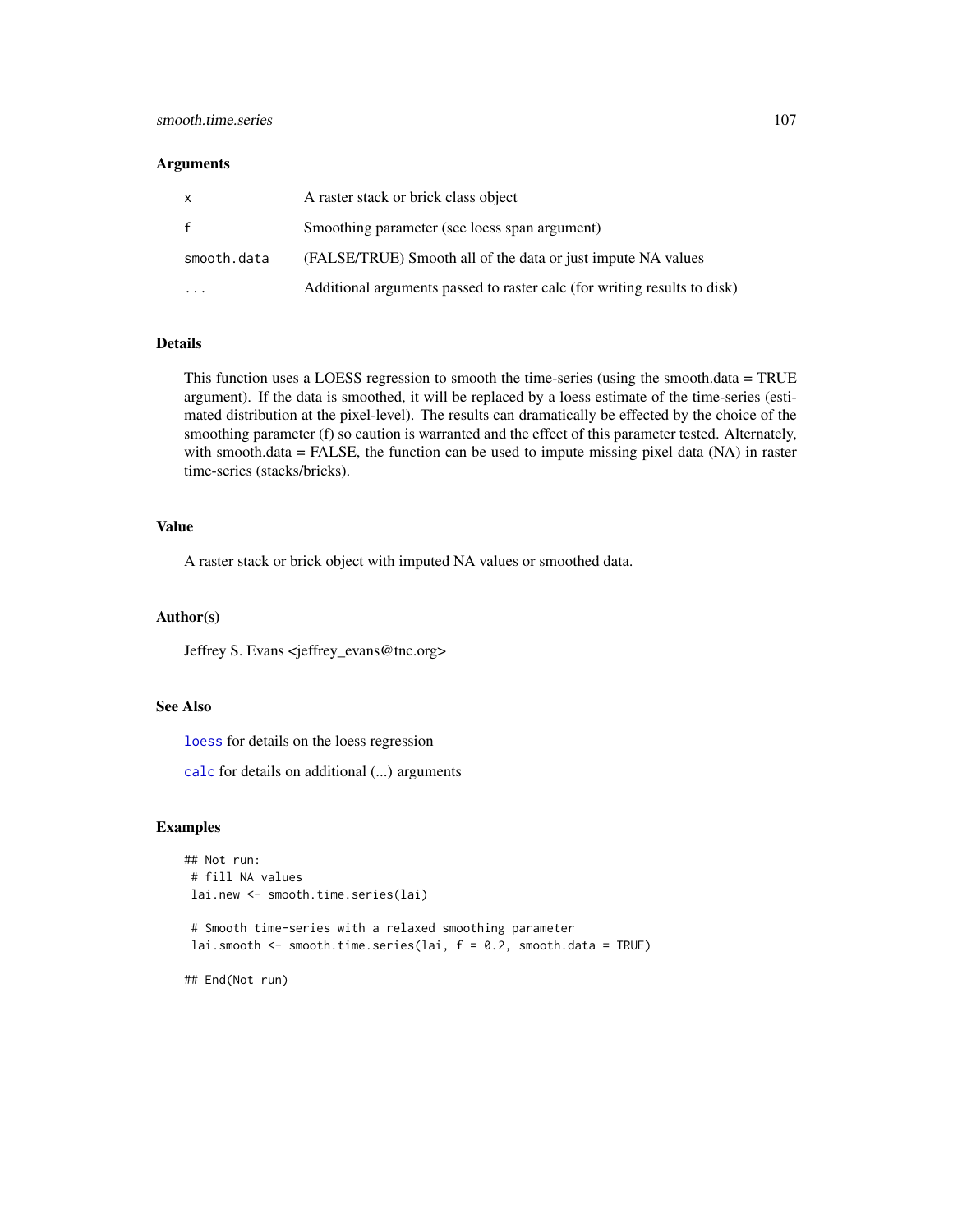## Arguments

| | |
|---|---|
| `x` | A raster stack or brick class object |
| `f` | Smoothing parameter (see loess span argument) |
| `smooth.data` | (FALSE/TRUE) Smooth all of the data or just impute NA values |
| `...` | Additional arguments passed to raster calc (for writing results to disk) |

## Details

This function uses a LOESS regression to smooth the time-series (using the smooth.data = TRUE argument). If the data is smoothed, it will be replaced by a loess estimate of the time-series (estimated distribution at the pixel-level). The results can dramatically be effected by the choice of the smoothing parameter (f) so caution is warranted and the effect of this parameter tested. Alternately, with smooth.data = FALSE, the function can be used to impute missing pixel data (NA) in raster time-series (stacks/bricks).

## Value

A raster stack or brick object with imputed NA values or smoothed data.

## Author(s)

Jeffrey S. Evans <jeffrey_evans@tnc.org>

## See Also

`loess` for details on the loess regression

`calc` for details on additional (...) arguments

## Examples

```
## Not run:
 # fill NA values
 lai.new <- smooth.time.series(lai)

 # Smooth time-series with a relaxed smoothing parameter
 lai.smooth <- smooth.time.series(lai, f = 0.2, smooth.data = TRUE)

## End(Not run)
```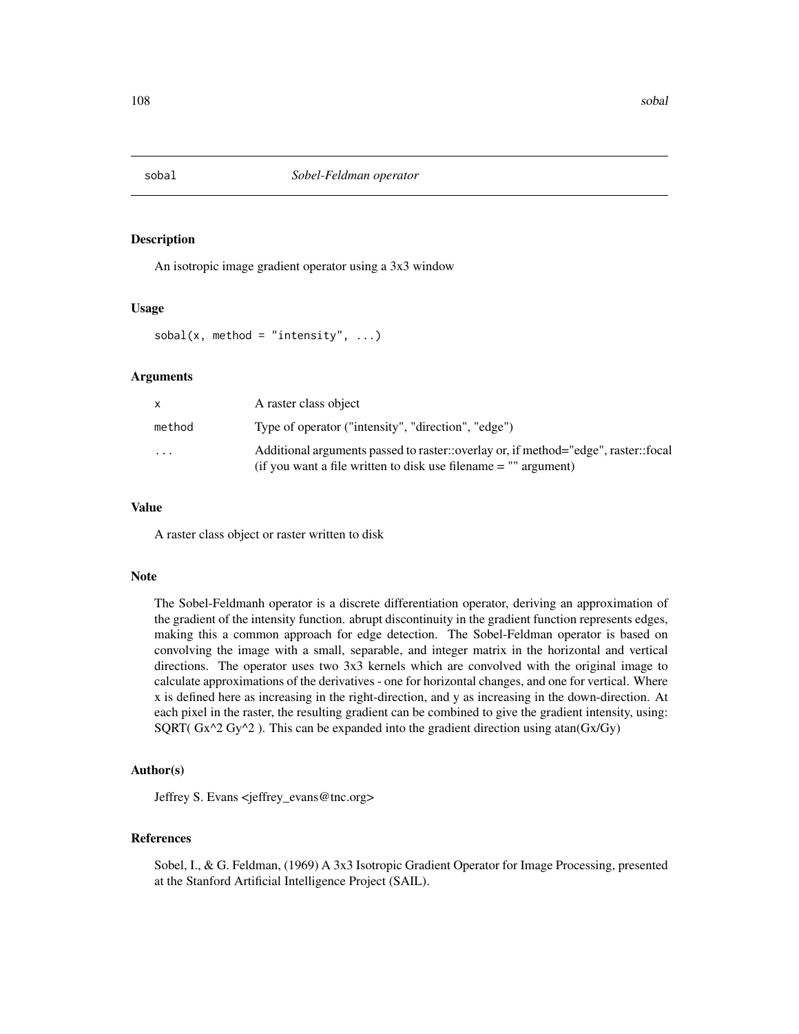# sobal — *Sobel-Feldman operator*

## Description

An isotropic image gradient operator using a 3x3 window

## Usage

```
sobal(x, method = "intensity", ...)
```

## Arguments

| | |
|---|---|
| x | A raster class object |
| method | Type of operator ("intensity", "direction", "edge") |
| ... | Additional arguments passed to raster::overlay or, if method="edge", raster::focal (if you want a file written to disk use filename = "" argument) |

## Value

A raster class object or raster written to disk

## Note

The Sobel-Feldmanh operator is a discrete differentiation operator, deriving an approximation of the gradient of the intensity function. abrupt discontinuity in the gradient function represents edges, making this a common approach for edge detection. The Sobel-Feldman operator is based on convolving the image with a small, separable, and integer matrix in the horizontal and vertical directions. The operator uses two 3x3 kernels which are convolved with the original image to calculate approximations of the derivatives - one for horizontal changes, and one for vertical. Where x is defined here as increasing in the right-direction, and y as increasing in the down-direction. At each pixel in the raster, the resulting gradient can be combined to give the gradient intensity, using: SQRT( Gx^2 Gy^2 ). This can be expanded into the gradient direction using atan(Gx/Gy)

## Author(s)

Jeffrey S. Evans <jeffrey_evans@tnc.org>

## References

Sobel, I., & G. Feldman, (1969) A 3x3 Isotropic Gradient Operator for Image Processing, presented at the Stanford Artificial Intelligence Project (SAIL).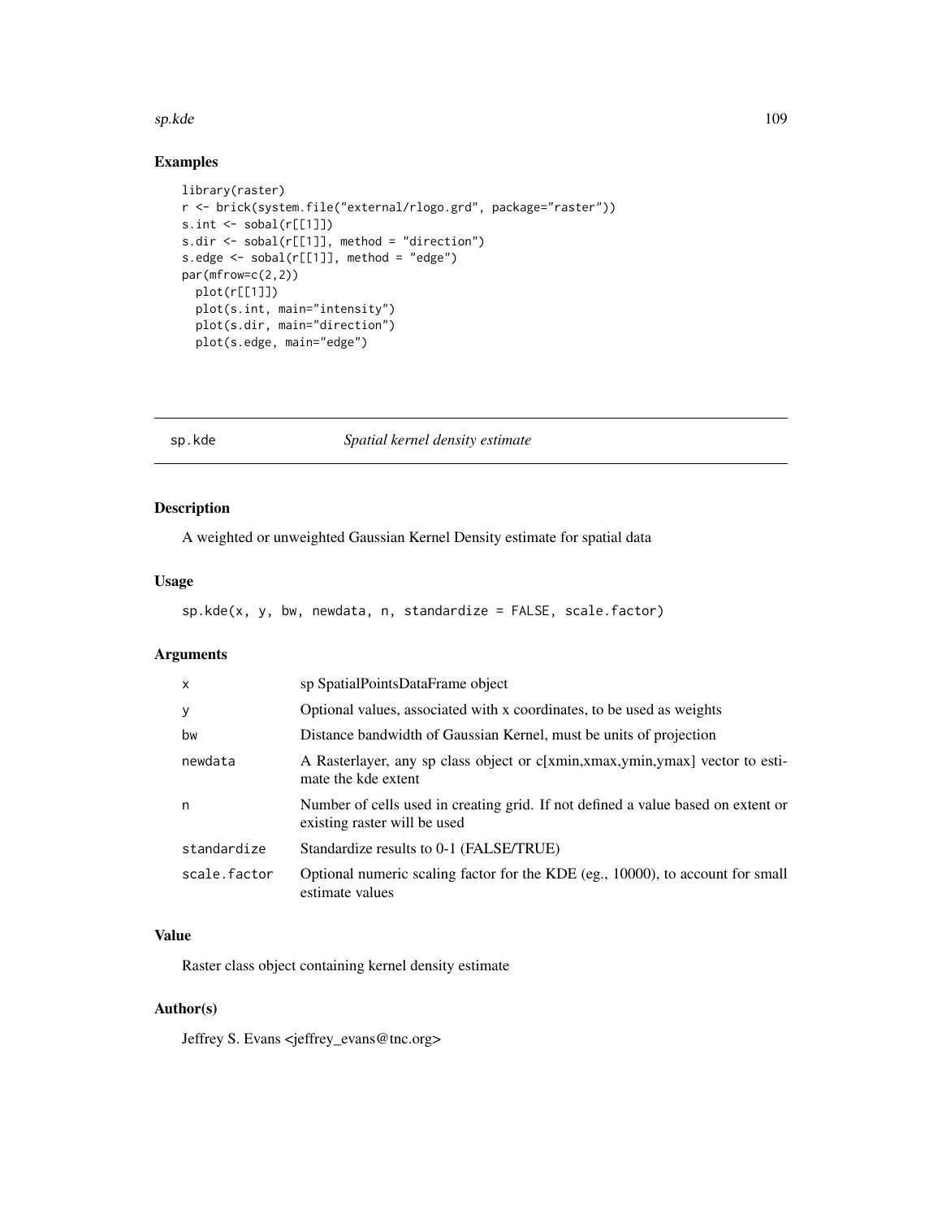## Examples

```
library(raster)
r <- brick(system.file("external/rlogo.grd", package="raster"))
s.int <- sobal(r[[1]])
s.dir <- sobal(r[[1]], method = "direction")
s.edge <- sobal(r[[1]], method = "edge")
par(mfrow=c(2,2))
  plot(r[[1]])
  plot(s.int, main="intensity")
  plot(s.dir, main="direction")
  plot(s.edge, main="edge")
```

---

# sp.kde *Spatial kernel density estimate*

---

## Description

A weighted or unweighted Gaussian Kernel Density estimate for spatial data

## Usage

```
sp.kde(x, y, bw, newdata, n, standardize = FALSE, scale.factor)
```

## Arguments

| | |
|---|---|
| x | sp SpatialPointsDataFrame object |
| y | Optional values, associated with x coordinates, to be used as weights |
| bw | Distance bandwidth of Gaussian Kernel, must be units of projection |
| newdata | A Rasterlayer, any sp class object or c[xmin,xmax,ymin,ymax] vector to estimate the kde extent |
| n | Number of cells used in creating grid. If not defined a value based on extent or existing raster will be used |
| standardize | Standardize results to 0-1 (FALSE/TRUE) |
| scale.factor | Optional numeric scaling factor for the KDE (eg., 10000), to account for small estimate values |

## Value

Raster class object containing kernel density estimate

## Author(s)

Jeffrey S. Evans <jeffrey_evans@tnc.org>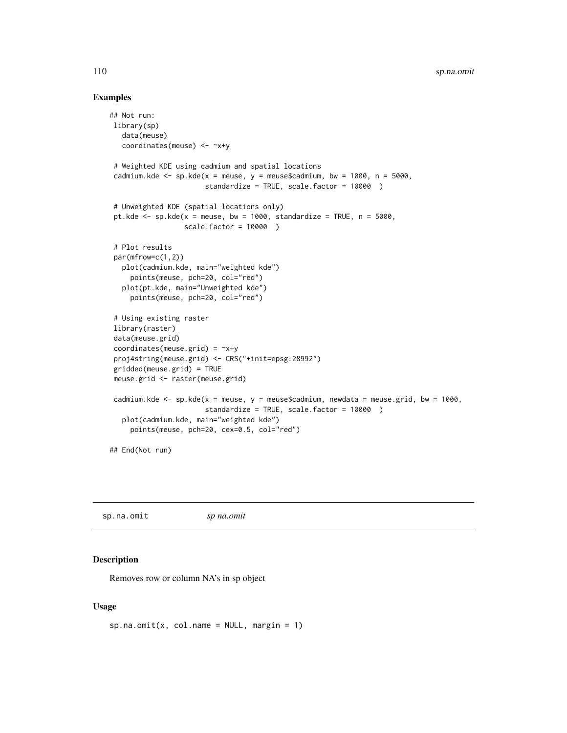## Examples

```
## Not run:
 library(sp)
   data(meuse)
   coordinates(meuse) <- ~x+y

 # Weighted KDE using cadmium and spatial locations
 cadmium.kde <- sp.kde(x = meuse, y = meuse$cadmium, bw = 1000, n = 5000,
                       standardize = TRUE, scale.factor = 10000  )

 # Unweighted KDE (spatial locations only)
 pt.kde <- sp.kde(x = meuse, bw = 1000, standardize = TRUE, n = 5000,
                  scale.factor = 10000  )

 # Plot results
 par(mfrow=c(1,2))
   plot(cadmium.kde, main="weighted kde")
     points(meuse, pch=20, col="red")
   plot(pt.kde, main="Unweighted kde")
     points(meuse, pch=20, col="red")

 # Using existing raster
 library(raster)
 data(meuse.grid)
 coordinates(meuse.grid) = ~x+y
 proj4string(meuse.grid) <- CRS("+init=epsg:28992")
 gridded(meuse.grid) = TRUE
 meuse.grid <- raster(meuse.grid)

 cadmium.kde <- sp.kde(x = meuse, y = meuse$cadmium, newdata = meuse.grid, bw = 1000,
                       standardize = TRUE, scale.factor = 10000  )
   plot(cadmium.kde, main="weighted kde")
     points(meuse, pch=20, cex=0.5, col="red")

## End(Not run)
```

---

sp.na.omit    *sp na.omit*

---

## Description

Removes row or column NA's in sp object

## Usage

```
sp.na.omit(x, col.name = NULL, margin = 1)
```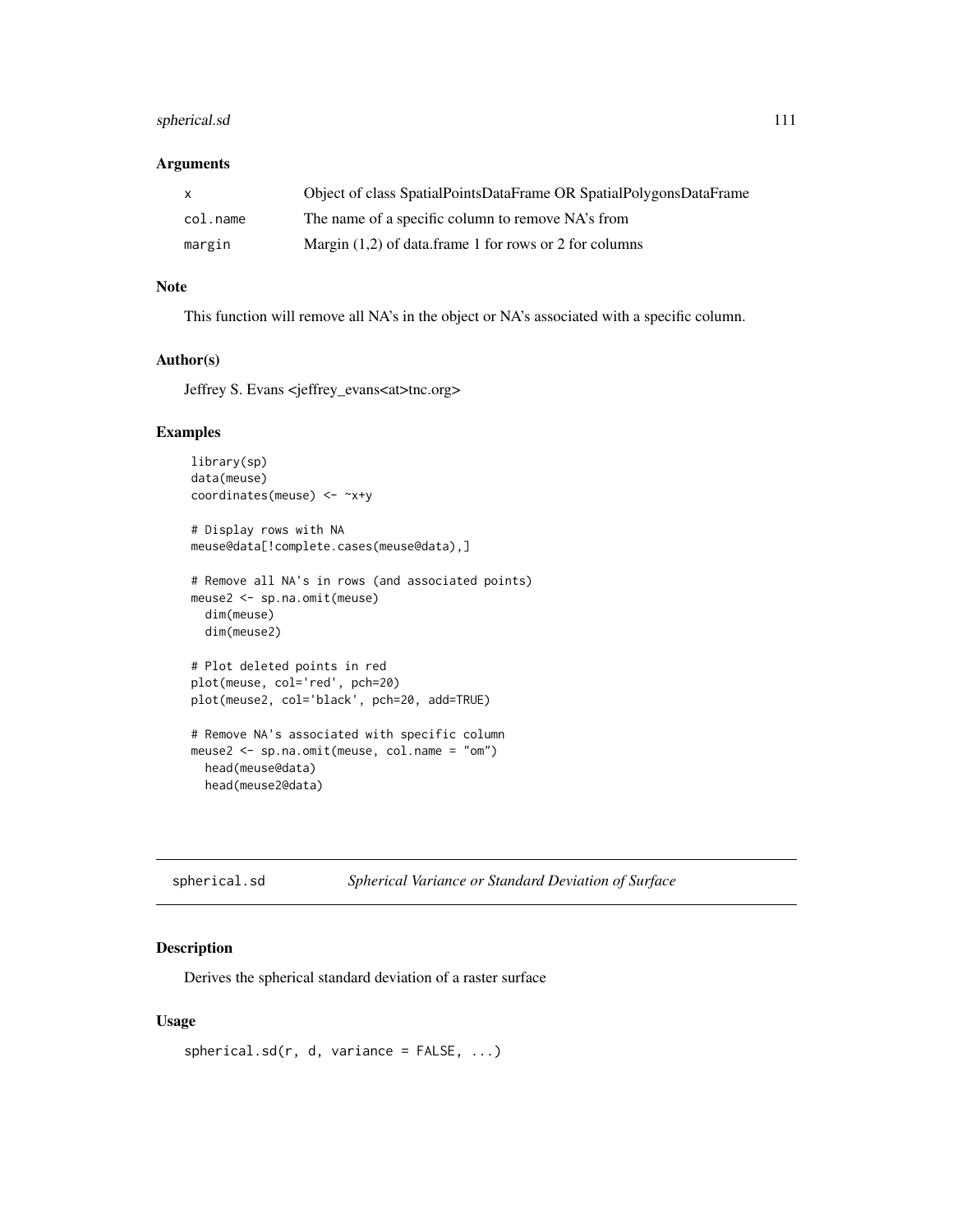### Arguments

| | |
|---|---|
| x | Object of class SpatialPointsDataFrame OR SpatialPolygonsDataFrame |
| col.name | The name of a specific column to remove NA's from |
| margin | Margin (1,2) of data.frame 1 for rows or 2 for columns |

### Note

This function will remove all NA's in the object or NA's associated with a specific column.

### Author(s)

Jeffrey S. Evans <jeffrey_evans<at>tnc.org>

### Examples

```
library(sp)
data(meuse)
coordinates(meuse) <- ~x+y

# Display rows with NA
meuse@data[!complete.cases(meuse@data),]

# Remove all NA's in rows (and associated points)
meuse2 <- sp.na.omit(meuse)
  dim(meuse)
  dim(meuse2)

# Plot deleted points in red
plot(meuse, col='red', pch=20)
plot(meuse2, col='black', pch=20, add=TRUE)

# Remove NA's associated with specific column
meuse2 <- sp.na.omit(meuse, col.name = "om")
  head(meuse@data)
  head(meuse2@data)
```

## spherical.sd *Spherical Variance or Standard Deviation of Surface*

### Description

Derives the spherical standard deviation of a raster surface

### Usage

```
spherical.sd(r, d, variance = FALSE, ...)
```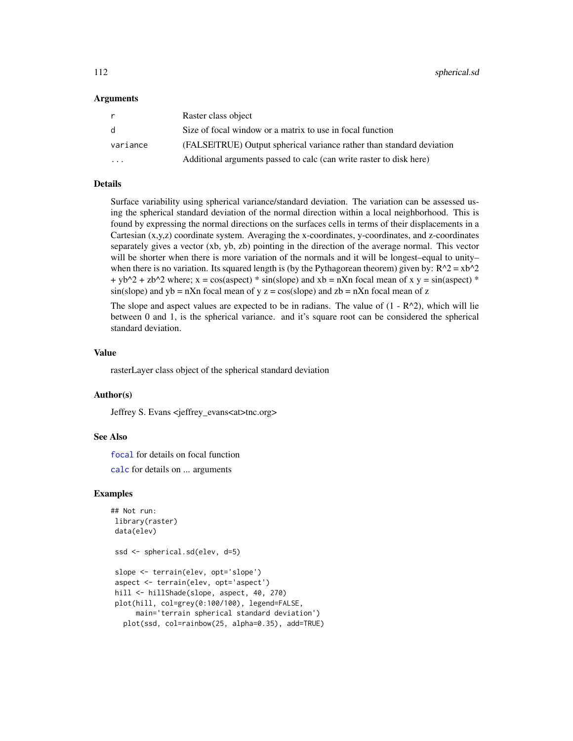### Arguments

| | |
|---|---|
| r | Raster class object |
| d | Size of focal window or a matrix to use in focal function |
| variance | (FALSE|TRUE) Output spherical variance rather than standard deviation |
| ... | Additional arguments passed to calc (can write raster to disk here) |

### Details

Surface variability using spherical variance/standard deviation. The variation can be assessed using the spherical standard deviation of the normal direction within a local neighborhood. This is found by expressing the normal directions on the surfaces cells in terms of their displacements in a Cartesian (x,y,z) coordinate system. Averaging the x-coordinates, y-coordinates, and z-coordinates separately gives a vector (xb, yb, zb) pointing in the direction of the average normal. This vector will be shorter when there is more variation of the normals and it will be longest–equal to unity–when there is no variation. Its squared length is (by the Pythagorean theorem) given by: $R^2 = xb^2 + yb^2 + zb^2$ where; x = cos(aspect) * sin(slope) and xb = nXn focal mean of x y = sin(aspect) * sin(slope) and yb = nXn focal mean of y z = cos(slope) and zb = nXn focal mean of z

The slope and aspect values are expected to be in radians. The value of $(1 - R^2)$, which will lie between 0 and 1, is the spherical variance. and it's square root can be considered the spherical standard deviation.

### Value

rasterLayer class object of the spherical standard deviation

### Author(s)

Jeffrey S. Evans <jeffrey_evans<at>tnc.org>

### See Also

focal for details on focal function

calc for details on ... arguments

### Examples

```
## Not run:
 library(raster)
 data(elev)

 ssd <- spherical.sd(elev, d=5)

 slope <- terrain(elev, opt='slope')
 aspect <- terrain(elev, opt='aspect')
 hill <- hillShade(slope, aspect, 40, 270)
 plot(hill, col=grey(0:100/100), legend=FALSE,
      main='terrain spherical standard deviation')
   plot(ssd, col=rainbow(25, alpha=0.35), add=TRUE)
```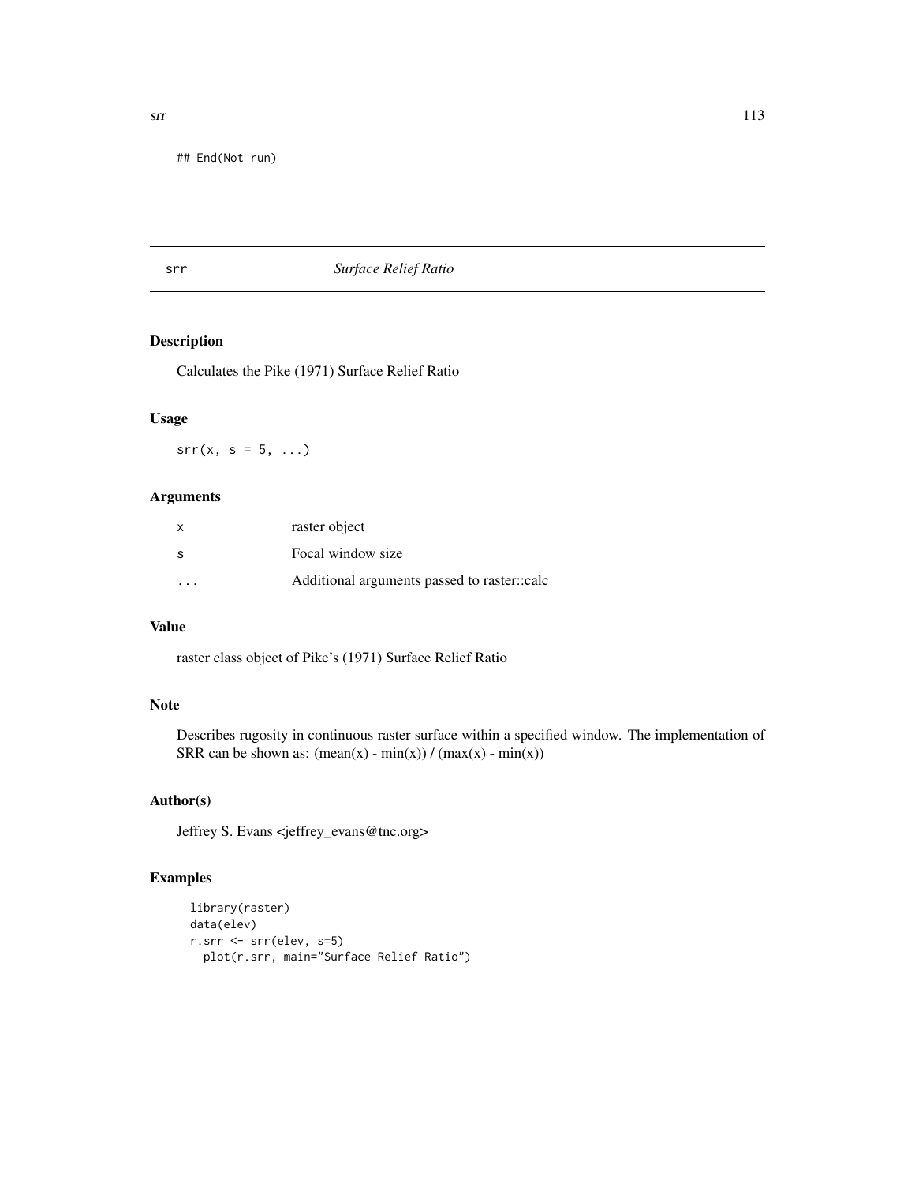```
## End(Not run)
```

## srr *Surface Relief Ratio*

### Description

Calculates the Pike (1971) Surface Relief Ratio

### Usage

```
srr(x, s = 5, ...)
```

### Arguments

| | |
|---|---|
| x | raster object |
| s | Focal window size |
| ... | Additional arguments passed to raster::calc |

### Value

raster class object of Pike's (1971) Surface Relief Ratio

### Note

Describes rugosity in continuous raster surface within a specified window. The implementation of SRR can be shown as: (mean(x) - min(x)) / (max(x) - min(x))

### Author(s)

Jeffrey S. Evans <jeffrey_evans@tnc.org>

### Examples

```
library(raster)
data(elev)
r.srr <- srr(elev, s=5)
  plot(r.srr, main="Surface Relief Ratio")
```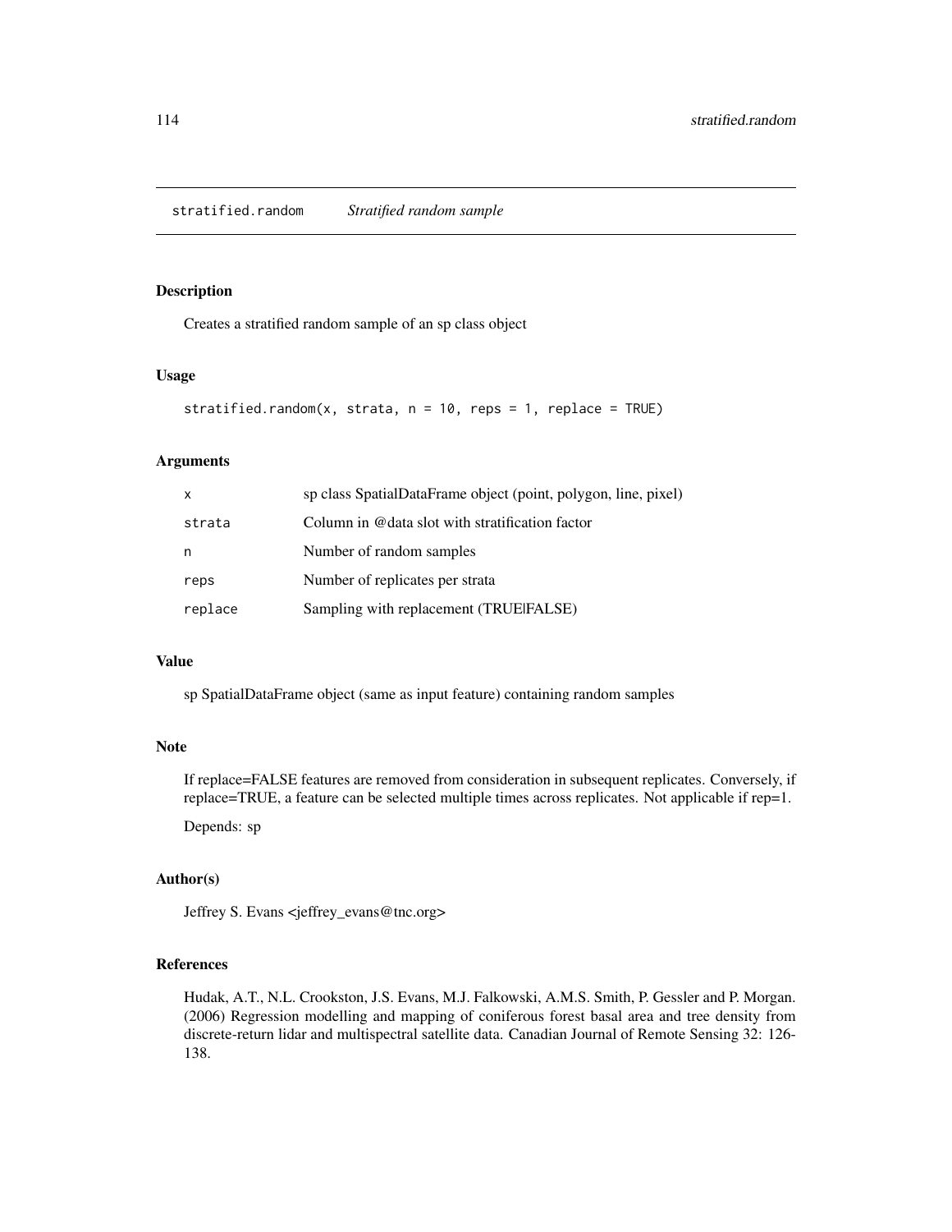## stratified.random *Stratified random sample*

### Description

Creates a stratified random sample of an sp class object

### Usage

```
stratified.random(x, strata, n = 10, reps = 1, replace = TRUE)
```

### Arguments

| | |
|---|---|
| x | sp class SpatialDataFrame object (point, polygon, line, pixel) |
| strata | Column in @data slot with stratification factor |
| n | Number of random samples |
| reps | Number of replicates per strata |
| replace | Sampling with replacement (TRUE\|FALSE) |

### Value

sp SpatialDataFrame object (same as input feature) containing random samples

### Note

If replace=FALSE features are removed from consideration in subsequent replicates. Conversely, if replace=TRUE, a feature can be selected multiple times across replicates. Not applicable if rep=1.

Depends: sp

### Author(s)

Jeffrey S. Evans <jeffrey_evans@tnc.org>

### References

Hudak, A.T., N.L. Crookston, J.S. Evans, M.J. Falkowski, A.M.S. Smith, P. Gessler and P. Morgan. (2006) Regression modelling and mapping of coniferous forest basal area and tree density from discrete-return lidar and multispectral satellite data. Canadian Journal of Remote Sensing 32: 126-138.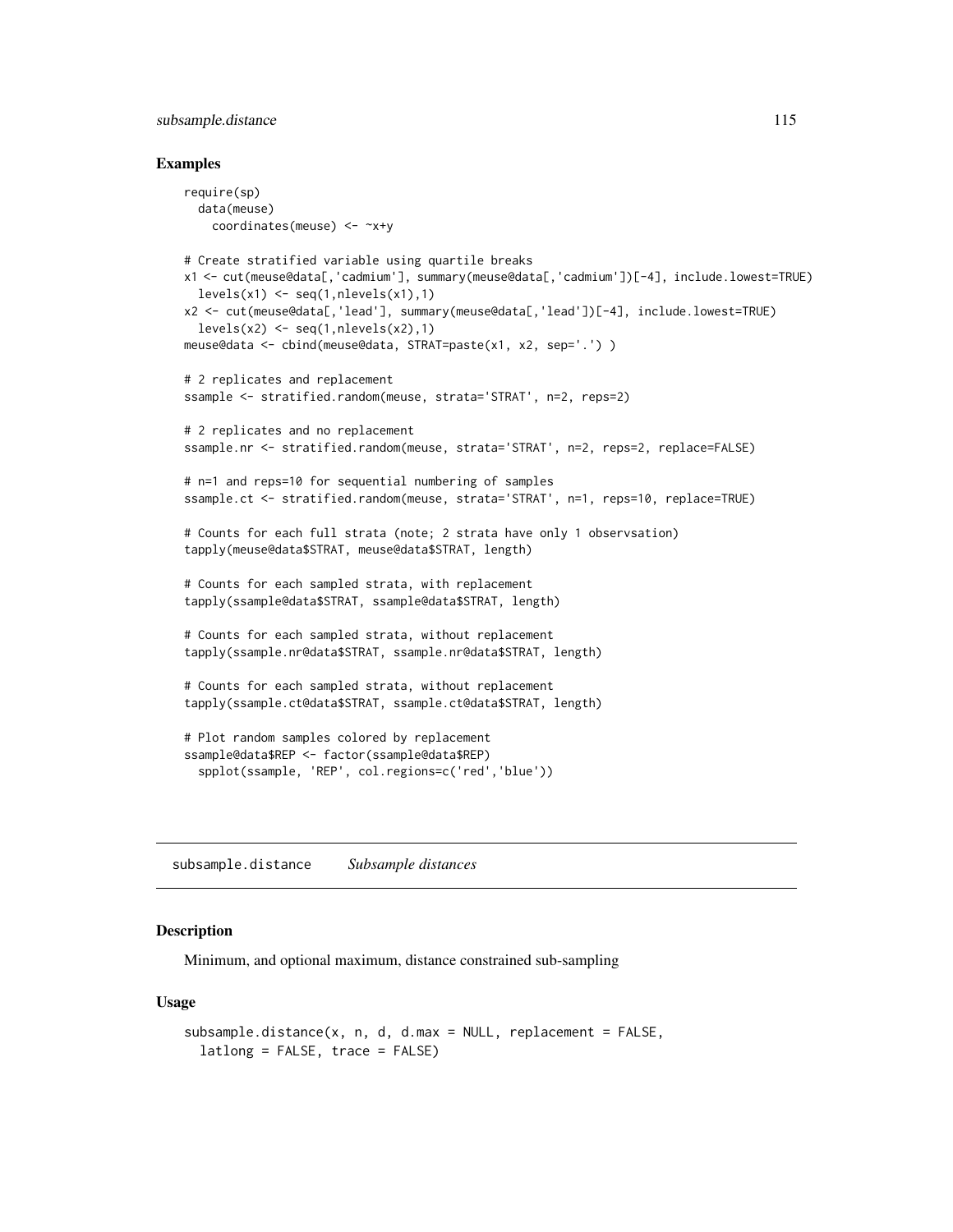## Examples

```
require(sp)
  data(meuse)
    coordinates(meuse) <- ~x+y

# Create stratified variable using quartile breaks
x1 <- cut(meuse@data[,'cadmium'], summary(meuse@data[,'cadmium'])[-4], include.lowest=TRUE)
  levels(x1) <- seq(1,nlevels(x1),1)
x2 <- cut(meuse@data[,'lead'], summary(meuse@data[,'lead'])[-4], include.lowest=TRUE)
  levels(x2) <- seq(1,nlevels(x2),1)
meuse@data <- cbind(meuse@data, STRAT=paste(x1, x2, sep='.') )

# 2 replicates and replacement
ssample <- stratified.random(meuse, strata='STRAT', n=2, reps=2)

# 2 replicates and no replacement
ssample.nr <- stratified.random(meuse, strata='STRAT', n=2, reps=2, replace=FALSE)

# n=1 and reps=10 for sequential numbering of samples
ssample.ct <- stratified.random(meuse, strata='STRAT', n=1, reps=10, replace=TRUE)

# Counts for each full strata (note; 2 strata have only 1 observsation)
tapply(meuse@data$STRAT, meuse@data$STRAT, length)

# Counts for each sampled strata, with replacement
tapply(ssample@data$STRAT, ssample@data$STRAT, length)

# Counts for each sampled strata, without replacement
tapply(ssample.nr@data$STRAT, ssample.nr@data$STRAT, length)

# Counts for each sampled strata, without replacement
tapply(ssample.ct@data$STRAT, ssample.ct@data$STRAT, length)

# Plot random samples colored by replacement
ssample@data$REP <- factor(ssample@data$REP)
  spplot(ssample, 'REP', col.regions=c('red','blue'))
```

---

# subsample.distance *Subsample distances*

## Description

Minimum, and optional maximum, distance constrained sub-sampling

## Usage

```
subsample.distance(x, n, d, d.max = NULL, replacement = FALSE,
  latlong = FALSE, trace = FALSE)
```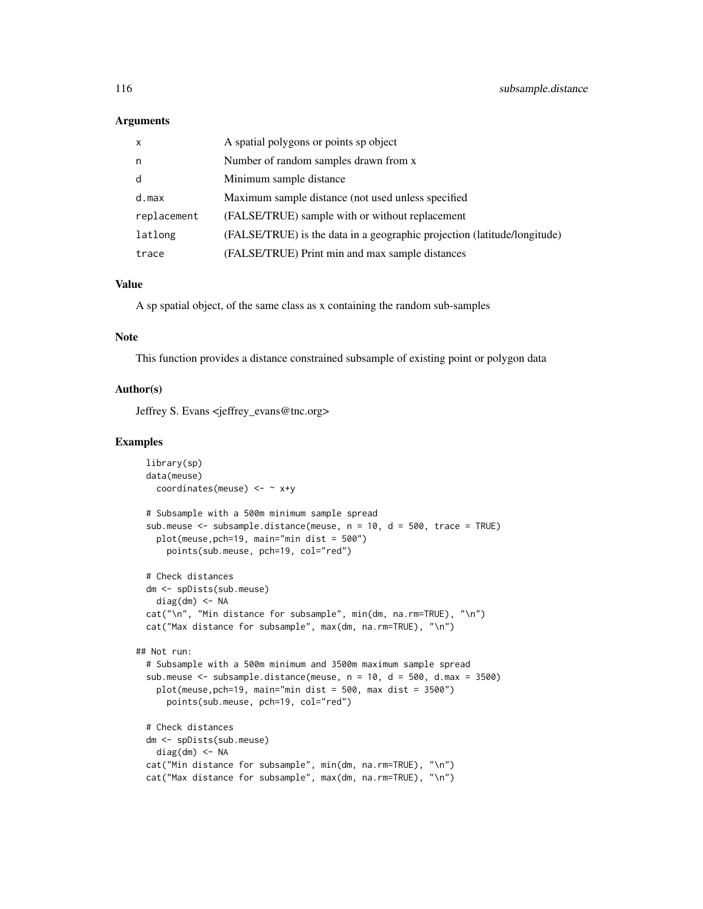## Arguments

| | |
|---|---|
| x | A spatial polygons or points sp object |
| n | Number of random samples drawn from x |
| d | Minimum sample distance |
| d.max | Maximum sample distance (not used unless specified |
| replacement | (FALSE/TRUE) sample with or without replacement |
| latlong | (FALSE/TRUE) is the data in a geographic projection (latitude/longitude) |
| trace | (FALSE/TRUE) Print min and max sample distances |

## Value

A sp spatial object, of the same class as x containing the random sub-samples

## Note

This function provides a distance constrained subsample of existing point or polygon data

## Author(s)

Jeffrey S. Evans <jeffrey_evans@tnc.org>

## Examples

```
  library(sp)
  data(meuse)
    coordinates(meuse) <- ~ x+y

  # Subsample with a 500m minimum sample spread
  sub.meuse <- subsample.distance(meuse, n = 10, d = 500, trace = TRUE)
    plot(meuse,pch=19, main="min dist = 500")
      points(sub.meuse, pch=19, col="red")

  # Check distances
  dm <- spDists(sub.meuse)
    diag(dm) <- NA
  cat("\n", "Min distance for subsample", min(dm, na.rm=TRUE), "\n")
  cat("Max distance for subsample", max(dm, na.rm=TRUE), "\n")

## Not run:
  # Subsample with a 500m minimum and 3500m maximum sample spread
  sub.meuse <- subsample.distance(meuse, n = 10, d = 500, d.max = 3500)
    plot(meuse,pch=19, main="min dist = 500, max dist = 3500")
      points(sub.meuse, pch=19, col="red")

  # Check distances
  dm <- spDists(sub.meuse)
    diag(dm) <- NA
  cat("Min distance for subsample", min(dm, na.rm=TRUE), "\n")
  cat("Max distance for subsample", max(dm, na.rm=TRUE), "\n")
```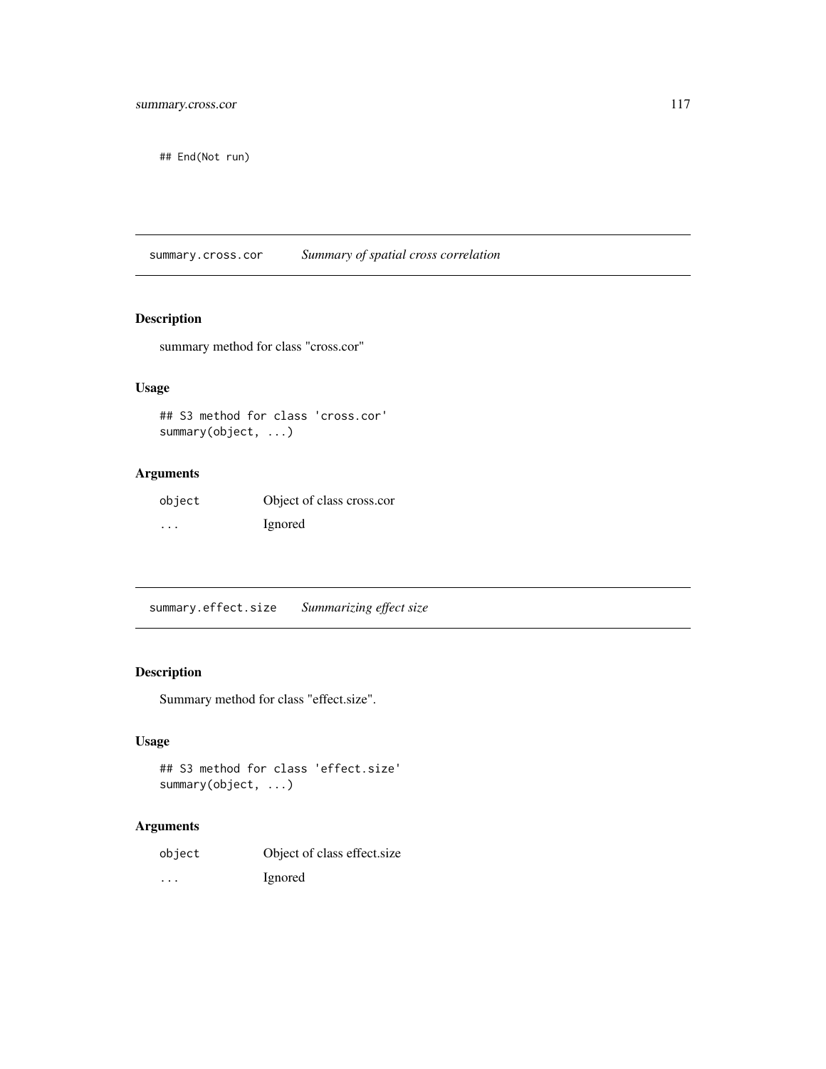```
## End(Not run)
```

## summary.cross.cor *Summary of spatial cross correlation*

### Description

summary method for class "cross.cor"

### Usage

```
## S3 method for class 'cross.cor'
summary(object, ...)
```

### Arguments

| | |
|---|---|
| object | Object of class cross.cor |
| ... | Ignored |

## summary.effect.size *Summarizing effect size*

### Description

Summary method for class "effect.size".

### Usage

```
## S3 method for class 'effect.size'
summary(object, ...)
```

### Arguments

| | |
|---|---|
| object | Object of class effect.size |
| ... | Ignored |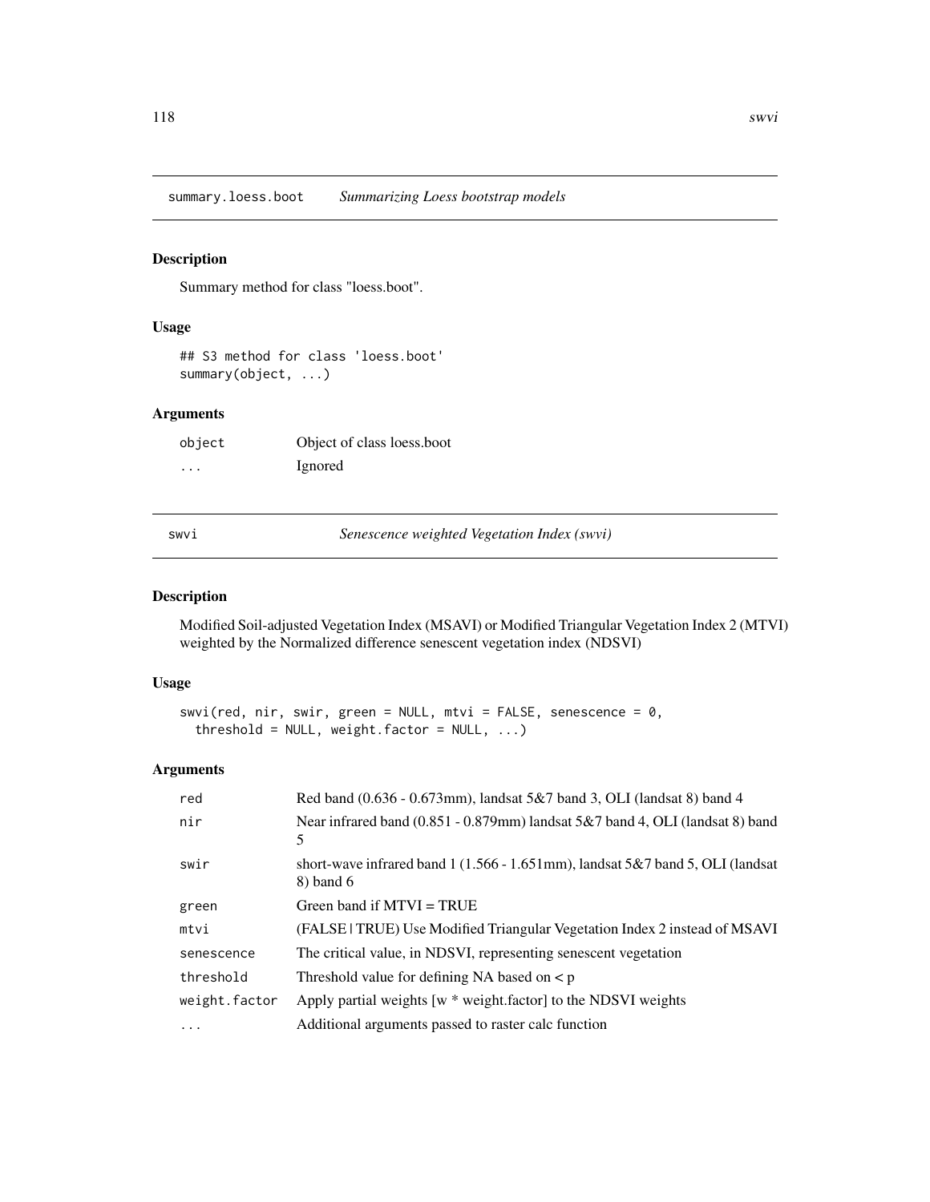## summary.loess.boot — *Summarizing Loess bootstrap models*

### Description

Summary method for class "loess.boot".

### Usage

```
## S3 method for class 'loess.boot'
summary(object, ...)
```

### Arguments

| | |
|---|---|
| `object` | Object of class loess.boot |
| `...` | Ignored |

## swvi — *Senescence weighted Vegetation Index (swvi)*

### Description

Modified Soil-adjusted Vegetation Index (MSAVI) or Modified Triangular Vegetation Index 2 (MTVI) weighted by the Normalized difference senescent vegetation index (NDSVI)

### Usage

```
swvi(red, nir, swir, green = NULL, mtvi = FALSE, senescence = 0,
  threshold = NULL, weight.factor = NULL, ...)
```

### Arguments

| | |
|---|---|
| `red` | Red band (0.636 - 0.673mm), landsat 5&7 band 3, OLI (landsat 8) band 4 |
| `nir` | Near infrared band (0.851 - 0.879mm) landsat 5&7 band 4, OLI (landsat 8) band 5 |
| `swir` | short-wave infrared band 1 (1.566 - 1.651mm), landsat 5&7 band 5, OLI (landsat 8) band 6 |
| `green` | Green band if MTVI = TRUE |
| `mtvi` | (FALSE \| TRUE) Use Modified Triangular Vegetation Index 2 instead of MSAVI |
| `senescence` | The critical value, in NDSVI, representing senescent vegetation |
| `threshold` | Threshold value for defining NA based on < p |
| `weight.factor` | Apply partial weights [w * weight.factor] to the NDSVI weights |
| `...` | Additional arguments passed to raster calc function |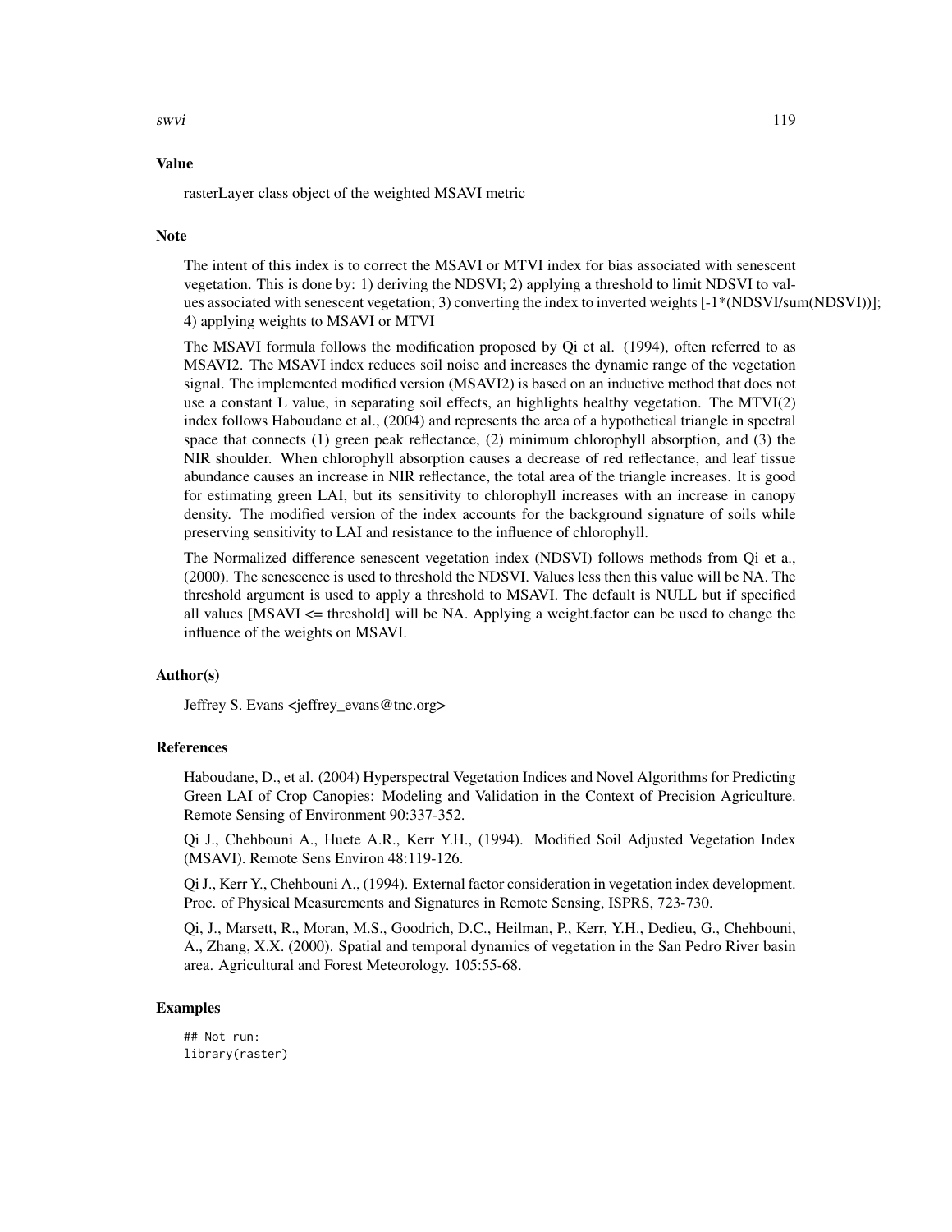## Value

rasterLayer class object of the weighted MSAVI metric

## Note

The intent of this index is to correct the MSAVI or MTVI index for bias associated with senescent vegetation. This is done by: 1) deriving the NDSVI; 2) applying a threshold to limit NDSVI to values associated with senescent vegetation; 3) converting the index to inverted weights [-1*(NDSVI/sum(NDSVI))]; 4) applying weights to MSAVI or MTVI

The MSAVI formula follows the modification proposed by Qi et al. (1994), often referred to as MSAVI2. The MSAVI index reduces soil noise and increases the dynamic range of the vegetation signal. The implemented modified version (MSAVI2) is based on an inductive method that does not use a constant L value, in separating soil effects, an highlights healthy vegetation. The MTVI(2) index follows Haboudane et al., (2004) and represents the area of a hypothetical triangle in spectral space that connects (1) green peak reflectance, (2) minimum chlorophyll absorption, and (3) the NIR shoulder. When chlorophyll absorption causes a decrease of red reflectance, and leaf tissue abundance causes an increase in NIR reflectance, the total area of the triangle increases. It is good for estimating green LAI, but its sensitivity to chlorophyll increases with an increase in canopy density. The modified version of the index accounts for the background signature of soils while preserving sensitivity to LAI and resistance to the influence of chlorophyll.

The Normalized difference senescent vegetation index (NDSVI) follows methods from Qi et a., (2000). The senescence is used to threshold the NDSVI. Values less then this value will be NA. The threshold argument is used to apply a threshold to MSAVI. The default is NULL but if specified all values [MSAVI <= threshold] will be NA. Applying a weight.factor can be used to change the influence of the weights on MSAVI.

## Author(s)

Jeffrey S. Evans <jeffrey_evans@tnc.org>

## References

Haboudane, D., et al. (2004) Hyperspectral Vegetation Indices and Novel Algorithms for Predicting Green LAI of Crop Canopies: Modeling and Validation in the Context of Precision Agriculture. Remote Sensing of Environment 90:337-352.

Qi J., Chehbouni A., Huete A.R., Kerr Y.H., (1994). Modified Soil Adjusted Vegetation Index (MSAVI). Remote Sens Environ 48:119-126.

Qi J., Kerr Y., Chehbouni A., (1994). External factor consideration in vegetation index development. Proc. of Physical Measurements and Signatures in Remote Sensing, ISPRS, 723-730.

Qi, J., Marsett, R., Moran, M.S., Goodrich, D.C., Heilman, P., Kerr, Y.H., Dedieu, G., Chehbouni, A., Zhang, X.X. (2000). Spatial and temporal dynamics of vegetation in the San Pedro River basin area. Agricultural and Forest Meteorology. 105:55-68.

## Examples

```
## Not run:
library(raster)
```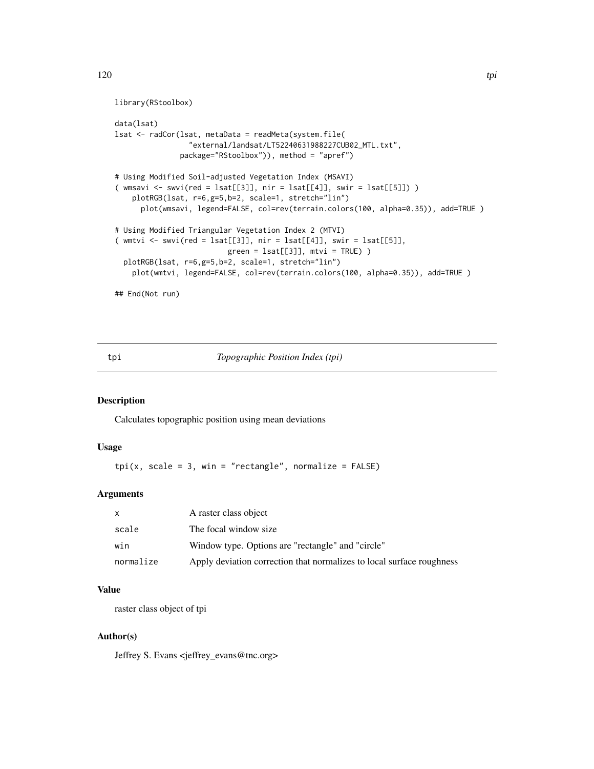```
library(RStoolbox)

data(lsat)
lsat <- radCor(lsat, metaData = readMeta(system.file(
                 "external/landsat/LT52240631988227CUB02_MTL.txt",
               package="RStoolbox")), method = "apref")

# Using Modified Soil-adjusted Vegetation Index (MSAVI)
( wmsavi <- swvi(red = lsat[[3]], nir = lsat[[4]], swir = lsat[[5]]) )
    plotRGB(lsat, r=6,g=5,b=2, scale=1, stretch="lin")
      plot(wmsavi, legend=FALSE, col=rev(terrain.colors(100, alpha=0.35)), add=TRUE )

# Using Modified Triangular Vegetation Index 2 (MTVI)
( wmtvi <- swvi(red = lsat[[3]], nir = lsat[[4]], swir = lsat[[5]],
                        green = lsat[[3]], mtvi = TRUE) )
  plotRGB(lsat, r=6,g=5,b=2, scale=1, stretch="lin")
    plot(wmtvi, legend=FALSE, col=rev(terrain.colors(100, alpha=0.35)), add=TRUE )

## End(Not run)
```

---

## tpi — *Topographic Position Index (tpi)*

### Description

Calculates topographic position using mean deviations

### Usage

```
tpi(x, scale = 3, win = "rectangle", normalize = FALSE)
```

### Arguments

| | |
|---|---|
| `x` | A raster class object |
| `scale` | The focal window size |
| `win` | Window type. Options are "rectangle" and "circle" |
| `normalize` | Apply deviation correction that normalizes to local surface roughness |

### Value

raster class object of tpi

### Author(s)

Jeffrey S. Evans <jeffrey_evans@tnc.org>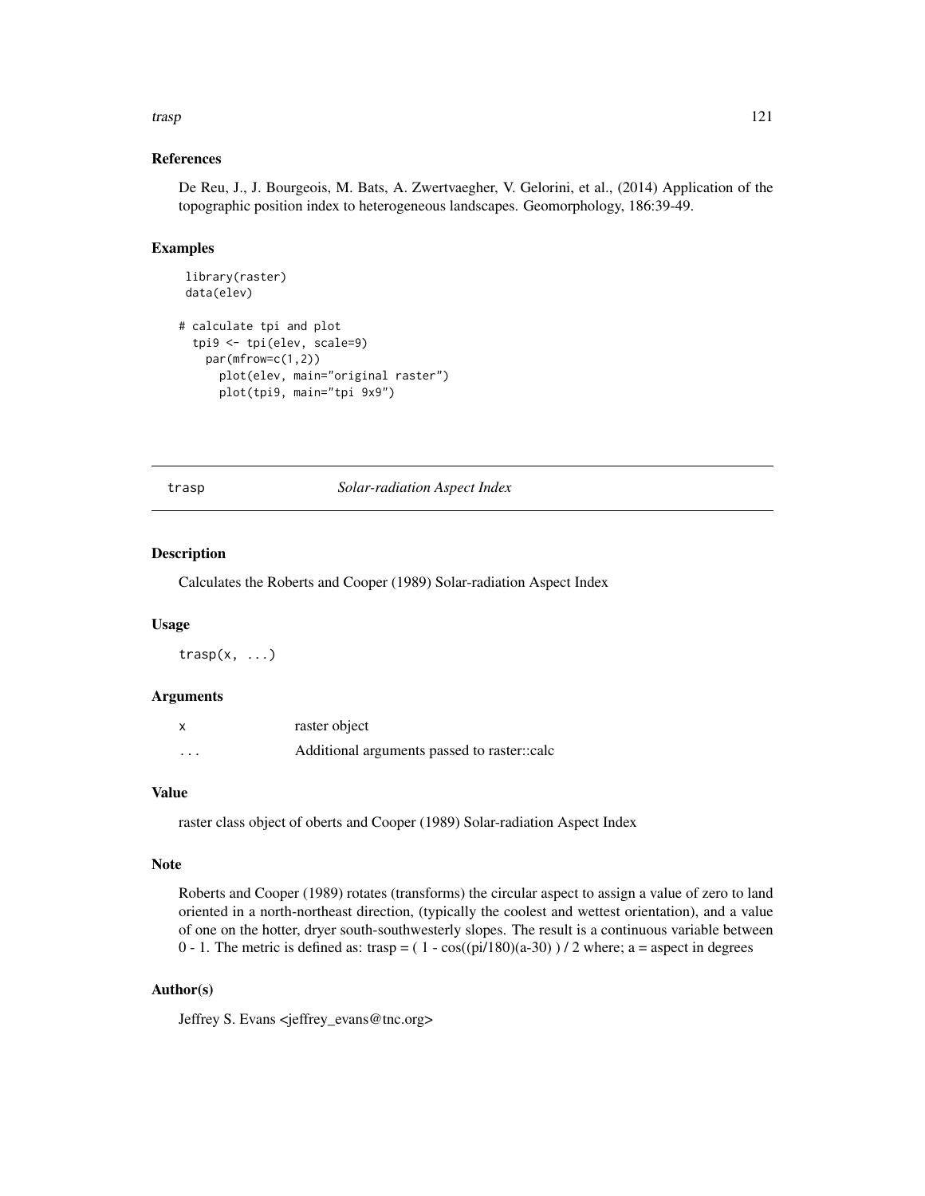## References

De Reu, J., J. Bourgeois, M. Bats, A. Zwertvaegher, V. Gelorini, et al., (2014) Application of the topographic position index to heterogeneous landscapes. Geomorphology, 186:39-49.

## Examples

```
 library(raster)
 data(elev)

# calculate tpi and plot
  tpi9 <- tpi(elev, scale=9)
    par(mfrow=c(1,2))
      plot(elev, main="original raster")
      plot(tpi9, main="tpi 9x9")
```

---

# trasp *Solar-radiation Aspect Index*

---

## Description

Calculates the Roberts and Cooper (1989) Solar-radiation Aspect Index

## Usage

```
trasp(x, ...)
```

## Arguments

| | |
|---|---|
| x | raster object |
| ... | Additional arguments passed to raster::calc |

## Value

raster class object of oberts and Cooper (1989) Solar-radiation Aspect Index

## Note

Roberts and Cooper (1989) rotates (transforms) the circular aspect to assign a value of zero to land oriented in a north-northeast direction, (typically the coolest and wettest orientation), and a value of one on the hotter, dryer south-southwesterly slopes. The result is a continuous variable between 0 - 1. The metric is defined as: trasp = ( 1 - cos((pi/180)(a-30) ) / 2 where; a = aspect in degrees

## Author(s)

Jeffrey S. Evans <jeffrey_evans@tnc.org>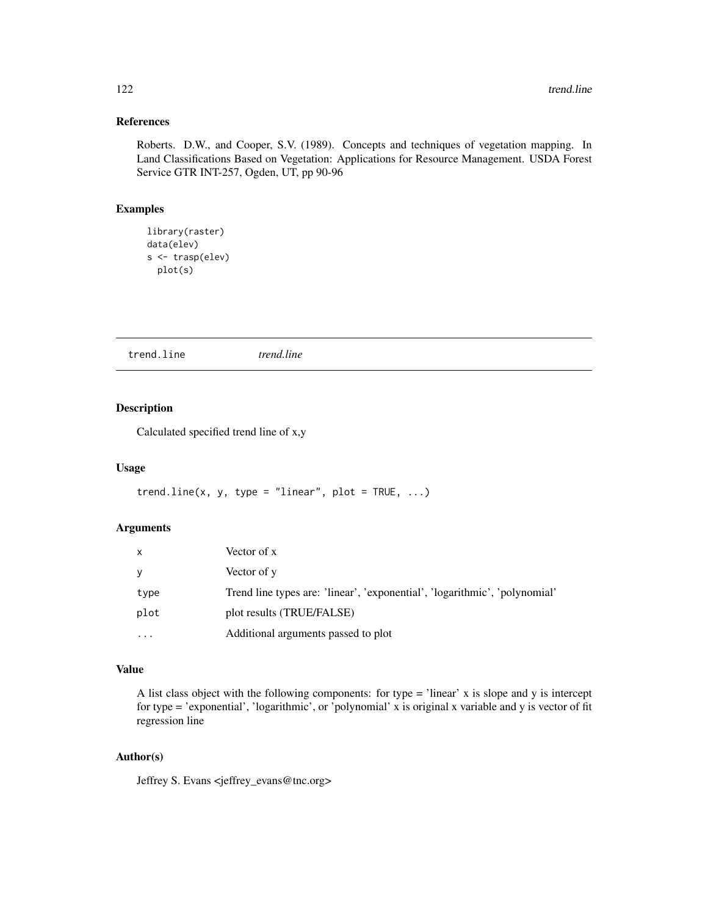### References

Roberts. D.W., and Cooper, S.V. (1989). Concepts and techniques of vegetation mapping. In Land Classifications Based on Vegetation: Applications for Resource Management. USDA Forest Service GTR INT-257, Ogden, UT, pp 90-96

### Examples

```
library(raster)
data(elev)
s <- trasp(elev)
  plot(s)
```

---

## trend.line *trend.line*

---

### Description

Calculated specified trend line of x,y

### Usage

```
trend.line(x, y, type = "linear", plot = TRUE, ...)
```

### Arguments

| | |
|---|---|
| x | Vector of x |
| y | Vector of y |
| type | Trend line types are: 'linear', 'exponential', 'logarithmic', 'polynomial' |
| plot | plot results (TRUE/FALSE) |
| ... | Additional arguments passed to plot |

### Value

A list class object with the following components: for type = 'linear' x is slope and y is intercept for type = 'exponential', 'logarithmic', or 'polynomial' x is original x variable and y is vector of fit regression line

### Author(s)

Jeffrey S. Evans <jeffrey_evans@tnc.org>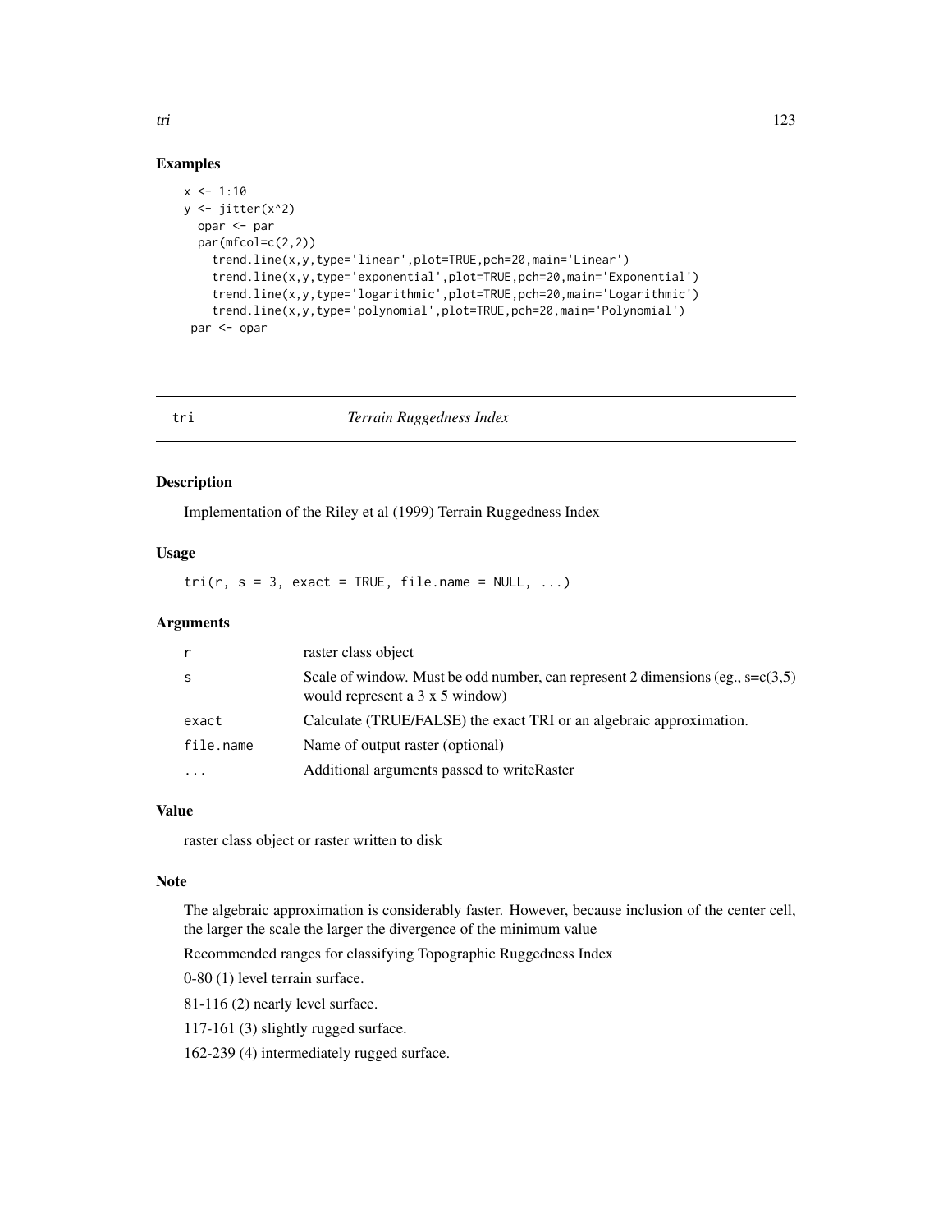## Examples

```
x <- 1:10
y <- jitter(x^2)
  opar <- par
  par(mfcol=c(2,2))
    trend.line(x,y,type='linear',plot=TRUE,pch=20,main='Linear')
    trend.line(x,y,type='exponential',plot=TRUE,pch=20,main='Exponential')
    trend.line(x,y,type='logarithmic',plot=TRUE,pch=20,main='Logarithmic')
    trend.line(x,y,type='polynomial',plot=TRUE,pch=20,main='Polynomial')
 par <- opar
```

---

# tri    *Terrain Ruggedness Index*

---

## Description

Implementation of the Riley et al (1999) Terrain Ruggedness Index

## Usage

```
tri(r, s = 3, exact = TRUE, file.name = NULL, ...)
```

## Arguments

| | |
|---|---|
| `r` | raster class object |
| `s` | Scale of window. Must be odd number, can represent 2 dimensions (eg., s=c(3,5) would represent a 3 x 5 window) |
| `exact` | Calculate (TRUE/FALSE) the exact TRI or an algebraic approximation. |
| `file.name` | Name of output raster (optional) |
| `...` | Additional arguments passed to writeRaster |

## Value

raster class object or raster written to disk

## Note

The algebraic approximation is considerably faster. However, because inclusion of the center cell, the larger the scale the larger the divergence of the minimum value

Recommended ranges for classifying Topographic Ruggedness Index

0-80 (1) level terrain surface.

81-116 (2) nearly level surface.

117-161 (3) slightly rugged surface.

162-239 (4) intermediately rugged surface.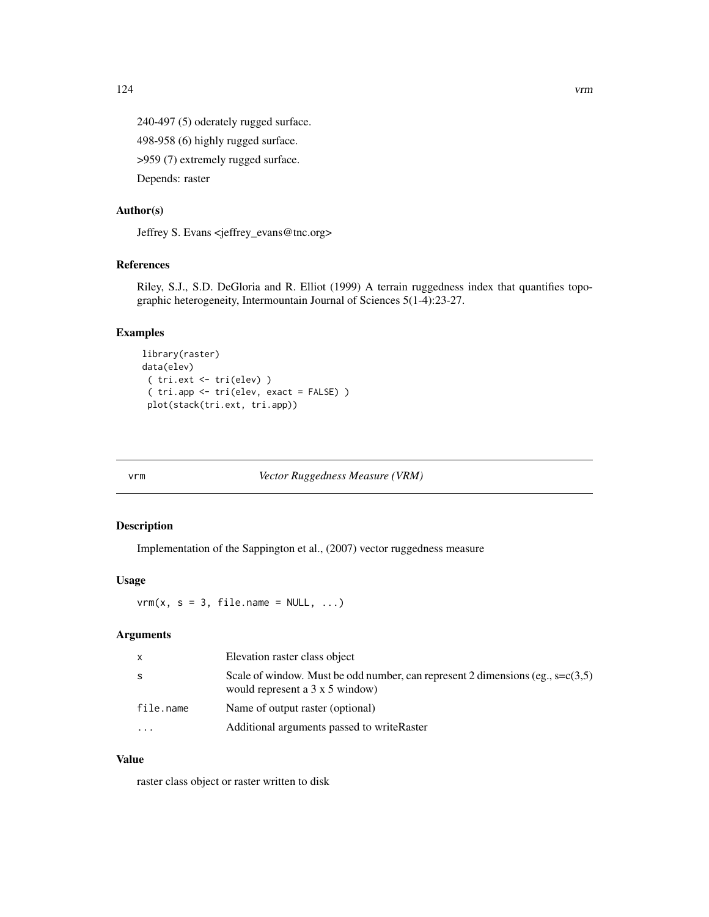240-497 (5) oderately rugged surface.

498-958 (6) highly rugged surface.

>959 (7) extremely rugged surface.

Depends: raster

### Author(s)

Jeffrey S. Evans <jeffrey_evans@tnc.org>

### References

Riley, S.J., S.D. DeGloria and R. Elliot (1999) A terrain ruggedness index that quantifies topographic heterogeneity, Intermountain Journal of Sciences 5(1-4):23-27.

### Examples

```
 library(raster)
 data(elev)
  ( tri.ext <- tri(elev) )
  ( tri.app <- tri(elev, exact = FALSE) )
  plot(stack(tri.ext, tri.app))
```

---

## vrm — *Vector Ruggedness Measure (VRM)*

### Description

Implementation of the Sappington et al., (2007) vector ruggedness measure

### Usage

```
vrm(x, s = 3, file.name = NULL, ...)
```

### Arguments

| | |
|---|---|
| x | Elevation raster class object |
| s | Scale of window. Must be odd number, can represent 2 dimensions (eg., s=c(3,5) would represent a 3 x 5 window) |
| file.name | Name of output raster (optional) |
| ... | Additional arguments passed to writeRaster |

### Value

raster class object or raster written to disk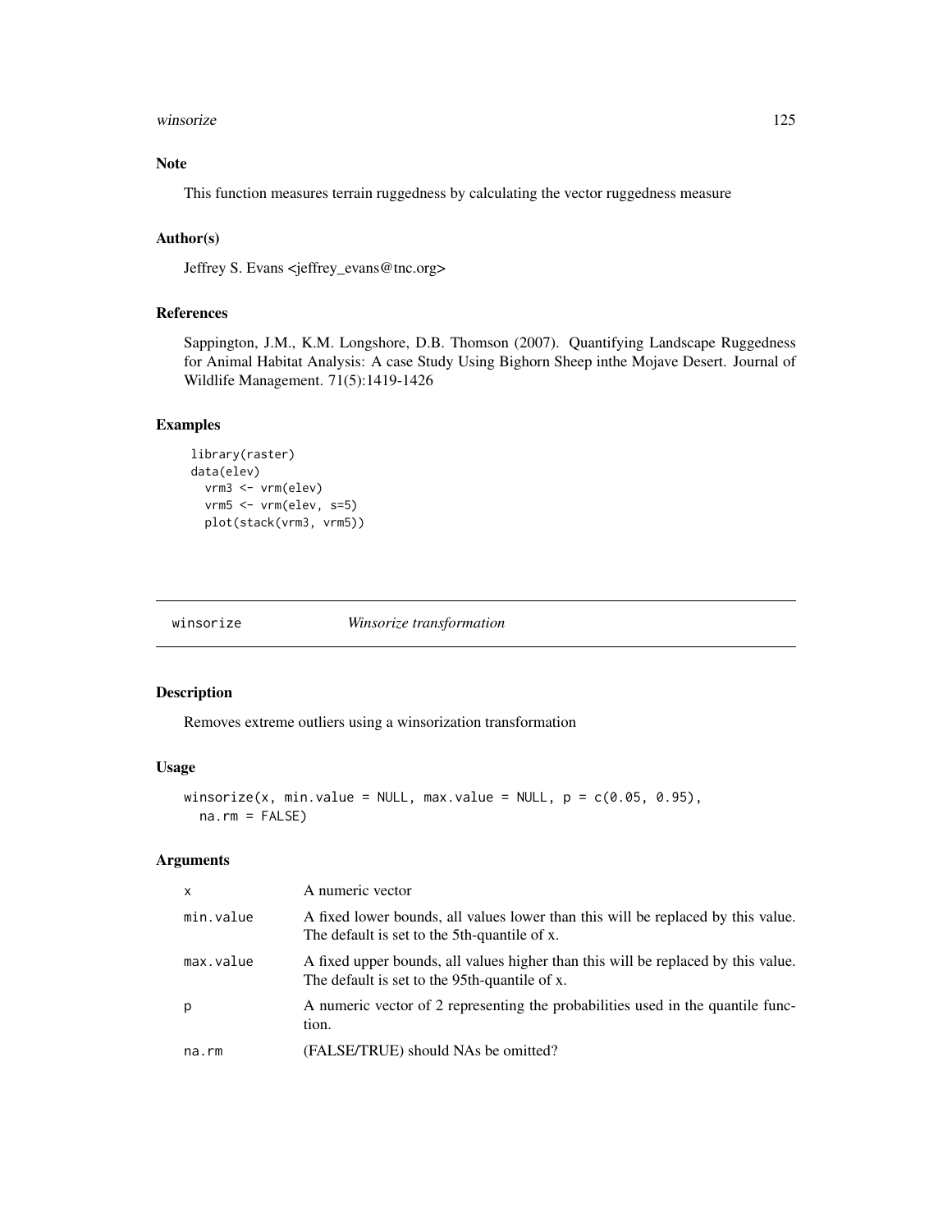### Note

This function measures terrain ruggedness by calculating the vector ruggedness measure

### Author(s)

Jeffrey S. Evans <jeffrey_evans@tnc.org>

### References

Sappington, J.M., K.M. Longshore, D.B. Thomson (2007). Quantifying Landscape Ruggedness for Animal Habitat Analysis: A case Study Using Bighorn Sheep inthe Mojave Desert. Journal of Wildlife Management. 71(5):1419-1426

### Examples

```
 library(raster)
 data(elev)
   vrm3 <- vrm(elev)
   vrm5 <- vrm(elev, s=5)
   plot(stack(vrm3, vrm5))
```

---

## winsorize    *Winsorize transformation*

---

### Description

Removes extreme outliers using a winsorization transformation

### Usage

```
winsorize(x, min.value = NULL, max.value = NULL, p = c(0.05, 0.95),
  na.rm = FALSE)
```

### Arguments

| | |
|---|---|
| x | A numeric vector |
| min.value | A fixed lower bounds, all values lower than this will be replaced by this value. The default is set to the 5th-quantile of x. |
| max.value | A fixed upper bounds, all values higher than this will be replaced by this value. The default is set to the 95th-quantile of x. |
| p | A numeric vector of 2 representing the probabilities used in the quantile function. |
| na.rm | (FALSE/TRUE) should NAs be omitted? |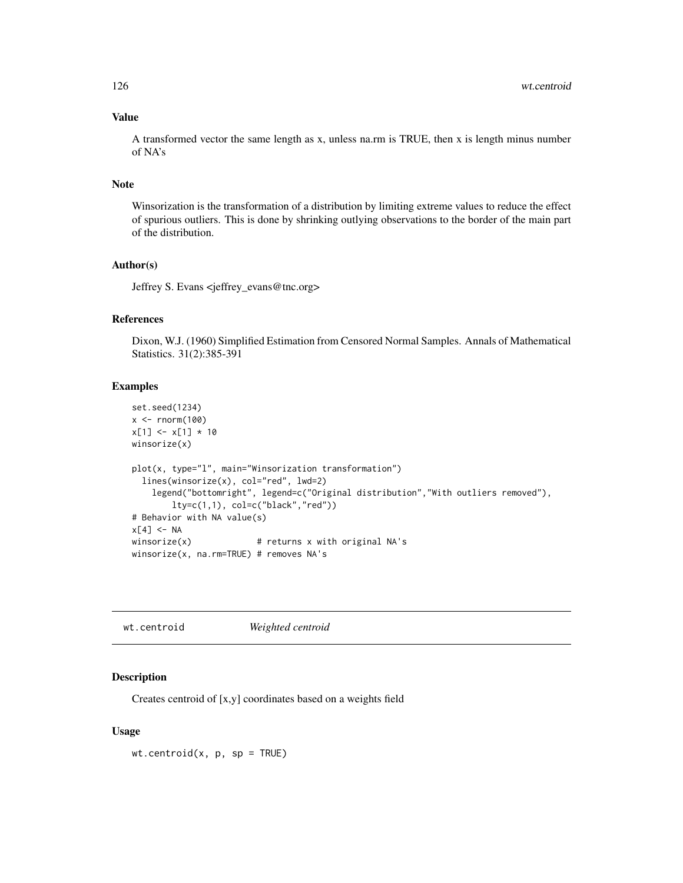## Value

A transformed vector the same length as x, unless na.rm is TRUE, then x is length minus number of NA's

## Note

Winsorization is the transformation of a distribution by limiting extreme values to reduce the effect of spurious outliers. This is done by shrinking outlying observations to the border of the main part of the distribution.

## Author(s)

Jeffrey S. Evans <jeffrey_evans@tnc.org>

## References

Dixon, W.J. (1960) Simplified Estimation from Censored Normal Samples. Annals of Mathematical Statistics. 31(2):385-391

## Examples

```
set.seed(1234)
x <- rnorm(100)
x[1] <- x[1] * 10
winsorize(x)

plot(x, type="l", main="Winsorization transformation")
  lines(winsorize(x), col="red", lwd=2)
    legend("bottomright", legend=c("Original distribution","With outliers removed"),
        lty=c(1,1), col=c("black","red"))
# Behavior with NA value(s)
x[4] <- NA
winsorize(x)            # returns x with original NA's
winsorize(x, na.rm=TRUE) # removes NA's
```

---

# wt.centroid *Weighted centroid*

## Description

Creates centroid of [x,y] coordinates based on a weights field

## Usage

```
wt.centroid(x, p, sp = TRUE)
```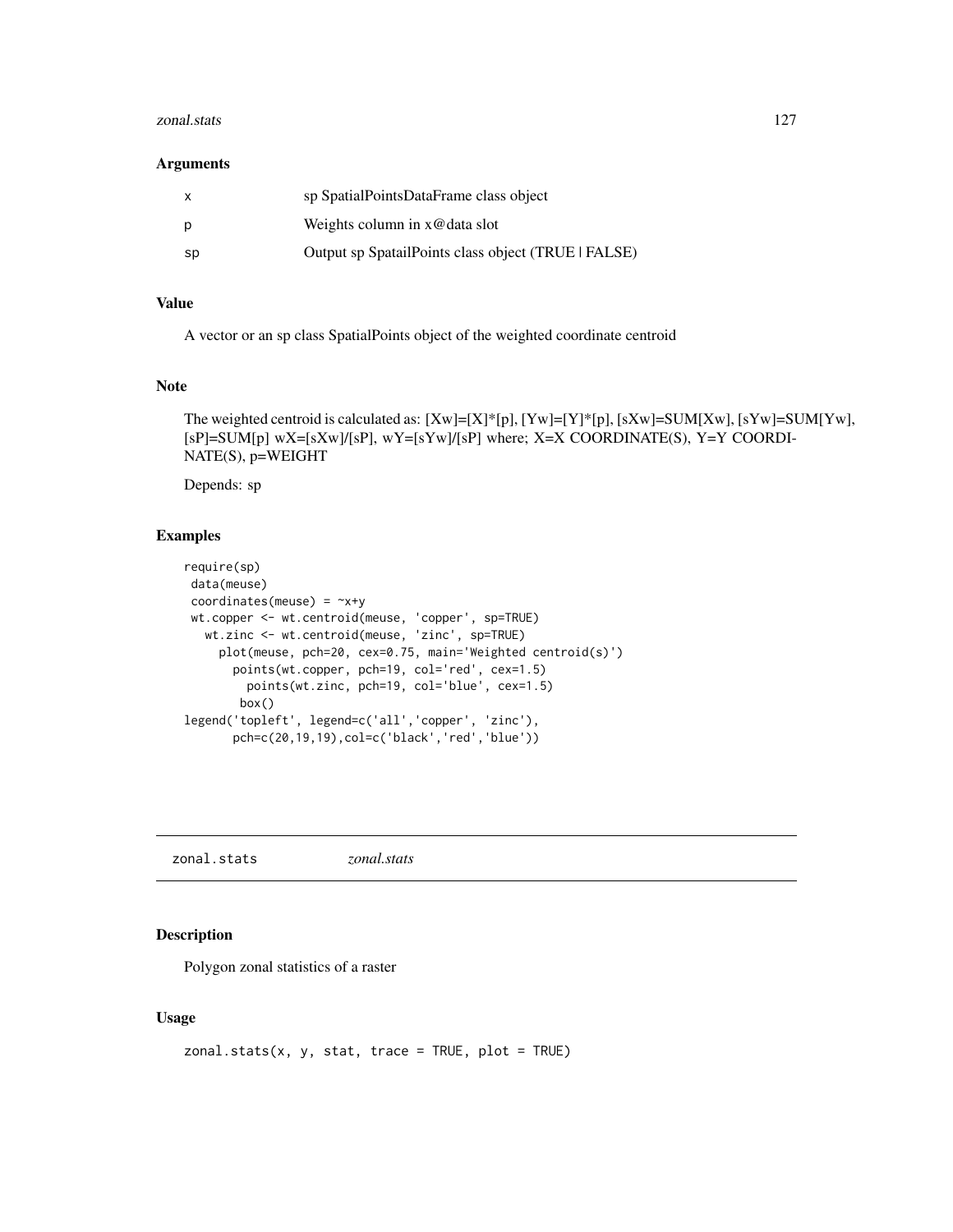### Arguments

| | |
|---|---|
| x | sp SpatialPointsDataFrame class object |
| p | Weights column in x@data slot |
| sp | Output sp SpatailPoints class object (TRUE \| FALSE) |

### Value

A vector or an sp class SpatialPoints object of the weighted coordinate centroid

### Note

The weighted centroid is calculated as: [Xw]=[X]*[p], [Yw]=[Y]*[p], [sXw]=SUM[Xw], [sYw]=SUM[Yw], [sP]=SUM[p] wX=[sXw]/[sP], wY=[sYw]/[sP] where; X=X COORDINATE(S), Y=Y COORDINATE(S), p=WEIGHT

Depends: sp

### Examples

```
require(sp)
 data(meuse)
 coordinates(meuse) = ~x+y
 wt.copper <- wt.centroid(meuse, 'copper', sp=TRUE)
   wt.zinc <- wt.centroid(meuse, 'zinc', sp=TRUE)
     plot(meuse, pch=20, cex=0.75, main='Weighted centroid(s)')
       points(wt.copper, pch=19, col='red', cex=1.5)
         points(wt.zinc, pch=19, col='blue', cex=1.5)
        box()
legend('topleft', legend=c('all','copper', 'zinc'),
       pch=c(20,19,19),col=c('black','red','blue'))
```

---

## zonal.stats *zonal.stats*

### Description

Polygon zonal statistics of a raster

### Usage

```
zonal.stats(x, y, stat, trace = TRUE, plot = TRUE)
```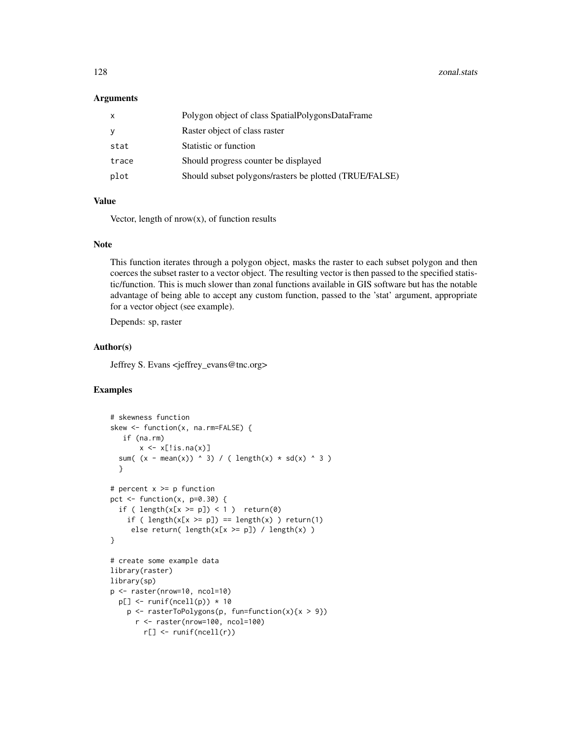### Arguments

| | |
|---|---|
| x | Polygon object of class SpatialPolygonsDataFrame |
| y | Raster object of class raster |
| stat | Statistic or function |
| trace | Should progress counter be displayed |
| plot | Should subset polygons/rasters be plotted (TRUE/FALSE) |

### Value

Vector, length of nrow(x), of function results

### Note

This function iterates through a polygon object, masks the raster to each subset polygon and then coerces the subset raster to a vector object. The resulting vector is then passed to the specified statistic/function. This is much slower than zonal functions available in GIS software but has the notable advantage of being able to accept any custom function, passed to the 'stat' argument, appropriate for a vector object (see example).

Depends: sp, raster

### Author(s)

Jeffrey S. Evans <jeffrey_evans@tnc.org>

### Examples

```
# skewness function
skew <- function(x, na.rm=FALSE) {
   if (na.rm)
       x <- x[!is.na(x)]
  sum( (x - mean(x)) ^ 3) / ( length(x) * sd(x) ^ 3 )
  }

# percent x >= p function
pct <- function(x, p=0.30) {
  if ( length(x[x >= p]) < 1 )  return(0)
    if ( length(x[x >= p]) == length(x) ) return(1)
     else return( length(x[x >= p]) / length(x) )
}

# create some example data
library(raster)
library(sp)
p <- raster(nrow=10, ncol=10)
  p[] <- runif(ncell(p)) * 10
    p <- rasterToPolygons(p, fun=function(x){x > 9})
      r <- raster(nrow=100, ncol=100)
        r[] <- runif(ncell(r))
```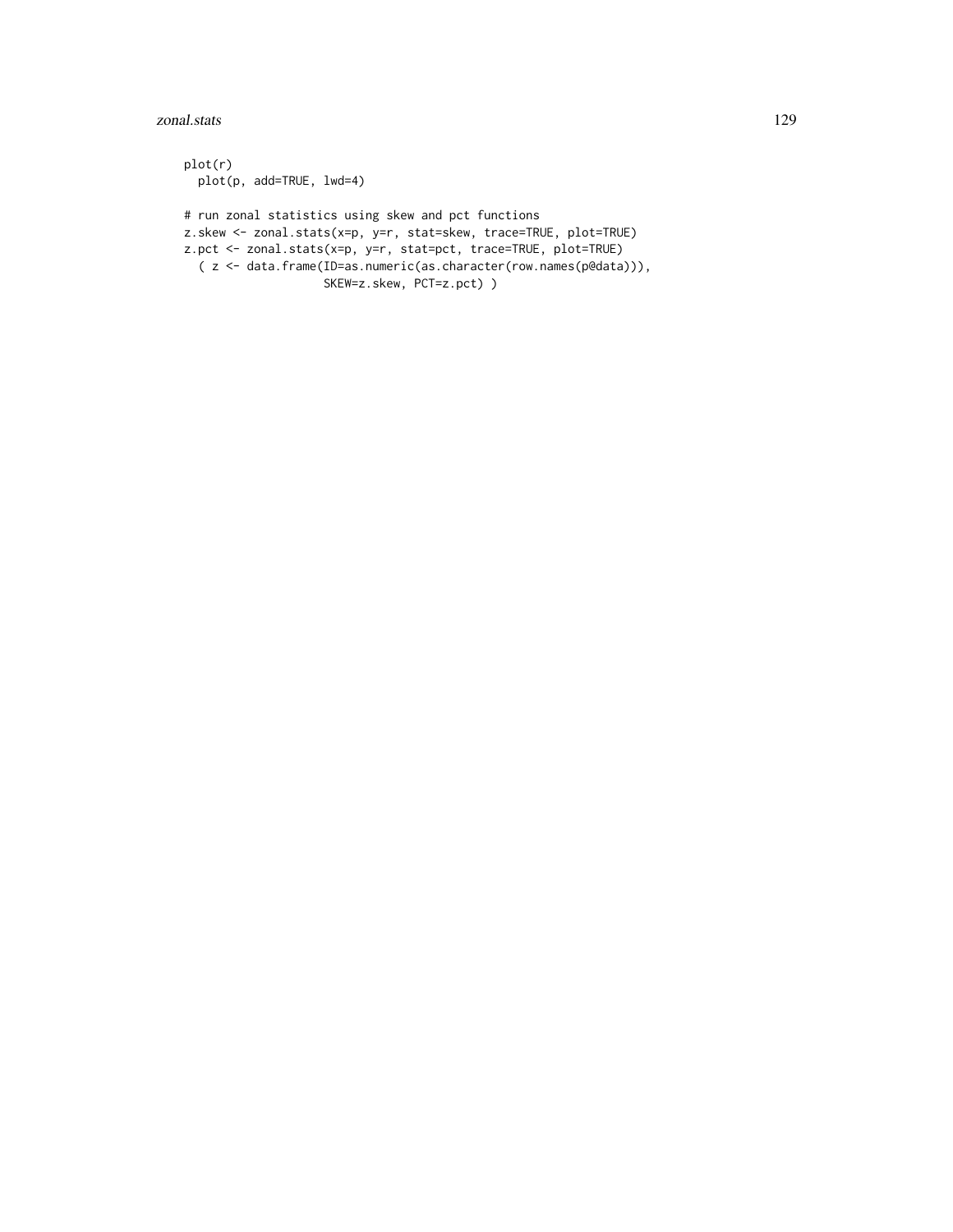```
plot(r)
  plot(p, add=TRUE, lwd=4)

# run zonal statistics using skew and pct functions
z.skew <- zonal.stats(x=p, y=r, stat=skew, trace=TRUE, plot=TRUE)
z.pct <- zonal.stats(x=p, y=r, stat=pct, trace=TRUE, plot=TRUE)
  ( z <- data.frame(ID=as.numeric(as.character(row.names(p@data))),
                    SKEW=z.skew, PCT=z.pct) )
```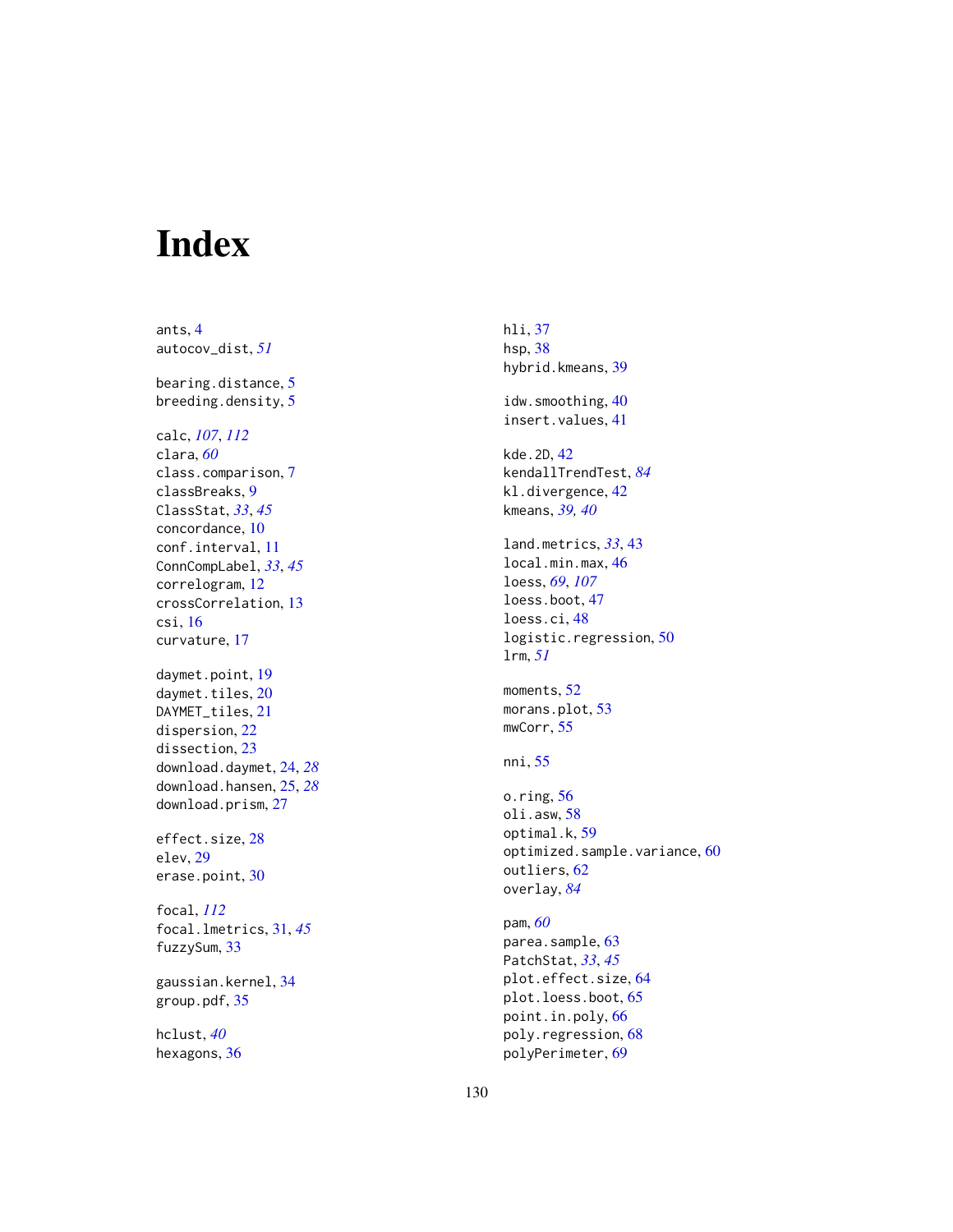# Index

ants, 4
autocov_dist, *51*

bearing.distance, 5
breeding.density, 5

calc, *107*, *112*
clara, *60*
class.comparison, 7
classBreaks, 9
ClassStat, *33*, *45*
concordance, 10
conf.interval, 11
ConnCompLabel, *33*, *45*
correlogram, 12
crossCorrelation, 13
csi, 16
curvature, 17

daymet.point, 19
daymet.tiles, 20
DAYMET_tiles, 21
dispersion, 22
dissection, 23
download.daymet, 24, *28*
download.hansen, 25, *28*
download.prism, 27

effect.size, 28
elev, 29
erase.point, 30

focal, *112*
focal.lmetrics, 31, *45*
fuzzySum, 33

gaussian.kernel, 34
group.pdf, 35

hclust, *40*
hexagons, 36
hli, 37
hsp, 38
hybrid.kmeans, 39

idw.smoothing, 40
insert.values, 41

kde.2D, 42
kendallTrendTest, *84*
kl.divergence, 42
kmeans, *39, 40*

land.metrics, *33*, 43
local.min.max, 46
loess, *69*, *107*
loess.boot, 47
loess.ci, 48
logistic.regression, 50
lrm, *51*

moments, 52
morans.plot, 53
mwCorr, 55

nni, 55

o.ring, 56
oli.asw, 58
optimal.k, 59
optimized.sample.variance, 60
outliers, 62
overlay, *84*

pam, *60*
parea.sample, 63
PatchStat, *33*, *45*
plot.effect.size, 64
plot.loess.boot, 65
point.in.poly, 66
poly.regression, 68
polyPerimeter, 69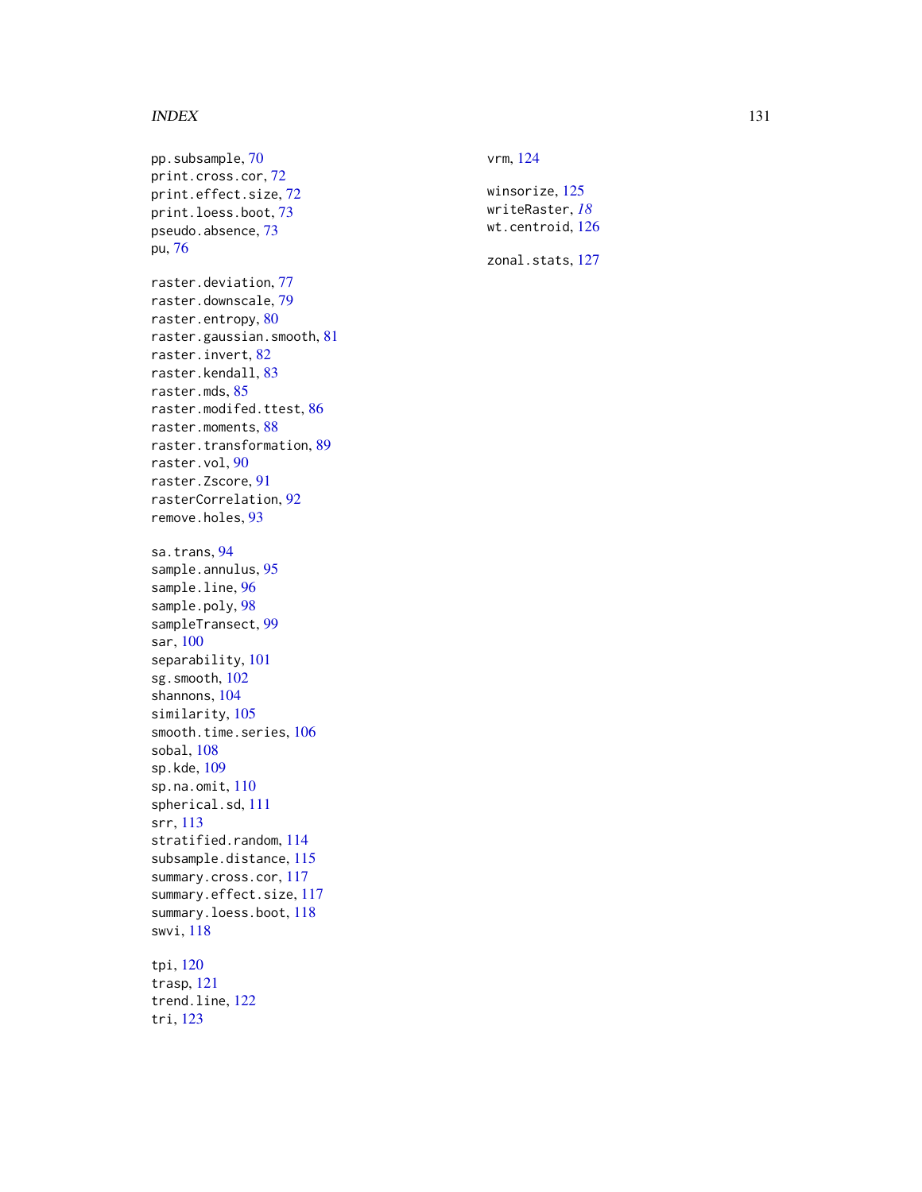pp.subsample, 70
print.cross.cor, 72
print.effect.size, 72
print.loess.boot, 73
pseudo.absence, 73
pu, 76

raster.deviation, 77
raster.downscale, 79
raster.entropy, 80
raster.gaussian.smooth, 81
raster.invert, 82
raster.kendall, 83
raster.mds, 85
raster.modifed.ttest, 86
raster.moments, 88
raster.transformation, 89
raster.vol, 90
raster.Zscore, 91
rasterCorrelation, 92
remove.holes, 93

sa.trans, 94
sample.annulus, 95
sample.line, 96
sample.poly, 98
sampleTransect, 99
sar, 100
separability, 101
sg.smooth, 102
shannons, 104
similarity, 105
smooth.time.series, 106
sobal, 108
sp.kde, 109
sp.na.omit, 110
spherical.sd, 111
srr, 113
stratified.random, 114
subsample.distance, 115
summary.cross.cor, 117
summary.effect.size, 117
summary.loess.boot, 118
swvi, 118

tpi, 120
trasp, 121
trend.line, 122
tri, 123

vrm, 124

winsorize, 125
writeRaster, *18*
wt.centroid, 126

zonal.stats, 127